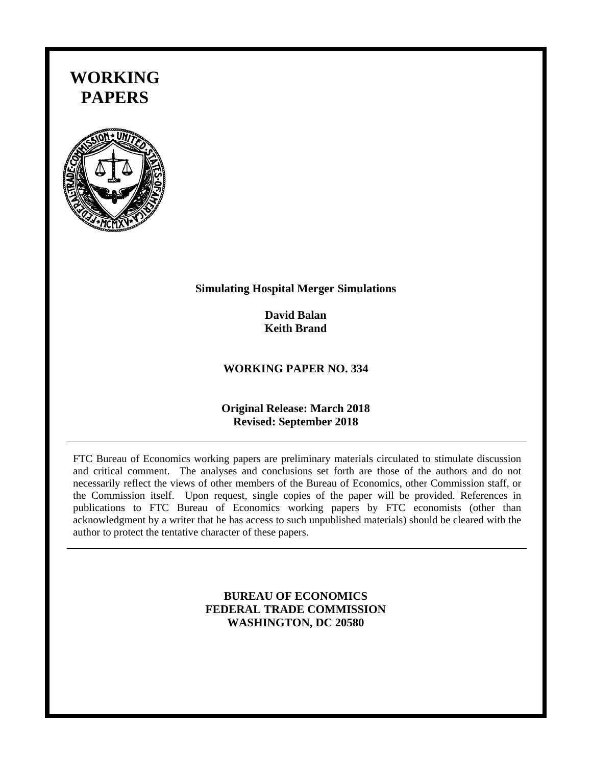# WORKING PAPERS

**Simulating Hospital Merger Simulations**

**David Balan**
**Keith Brand**

**WORKING PAPER NO. 334**

**Original Release: March 2018**
**Revised: September 2018**

---

FTC Bureau of Economics working papers are preliminary materials circulated to stimulate discussion and critical comment. The analyses and conclusions set forth are those of the authors and do not necessarily reflect the views of other members of the Bureau of Economics, other Commission staff, or the Commission itself. Upon request, single copies of the paper will be provided. References in publications to FTC Bureau of Economics working papers by FTC economists (other than acknowledgment by a writer that he has access to such unpublished materials) should be cleared with the author to protect the tentative character of these papers.

---

**BUREAU OF ECONOMICS**
**FEDERAL TRADE COMMISSION**
**WASHINGTON, DC 20580**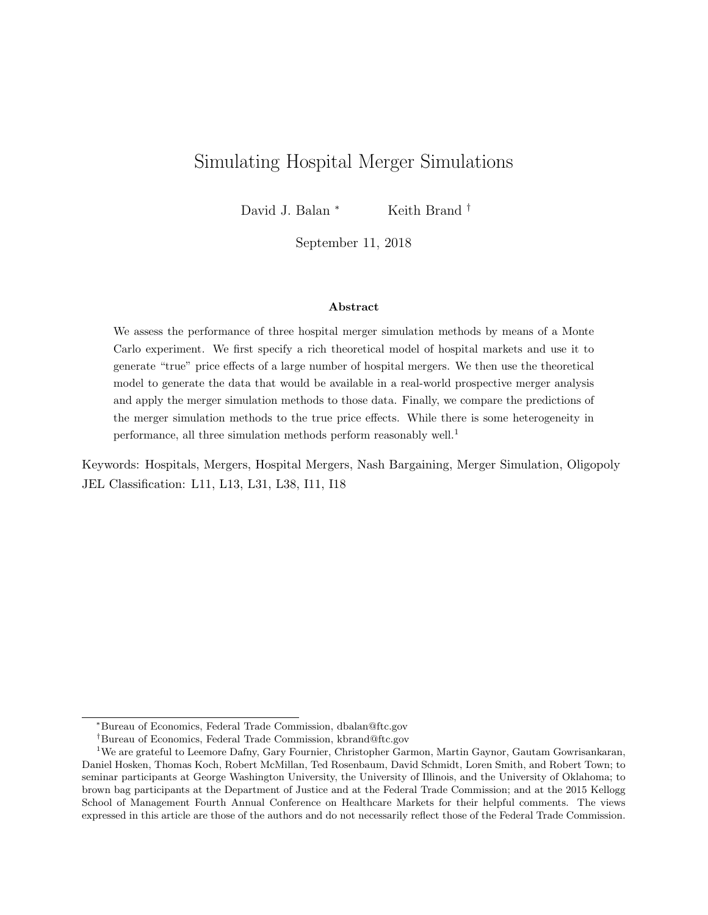# Simulating Hospital Merger Simulations

David J. Balan [*] Keith Brand [†]

September 11, 2018

### Abstract

We assess the performance of three hospital merger simulation methods by means of a Monte Carlo experiment. We first specify a rich theoretical model of hospital markets and use it to generate "true" price effects of a large number of hospital mergers. We then use the theoretical model to generate the data that would be available in a real-world prospective merger analysis and apply the merger simulation methods to those data. Finally, we compare the predictions of the merger simulation methods to the true price effects. While there is some heterogeneity in performance, all three simulation methods perform reasonably well.[1]

Keywords: Hospitals, Mergers, Hospital Mergers, Nash Bargaining, Merger Simulation, Oligopoly
JEL Classification: L11, L13, L31, L38, I11, I18

---

[*] Bureau of Economics, Federal Trade Commission, dbalan@ftc.gov

[†] Bureau of Economics, Federal Trade Commission, kbrand@ftc.gov

[1] We are grateful to Leemore Dafny, Gary Fournier, Christopher Garmon, Martin Gaynor, Gautam Gowrisankaran, Daniel Hosken, Thomas Koch, Robert McMillan, Ted Rosenbaum, David Schmidt, Loren Smith, and Robert Town; to seminar participants at George Washington University, the University of Illinois, and the University of Oklahoma; to brown bag participants at the Department of Justice and at the Federal Trade Commission; and at the 2015 Kellogg School of Management Fourth Annual Conference on Healthcare Markets for their helpful comments. The views expressed in this article are those of the authors and do not necessarily reflect those of the Federal Trade Commission.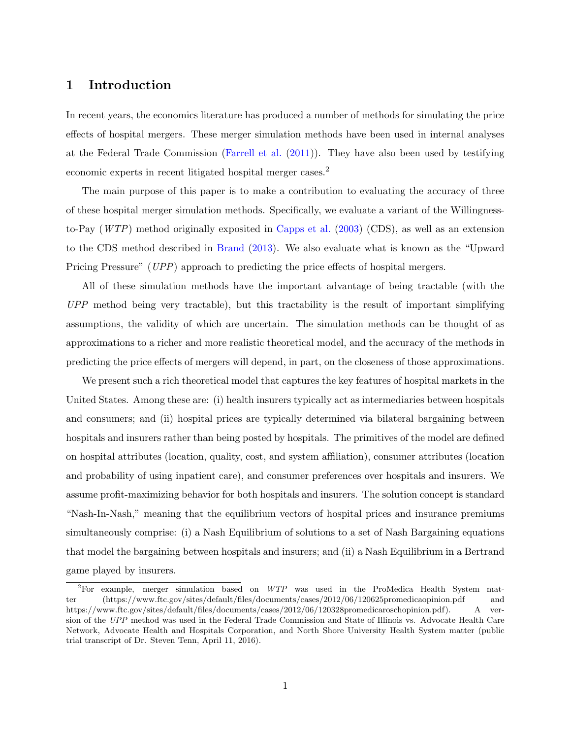# 1 Introduction

In recent years, the economics literature has produced a number of methods for simulating the price effects of hospital mergers. These merger simulation methods have been used in internal analyses at the Federal Trade Commission (Farrell et al. (2011)). They have also been used by testifying economic experts in recent litigated hospital merger cases.[2]

The main purpose of this paper is to make a contribution to evaluating the accuracy of three of these hospital merger simulation methods. Specifically, we evaluate a variant of the Willingness-to-Pay (*WTP*) method originally exposited in Capps et al. (2003) (CDS), as well as an extension to the CDS method described in Brand (2013). We also evaluate what is known as the "Upward Pricing Pressure" (*UPP*) approach to predicting the price effects of hospital mergers.

All of these simulation methods have the important advantage of being tractable (with the *UPP* method being very tractable), but this tractability is the result of important simplifying assumptions, the validity of which are uncertain. The simulation methods can be thought of as approximations to a richer and more realistic theoretical model, and the accuracy of the methods in predicting the price effects of mergers will depend, in part, on the closeness of those approximations.

We present such a rich theoretical model that captures the key features of hospital markets in the United States. Among these are: (i) health insurers typically act as intermediaries between hospitals and consumers; and (ii) hospital prices are typically determined via bilateral bargaining between hospitals and insurers rather than being posted by hospitals. The primitives of the model are defined on hospital attributes (location, quality, cost, and system affiliation), consumer attributes (location and probability of using inpatient care), and consumer preferences over hospitals and insurers. We assume profit-maximizing behavior for both hospitals and insurers. The solution concept is standard "Nash-In-Nash," meaning that the equilibrium vectors of hospital prices and insurance premiums simultaneously comprise: (i) a Nash Equilibrium of solutions to a set of Nash Bargaining equations that model the bargaining between hospitals and insurers; and (ii) a Nash Equilibrium in a Bertrand game played by insurers.

[2] For example, merger simulation based on *WTP* was used in the ProMedica Health System matter (https://www.ftc.gov/sites/default/files/documents/cases/2012/06/120625promedicaopinion.pdf and https://www.ftc.gov/sites/default/files/documents/cases/2012/06/120328promedicaroschopinion.pdf). A version of the *UPP* method was used in the Federal Trade Commission and State of Illinois vs. Advocate Health Care Network, Advocate Health and Hospitals Corporation, and North Shore University Health System matter (public trial transcript of Dr. Steven Tenn, April 11, 2016).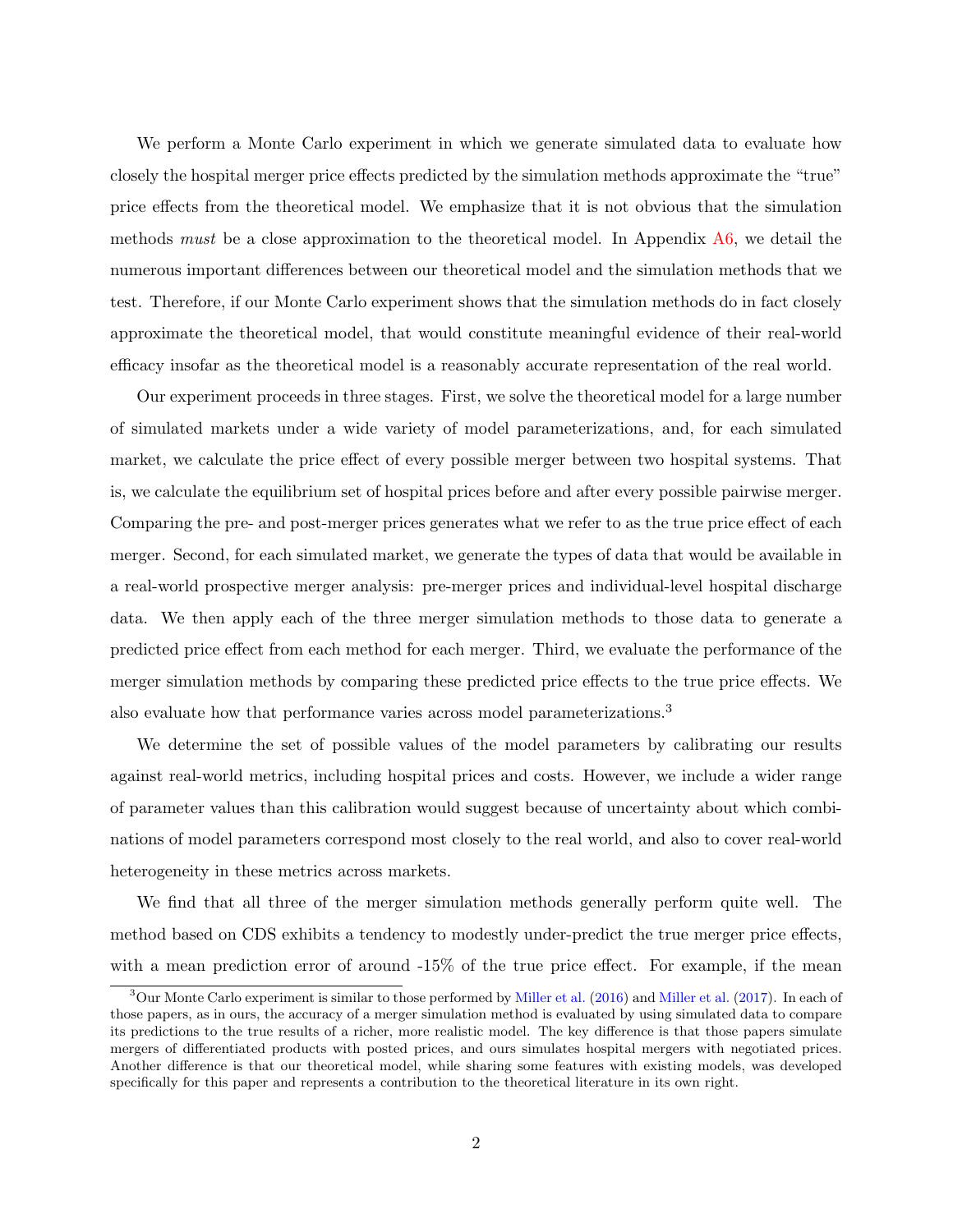We perform a Monte Carlo experiment in which we generate simulated data to evaluate how closely the hospital merger price effects predicted by the simulation methods approximate the "true" price effects from the theoretical model. We emphasize that it is not obvious that the simulation methods *must* be a close approximation to the theoretical model. In Appendix A6, we detail the numerous important differences between our theoretical model and the simulation methods that we test. Therefore, if our Monte Carlo experiment shows that the simulation methods do in fact closely approximate the theoretical model, that would constitute meaningful evidence of their real-world efficacy insofar as the theoretical model is a reasonably accurate representation of the real world.

Our experiment proceeds in three stages. First, we solve the theoretical model for a large number of simulated markets under a wide variety of model parameterizations, and, for each simulated market, we calculate the price effect of every possible merger between two hospital systems. That is, we calculate the equilibrium set of hospital prices before and after every possible pairwise merger. Comparing the pre- and post-merger prices generates what we refer to as the true price effect of each merger. Second, for each simulated market, we generate the types of data that would be available in a real-world prospective merger analysis: pre-merger prices and individual-level hospital discharge data. We then apply each of the three merger simulation methods to those data to generate a predicted price effect from each method for each merger. Third, we evaluate the performance of the merger simulation methods by comparing these predicted price effects to the true price effects. We also evaluate how that performance varies across model parameterizations.[3]

We determine the set of possible values of the model parameters by calibrating our results against real-world metrics, including hospital prices and costs. However, we include a wider range of parameter values than this calibration would suggest because of uncertainty about which combinations of model parameters correspond most closely to the real world, and also to cover real-world heterogeneity in these metrics across markets.

We find that all three of the merger simulation methods generally perform quite well. The method based on CDS exhibits a tendency to modestly under-predict the true merger price effects, with a mean prediction error of around -15% of the true price effect. For example, if the mean

[3] Our Monte Carlo experiment is similar to those performed by Miller et al. (2016) and Miller et al. (2017). In each of those papers, as in ours, the accuracy of a merger simulation method is evaluated by using simulated data to compare its predictions to the true results of a richer, more realistic model. The key difference is that those papers simulate mergers of differentiated products with posted prices, and ours simulates hospital mergers with negotiated prices. Another difference is that our theoretical model, while sharing some features with existing models, was developed specifically for this paper and represents a contribution to the theoretical literature in its own right.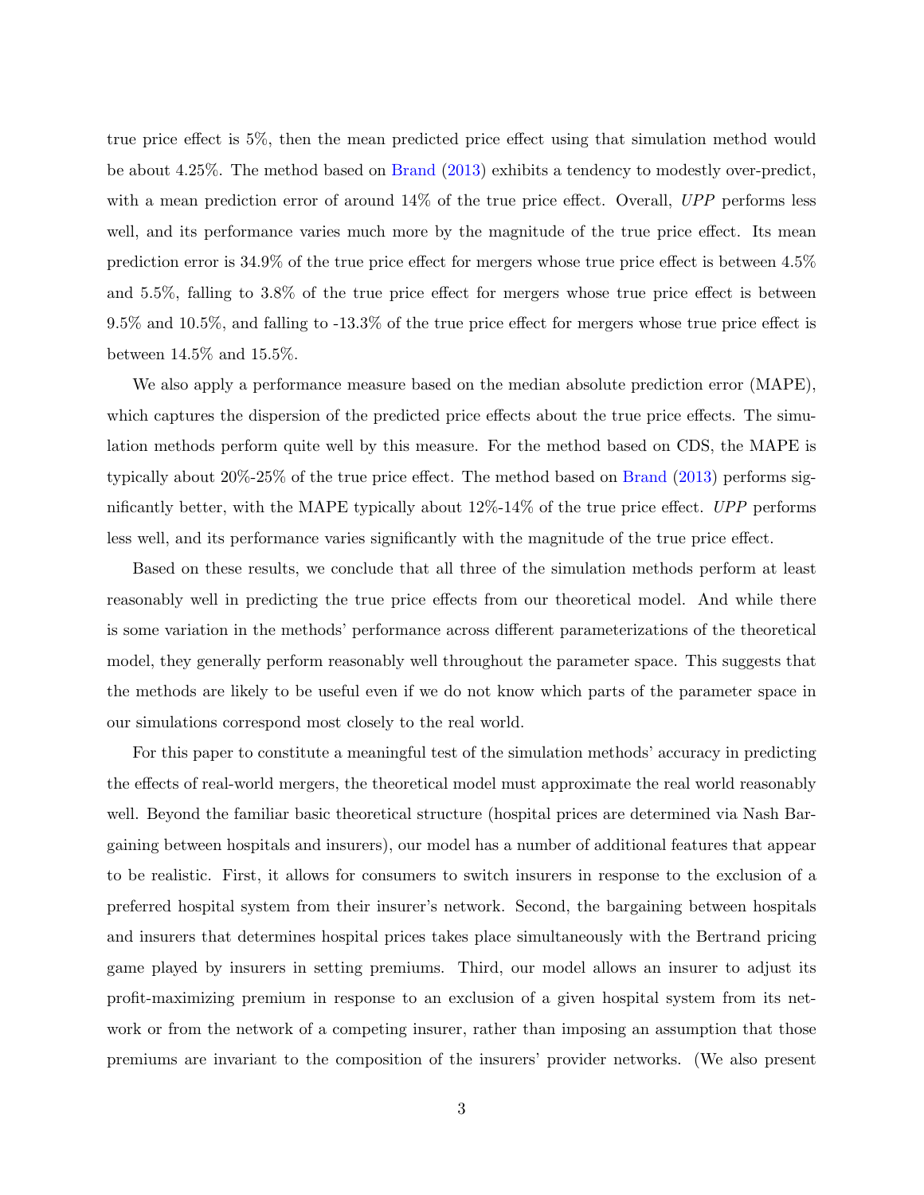true price effect is 5%, then the mean predicted price effect using that simulation method would be about 4.25%. The method based on Brand (2013) exhibits a tendency to modestly over-predict, with a mean prediction error of around 14% of the true price effect. Overall, *UPP* performs less well, and its performance varies much more by the magnitude of the true price effect. Its mean prediction error is 34.9% of the true price effect for mergers whose true price effect is between 4.5% and 5.5%, falling to 3.8% of the true price effect for mergers whose true price effect is between 9.5% and 10.5%, and falling to -13.3% of the true price effect for mergers whose true price effect is between 14.5% and 15.5%.

We also apply a performance measure based on the median absolute prediction error (MAPE), which captures the dispersion of the predicted price effects about the true price effects. The simulation methods perform quite well by this measure. For the method based on CDS, the MAPE is typically about 20%-25% of the true price effect. The method based on Brand (2013) performs significantly better, with the MAPE typically about 12%-14% of the true price effect. *UPP* performs less well, and its performance varies significantly with the magnitude of the true price effect.

Based on these results, we conclude that all three of the simulation methods perform at least reasonably well in predicting the true price effects from our theoretical model. And while there is some variation in the methods' performance across different parameterizations of the theoretical model, they generally perform reasonably well throughout the parameter space. This suggests that the methods are likely to be useful even if we do not know which parts of the parameter space in our simulations correspond most closely to the real world.

For this paper to constitute a meaningful test of the simulation methods' accuracy in predicting the effects of real-world mergers, the theoretical model must approximate the real world reasonably well. Beyond the familiar basic theoretical structure (hospital prices are determined via Nash Bargaining between hospitals and insurers), our model has a number of additional features that appear to be realistic. First, it allows for consumers to switch insurers in response to the exclusion of a preferred hospital system from their insurer's network. Second, the bargaining between hospitals and insurers that determines hospital prices takes place simultaneously with the Bertrand pricing game played by insurers in setting premiums. Third, our model allows an insurer to adjust its profit-maximizing premium in response to an exclusion of a given hospital system from its network or from the network of a competing insurer, rather than imposing an assumption that those premiums are invariant to the composition of the insurers' provider networks. (We also present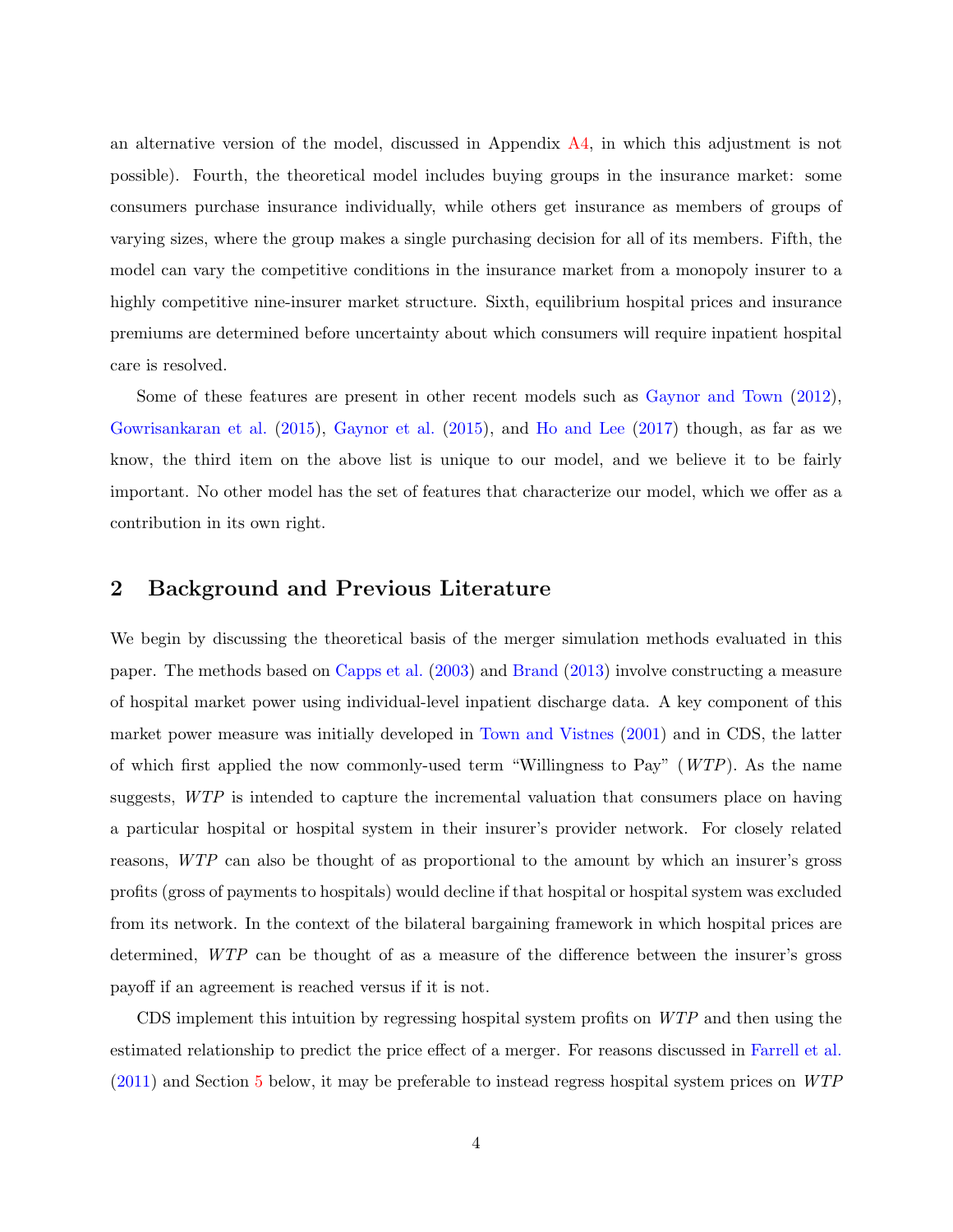an alternative version of the model, discussed in Appendix A4, in which this adjustment is not possible). Fourth, the theoretical model includes buying groups in the insurance market: some consumers purchase insurance individually, while others get insurance as members of groups of varying sizes, where the group makes a single purchasing decision for all of its members. Fifth, the model can vary the competitive conditions in the insurance market from a monopoly insurer to a highly competitive nine-insurer market structure. Sixth, equilibrium hospital prices and insurance premiums are determined before uncertainty about which consumers will require inpatient hospital care is resolved.

Some of these features are present in other recent models such as Gaynor and Town (2012), Gowrisankaran et al. (2015), Gaynor et al. (2015), and Ho and Lee (2017) though, as far as we know, the third item on the above list is unique to our model, and we believe it to be fairly important. No other model has the set of features that characterize our model, which we offer as a contribution in its own right.

## 2 Background and Previous Literature

We begin by discussing the theoretical basis of the merger simulation methods evaluated in this paper. The methods based on Capps et al. (2003) and Brand (2013) involve constructing a measure of hospital market power using individual-level inpatient discharge data. A key component of this market power measure was initially developed in Town and Vistnes (2001) and in CDS, the latter of which first applied the now commonly-used term "Willingness to Pay" (*WTP*). As the name suggests, *WTP* is intended to capture the incremental valuation that consumers place on having a particular hospital or hospital system in their insurer's provider network. For closely related reasons, *WTP* can also be thought of as proportional to the amount by which an insurer's gross profits (gross of payments to hospitals) would decline if that hospital or hospital system was excluded from its network. In the context of the bilateral bargaining framework in which hospital prices are determined, *WTP* can be thought of as a measure of the difference between the insurer's gross payoff if an agreement is reached versus if it is not.

CDS implement this intuition by regressing hospital system profits on *WTP* and then using the estimated relationship to predict the price effect of a merger. For reasons discussed in Farrell et al. (2011) and Section 5 below, it may be preferable to instead regress hospital system prices on *WTP*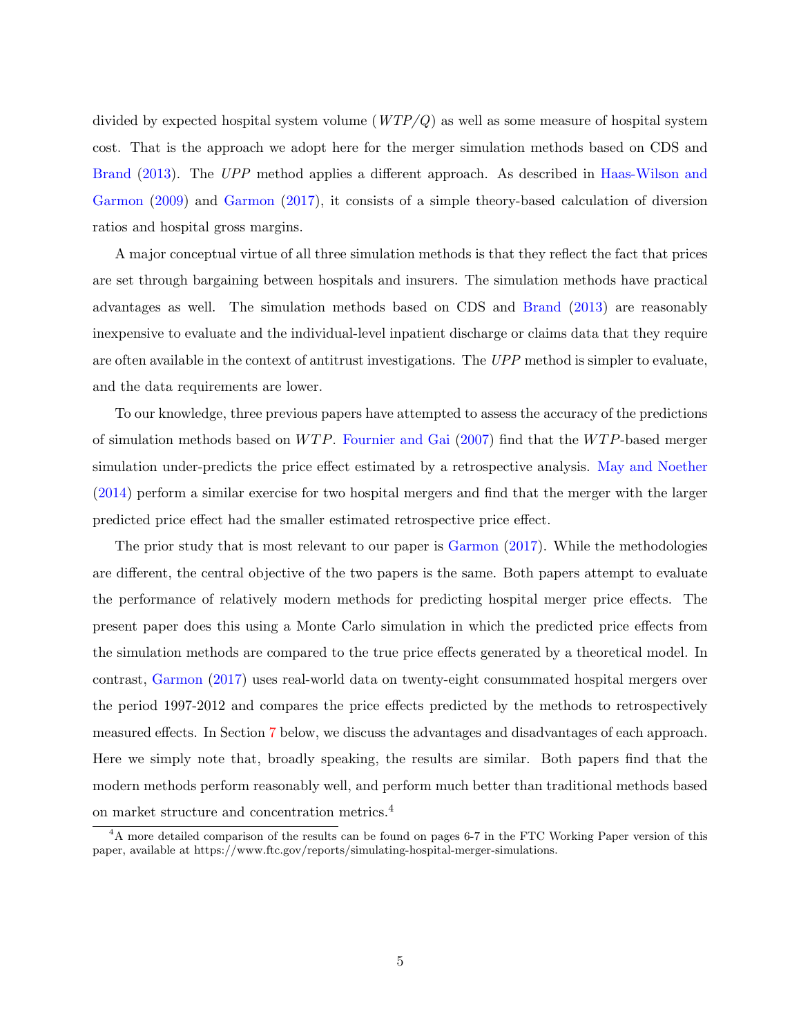divided by expected hospital system volume ($WTP/Q$) as well as some measure of hospital system cost. That is the approach we adopt here for the merger simulation methods based on CDS and Brand (2013). The *UPP* method applies a different approach. As described in Haas-Wilson and Garmon (2009) and Garmon (2017), it consists of a simple theory-based calculation of diversion ratios and hospital gross margins.

A major conceptual virtue of all three simulation methods is that they reflect the fact that prices are set through bargaining between hospitals and insurers. The simulation methods have practical advantages as well. The simulation methods based on CDS and Brand (2013) are reasonably inexpensive to evaluate and the individual-level inpatient discharge or claims data that they require are often available in the context of antitrust investigations. The *UPP* method is simpler to evaluate, and the data requirements are lower.

To our knowledge, three previous papers have attempted to assess the accuracy of the predictions of simulation methods based on $WTP$. Fournier and Gai (2007) find that the $WTP$-based merger simulation under-predicts the price effect estimated by a retrospective analysis. May and Noether (2014) perform a similar exercise for two hospital mergers and find that the merger with the larger predicted price effect had the smaller estimated retrospective price effect.

The prior study that is most relevant to our paper is Garmon (2017). While the methodologies are different, the central objective of the two papers is the same. Both papers attempt to evaluate the performance of relatively modern methods for predicting hospital merger price effects. The present paper does this using a Monte Carlo simulation in which the predicted price effects from the simulation methods are compared to the true price effects generated by a theoretical model. In contrast, Garmon (2017) uses real-world data on twenty-eight consummated hospital mergers over the period 1997-2012 and compares the price effects predicted by the methods to retrospectively measured effects. In Section 7 below, we discuss the advantages and disadvantages of each approach. Here we simply note that, broadly speaking, the results are similar. Both papers find that the modern methods perform reasonably well, and perform much better than traditional methods based on market structure and concentration metrics.[4]

[4] A more detailed comparison of the results can be found on pages 6-7 in the FTC Working Paper version of this paper, available at https://www.ftc.gov/reports/simulating-hospital-merger-simulations.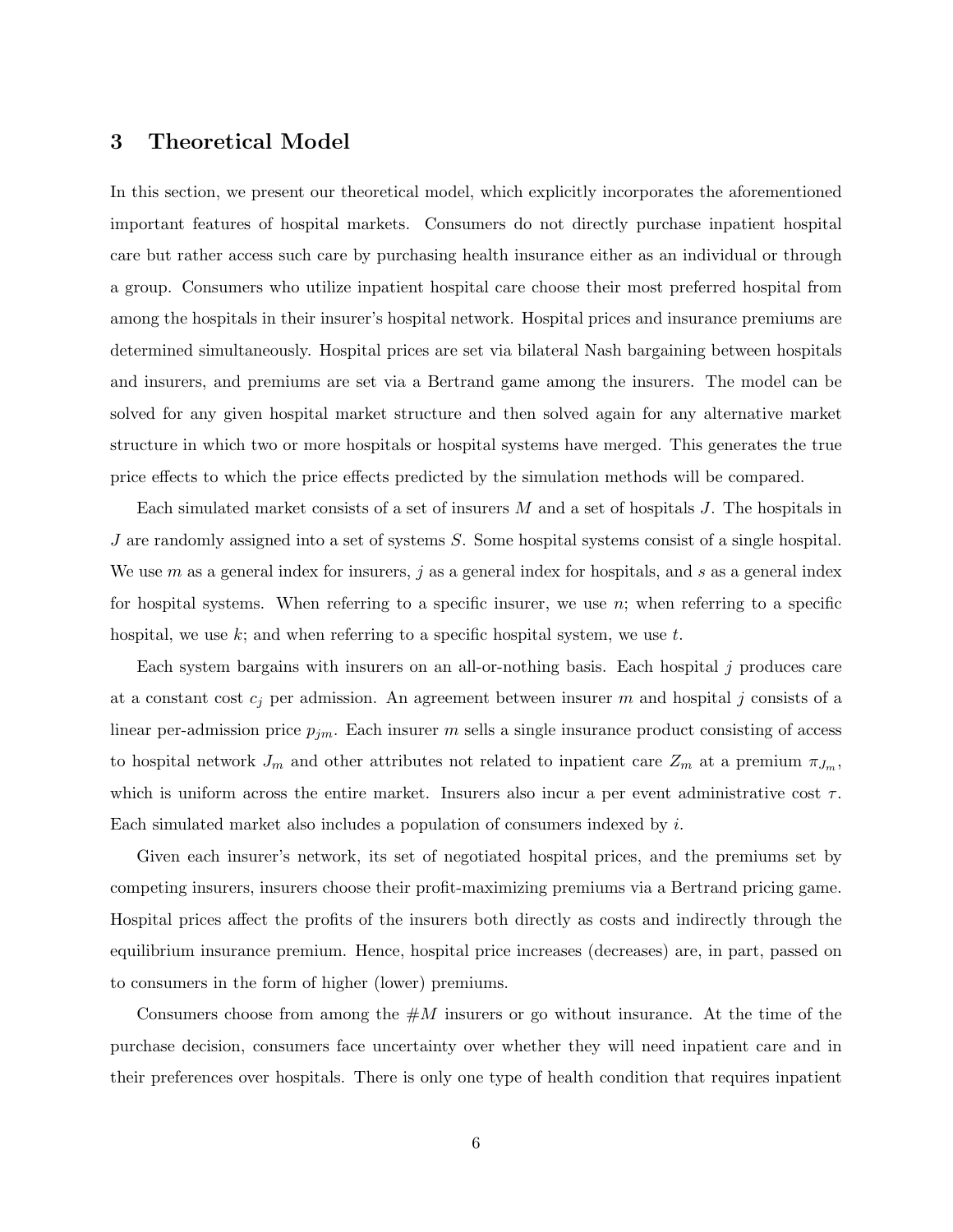## 3 Theoretical Model

In this section, we present our theoretical model, which explicitly incorporates the aforementioned important features of hospital markets. Consumers do not directly purchase inpatient hospital care but rather access such care by purchasing health insurance either as an individual or through a group. Consumers who utilize inpatient hospital care choose their most preferred hospital from among the hospitals in their insurer's hospital network. Hospital prices and insurance premiums are determined simultaneously. Hospital prices are set via bilateral Nash bargaining between hospitals and insurers, and premiums are set via a Bertrand game among the insurers. The model can be solved for any given hospital market structure and then solved again for any alternative market structure in which two or more hospitals or hospital systems have merged. This generates the true price effects to which the price effects predicted by the simulation methods will be compared.

Each simulated market consists of a set of insurers $M$ and a set of hospitals $J$. The hospitals in $J$ are randomly assigned into a set of systems $S$. Some hospital systems consist of a single hospital. We use $m$ as a general index for insurers, $j$ as a general index for hospitals, and $s$ as a general index for hospital systems. When referring to a specific insurer, we use $n$; when referring to a specific hospital, we use $k$; and when referring to a specific hospital system, we use $t$.

Each system bargains with insurers on an all-or-nothing basis. Each hospital $j$ produces care at a constant cost $c_j$ per admission. An agreement between insurer $m$ and hospital $j$ consists of a linear per-admission price $p_{jm}$. Each insurer $m$ sells a single insurance product consisting of access to hospital network $J_m$ and other attributes not related to inpatient care $Z_m$ at a premium $\pi_{J_m}$, which is uniform across the entire market. Insurers also incur a per event administrative cost $\tau$. Each simulated market also includes a population of consumers indexed by $i$.

Given each insurer's network, its set of negotiated hospital prices, and the premiums set by competing insurers, insurers choose their profit-maximizing premiums via a Bertrand pricing game. Hospital prices affect the profits of the insurers both directly as costs and indirectly through the equilibrium insurance premium. Hence, hospital price increases (decreases) are, in part, passed on to consumers in the form of higher (lower) premiums.

Consumers choose from among the $\#M$ insurers or go without insurance. At the time of the purchase decision, consumers face uncertainty over whether they will need inpatient care and in their preferences over hospitals. There is only one type of health condition that requires inpatient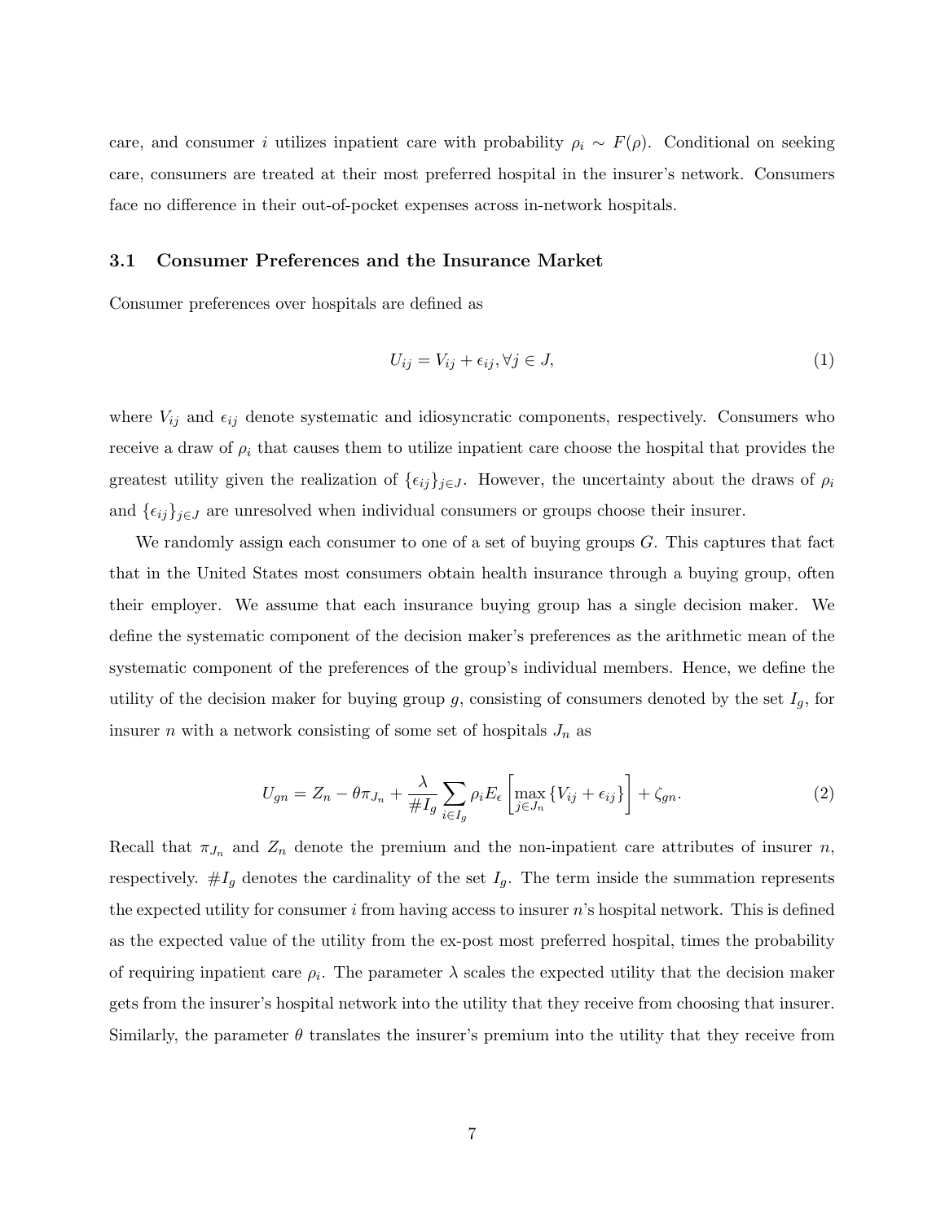care, and consumer $i$ utilizes inpatient care with probability $\rho_i \sim F(\rho)$. Conditional on seeking care, consumers are treated at their most preferred hospital in the insurer's network. Consumers face no difference in their out-of-pocket expenses across in-network hospitals.

### 3.1 Consumer Preferences and the Insurance Market

Consumer preferences over hospitals are defined as

$$U_{ij} = V_{ij} + \epsilon_{ij}, \forall j \in J, \tag{1}$$

where $V_{ij}$ and $\epsilon_{ij}$ denote systematic and idiosyncratic components, respectively. Consumers who receive a draw of $\rho_i$ that causes them to utilize inpatient care choose the hospital that provides the greatest utility given the realization of $\{\epsilon_{ij}\}_{j \in J}$. However, the uncertainty about the draws of $\rho_i$ and $\{\epsilon_{ij}\}_{j \in J}$ are unresolved when individual consumers or groups choose their insurer.

We randomly assign each consumer to one of a set of buying groups $G$. This captures that fact that in the United States most consumers obtain health insurance through a buying group, often their employer. We assume that each insurance buying group has a single decision maker. We define the systematic component of the decision maker's preferences as the arithmetic mean of the systematic component of the preferences of the group's individual members. Hence, we define the utility of the decision maker for buying group $g$, consisting of consumers denoted by the set $I_g$, for insurer $n$ with a network consisting of some set of hospitals $J_n$ as

$$U_{gn} = Z_n - \theta \pi_{J_n} + \frac{\lambda}{\# I_g} \sum_{i \in I_g} \rho_i E_\epsilon \left[ \max_{j \in J_n} \{V_{ij} + \epsilon_{ij}\} \right] + \zeta_{gn}. \tag{2}$$

Recall that $\pi_{J_n}$ and $Z_n$ denote the premium and the non-inpatient care attributes of insurer $n$, respectively. $\# I_g$ denotes the cardinality of the set $I_g$. The term inside the summation represents the expected utility for consumer $i$ from having access to insurer $n$'s hospital network. This is defined as the expected value of the utility from the ex-post most preferred hospital, times the probability of requiring inpatient care $\rho_i$. The parameter $\lambda$ scales the expected utility that the decision maker gets from the insurer's hospital network into the utility that they receive from choosing that insurer. Similarly, the parameter $\theta$ translates the insurer's premium into the utility that they receive from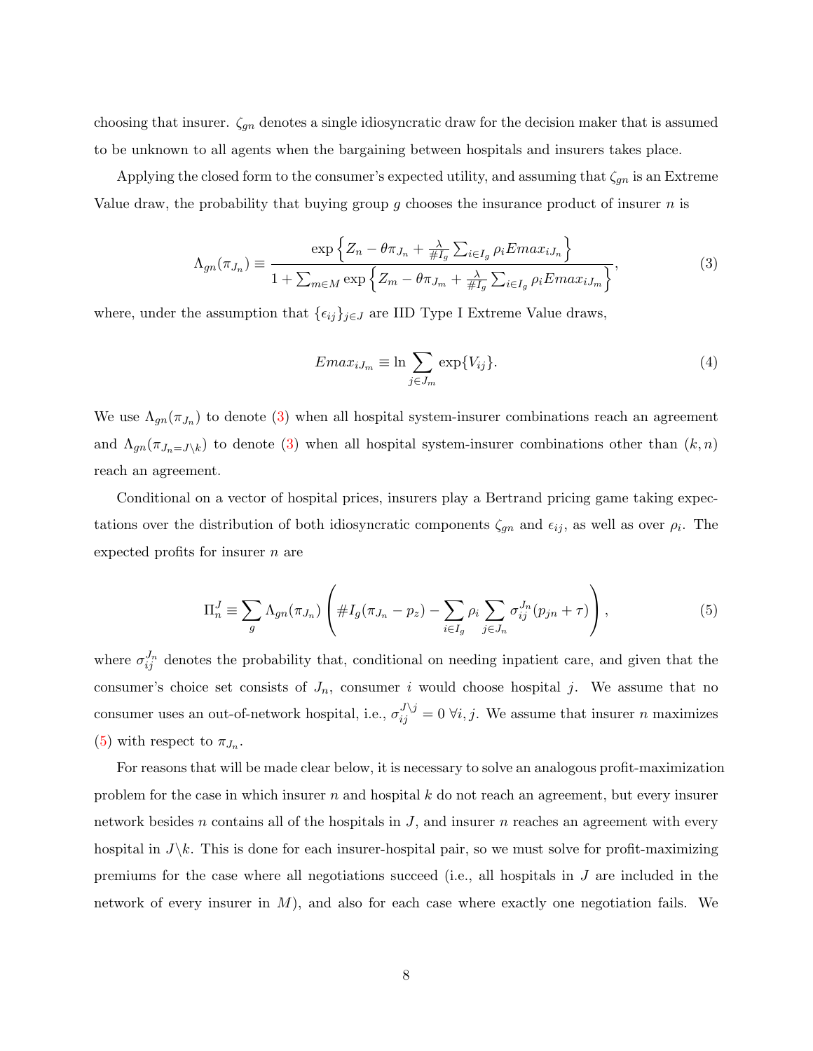choosing that insurer. $\zeta_{gn}$ denotes a single idiosyncratic draw for the decision maker that is assumed to be unknown to all agents when the bargaining between hospitals and insurers takes place.

Applying the closed form to the consumer's expected utility, and assuming that $\zeta_{gn}$ is an Extreme Value draw, the probability that buying group $g$ chooses the insurance product of insurer $n$ is

$$\Lambda_{gn}(\pi_{J_n}) \equiv \frac{\exp\left\{Z_n - \theta\pi_{J_n} + \frac{\lambda}{\#I_g}\sum_{i\in I_g}\rho_i Emax_{iJ_n}\right\}}{1 + \sum_{m\in M}\exp\left\{Z_m - \theta\pi_{J_m} + \frac{\lambda}{\#I_g}\sum_{i\in I_g}\rho_i Emax_{iJ_m}\right\}}, \tag{3}$$

where, under the assumption that $\{\epsilon_{ij}\}_{j\in J}$ are IID Type I Extreme Value draws,

$$Emax_{iJ_m} \equiv \ln\sum_{j\in J_m}\exp\{V_{ij}\}. \tag{4}$$

We use $\Lambda_{gn}(\pi_{J_n})$ to denote (3) when all hospital system-insurer combinations reach an agreement and $\Lambda_{gn}(\pi_{J_n=J\setminus k})$ to denote (3) when all hospital system-insurer combinations other than $(k,n)$ reach an agreement.

Conditional on a vector of hospital prices, insurers play a Bertrand pricing game taking expectations over the distribution of both idiosyncratic components $\zeta_{gn}$ and $\epsilon_{ij}$, as well as over $\rho_i$. The expected profits for insurer $n$ are

$$\Pi_n^J \equiv \sum_g \Lambda_{gn}(\pi_{J_n})\left(\#I_g(\pi_{J_n} - p_z) - \sum_{i\in I_g}\rho_i\sum_{j\in J_n}\sigma_{ij}^{J_n}(p_{jn}+\tau)\right), \tag{5}$$

where $\sigma_{ij}^{J_n}$ denotes the probability that, conditional on needing inpatient care, and given that the consumer's choice set consists of $J_n$, consumer $i$ would choose hospital $j$. We assume that no consumer uses an out-of-network hospital, i.e., $\sigma_{ij}^{J\setminus j} = 0\ \forall i,j$. We assume that insurer $n$ maximizes (5) with respect to $\pi_{J_n}$.

For reasons that will be made clear below, it is necessary to solve an analogous profit-maximization problem for the case in which insurer $n$ and hospital $k$ do not reach an agreement, but every insurer network besides $n$ contains all of the hospitals in $J$, and insurer $n$ reaches an agreement with every hospital in $J\setminus k$. This is done for each insurer-hospital pair, so we must solve for profit-maximizing premiums for the case where all negotiations succeed (i.e., all hospitals in $J$ are included in the network of every insurer in $M$), and also for each case where exactly one negotiation fails. We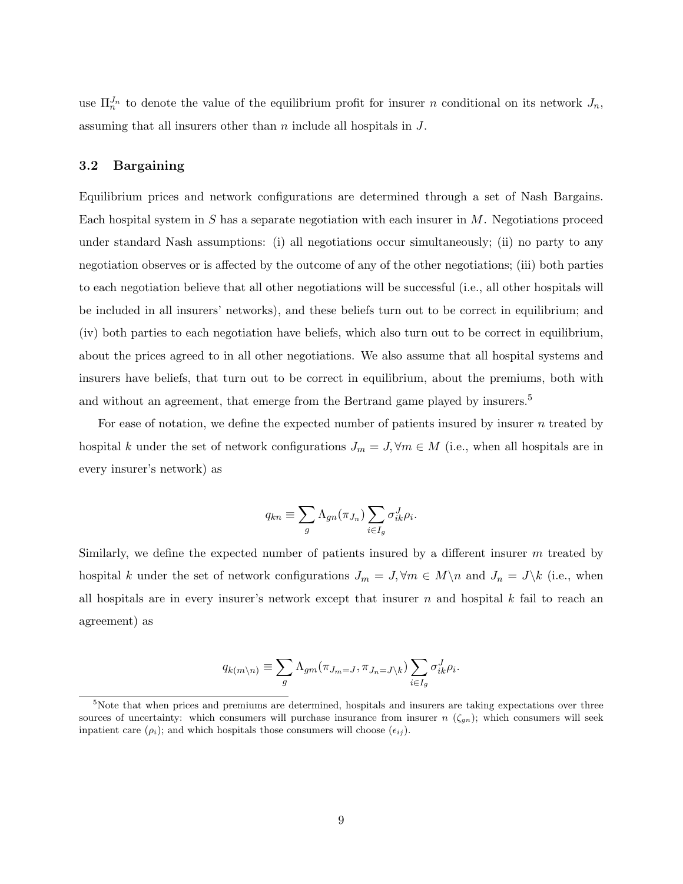use $\Pi_n^{J_n}$ to denote the value of the equilibrium profit for insurer $n$ conditional on its network $J_n$, assuming that all insurers other than $n$ include all hospitals in $J$.

### 3.2 Bargaining

Equilibrium prices and network configurations are determined through a set of Nash Bargains. Each hospital system in $S$ has a separate negotiation with each insurer in $M$. Negotiations proceed under standard Nash assumptions: (i) all negotiations occur simultaneously; (ii) no party to any negotiation observes or is affected by the outcome of any of the other negotiations; (iii) both parties to each negotiation believe that all other negotiations will be successful (i.e., all other hospitals will be included in all insurers' networks), and these beliefs turn out to be correct in equilibrium; and (iv) both parties to each negotiation have beliefs, which also turn out to be correct in equilibrium, about the prices agreed to in all other negotiations. We also assume that all hospital systems and insurers have beliefs, that turn out to be correct in equilibrium, about the premiums, both with and without an agreement, that emerge from the Bertrand game played by insurers.[5]

For ease of notation, we define the expected number of patients insured by insurer $n$ treated by hospital $k$ under the set of network configurations $J_m = J, \forall m \in M$ (i.e., when all hospitals are in every insurer's network) as

$$q_{kn} \equiv \sum_g \Lambda_{gn}(\pi_{J_n}) \sum_{i \in I_g} \sigma_{ik}^J \rho_i.$$

Similarly, we define the expected number of patients insured by a different insurer $m$ treated by hospital $k$ under the set of network configurations $J_m = J, \forall m \in M \backslash n$ and $J_n = J \backslash k$ (i.e., when all hospitals are in every insurer's network except that insurer $n$ and hospital $k$ fail to reach an agreement) as

$$q_{k(m \backslash n)} \equiv \sum_g \Lambda_{gm}(\pi_{J_m = J}, \pi_{J_n = J \backslash k}) \sum_{i \in I_g} \sigma_{ik}^J \rho_i.$$

[5]Note that when prices and premiums are determined, hospitals and insurers are taking expectations over three sources of uncertainty: which consumers will purchase insurance from insurer $n$ ($\zeta_{gn}$); which consumers will seek inpatient care ($\rho_i$); and which hospitals those consumers will choose ($\epsilon_{ij}$).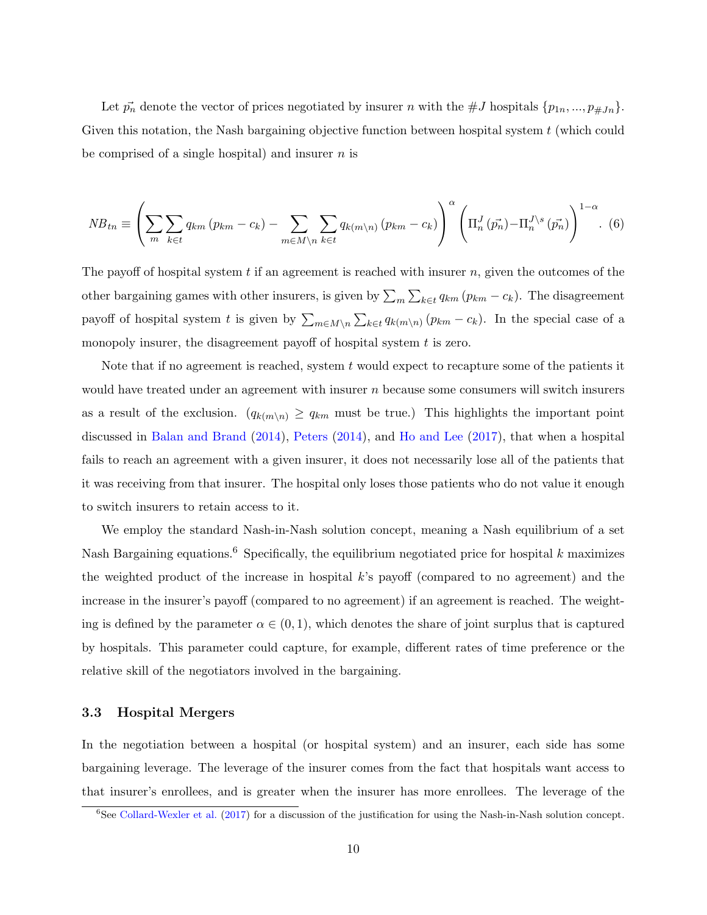Let $\vec{p_n}$ denote the vector of prices negotiated by insurer $n$ with the $\#J$ hospitals $\{p_{1n}, ..., p_{\#Jn}\}$. Given this notation, the Nash bargaining objective function between hospital system $t$ (which could be comprised of a single hospital) and insurer $n$ is

$$NB_{tn} \equiv \left( \sum_m \sum_{k \in t} q_{km} \left( p_{km} - c_k \right) - \sum_{m \in M \setminus n} \sum_{k \in t} q_{k(m \setminus n)} \left( p_{km} - c_k \right) \right)^{\alpha} \left( \Pi_n^J \left( \vec{p_n} \right) - \Pi_n^{J \setminus s} \left( \vec{p_n} \right) \right)^{1-\alpha}. \quad (6)$$

The payoff of hospital system $t$ if an agreement is reached with insurer $n$, given the outcomes of the other bargaining games with other insurers, is given by $\sum_m \sum_{k \in t} q_{km} \left( p_{km} - c_k \right)$. The disagreement payoff of hospital system $t$ is given by $\sum_{m \in M \setminus n} \sum_{k \in t} q_{k(m \setminus n)} \left( p_{km} - c_k \right)$. In the special case of a monopoly insurer, the disagreement payoff of hospital system $t$ is zero.

Note that if no agreement is reached, system $t$ would expect to recapture some of the patients it would have treated under an agreement with insurer $n$ because some consumers will switch insurers as a result of the exclusion. ($q_{k(m \setminus n)} \geq q_{km}$ must be true.) This highlights the important point discussed in Balan and Brand (2014), Peters (2014), and Ho and Lee (2017), that when a hospital fails to reach an agreement with a given insurer, it does not necessarily lose all of the patients that it was receiving from that insurer. The hospital only loses those patients who do not value it enough to switch insurers to retain access to it.

We employ the standard Nash-in-Nash solution concept, meaning a Nash equilibrium of a set Nash Bargaining equations.[6] Specifically, the equilibrium negotiated price for hospital $k$ maximizes the weighted product of the increase in hospital $k$'s payoff (compared to no agreement) and the increase in the insurer's payoff (compared to no agreement) if an agreement is reached. The weighting is defined by the parameter $\alpha \in (0, 1)$, which denotes the share of joint surplus that is captured by hospitals. This parameter could capture, for example, different rates of time preference or the relative skill of the negotiators involved in the bargaining.

### 3.3 Hospital Mergers

In the negotiation between a hospital (or hospital system) and an insurer, each side has some bargaining leverage. The leverage of the insurer comes from the fact that hospitals want access to that insurer's enrollees, and is greater when the insurer has more enrollees. The leverage of the

[6] See Collard-Wexler et al. (2017) for a discussion of the justification for using the Nash-in-Nash solution concept.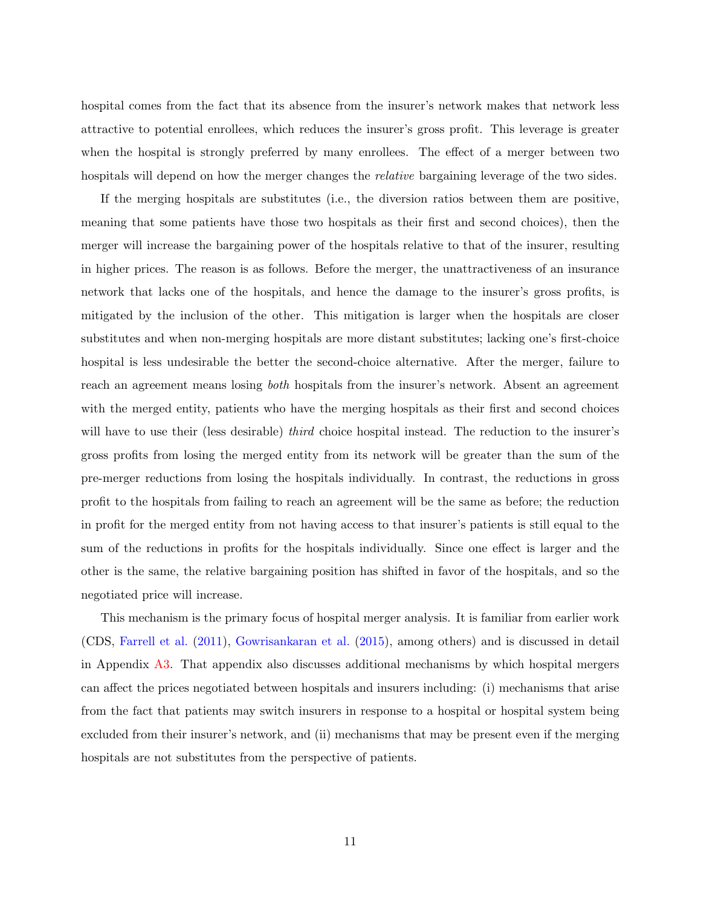hospital comes from the fact that its absence from the insurer's network makes that network less attractive to potential enrollees, which reduces the insurer's gross profit. This leverage is greater when the hospital is strongly preferred by many enrollees. The effect of a merger between two hospitals will depend on how the merger changes the *relative* bargaining leverage of the two sides.

If the merging hospitals are substitutes (i.e., the diversion ratios between them are positive, meaning that some patients have those two hospitals as their first and second choices), then the merger will increase the bargaining power of the hospitals relative to that of the insurer, resulting in higher prices. The reason is as follows. Before the merger, the unattractiveness of an insurance network that lacks one of the hospitals, and hence the damage to the insurer's gross profits, is mitigated by the inclusion of the other. This mitigation is larger when the hospitals are closer substitutes and when non-merging hospitals are more distant substitutes; lacking one's first-choice hospital is less undesirable the better the second-choice alternative. After the merger, failure to reach an agreement means losing *both* hospitals from the insurer's network. Absent an agreement with the merged entity, patients who have the merging hospitals as their first and second choices will have to use their (less desirable) *third* choice hospital instead. The reduction to the insurer's gross profits from losing the merged entity from its network will be greater than the sum of the pre-merger reductions from losing the hospitals individually. In contrast, the reductions in gross profit to the hospitals from failing to reach an agreement will be the same as before; the reduction in profit for the merged entity from not having access to that insurer's patients is still equal to the sum of the reductions in profits for the hospitals individually. Since one effect is larger and the other is the same, the relative bargaining position has shifted in favor of the hospitals, and so the negotiated price will increase.

This mechanism is the primary focus of hospital merger analysis. It is familiar from earlier work (CDS, Farrell et al. (2011), Gowrisankaran et al. (2015), among others) and is discussed in detail in Appendix A3. That appendix also discusses additional mechanisms by which hospital mergers can affect the prices negotiated between hospitals and insurers including: (i) mechanisms that arise from the fact that patients may switch insurers in response to a hospital or hospital system being excluded from their insurer's network, and (ii) mechanisms that may be present even if the merging hospitals are not substitutes from the perspective of patients.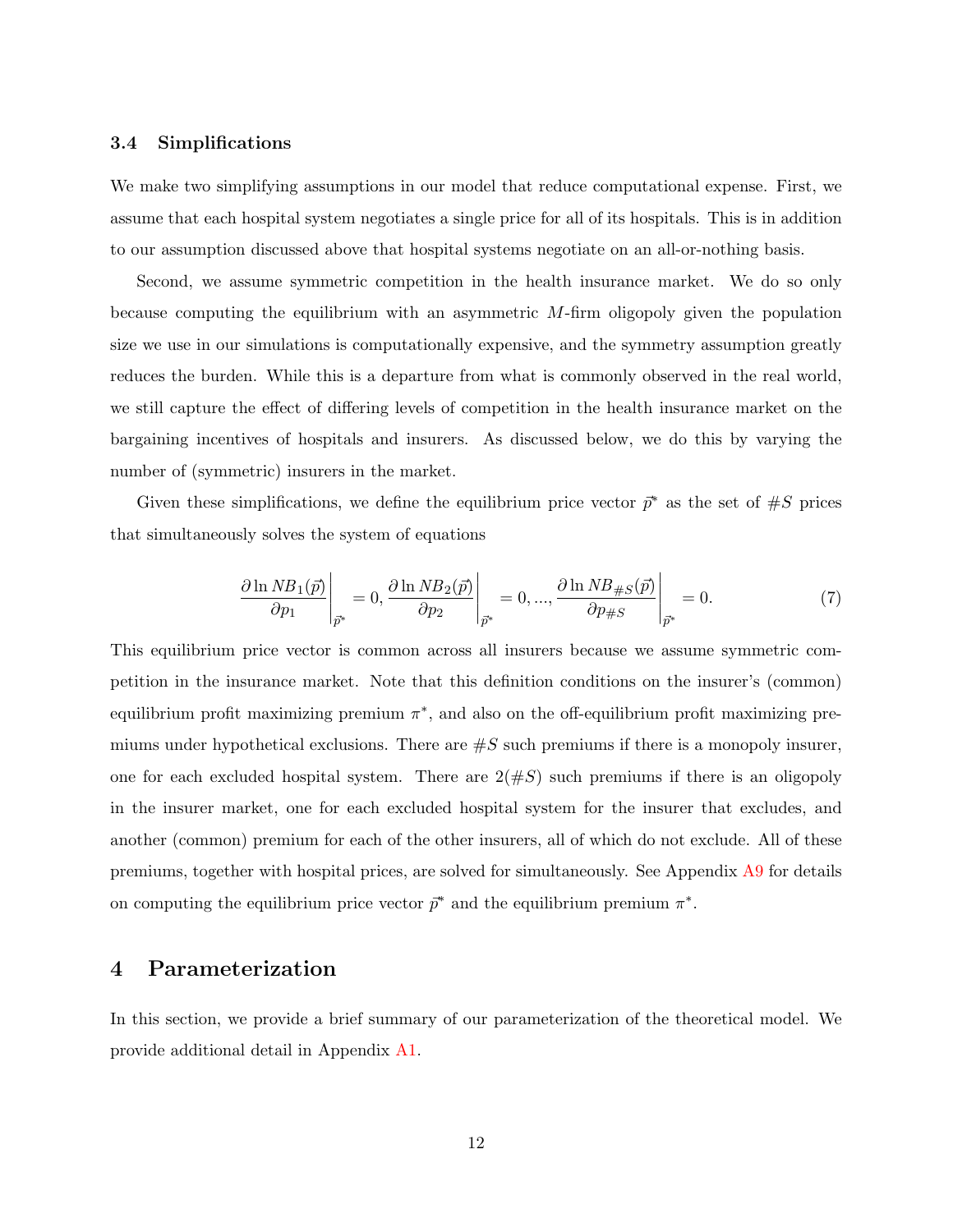### 3.4 Simplifications

We make two simplifying assumptions in our model that reduce computational expense. First, we assume that each hospital system negotiates a single price for all of its hospitals. This is in addition to our assumption discussed above that hospital systems negotiate on an all-or-nothing basis.

Second, we assume symmetric competition in the health insurance market. We do so only because computing the equilibrium with an asymmetric $M$-firm oligopoly given the population size we use in our simulations is computationally expensive, and the symmetry assumption greatly reduces the burden. While this is a departure from what is commonly observed in the real world, we still capture the effect of differing levels of competition in the health insurance market on the bargaining incentives of hospitals and insurers. As discussed below, we do this by varying the number of (symmetric) insurers in the market.

Given these simplifications, we define the equilibrium price vector $\vec{p}^*$ as the set of $\#S$ prices that simultaneously solves the system of equations

$$\left.\frac{\partial \ln NB_1(\vec{p})}{\partial p_1}\right|_{\vec{p}^*} = 0, \left.\frac{\partial \ln NB_2(\vec{p})}{\partial p_2}\right|_{\vec{p}^*} = 0, ..., \left.\frac{\partial \ln NB_{\#S}(\vec{p})}{\partial p_{\#S}}\right|_{\vec{p}^*} = 0. \tag{7}$$

This equilibrium price vector is common across all insurers because we assume symmetric competition in the insurance market. Note that this definition conditions on the insurer's (common) equilibrium profit maximizing premium $\pi^*$, and also on the off-equilibrium profit maximizing premiums under hypothetical exclusions. There are $\#S$ such premiums if there is a monopoly insurer, one for each excluded hospital system. There are $2(\#S)$ such premiums if there is an oligopoly in the insurer market, one for each excluded hospital system for the insurer that excludes, and another (common) premium for each of the other insurers, all of which do not exclude. All of these premiums, together with hospital prices, are solved for simultaneously. See Appendix A9 for details on computing the equilibrium price vector $\vec{p}^*$ and the equilibrium premium $\pi^*$.

# 4 Parameterization

In this section, we provide a brief summary of our parameterization of the theoretical model. We provide additional detail in Appendix A1.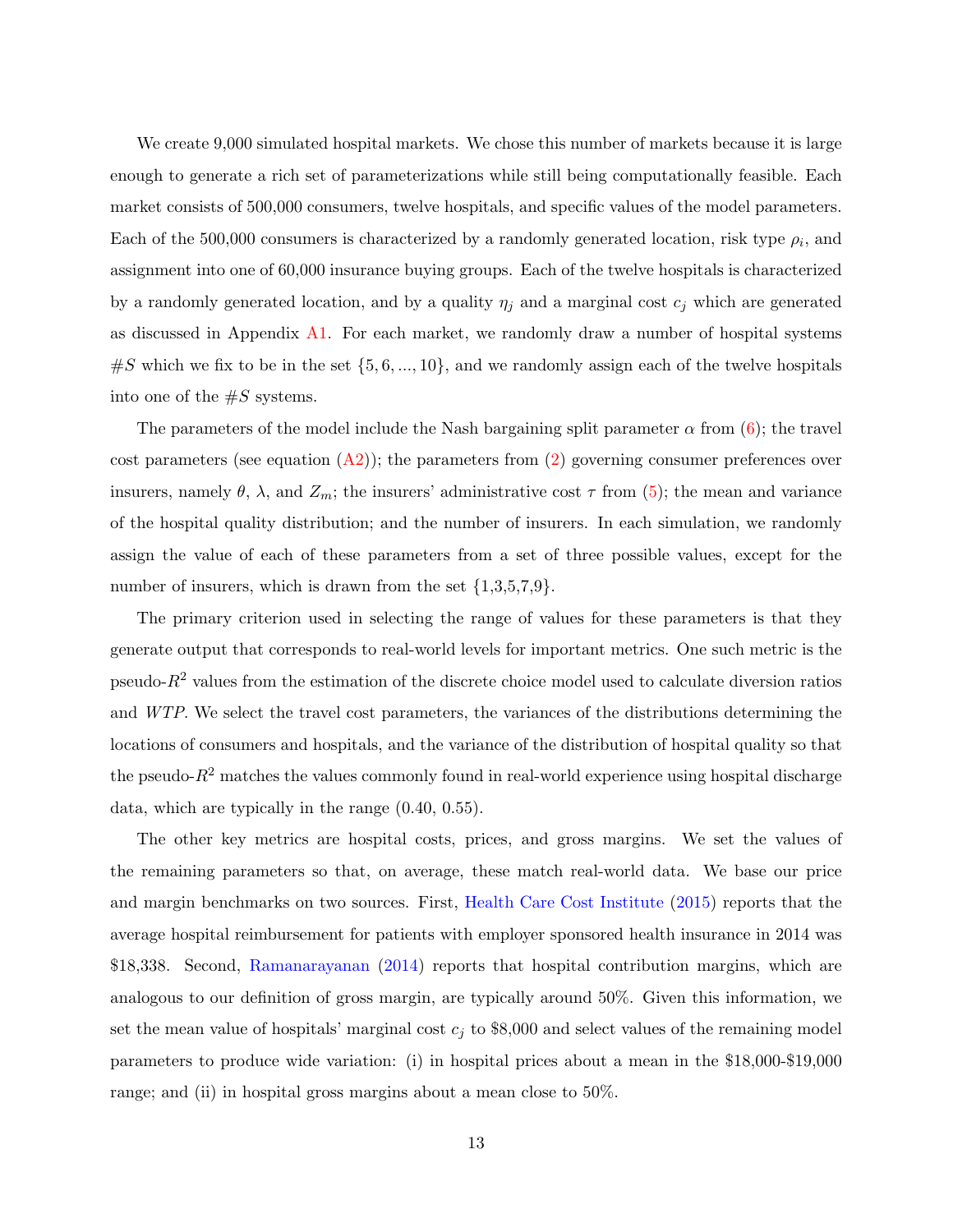We create 9,000 simulated hospital markets. We chose this number of markets because it is large enough to generate a rich set of parameterizations while still being computationally feasible. Each market consists of 500,000 consumers, twelve hospitals, and specific values of the model parameters. Each of the 500,000 consumers is characterized by a randomly generated location, risk type $\rho_i$, and assignment into one of 60,000 insurance buying groups. Each of the twelve hospitals is characterized by a randomly generated location, and by a quality $\eta_j$ and a marginal cost $c_j$ which are generated as discussed in Appendix A1. For each market, we randomly draw a number of hospital systems $\#S$ which we fix to be in the set $\{5, 6, ..., 10\}$, and we randomly assign each of the twelve hospitals into one of the $\#S$ systems.

The parameters of the model include the Nash bargaining split parameter $\alpha$ from (6); the travel cost parameters (see equation (A2)); the parameters from (2) governing consumer preferences over insurers, namely $\theta$, $\lambda$, and $Z_m$; the insurers' administrative cost $\tau$ from (5); the mean and variance of the hospital quality distribution; and the number of insurers. In each simulation, we randomly assign the value of each of these parameters from a set of three possible values, except for the number of insurers, which is drawn from the set {1,3,5,7,9}.

The primary criterion used in selecting the range of values for these parameters is that they generate output that corresponds to real-world levels for important metrics. One such metric is the pseudo-$R^2$ values from the estimation of the discrete choice model used to calculate diversion ratios and *WTP*. We select the travel cost parameters, the variances of the distributions determining the locations of consumers and hospitals, and the variance of the distribution of hospital quality so that the pseudo-$R^2$ matches the values commonly found in real-world experience using hospital discharge data, which are typically in the range (0.40, 0.55).

The other key metrics are hospital costs, prices, and gross margins. We set the values of the remaining parameters so that, on average, these match real-world data. We base our price and margin benchmarks on two sources. First, Health Care Cost Institute (2015) reports that the average hospital reimbursement for patients with employer sponsored health insurance in 2014 was \$18,338. Second, Ramanarayanan (2014) reports that hospital contribution margins, which are analogous to our definition of gross margin, are typically around 50%. Given this information, we set the mean value of hospitals' marginal cost $c_j$ to \$8,000 and select values of the remaining model parameters to produce wide variation: (i) in hospital prices about a mean in the \$18,000-\$19,000 range; and (ii) in hospital gross margins about a mean close to 50%.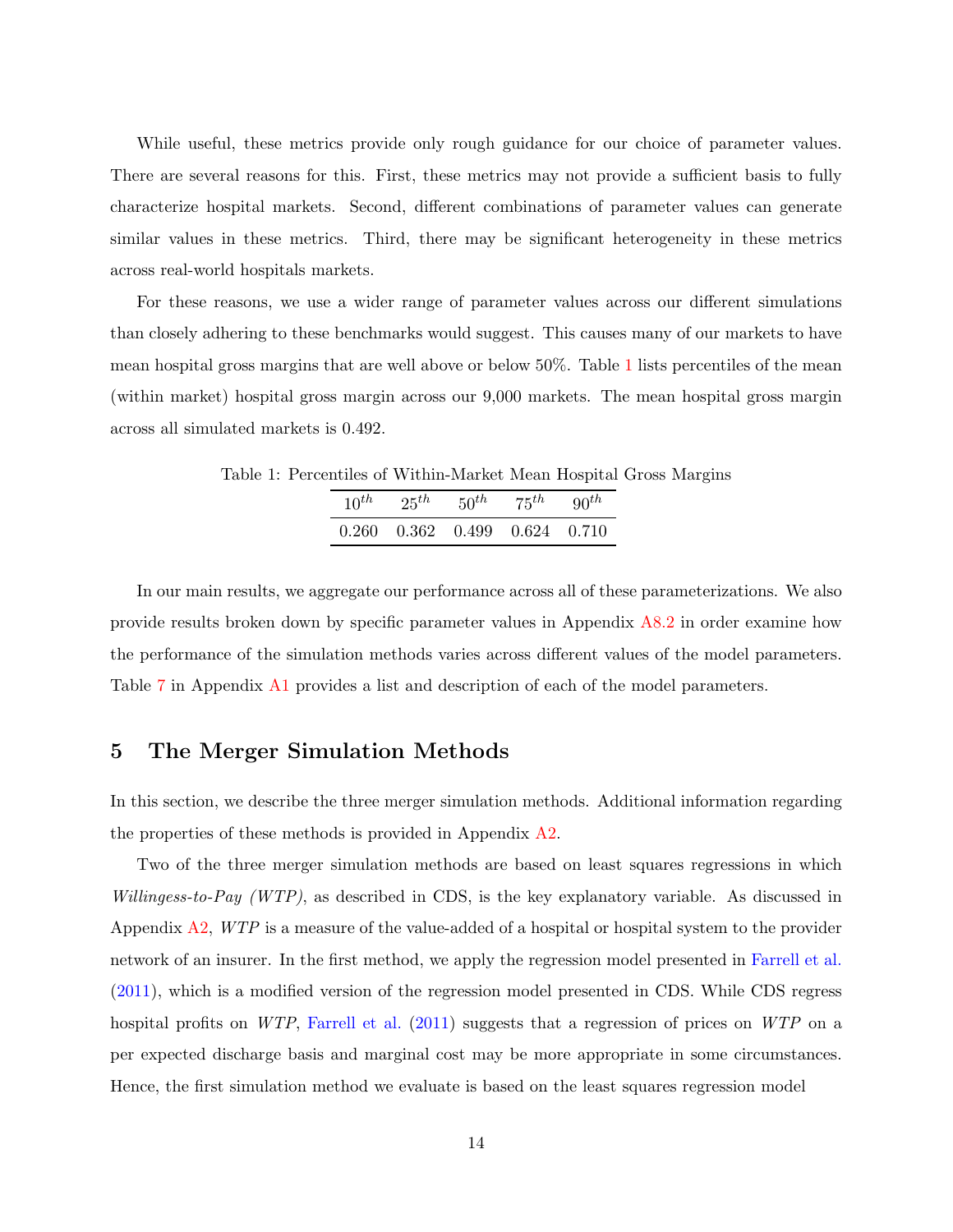While useful, these metrics provide only rough guidance for our choice of parameter values. There are several reasons for this. First, these metrics may not provide a sufficient basis to fully characterize hospital markets. Second, different combinations of parameter values can generate similar values in these metrics. Third, there may be significant heterogeneity in these metrics across real-world hospitals markets.

For these reasons, we use a wider range of parameter values across our different simulations than closely adhering to these benchmarks would suggest. This causes many of our markets to have mean hospital gross margins that are well above or below 50%. Table 1 lists percentiles of the mean (within market) hospital gross margin across our 9,000 markets. The mean hospital gross margin across all simulated markets is 0.492.

Table 1: Percentiles of Within-Market Mean Hospital Gross Margins

| $10^{th}$ | $25^{th}$ | $50^{th}$ | $75^{th}$ | $90^{th}$ |
|---|---|---|---|---|
| 0.260 | 0.362 | 0.499 | 0.624 | 0.710 |

In our main results, we aggregate our performance across all of these parameterizations. We also provide results broken down by specific parameter values in Appendix A8.2 in order examine how the performance of the simulation methods varies across different values of the model parameters. Table 7 in Appendix A1 provides a list and description of each of the model parameters.

## 5 The Merger Simulation Methods

In this section, we describe the three merger simulation methods. Additional information regarding the properties of these methods is provided in Appendix A2.

Two of the three merger simulation methods are based on least squares regressions in which *Willingess-to-Pay (WTP)*, as described in CDS, is the key explanatory variable. As discussed in Appendix A2, *WTP* is a measure of the value-added of a hospital or hospital system to the provider network of an insurer. In the first method, we apply the regression model presented in Farrell et al. (2011), which is a modified version of the regression model presented in CDS. While CDS regress hospital profits on *WTP*, Farrell et al. (2011) suggests that a regression of prices on *WTP* on a per expected discharge basis and marginal cost may be more appropriate in some circumstances. Hence, the first simulation method we evaluate is based on the least squares regression model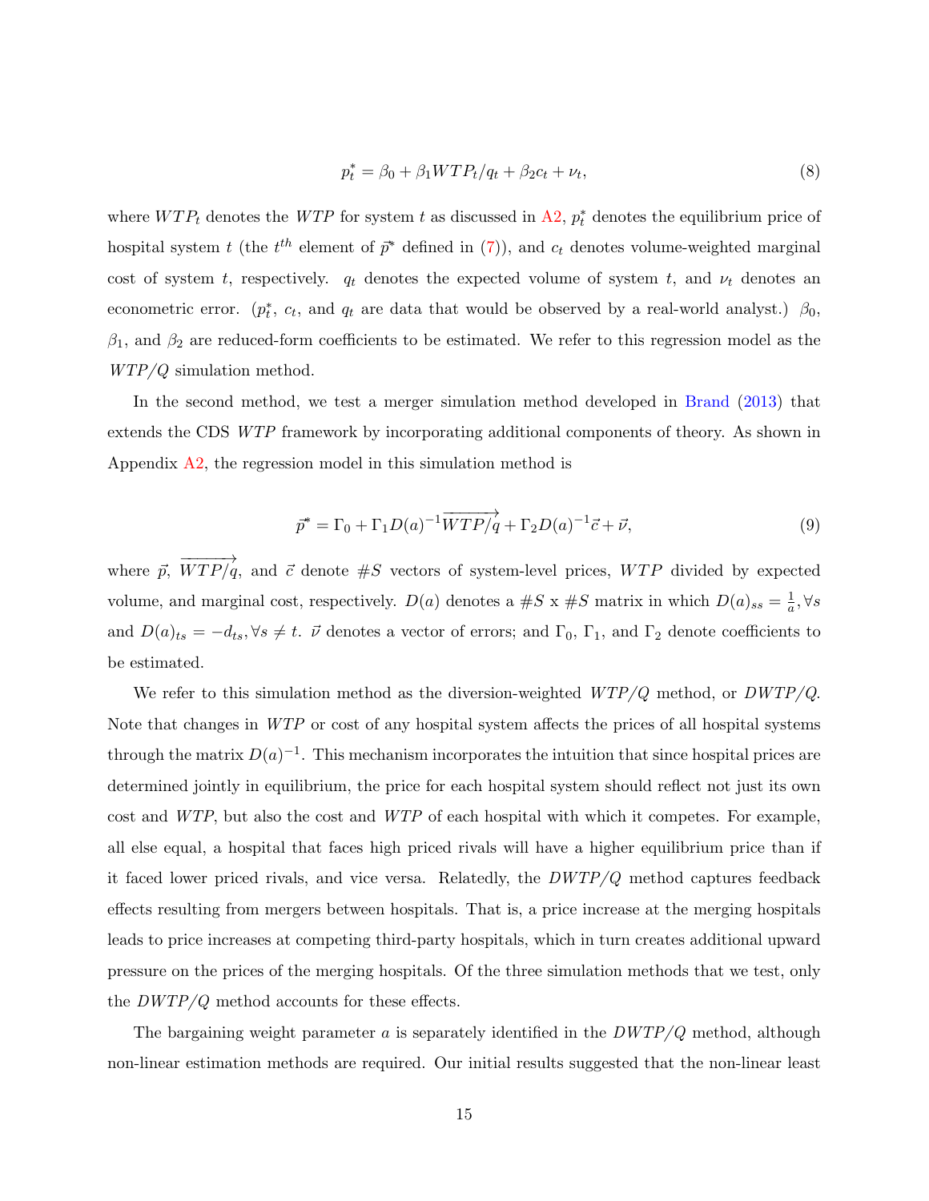$$p_t^* = \beta_0 + \beta_1 WTP_t/q_t + \beta_2 c_t + \nu_t, \tag{8}$$

where $WTP_t$ denotes the $WTP$ for system $t$ as discussed in A2, $p_t^*$ denotes the equilibrium price of hospital system $t$ (the $t^{th}$ element of $\vec{p}^*$ defined in (7)), and $c_t$ denotes volume-weighted marginal cost of system $t$, respectively. $q_t$ denotes the expected volume of system $t$, and $\nu_t$ denotes an econometric error. ($p_t^*$, $c_t$, and $q_t$ are data that would be observed by a real-world analyst.) $\beta_0$, $\beta_1$, and $\beta_2$ are reduced-form coefficients to be estimated. We refer to this regression model as the $WTP/Q$ simulation method.

In the second method, we test a merger simulation method developed in Brand (2013) that extends the CDS $WTP$ framework by incorporating additional components of theory. As shown in Appendix A2, the regression model in this simulation method is

$$\vec{p}^* = \Gamma_0 + \Gamma_1 D(a)^{-1}\overrightarrow{WTP/q} + \Gamma_2 D(a)^{-1}\vec{c} + \vec{\nu}, \tag{9}$$

where $\vec{p}$, $\overrightarrow{WTP/q}$, and $\vec{c}$ denote $\#S$ vectors of system-level prices, $WTP$ divided by expected volume, and marginal cost, respectively. $D(a)$ denotes a $\#S$ x $\#S$ matrix in which $D(a)_{ss} = \frac{1}{a}, \forall s$ and $D(a)_{ts} = -d_{ts}, \forall s \neq t$. $\vec{\nu}$ denotes a vector of errors; and $\Gamma_0$, $\Gamma_1$, and $\Gamma_2$ denote coefficients to be estimated.

We refer to this simulation method as the diversion-weighted $WTP/Q$ method, or $DWTP/Q$. Note that changes in $WTP$ or cost of any hospital system affects the prices of all hospital systems through the matrix $D(a)^{-1}$. This mechanism incorporates the intuition that since hospital prices are determined jointly in equilibrium, the price for each hospital system should reflect not just its own cost and $WTP$, but also the cost and $WTP$ of each hospital with which it competes. For example, all else equal, a hospital that faces high priced rivals will have a higher equilibrium price than if it faced lower priced rivals, and vice versa. Relatedly, the $DWTP/Q$ method captures feedback effects resulting from mergers between hospitals. That is, a price increase at the merging hospitals leads to price increases at competing third-party hospitals, which in turn creates additional upward pressure on the prices of the merging hospitals. Of the three simulation methods that we test, only the $DWTP/Q$ method accounts for these effects.

The bargaining weight parameter $a$ is separately identified in the $DWTP/Q$ method, although non-linear estimation methods are required. Our initial results suggested that the non-linear least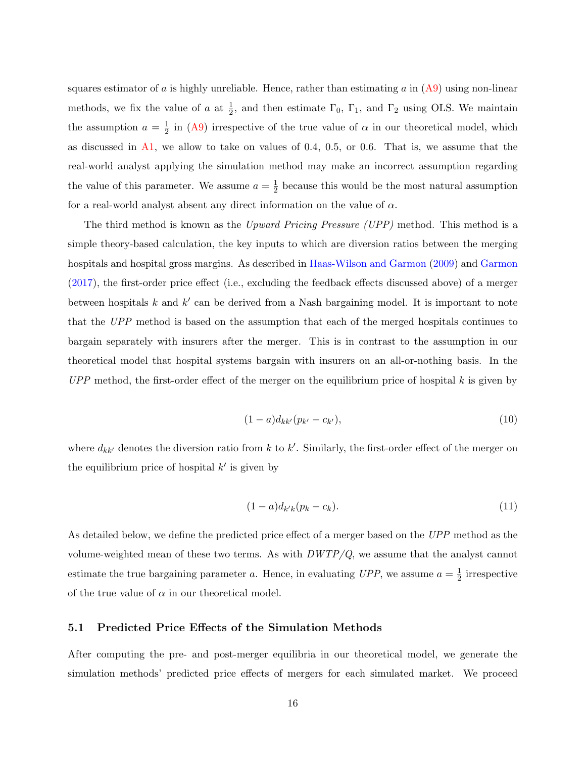squares estimator of $a$ is highly unreliable. Hence, rather than estimating $a$ in (A9) using non-linear methods, we fix the value of $a$ at $\frac{1}{2}$, and then estimate $\Gamma_0$, $\Gamma_1$, and $\Gamma_2$ using OLS. We maintain the assumption $a = \frac{1}{2}$ in (A9) irrespective of the true value of $\alpha$ in our theoretical model, which as discussed in A1, we allow to take on values of 0.4, 0.5, or 0.6. That is, we assume that the real-world analyst applying the simulation method may make an incorrect assumption regarding the value of this parameter. We assume $a = \frac{1}{2}$ because this would be the most natural assumption for a real-world analyst absent any direct information on the value of $\alpha$.

The third method is known as the *Upward Pricing Pressure (UPP)* method. This method is a simple theory-based calculation, the key inputs to which are diversion ratios between the merging hospitals and hospital gross margins. As described in Haas-Wilson and Garmon (2009) and Garmon (2017), the first-order price effect (i.e., excluding the feedback effects discussed above) of a merger between hospitals $k$ and $k'$ can be derived from a Nash bargaining model. It is important to note that the *UPP* method is based on the assumption that each of the merged hospitals continues to bargain separately with insurers after the merger. This is in contrast to the assumption in our theoretical model that hospital systems bargain with insurers on an all-or-nothing basis. In the *UPP* method, the first-order effect of the merger on the equilibrium price of hospital $k$ is given by

$$(1 - a)d_{kk'}(p_{k'} - c_{k'}), \tag{10}$$

where $d_{kk'}$ denotes the diversion ratio from $k$ to $k'$. Similarly, the first-order effect of the merger on the equilibrium price of hospital $k'$ is given by

$$(1 - a)d_{k'k}(p_k - c_k). \tag{11}$$

As detailed below, we define the predicted price effect of a merger based on the *UPP* method as the volume-weighted mean of these two terms. As with *DWTP/Q*, we assume that the analyst cannot estimate the true bargaining parameter $a$. Hence, in evaluating *UPP*, we assume $a = \frac{1}{2}$ irrespective of the true value of $\alpha$ in our theoretical model.

### 5.1 Predicted Price Effects of the Simulation Methods

After computing the pre- and post-merger equilibria in our theoretical model, we generate the simulation methods' predicted price effects of mergers for each simulated market. We proceed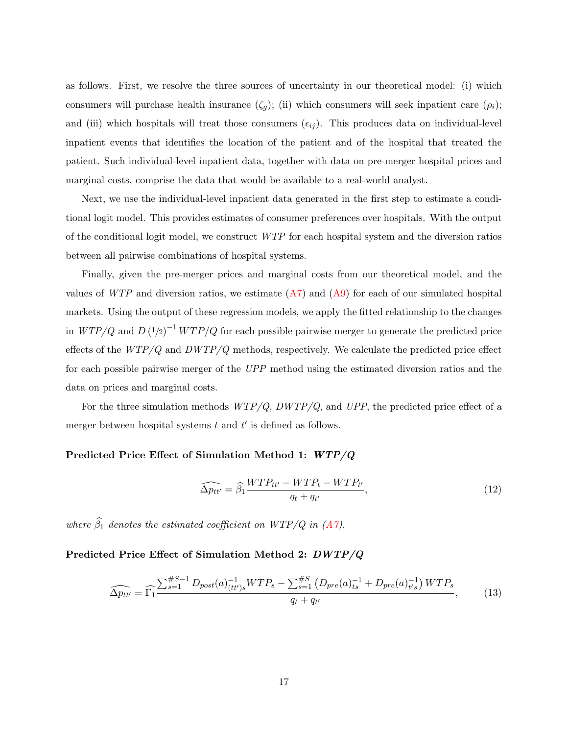as follows. First, we resolve the three sources of uncertainty in our theoretical model: (i) which consumers will purchase health insurance ($\zeta_g$); (ii) which consumers will seek inpatient care ($\rho_i$); and (iii) which hospitals will treat those consumers ($\epsilon_{ij}$). This produces data on individual-level inpatient events that identifies the location of the patient and of the hospital that treated the patient. Such individual-level inpatient data, together with data on pre-merger hospital prices and marginal costs, comprise the data that would be available to a real-world analyst.

Next, we use the individual-level inpatient data generated in the first step to estimate a conditional logit model. This provides estimates of consumer preferences over hospitals. With the output of the conditional logit model, we construct $WTP$ for each hospital system and the diversion ratios between all pairwise combinations of hospital systems.

Finally, given the pre-merger prices and marginal costs from our theoretical model, and the values of $WTP$ and diversion ratios, we estimate (A7) and (A9) for each of our simulated hospital markets. Using the output of these regression models, we apply the fitted relationship to the changes in $WTP/Q$ and $D\left(1/2\right)^{-1} WTP/Q$ for each possible pairwise merger to generate the predicted price effects of the $WTP/Q$ and $DWTP/Q$ methods, respectively. We calculate the predicted price effect for each possible pairwise merger of the $UPP$ method using the estimated diversion ratios and the data on prices and marginal costs.

For the three simulation methods $WTP/Q$, $DWTP/Q$, and $UPP$, the predicted price effect of a merger between hospital systems $t$ and $t'$ is defined as follows.

**Predicted Price Effect of Simulation Method 1: *WTP/Q***

$$\widehat{\Delta p_{tt'}} = \widehat{\beta}_1 \frac{WTP_{tt'} - WTP_t - WTP_{t'}}{q_t + q_{t'}}, \tag{12}$$

*where $\widehat{\beta}_1$ denotes the estimated coefficient on WTP/Q in (A7).*

**Predicted Price Effect of Simulation Method 2: *DWTP/Q***

$$\widehat{\Delta p_{tt'}} = \widehat{\Gamma}_1 \frac{\sum_{s=1}^{\#S-1} D_{post}(a)^{-1}_{(tt')s} WTP_s - \sum_{s=1}^{\#S} \left( D_{pre}(a)^{-1}_{ts} + D_{pre}(a)^{-1}_{t's} \right) WTP_s}{q_t + q_{t'}}, \tag{13}$$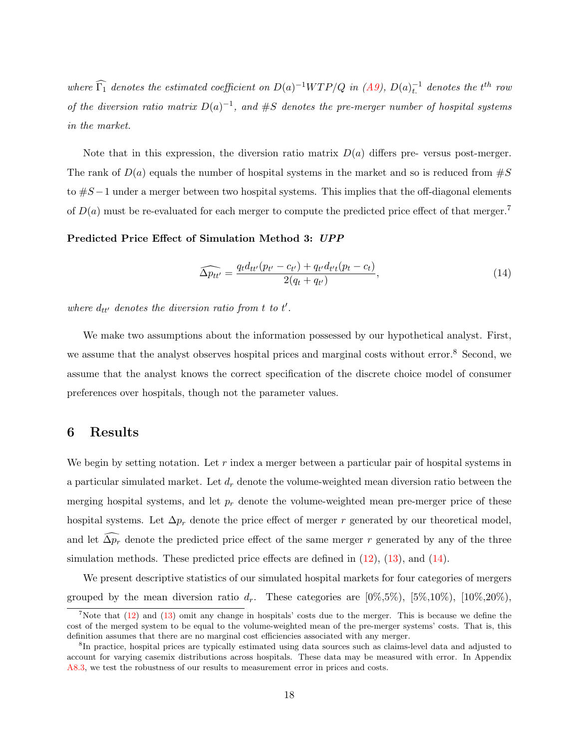*where $\widehat{\Gamma_1}$ denotes the estimated coefficient on $D(a)^{-1}WTP/Q$ in (A9), $D(a)^{-1}_{t.}$ denotes the $t^{th}$ row of the diversion ratio matrix $D(a)^{-1}$, and $\#S$ denotes the pre-merger number of hospital systems in the market.*

Note that in this expression, the diversion ratio matrix $D(a)$ differs pre- versus post-merger. The rank of $D(a)$ equals the number of hospital systems in the market and so is reduced from $\#S$ to $\#S-1$ under a merger between two hospital systems. This implies that the off-diagonal elements of $D(a)$ must be re-evaluated for each merger to compute the predicted price effect of that merger.[7]

**Predicted Price Effect of Simulation Method 3: *UPP***

$$\widehat{\Delta p_{tt'}} = \frac{q_t d_{tt'}(p_{t'} - c_{t'}) + q_{t'} d_{t't}(p_t - c_t)}{2(q_t + q_{t'})}, \tag{14}$$

*where $d_{tt'}$ denotes the diversion ratio from $t$ to $t'$.*

We make two assumptions about the information possessed by our hypothetical analyst. First, we assume that the analyst observes hospital prices and marginal costs without error.[8] Second, we assume that the analyst knows the correct specification of the discrete choice model of consumer preferences over hospitals, though not the parameter values.

# 6 Results

We begin by setting notation. Let $r$ index a merger between a particular pair of hospital systems in a particular simulated market. Let $d_r$ denote the volume-weighted mean diversion ratio between the merging hospital systems, and let $p_r$ denote the volume-weighted mean pre-merger price of these hospital systems. Let $\Delta p_r$ denote the price effect of merger $r$ generated by our theoretical model, and let $\widehat{\Delta p_r}$ denote the predicted price effect of the same merger $r$ generated by any of the three simulation methods. These predicted price effects are defined in (12), (13), and (14).

We present descriptive statistics of our simulated hospital markets for four categories of mergers grouped by the mean diversion ratio $d_r$. These categories are [0%,5%), [5%,10%), [10%,20%),

[7] Note that (12) and (13) omit any change in hospitals' costs due to the merger. This is because we define the cost of the merged system to be equal to the volume-weighted mean of the pre-merger systems' costs. That is, this definition assumes that there are no marginal cost efficiencies associated with any merger.

[8] In practice, hospital prices are typically estimated using data sources such as claims-level data and adjusted to account for varying casemix distributions across hospitals. These data may be measured with error. In Appendix A8.3, we test the robustness of our results to measurement error in prices and costs.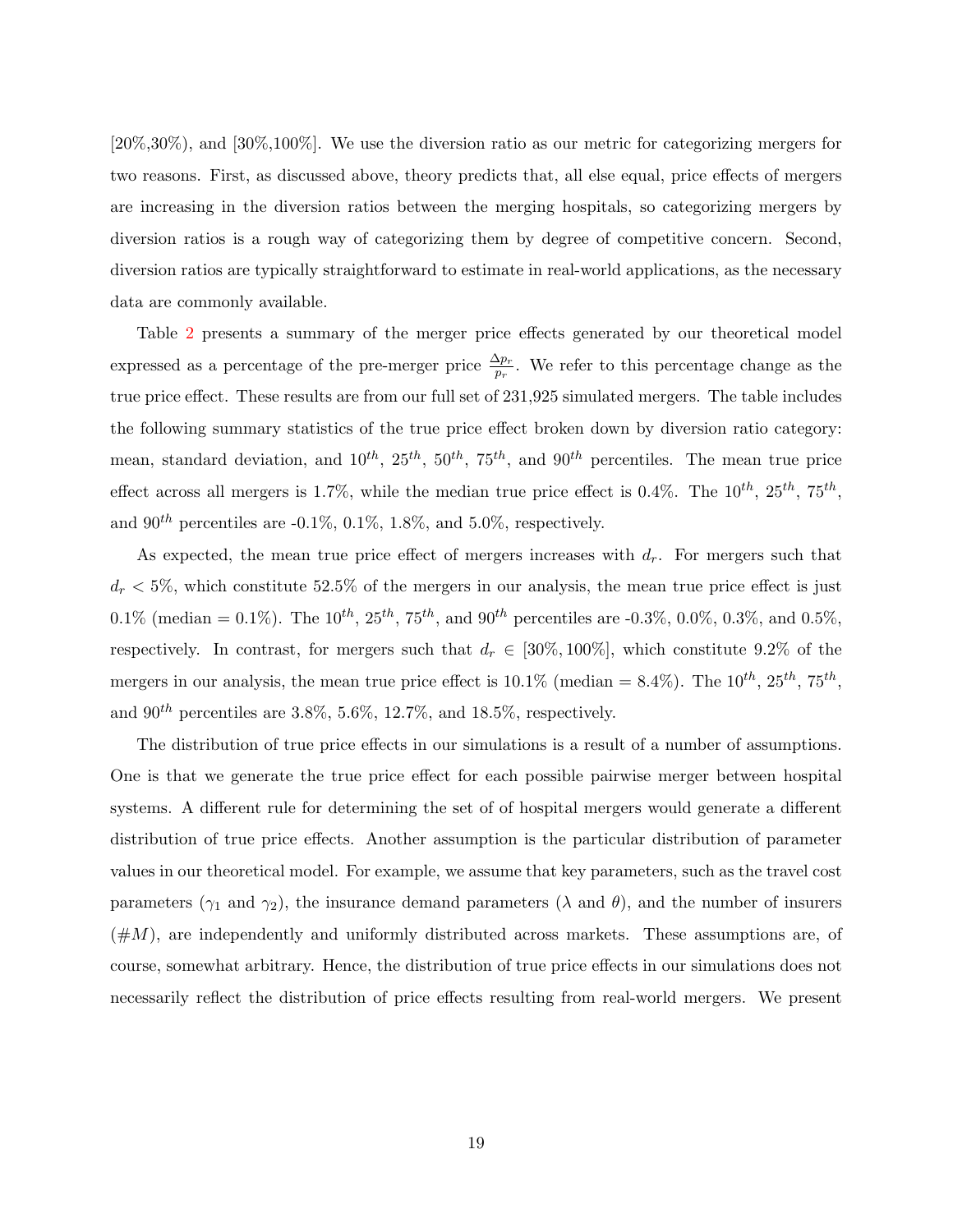[20%,30%), and [30%,100%]. We use the diversion ratio as our metric for categorizing mergers for two reasons. First, as discussed above, theory predicts that, all else equal, price effects of mergers are increasing in the diversion ratios between the merging hospitals, so categorizing mergers by diversion ratios is a rough way of categorizing them by degree of competitive concern. Second, diversion ratios are typically straightforward to estimate in real-world applications, as the necessary data are commonly available.

Table 2 presents a summary of the merger price effects generated by our theoretical model expressed as a percentage of the pre-merger price $\frac{\Delta p_r}{p_r}$. We refer to this percentage change as the true price effect. These results are from our full set of 231,925 simulated mergers. The table includes the following summary statistics of the true price effect broken down by diversion ratio category: mean, standard deviation, and $10^{th}$, $25^{th}$, $50^{th}$, $75^{th}$, and $90^{th}$ percentiles. The mean true price effect across all mergers is 1.7%, while the median true price effect is 0.4%. The $10^{th}$, $25^{th}$, $75^{th}$, and $90^{th}$ percentiles are -0.1%, 0.1%, 1.8%, and 5.0%, respectively.

As expected, the mean true price effect of mergers increases with $d_r$. For mergers such that $d_r < 5\%$, which constitute 52.5% of the mergers in our analysis, the mean true price effect is just 0.1% (median = 0.1%). The $10^{th}$, $25^{th}$, $75^{th}$, and $90^{th}$ percentiles are -0.3%, 0.0%, 0.3%, and 0.5%, respectively. In contrast, for mergers such that $d_r \in [30\%, 100\%]$, which constitute 9.2% of the mergers in our analysis, the mean true price effect is 10.1% (median = 8.4%). The $10^{th}$, $25^{th}$, $75^{th}$, and $90^{th}$ percentiles are 3.8%, 5.6%, 12.7%, and 18.5%, respectively.

The distribution of true price effects in our simulations is a result of a number of assumptions. One is that we generate the true price effect for each possible pairwise merger between hospital systems. A different rule for determining the set of of hospital mergers would generate a different distribution of true price effects. Another assumption is the particular distribution of parameter values in our theoretical model. For example, we assume that key parameters, such as the travel cost parameters ($\gamma_1$ and $\gamma_2$), the insurance demand parameters ($\lambda$ and $\theta$), and the number of insurers ($\#M$), are independently and uniformly distributed across markets. These assumptions are, of course, somewhat arbitrary. Hence, the distribution of true price effects in our simulations does not necessarily reflect the distribution of price effects resulting from real-world mergers. We present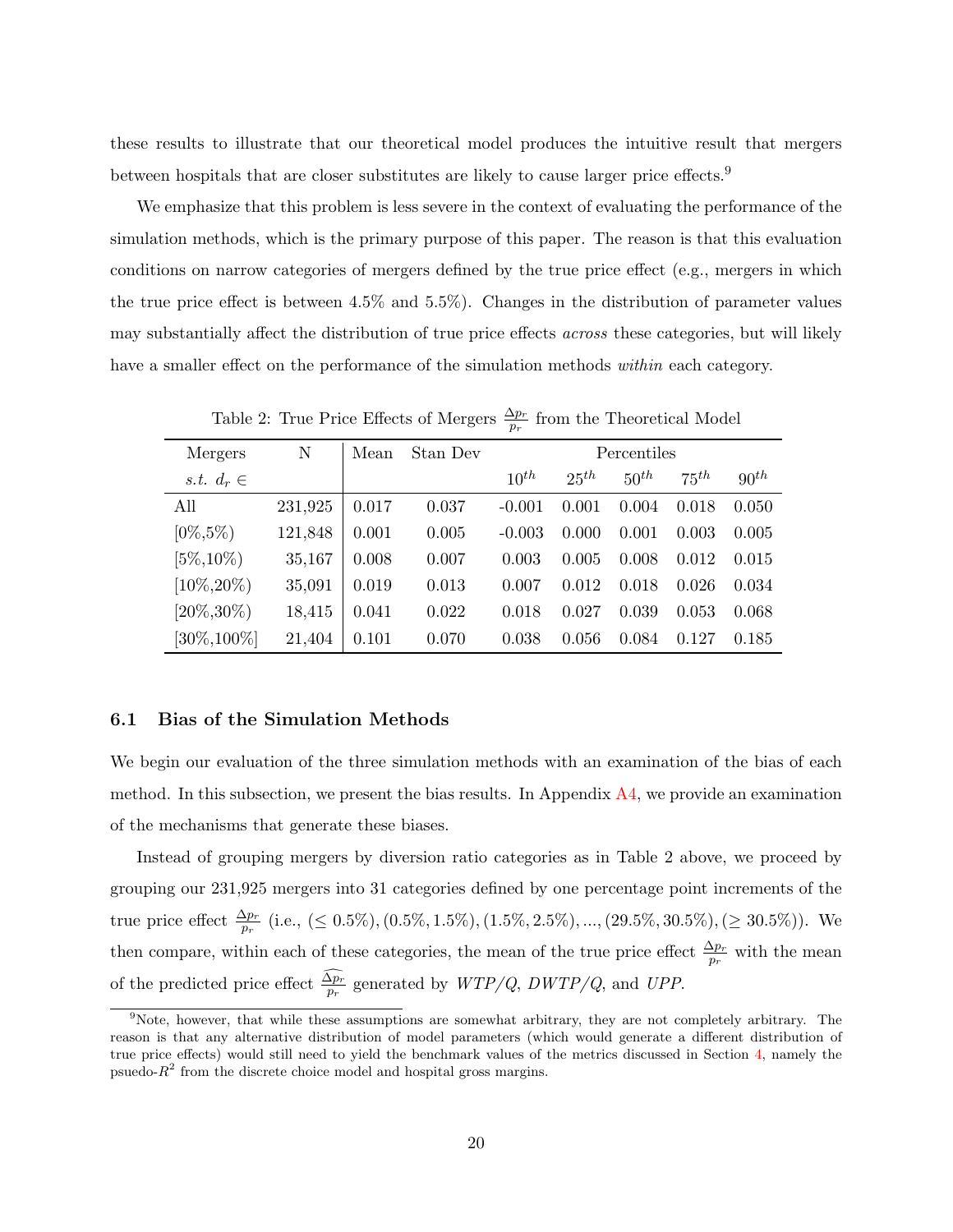these results to illustrate that our theoretical model produces the intuitive result that mergers between hospitals that are closer substitutes are likely to cause larger price effects.[9]

We emphasize that this problem is less severe in the context of evaluating the performance of the simulation methods, which is the primary purpose of this paper. The reason is that this evaluation conditions on narrow categories of mergers defined by the true price effect (e.g., mergers in which the true price effect is between 4.5% and 5.5%). Changes in the distribution of parameter values may substantially affect the distribution of true price effects *across* these categories, but will likely have a smaller effect on the performance of the simulation methods *within* each category.

Table 2: True Price Effects of Mergers $\frac{\Delta p_r}{p_r}$ from the Theoretical Model

| Mergers | N | Mean | Stan Dev | Percentiles | | | | |
|---|---|---|---|---|---|---|---|---|
| *s.t.* $d_r \in$ | | | | $10^{th}$ | $25^{th}$ | $50^{th}$ | $75^{th}$ | $90^{th}$ |
| All | 231,925 | 0.017 | 0.037 | -0.001 | 0.001 | 0.004 | 0.018 | 0.050 |
| [0%,5%) | 121,848 | 0.001 | 0.005 | -0.003 | 0.000 | 0.001 | 0.003 | 0.005 |
| [5%,10%) | 35,167 | 0.008 | 0.007 | 0.003 | 0.005 | 0.008 | 0.012 | 0.015 |
| [10%,20%) | 35,091 | 0.019 | 0.013 | 0.007 | 0.012 | 0.018 | 0.026 | 0.034 |
| [20%,30%) | 18,415 | 0.041 | 0.022 | 0.018 | 0.027 | 0.039 | 0.053 | 0.068 |
| [30%,100%] | 21,404 | 0.101 | 0.070 | 0.038 | 0.056 | 0.084 | 0.127 | 0.185 |

### 6.1 Bias of the Simulation Methods

We begin our evaluation of the three simulation methods with an examination of the bias of each method. In this subsection, we present the bias results. In Appendix A4, we provide an examination of the mechanisms that generate these biases.

Instead of grouping mergers by diversion ratio categories as in Table 2 above, we proceed by grouping our 231,925 mergers into 31 categories defined by one percentage point increments of the true price effect $\frac{\Delta p_r}{p_r}$ (i.e., $(\leq 0.5\%), (0.5\%, 1.5\%), (1.5\%, 2.5\%), ..., (29.5\%, 30.5\%), (\geq 30.5\%)$). We then compare, within each of these categories, the mean of the true price effect $\frac{\Delta p_r}{p_r}$ with the mean of the predicted price effect $\widehat{\frac{\Delta p_r}{p_r}}$ generated by $WTP/Q$, $DWTP/Q$, and $UPP$.

[9] Note, however, that while these assumptions are somewhat arbitrary, they are not completely arbitrary. The reason is that any alternative distribution of model parameters (which would generate a different distribution of true price effects) would still need to yield the benchmark values of the metrics discussed in Section 4, namely the psuedo-$R^2$ from the discrete choice model and hospital gross margins.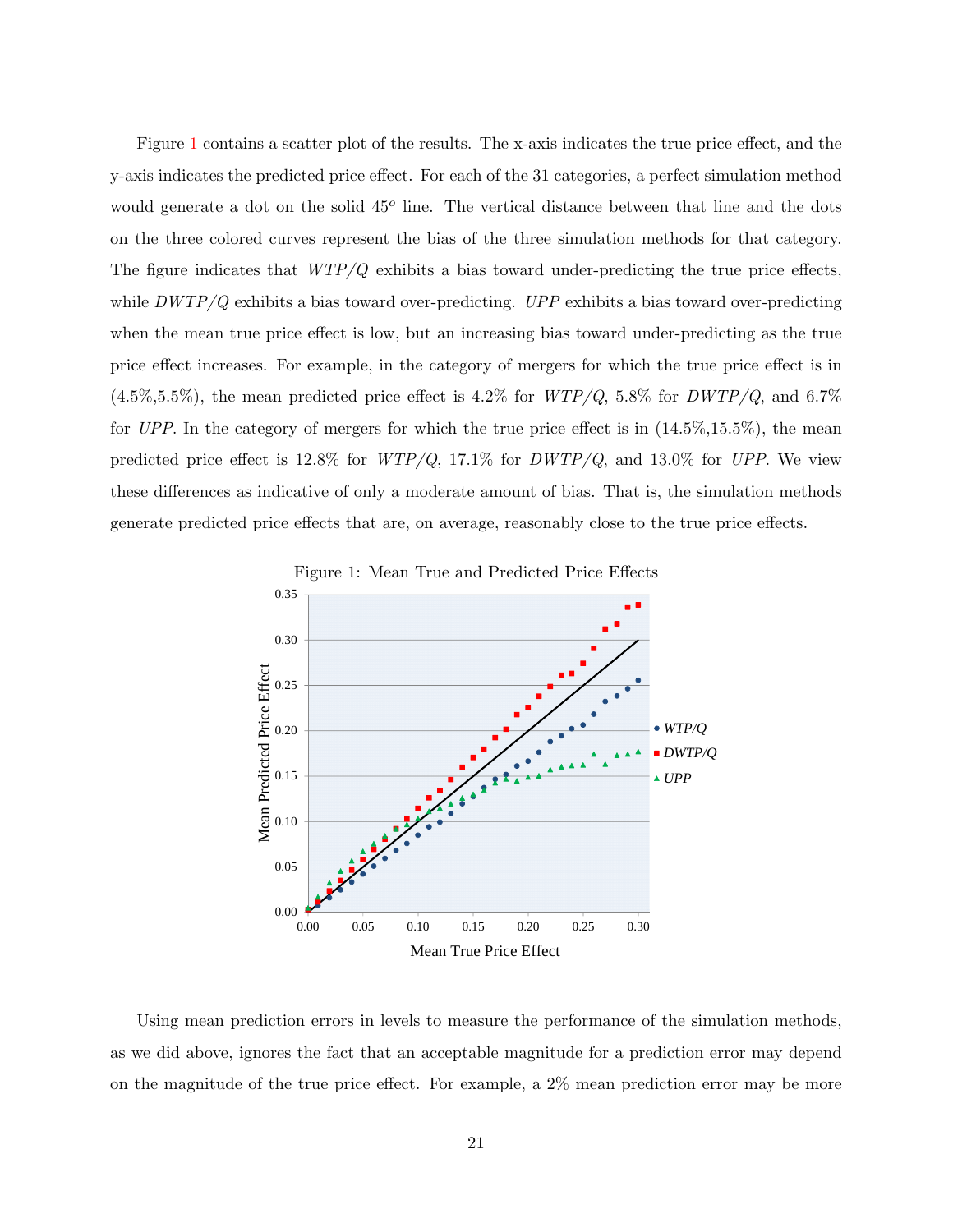Figure 1 contains a scatter plot of the results. The x-axis indicates the true price effect, and the y-axis indicates the predicted price effect. For each of the 31 categories, a perfect simulation method would generate a dot on the solid $45^o$ line. The vertical distance between that line and the dots on the three colored curves represent the bias of the three simulation methods for that category. The figure indicates that $WTP/Q$ exhibits a bias toward under-predicting the true price effects, while $DWTP/Q$ exhibits a bias toward over-predicting. $UPP$ exhibits a bias toward over-predicting when the mean true price effect is low, but an increasing bias toward under-predicting as the true price effect increases. For example, in the category of mergers for which the true price effect is in (4.5%,5.5%), the mean predicted price effect is 4.2% for $WTP/Q$, 5.8% for $DWTP/Q$, and 6.7% for $UPP$. In the category of mergers for which the true price effect is in (14.5%,15.5%), the mean predicted price effect is 12.8% for $WTP/Q$, 17.1% for $DWTP/Q$, and 13.0% for $UPP$. We view these differences as indicative of only a moderate amount of bias. That is, the simulation methods generate predicted price effects that are, on average, reasonably close to the true price effects.

Figure 1: Mean True and Predicted Price Effects

Using mean prediction errors in levels to measure the performance of the simulation methods, as we did above, ignores the fact that an acceptable magnitude for a prediction error may depend on the magnitude of the true price effect. For example, a 2% mean prediction error may be more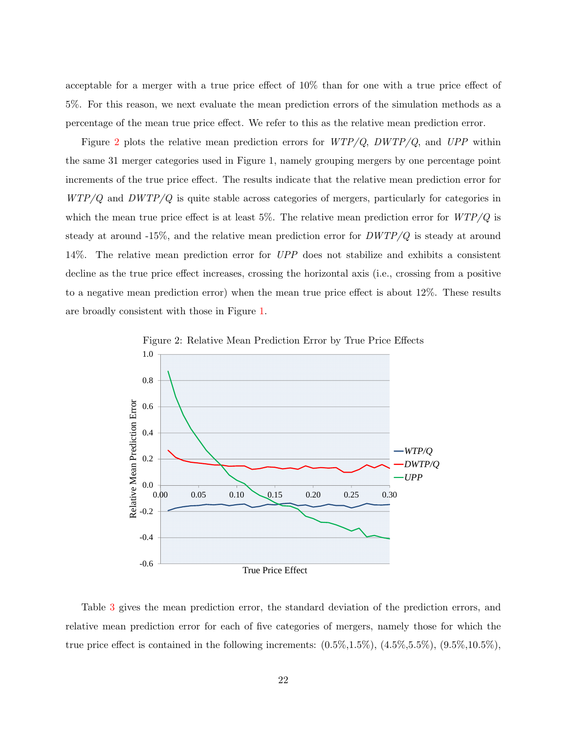acceptable for a merger with a true price effect of 10% than for one with a true price effect of 5%. For this reason, we next evaluate the mean prediction errors of the simulation methods as a percentage of the mean true price effect. We refer to this as the relative mean prediction error.

Figure 2 plots the relative mean prediction errors for $WTP/Q$, $DWTP/Q$, and $UPP$ within the same 31 merger categories used in Figure 1, namely grouping mergers by one percentage point increments of the true price effect. The results indicate that the relative mean prediction error for $WTP/Q$ and $DWTP/Q$ is quite stable across categories of mergers, particularly for categories in which the mean true price effect is at least 5%. The relative mean prediction error for $WTP/Q$ is steady at around -15%, and the relative mean prediction error for $DWTP/Q$ is steady at around 14%. The relative mean prediction error for $UPP$ does not stabilize and exhibits a consistent decline as the true price effect increases, crossing the horizontal axis (i.e., crossing from a positive to a negative mean prediction error) when the mean true price effect is about 12%. These results are broadly consistent with those in Figure 1.

Figure 2: Relative Mean Prediction Error by True Price Effects

Table 3 gives the mean prediction error, the standard deviation of the prediction errors, and relative mean prediction error for each of five categories of mergers, namely those for which the true price effect is contained in the following increments: (0.5%,1.5%), (4.5%,5.5%), (9.5%,10.5%),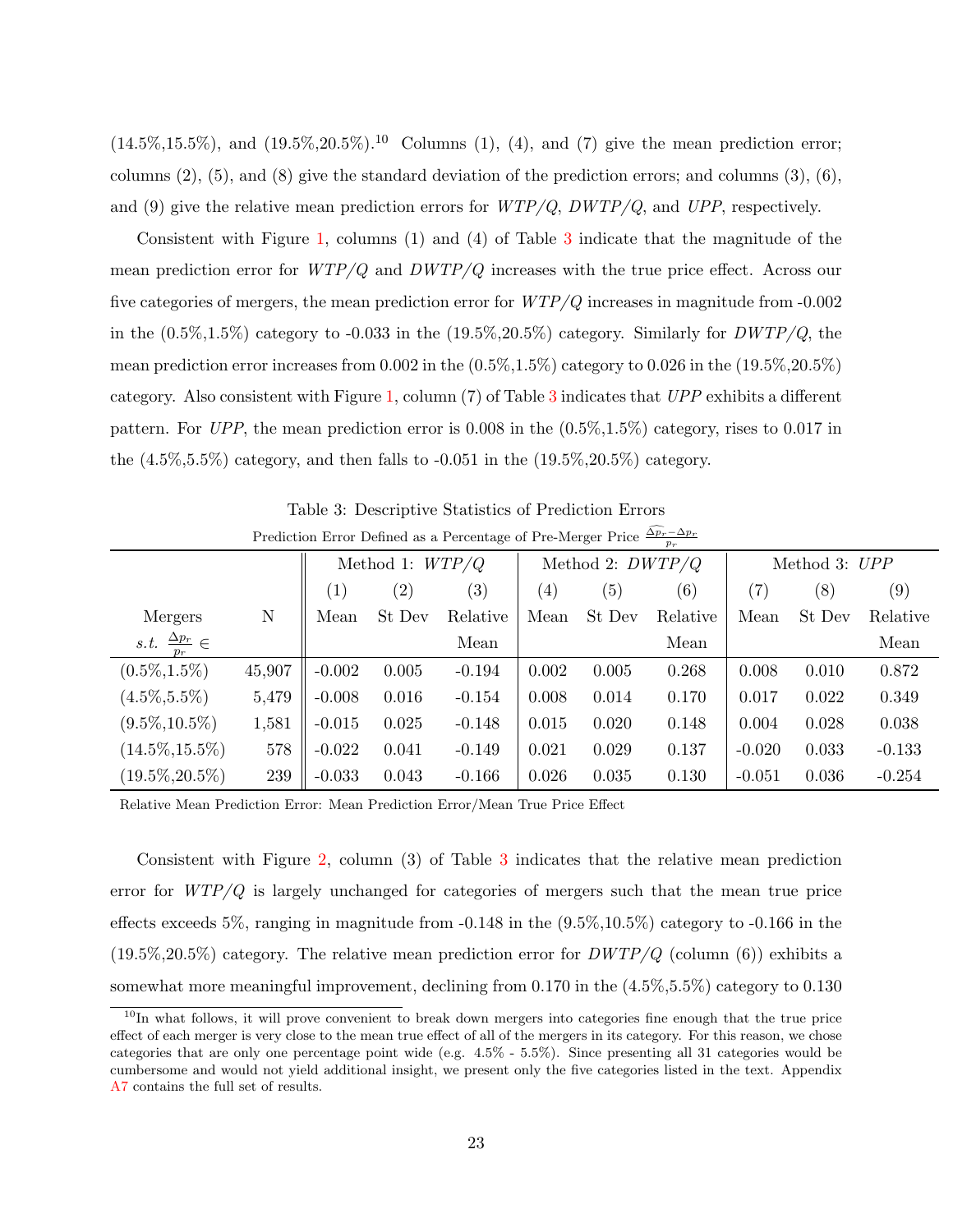(14.5%,15.5%), and (19.5%,20.5%).[10] Columns (1), (4), and (7) give the mean prediction error; columns (2), (5), and (8) give the standard deviation of the prediction errors; and columns (3), (6), and (9) give the relative mean prediction errors for $WTP/Q$, $DWTP/Q$, and $UPP$, respectively.

Consistent with Figure 1, columns (1) and (4) of Table 3 indicate that the magnitude of the mean prediction error for $WTP/Q$ and $DWTP/Q$ increases with the true price effect. Across our five categories of mergers, the mean prediction error for $WTP/Q$ increases in magnitude from -0.002 in the (0.5%,1.5%) category to -0.033 in the (19.5%,20.5%) category. Similarly for $DWTP/Q$, the mean prediction error increases from 0.002 in the (0.5%,1.5%) category to 0.026 in the (19.5%,20.5%) category. Also consistent with Figure 1, column (7) of Table 3 indicates that $UPP$ exhibits a different pattern. For $UPP$, the mean prediction error is 0.008 in the (0.5%,1.5%) category, rises to 0.017 in the (4.5%,5.5%) category, and then falls to -0.051 in the (19.5%,20.5%) category.

Table 3: Descriptive Statistics of Prediction Errors

Prediction Error Defined as a Percentage of Pre-Merger Price $\frac{\widehat{\Delta p_r} - \Delta p_r}{p_r}$

| | | Method 1: $WTP/Q$ | | | Method 2: $DWTP/Q$ | | | Method 3: $UPP$ | | |
|---|---|---|---|---|---|---|---|---|---|---|
| | | (1) | (2) | (3) | (4) | (5) | (6) | (7) | (8) | (9) |
| Mergers $s.t.\ \frac{\Delta p_r}{p_r} \in$ | N | Mean | St Dev | Relative Mean | Mean | St Dev | Relative Mean | Mean | St Dev | Relative Mean |
| (0.5%,1.5%) | 45,907 | -0.002 | 0.005 | -0.194 | 0.002 | 0.005 | 0.268 | 0.008 | 0.010 | 0.872 |
| (4.5%,5.5%) | 5,479 | -0.008 | 0.016 | -0.154 | 0.008 | 0.014 | 0.170 | 0.017 | 0.022 | 0.349 |
| (9.5%,10.5%) | 1,581 | -0.015 | 0.025 | -0.148 | 0.015 | 0.020 | 0.148 | 0.004 | 0.028 | 0.038 |
| (14.5%,15.5%) | 578 | -0.022 | 0.041 | -0.149 | 0.021 | 0.029 | 0.137 | -0.020 | 0.033 | -0.133 |
| (19.5%,20.5%) | 239 | -0.033 | 0.043 | -0.166 | 0.026 | 0.035 | 0.130 | -0.051 | 0.036 | -0.254 |

Relative Mean Prediction Error: Mean Prediction Error/Mean True Price Effect

Consistent with Figure 2, column (3) of Table 3 indicates that the relative mean prediction error for $WTP/Q$ is largely unchanged for categories of mergers such that the mean true price effects exceeds 5%, ranging in magnitude from -0.148 in the (9.5%,10.5%) category to -0.166 in the (19.5%,20.5%) category. The relative mean prediction error for $DWTP/Q$ (column (6)) exhibits a somewhat more meaningful improvement, declining from 0.170 in the (4.5%,5.5%) category to 0.130

[10] In what follows, it will prove convenient to break down mergers into categories fine enough that the true price effect of each merger is very close to the mean true effect of all of the mergers in its category. For this reason, we chose categories that are only one percentage point wide (e.g. 4.5% - 5.5%). Since presenting all 31 categories would be cumbersome and would not yield additional insight, we present only the five categories listed in the text. Appendix A7 contains the full set of results.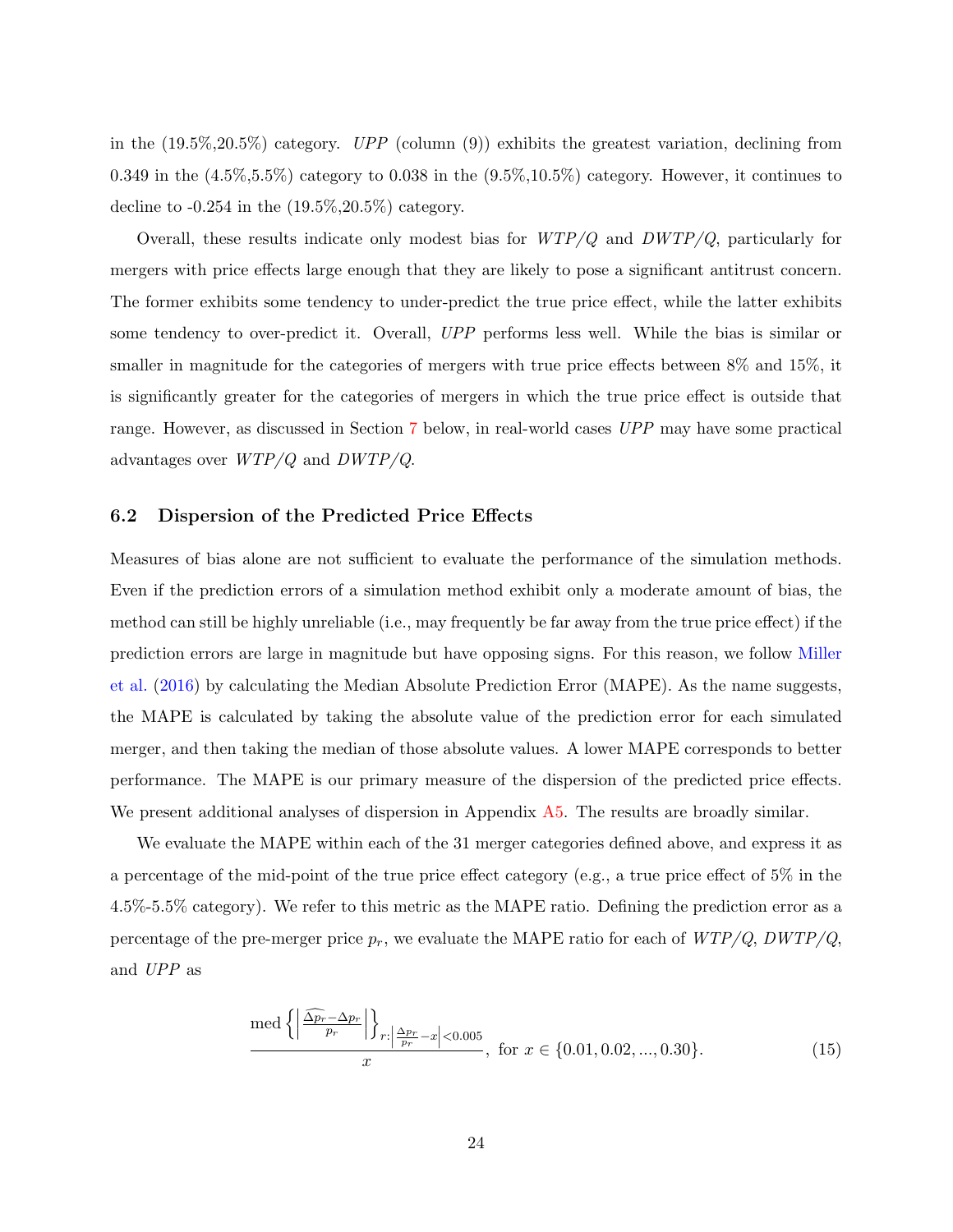in the (19.5%,20.5%) category. *UPP* (column (9)) exhibits the greatest variation, declining from 0.349 in the (4.5%,5.5%) category to 0.038 in the (9.5%,10.5%) category. However, it continues to decline to -0.254 in the (19.5%,20.5%) category.

Overall, these results indicate only modest bias for *WTP/Q* and *DWTP/Q*, particularly for mergers with price effects large enough that they are likely to pose a significant antitrust concern. The former exhibits some tendency to under-predict the true price effect, while the latter exhibits some tendency to over-predict it. Overall, *UPP* performs less well. While the bias is similar or smaller in magnitude for the categories of mergers with true price effects between 8% and 15%, it is significantly greater for the categories of mergers in which the true price effect is outside that range. However, as discussed in Section 7 below, in real-world cases *UPP* may have some practical advantages over *WTP/Q* and *DWTP/Q*.

## 6.2 Dispersion of the Predicted Price Effects

Measures of bias alone are not sufficient to evaluate the performance of the simulation methods. Even if the prediction errors of a simulation method exhibit only a moderate amount of bias, the method can still be highly unreliable (i.e., may frequently be far away from the true price effect) if the prediction errors are large in magnitude but have opposing signs. For this reason, we follow Miller et al. (2016) by calculating the Median Absolute Prediction Error (MAPE). As the name suggests, the MAPE is calculated by taking the absolute value of the prediction error for each simulated merger, and then taking the median of those absolute values. A lower MAPE corresponds to better performance. The MAPE is our primary measure of the dispersion of the predicted price effects. We present additional analyses of dispersion in Appendix A5. The results are broadly similar.

We evaluate the MAPE within each of the 31 merger categories defined above, and express it as a percentage of the mid-point of the true price effect category (e.g., a true price effect of 5% in the 4.5%-5.5% category). We refer to this metric as the MAPE ratio. Defining the prediction error as a percentage of the pre-merger price $p_r$, we evaluate the MAPE ratio for each of *WTP/Q*, *DWTP/Q*, and *UPP* as

$$\frac{\text{med}\left\{\left|\frac{\widehat{\Delta p_r}-\Delta p_r}{p_r}\right|\right\}_{r:\left|\frac{\Delta p_r}{p_r}-x\right|<0.005}}{x}, \text{ for } x \in \{0.01, 0.02, ..., 0.30\}. \tag{15}$$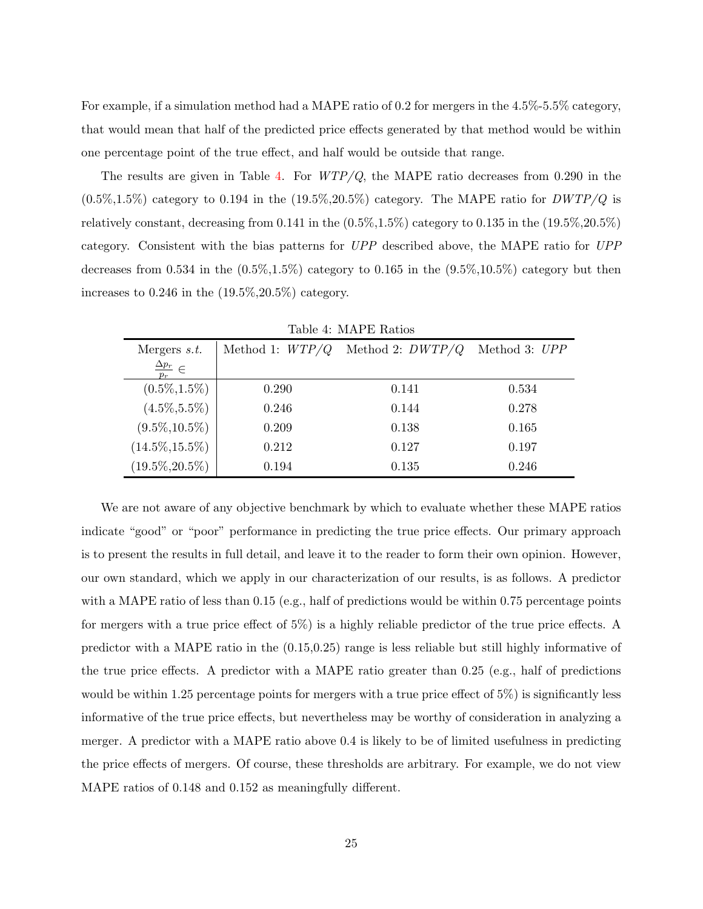For example, if a simulation method had a MAPE ratio of 0.2 for mergers in the 4.5%-5.5% category, that would mean that half of the predicted price effects generated by that method would be within one percentage point of the true effect, and half would be outside that range.

The results are given in Table 4. For *WTP/Q*, the MAPE ratio decreases from 0.290 in the (0.5%,1.5%) category to 0.194 in the (19.5%,20.5%) category. The MAPE ratio for *DWTP/Q* is relatively constant, decreasing from 0.141 in the (0.5%,1.5%) category to 0.135 in the (19.5%,20.5%) category. Consistent with the bias patterns for *UPP* described above, the MAPE ratio for *UPP* decreases from 0.534 in the (0.5%,1.5%) category to 0.165 in the (9.5%,10.5%) category but then increases to 0.246 in the (19.5%,20.5%) category.

Table 4: MAPE Ratios

| Mergers *s.t.* $\frac{\Delta p_r}{p_r} \in$ | Method 1: *WTP/Q* | Method 2: *DWTP/Q* | Method 3: *UPP* |
|---|---|---|---|
| (0.5%,1.5%) | 0.290 | 0.141 | 0.534 |
| (4.5%,5.5%) | 0.246 | 0.144 | 0.278 |
| (9.5%,10.5%) | 0.209 | 0.138 | 0.165 |
| (14.5%,15.5%) | 0.212 | 0.127 | 0.197 |
| (19.5%,20.5%) | 0.194 | 0.135 | 0.246 |

We are not aware of any objective benchmark by which to evaluate whether these MAPE ratios indicate "good" or "poor" performance in predicting the true price effects. Our primary approach is to present the results in full detail, and leave it to the reader to form their own opinion. However, our own standard, which we apply in our characterization of our results, is as follows. A predictor with a MAPE ratio of less than 0.15 (e.g., half of predictions would be within 0.75 percentage points for mergers with a true price effect of 5%) is a highly reliable predictor of the true price effects. A predictor with a MAPE ratio in the (0.15,0.25) range is less reliable but still highly informative of the true price effects. A predictor with a MAPE ratio greater than 0.25 (e.g., half of predictions would be within 1.25 percentage points for mergers with a true price effect of 5%) is significantly less informative of the true price effects, but nevertheless may be worthy of consideration in analyzing a merger. A predictor with a MAPE ratio above 0.4 is likely to be of limited usefulness in predicting the price effects of mergers. Of course, these thresholds are arbitrary. For example, we do not view MAPE ratios of 0.148 and 0.152 as meaningfully different.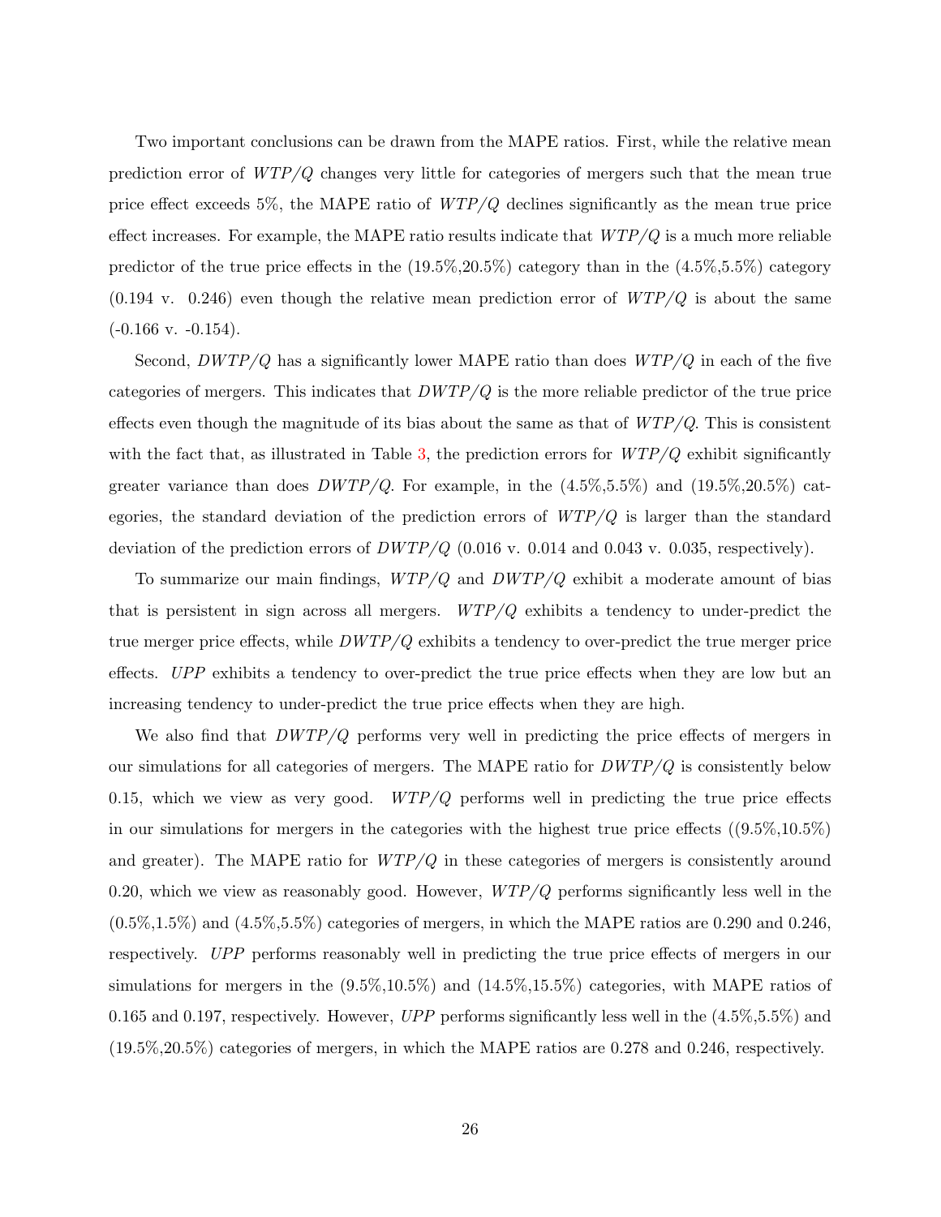Two important conclusions can be drawn from the MAPE ratios. First, while the relative mean prediction error of *WTP/Q* changes very little for categories of mergers such that the mean true price effect exceeds 5%, the MAPE ratio of *WTP/Q* declines significantly as the mean true price effect increases. For example, the MAPE ratio results indicate that *WTP/Q* is a much more reliable predictor of the true price effects in the (19.5%,20.5%) category than in the (4.5%,5.5%) category (0.194 v. 0.246) even though the relative mean prediction error of *WTP/Q* is about the same (-0.166 v. -0.154).

Second, *DWTP/Q* has a significantly lower MAPE ratio than does *WTP/Q* in each of the five categories of mergers. This indicates that *DWTP/Q* is the more reliable predictor of the true price effects even though the magnitude of its bias about the same as that of *WTP/Q*. This is consistent with the fact that, as illustrated in Table 3, the prediction errors for *WTP/Q* exhibit significantly greater variance than does *DWTP/Q*. For example, in the (4.5%,5.5%) and (19.5%,20.5%) categories, the standard deviation of the prediction errors of *WTP/Q* is larger than the standard deviation of the prediction errors of *DWTP/Q* (0.016 v. 0.014 and 0.043 v. 0.035, respectively).

To summarize our main findings, *WTP/Q* and *DWTP/Q* exhibit a moderate amount of bias that is persistent in sign across all mergers. *WTP/Q* exhibits a tendency to under-predict the true merger price effects, while *DWTP/Q* exhibits a tendency to over-predict the true merger price effects. *UPP* exhibits a tendency to over-predict the true price effects when they are low but an increasing tendency to under-predict the true price effects when they are high.

We also find that *DWTP/Q* performs very well in predicting the price effects of mergers in our simulations for all categories of mergers. The MAPE ratio for *DWTP/Q* is consistently below 0.15, which we view as very good. *WTP/Q* performs well in predicting the true price effects in our simulations for mergers in the categories with the highest true price effects ((9.5%,10.5%) and greater). The MAPE ratio for *WTP/Q* in these categories of mergers is consistently around 0.20, which we view as reasonably good. However, *WTP/Q* performs significantly less well in the (0.5%,1.5%) and (4.5%,5.5%) categories of mergers, in which the MAPE ratios are 0.290 and 0.246, respectively. *UPP* performs reasonably well in predicting the true price effects of mergers in our simulations for mergers in the (9.5%,10.5%) and (14.5%,15.5%) categories, with MAPE ratios of 0.165 and 0.197, respectively. However, *UPP* performs significantly less well in the (4.5%,5.5%) and (19.5%,20.5%) categories of mergers, in which the MAPE ratios are 0.278 and 0.246, respectively.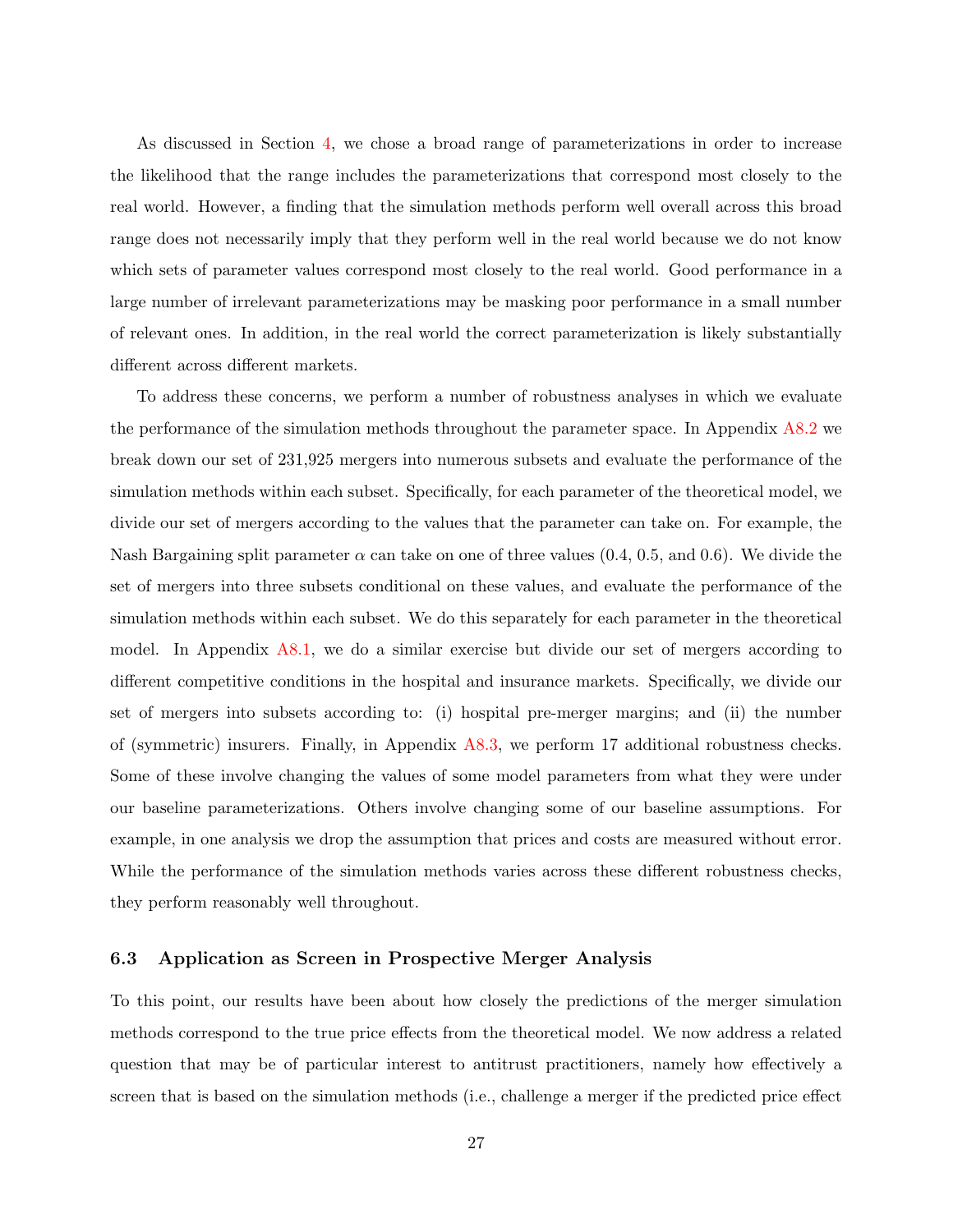As discussed in Section 4, we chose a broad range of parameterizations in order to increase the likelihood that the range includes the parameterizations that correspond most closely to the real world. However, a finding that the simulation methods perform well overall across this broad range does not necessarily imply that they perform well in the real world because we do not know which sets of parameter values correspond most closely to the real world. Good performance in a large number of irrelevant parameterizations may be masking poor performance in a small number of relevant ones. In addition, in the real world the correct parameterization is likely substantially different across different markets.

To address these concerns, we perform a number of robustness analyses in which we evaluate the performance of the simulation methods throughout the parameter space. In Appendix A8.2 we break down our set of 231,925 mergers into numerous subsets and evaluate the performance of the simulation methods within each subset. Specifically, for each parameter of the theoretical model, we divide our set of mergers according to the values that the parameter can take on. For example, the Nash Bargaining split parameter $\alpha$ can take on one of three values (0.4, 0.5, and 0.6). We divide the set of mergers into three subsets conditional on these values, and evaluate the performance of the simulation methods within each subset. We do this separately for each parameter in the theoretical model. In Appendix A8.1, we do a similar exercise but divide our set of mergers according to different competitive conditions in the hospital and insurance markets. Specifically, we divide our set of mergers into subsets according to: (i) hospital pre-merger margins; and (ii) the number of (symmetric) insurers. Finally, in Appendix A8.3, we perform 17 additional robustness checks. Some of these involve changing the values of some model parameters from what they were under our baseline parameterizations. Others involve changing some of our baseline assumptions. For example, in one analysis we drop the assumption that prices and costs are measured without error. While the performance of the simulation methods varies across these different robustness checks, they perform reasonably well throughout.

### 6.3 Application as Screen in Prospective Merger Analysis

To this point, our results have been about how closely the predictions of the merger simulation methods correspond to the true price effects from the theoretical model. We now address a related question that may be of particular interest to antitrust practitioners, namely how effectively a screen that is based on the simulation methods (i.e., challenge a merger if the predicted price effect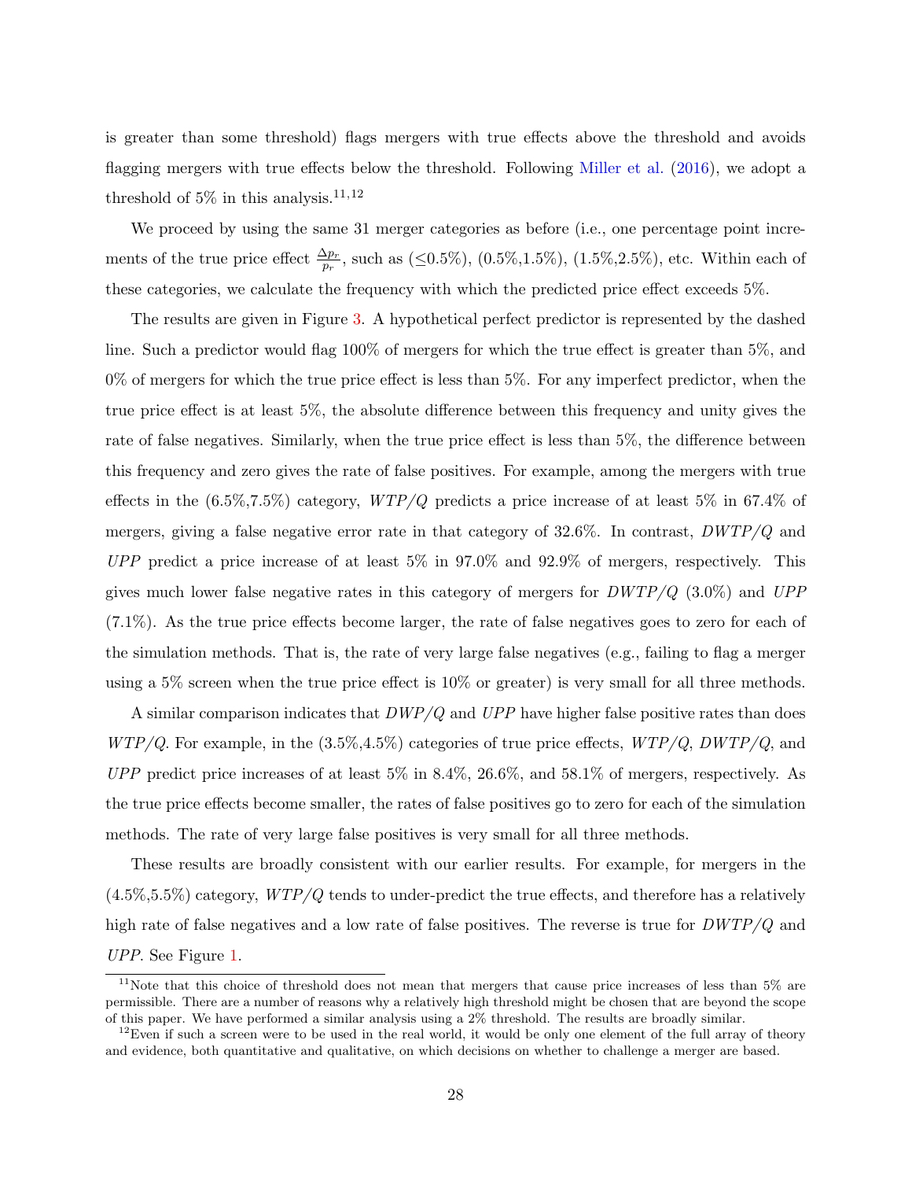is greater than some threshold) flags mergers with true effects above the threshold and avoids flagging mergers with true effects below the threshold. Following Miller et al. (2016), we adopt a threshold of 5% in this analysis.[11,12]

We proceed by using the same 31 merger categories as before (i.e., one percentage point increments of the true price effect $\frac{\Delta p_r}{p_r}$, such as ($\leq$0.5%), (0.5%,1.5%), (1.5%,2.5%), etc. Within each of these categories, we calculate the frequency with which the predicted price effect exceeds 5%.

The results are given in Figure 3. A hypothetical perfect predictor is represented by the dashed line. Such a predictor would flag 100% of mergers for which the true effect is greater than 5%, and 0% of mergers for which the true price effect is less than 5%. For any imperfect predictor, when the true price effect is at least 5%, the absolute difference between this frequency and unity gives the rate of false negatives. Similarly, when the true price effect is less than 5%, the difference between this frequency and zero gives the rate of false positives. For example, among the mergers with true effects in the (6.5%,7.5%) category, *WTP/Q* predicts a price increase of at least 5% in 67.4% of mergers, giving a false negative error rate in that category of 32.6%. In contrast, *DWTP/Q* and *UPP* predict a price increase of at least 5% in 97.0% and 92.9% of mergers, respectively. This gives much lower false negative rates in this category of mergers for *DWTP/Q* (3.0%) and *UPP* (7.1%). As the true price effects become larger, the rate of false negatives goes to zero for each of the simulation methods. That is, the rate of very large false negatives (e.g., failing to flag a merger using a 5% screen when the true price effect is 10% or greater) is very small for all three methods.

A similar comparison indicates that *DWP/Q* and *UPP* have higher false positive rates than does *WTP/Q*. For example, in the (3.5%,4.5%) categories of true price effects, *WTP/Q*, *DWTP/Q*, and *UPP* predict price increases of at least 5% in 8.4%, 26.6%, and 58.1% of mergers, respectively. As the true price effects become smaller, the rates of false positives go to zero for each of the simulation methods. The rate of very large false positives is very small for all three methods.

These results are broadly consistent with our earlier results. For example, for mergers in the (4.5%,5.5%) category, *WTP/Q* tends to under-predict the true effects, and therefore has a relatively high rate of false negatives and a low rate of false positives. The reverse is true for *DWTP/Q* and *UPP*. See Figure 1.

[11] Note that this choice of threshold does not mean that mergers that cause price increases of less than 5% are permissible. There are a number of reasons why a relatively high threshold might be chosen that are beyond the scope of this paper. We have performed a similar analysis using a 2% threshold. The results are broadly similar.

[12] Even if such a screen were to be used in the real world, it would be only one element of the full array of theory and evidence, both quantitative and qualitative, on which decisions on whether to challenge a merger are based.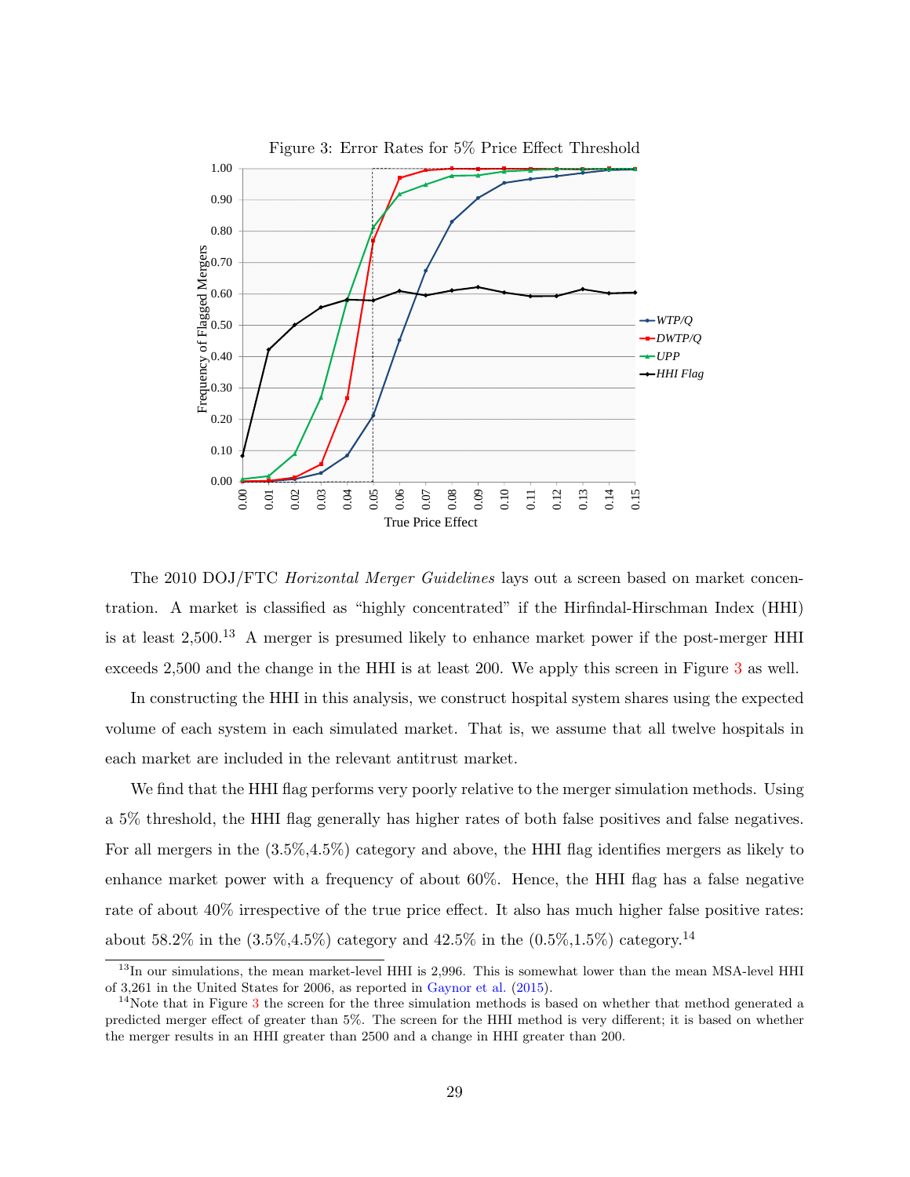Figure 3: Error Rates for 5% Price Effect Threshold

The 2010 DOJ/FTC *Horizontal Merger Guidelines* lays out a screen based on market concentration. A market is classified as "highly concentrated" if the Hirfindal-Hirschman Index (HHI) is at least 2,500.[13] A merger is presumed likely to enhance market power if the post-merger HHI exceeds 2,500 and the change in the HHI is at least 200. We apply this screen in Figure 3 as well.

In constructing the HHI in this analysis, we construct hospital system shares using the expected volume of each system in each simulated market. That is, we assume that all twelve hospitals in each market are included in the relevant antitrust market.

We find that the HHI flag performs very poorly relative to the merger simulation methods. Using a 5% threshold, the HHI flag generally has higher rates of both false positives and false negatives. For all mergers in the (3.5%,4.5%) category and above, the HHI flag identifies mergers as likely to enhance market power with a frequency of about 60%. Hence, the HHI flag has a false negative rate of about 40% irrespective of the true price effect. It also has much higher false positive rates: about 58.2% in the (3.5%,4.5%) category and 42.5% in the (0.5%,1.5%) category.[14]

[13] In our simulations, the mean market-level HHI is 2,996. This is somewhat lower than the mean MSA-level HHI of 3,261 in the United States for 2006, as reported in Gaynor et al. (2015).

[14] Note that in Figure 3 the screen for the three simulation methods is based on whether that method generated a predicted merger effect of greater than 5%. The screen for the HHI method is very different; it is based on whether the merger results in an HHI greater than 2500 and a change in HHI greater than 200.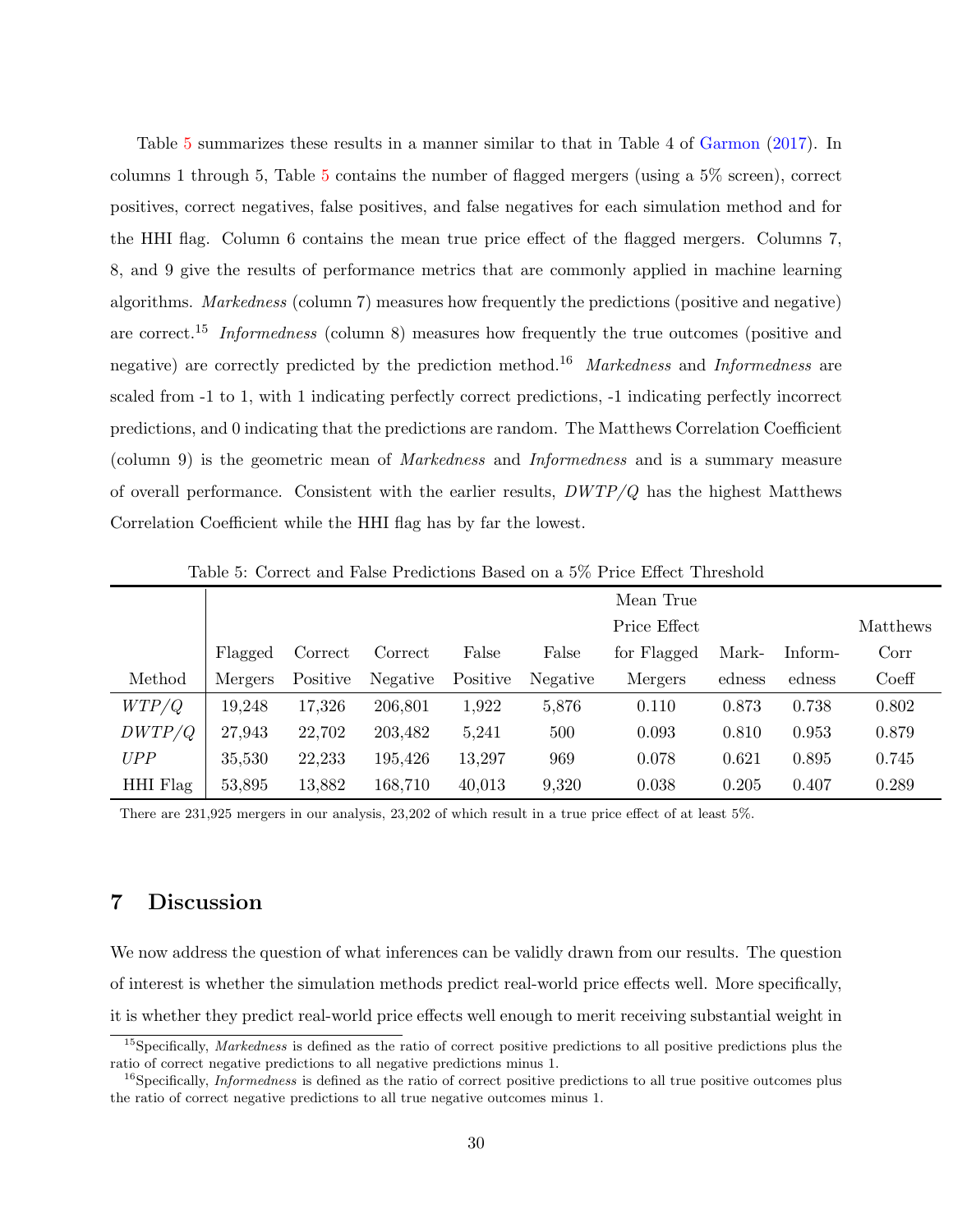Table 5 summarizes these results in a manner similar to that in Table 4 of Garmon (2017). In columns 1 through 5, Table 5 contains the number of flagged mergers (using a 5% screen), correct positives, correct negatives, false positives, and false negatives for each simulation method and for the HHI flag. Column 6 contains the mean true price effect of the flagged mergers. Columns 7, 8, and 9 give the results of performance metrics that are commonly applied in machine learning algorithms. *Markedness* (column 7) measures how frequently the predictions (positive and negative) are correct.[15] *Informedness* (column 8) measures how frequently the true outcomes (positive and negative) are correctly predicted by the prediction method.[16] *Markedness* and *Informedness* are scaled from -1 to 1, with 1 indicating perfectly correct predictions, -1 indicating perfectly incorrect predictions, and 0 indicating that the predictions are random. The Matthews Correlation Coefficient (column 9) is the geometric mean of *Markedness* and *Informedness* and is a summary measure of overall performance. Consistent with the earlier results, $DWTP/Q$ has the highest Matthews Correlation Coefficient while the HHI flag has by far the lowest.

Table 5: Correct and False Predictions Based on a 5% Price Effect Threshold

| Method | Flagged Mergers | Correct Positive | Correct Negative | False Positive | False Negative | Mean True Price Effect for Flagged Mergers | Markedness | Informedness | Matthews Corr Coeff |
|---|---|---|---|---|---|---|---|---|---|
| $WTP/Q$ | 19,248 | 17,326 | 206,801 | 1,922 | 5,876 | 0.110 | 0.873 | 0.738 | 0.802 |
| $DWTP/Q$ | 27,943 | 22,702 | 203,482 | 5,241 | 500 | 0.093 | 0.810 | 0.953 | 0.879 |
| $UPP$ | 35,530 | 22,233 | 195,426 | 13,297 | 969 | 0.078 | 0.621 | 0.895 | 0.745 |
| HHI Flag | 53,895 | 13,882 | 168,710 | 40,013 | 9,320 | 0.038 | 0.205 | 0.407 | 0.289 |

There are 231,925 mergers in our analysis, 23,202 of which result in a true price effect of at least 5%.

## 7 Discussion

We now address the question of what inferences can be validly drawn from our results. The question of interest is whether the simulation methods predict real-world price effects well. More specifically, it is whether they predict real-world price effects well enough to merit receiving substantial weight in

[15] Specifically, *Markedness* is defined as the ratio of correct positive predictions to all positive predictions plus the ratio of correct negative predictions to all negative predictions minus 1.

[16] Specifically, *Informedness* is defined as the ratio of correct positive predictions to all true positive outcomes plus the ratio of correct negative predictions to all true negative outcomes minus 1.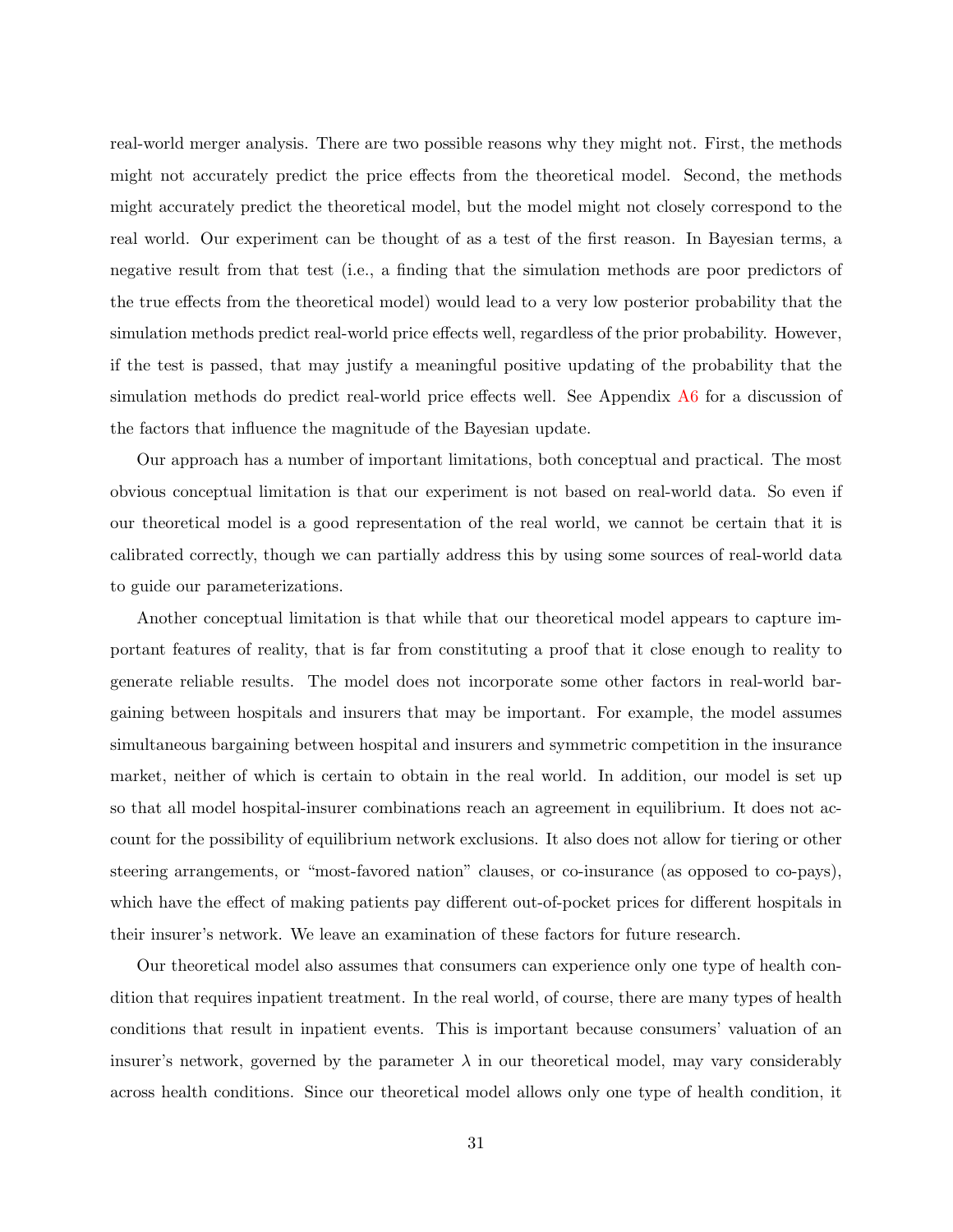real-world merger analysis. There are two possible reasons why they might not. First, the methods might not accurately predict the price effects from the theoretical model. Second, the methods might accurately predict the theoretical model, but the model might not closely correspond to the real world. Our experiment can be thought of as a test of the first reason. In Bayesian terms, a negative result from that test (i.e., a finding that the simulation methods are poor predictors of the true effects from the theoretical model) would lead to a very low posterior probability that the simulation methods predict real-world price effects well, regardless of the prior probability. However, if the test is passed, that may justify a meaningful positive updating of the probability that the simulation methods do predict real-world price effects well. See Appendix A6 for a discussion of the factors that influence the magnitude of the Bayesian update.

Our approach has a number of important limitations, both conceptual and practical. The most obvious conceptual limitation is that our experiment is not based on real-world data. So even if our theoretical model is a good representation of the real world, we cannot be certain that it is calibrated correctly, though we can partially address this by using some sources of real-world data to guide our parameterizations.

Another conceptual limitation is that while that our theoretical model appears to capture important features of reality, that is far from constituting a proof that it close enough to reality to generate reliable results. The model does not incorporate some other factors in real-world bargaining between hospitals and insurers that may be important. For example, the model assumes simultaneous bargaining between hospital and insurers and symmetric competition in the insurance market, neither of which is certain to obtain in the real world. In addition, our model is set up so that all model hospital-insurer combinations reach an agreement in equilibrium. It does not account for the possibility of equilibrium network exclusions. It also does not allow for tiering or other steering arrangements, or "most-favored nation" clauses, or co-insurance (as opposed to co-pays), which have the effect of making patients pay different out-of-pocket prices for different hospitals in their insurer's network. We leave an examination of these factors for future research.

Our theoretical model also assumes that consumers can experience only one type of health condition that requires inpatient treatment. In the real world, of course, there are many types of health conditions that result in inpatient events. This is important because consumers' valuation of an insurer's network, governed by the parameter $\lambda$ in our theoretical model, may vary considerably across health conditions. Since our theoretical model allows only one type of health condition, it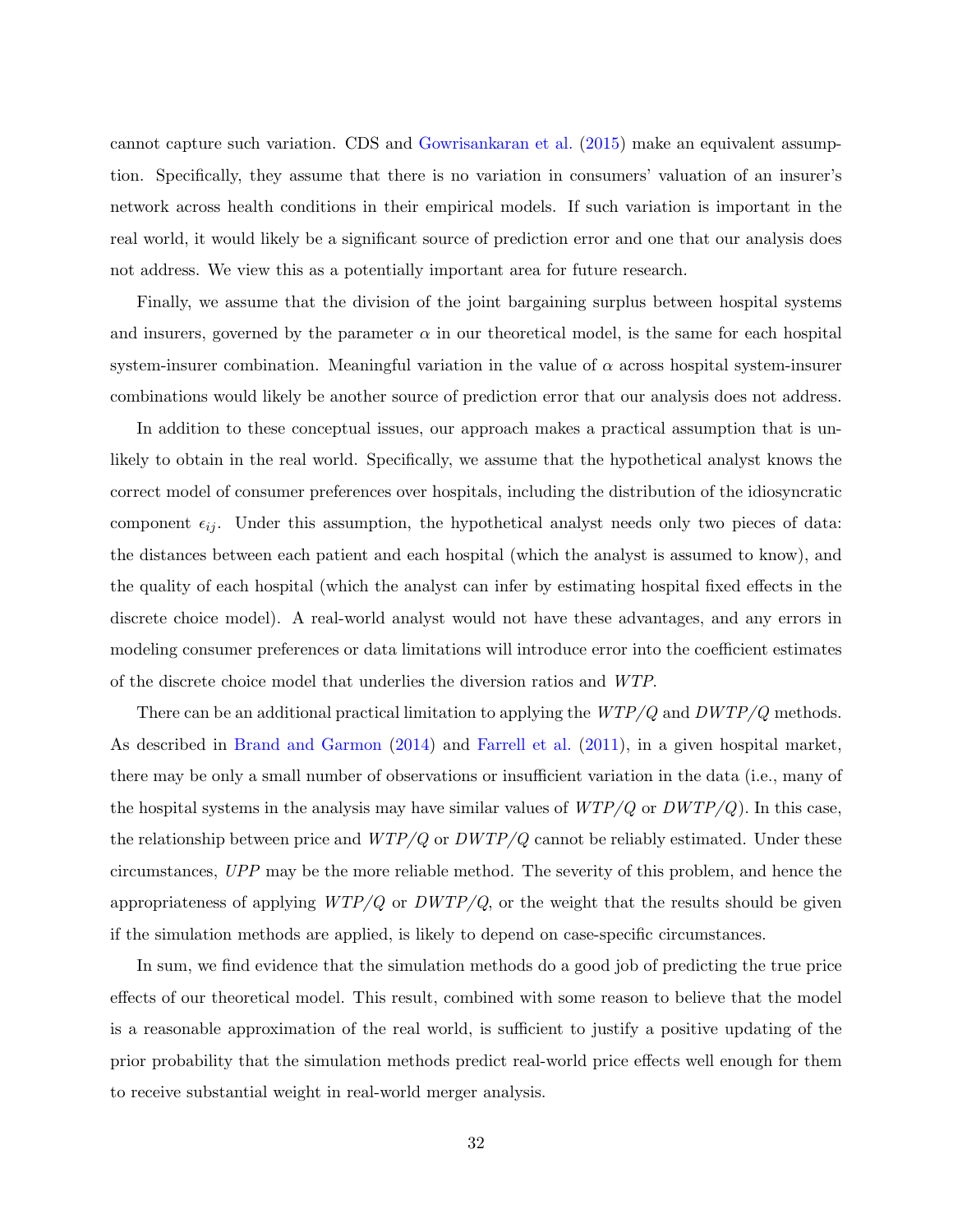cannot capture such variation. CDS and Gowrisankaran et al. (2015) make an equivalent assumption. Specifically, they assume that there is no variation in consumers' valuation of an insurer's network across health conditions in their empirical models. If such variation is important in the real world, it would likely be a significant source of prediction error and one that our analysis does not address. We view this as a potentially important area for future research.

Finally, we assume that the division of the joint bargaining surplus between hospital systems and insurers, governed by the parameter $\alpha$ in our theoretical model, is the same for each hospital system-insurer combination. Meaningful variation in the value of $\alpha$ across hospital system-insurer combinations would likely be another source of prediction error that our analysis does not address.

In addition to these conceptual issues, our approach makes a practical assumption that is unlikely to obtain in the real world. Specifically, we assume that the hypothetical analyst knows the correct model of consumer preferences over hospitals, including the distribution of the idiosyncratic component $\epsilon_{ij}$. Under this assumption, the hypothetical analyst needs only two pieces of data: the distances between each patient and each hospital (which the analyst is assumed to know), and the quality of each hospital (which the analyst can infer by estimating hospital fixed effects in the discrete choice model). A real-world analyst would not have these advantages, and any errors in modeling consumer preferences or data limitations will introduce error into the coefficient estimates of the discrete choice model that underlies the diversion ratios and $WTP$.

There can be an additional practical limitation to applying the $WTP/Q$ and $DWTP/Q$ methods. As described in Brand and Garmon (2014) and Farrell et al. (2011), in a given hospital market, there may be only a small number of observations or insufficient variation in the data (i.e., many of the hospital systems in the analysis may have similar values of $WTP/Q$ or $DWTP/Q$). In this case, the relationship between price and $WTP/Q$ or $DWTP/Q$ cannot be reliably estimated. Under these circumstances, $UPP$ may be the more reliable method. The severity of this problem, and hence the appropriateness of applying $WTP/Q$ or $DWTP/Q$, or the weight that the results should be given if the simulation methods are applied, is likely to depend on case-specific circumstances.

In sum, we find evidence that the simulation methods do a good job of predicting the true price effects of our theoretical model. This result, combined with some reason to believe that the model is a reasonable approximation of the real world, is sufficient to justify a positive updating of the prior probability that the simulation methods predict real-world price effects well enough for them to receive substantial weight in real-world merger analysis.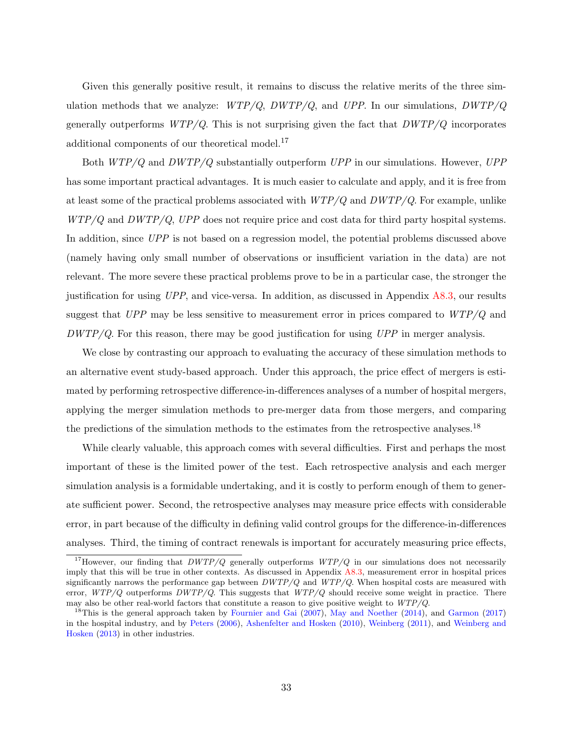Given this generally positive result, it remains to discuss the relative merits of the three simulation methods that we analyze: *WTP/Q*, *DWTP/Q*, and *UPP*. In our simulations, *DWTP/Q* generally outperforms *WTP/Q*. This is not surprising given the fact that *DWTP/Q* incorporates additional components of our theoretical model.[17]

Both *WTP/Q* and *DWTP/Q* substantially outperform *UPP* in our simulations. However, *UPP* has some important practical advantages. It is much easier to calculate and apply, and it is free from at least some of the practical problems associated with *WTP/Q* and *DWTP/Q*. For example, unlike *WTP/Q* and *DWTP/Q*, *UPP* does not require price and cost data for third party hospital systems. In addition, since *UPP* is not based on a regression model, the potential problems discussed above (namely having only small number of observations or insufficient variation in the data) are not relevant. The more severe these practical problems prove to be in a particular case, the stronger the justification for using *UPP*, and vice-versa. In addition, as discussed in Appendix A8.3, our results suggest that *UPP* may be less sensitive to measurement error in prices compared to *WTP/Q* and *DWTP/Q*. For this reason, there may be good justification for using *UPP* in merger analysis.

We close by contrasting our approach to evaluating the accuracy of these simulation methods to an alternative event study-based approach. Under this approach, the price effect of mergers is estimated by performing retrospective difference-in-differences analyses of a number of hospital mergers, applying the merger simulation methods to pre-merger data from those mergers, and comparing the predictions of the simulation methods to the estimates from the retrospective analyses.[18]

While clearly valuable, this approach comes with several difficulties. First and perhaps the most important of these is the limited power of the test. Each retrospective analysis and each merger simulation analysis is a formidable undertaking, and it is costly to perform enough of them to generate sufficient power. Second, the retrospective analyses may measure price effects with considerable error, in part because of the difficulty in defining valid control groups for the difference-in-differences analyses. Third, the timing of contract renewals is important for accurately measuring price effects,

---

[17] However, our finding that *DWTP/Q* generally outperforms *WTP/Q* in our simulations does not necessarily imply that this will be true in other contexts. As discussed in Appendix A8.3, measurement error in hospital prices significantly narrows the performance gap between *DWTP/Q* and *WTP/Q*. When hospital costs are measured with error, *WTP/Q* outperforms *DWTP/Q*. This suggests that *WTP/Q* should receive some weight in practice. There may also be other real-world factors that constitute a reason to give positive weight to *WTP/Q*.

[18] This is the general approach taken by Fournier and Gai (2007), May and Noether (2014), and Garmon (2017) in the hospital industry, and by Peters (2006), Ashenfelter and Hosken (2010), Weinberg (2011), and Weinberg and Hosken (2013) in other industries.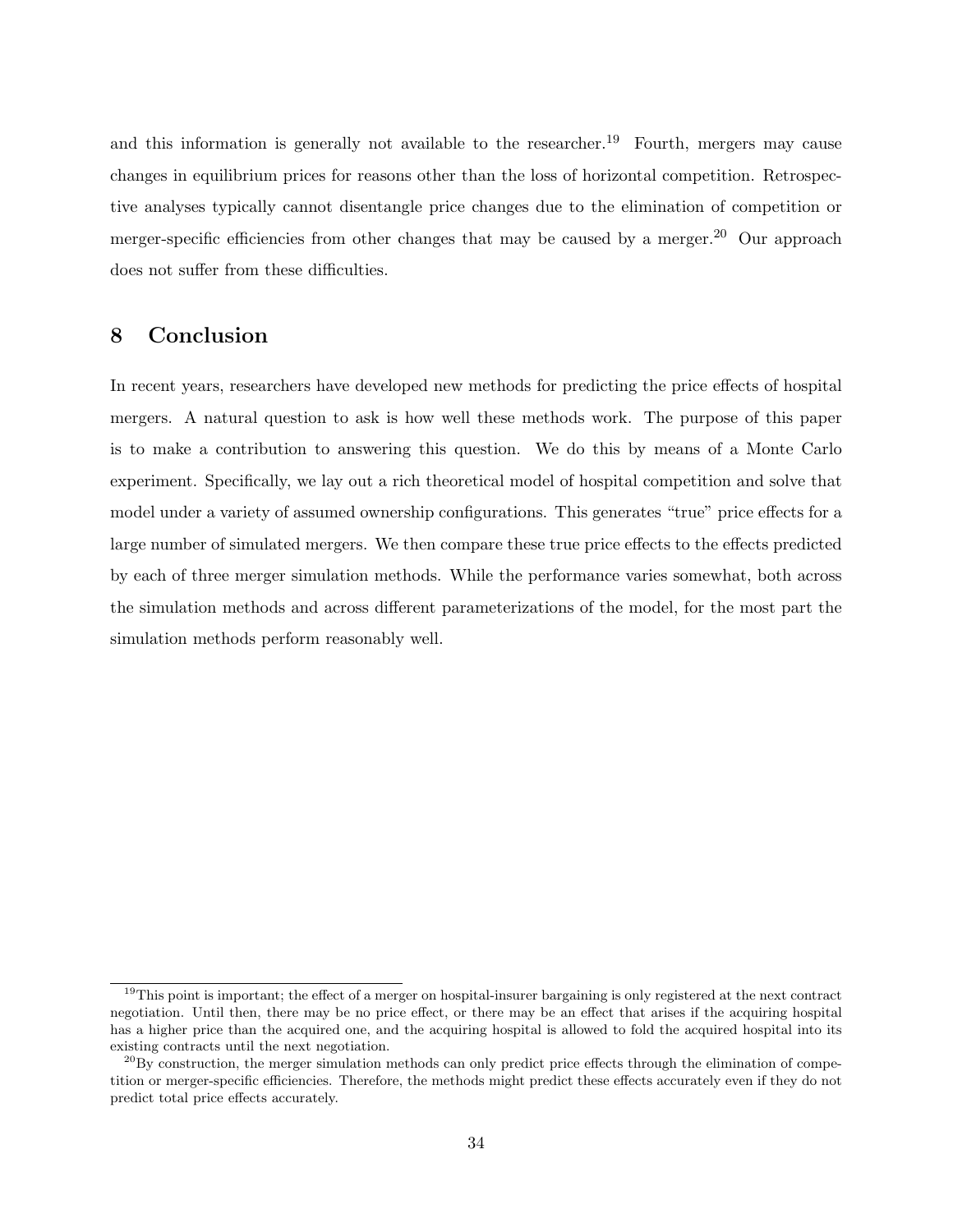and this information is generally not available to the researcher.[19] Fourth, mergers may cause changes in equilibrium prices for reasons other than the loss of horizontal competition. Retrospective analyses typically cannot disentangle price changes due to the elimination of competition or merger-specific efficiencies from other changes that may be caused by a merger.[20] Our approach does not suffer from these difficulties.

## 8 Conclusion

In recent years, researchers have developed new methods for predicting the price effects of hospital mergers. A natural question to ask is how well these methods work. The purpose of this paper is to make a contribution to answering this question. We do this by means of a Monte Carlo experiment. Specifically, we lay out a rich theoretical model of hospital competition and solve that model under a variety of assumed ownership configurations. This generates "true" price effects for a large number of simulated mergers. We then compare these true price effects to the effects predicted by each of three merger simulation methods. While the performance varies somewhat, both across the simulation methods and across different parameterizations of the model, for the most part the simulation methods perform reasonably well.

---

[19] This point is important; the effect of a merger on hospital-insurer bargaining is only registered at the next contract negotiation. Until then, there may be no price effect, or there may be an effect that arises if the acquiring hospital has a higher price than the acquired one, and the acquiring hospital is allowed to fold the acquired hospital into its existing contracts until the next negotiation.

[20] By construction, the merger simulation methods can only predict price effects through the elimination of competition or merger-specific efficiencies. Therefore, the methods might predict these effects accurately even if they do not predict total price effects accurately.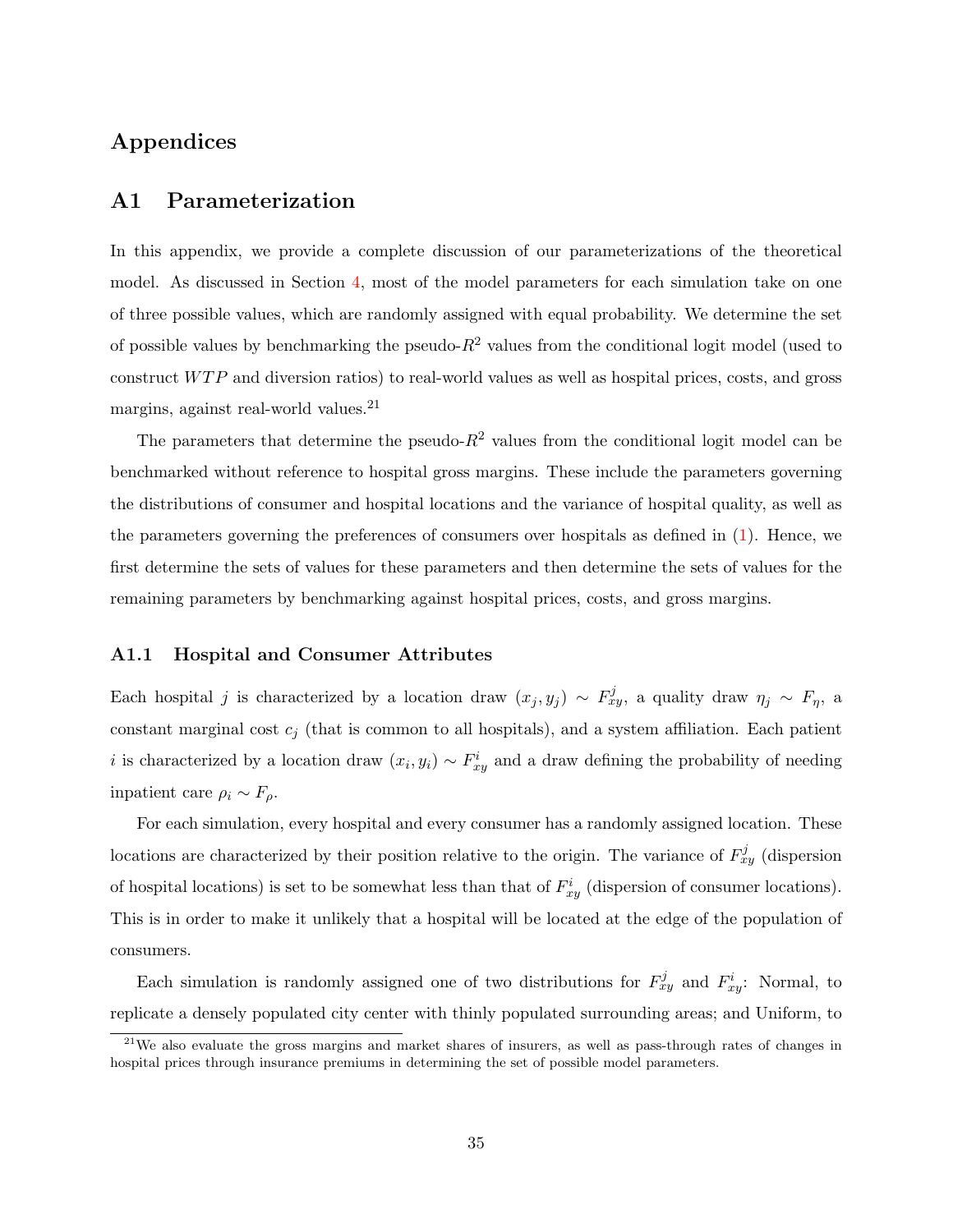# Appendices

## A1 Parameterization

In this appendix, we provide a complete discussion of our parameterizations of the theoretical model. As discussed in Section 4, most of the model parameters for each simulation take on one of three possible values, which are randomly assigned with equal probability. We determine the set of possible values by benchmarking the pseudo-$R^2$ values from the conditional logit model (used to construct $WTP$ and diversion ratios) to real-world values as well as hospital prices, costs, and gross margins, against real-world values.[21]

The parameters that determine the pseudo-$R^2$ values from the conditional logit model can be benchmarked without reference to hospital gross margins. These include the parameters governing the distributions of consumer and hospital locations and the variance of hospital quality, as well as the parameters governing the preferences of consumers over hospitals as defined in (1). Hence, we first determine the sets of values for these parameters and then determine the sets of values for the remaining parameters by benchmarking against hospital prices, costs, and gross margins.

### A1.1 Hospital and Consumer Attributes

Each hospital $j$ is characterized by a location draw $(x_j, y_j) \sim F_{xy}^j$, a quality draw $\eta_j \sim F_\eta$, a constant marginal cost $c_j$ (that is common to all hospitals), and a system affiliation. Each patient $i$ is characterized by a location draw $(x_i, y_i) \sim F_{xy}^i$ and a draw defining the probability of needing inpatient care $\rho_i \sim F_\rho$.

For each simulation, every hospital and every consumer has a randomly assigned location. These locations are characterized by their position relative to the origin. The variance of $F_{xy}^j$ (dispersion of hospital locations) is set to be somewhat less than that of $F_{xy}^i$ (dispersion of consumer locations). This is in order to make it unlikely that a hospital will be located at the edge of the population of consumers.

Each simulation is randomly assigned one of two distributions for $F_{xy}^j$ and $F_{xy}^i$: Normal, to replicate a densely populated city center with thinly populated surrounding areas; and Uniform, to

[21] We also evaluate the gross margins and market shares of insurers, as well as pass-through rates of changes in hospital prices through insurance premiums in determining the set of possible model parameters.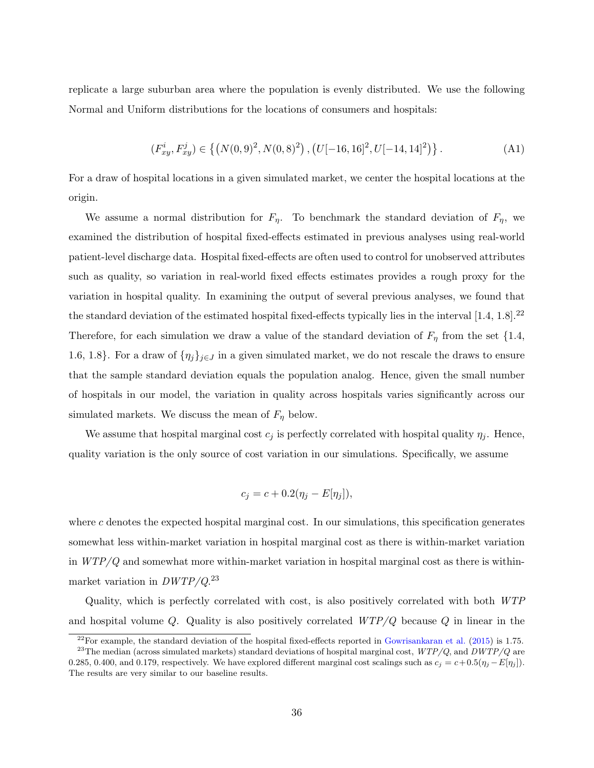replicate a large suburban area where the population is evenly distributed. We use the following Normal and Uniform distributions for the locations of consumers and hospitals:

$$(F^i_{xy}, F^j_{xy}) \in \left\{ \left(N(0,9)^2, N(0,8)^2\right), \left(U[-16,16]^2, U[-14,14]^2\right) \right\}. \tag{A1}$$

For a draw of hospital locations in a given simulated market, we center the hospital locations at the origin.

We assume a normal distribution for $F_\eta$. To benchmark the standard deviation of $F_\eta$, we examined the distribution of hospital fixed-effects estimated in previous analyses using real-world patient-level discharge data. Hospital fixed-effects are often used to control for unobserved attributes such as quality, so variation in real-world fixed effects estimates provides a rough proxy for the variation in hospital quality. In examining the output of several previous analyses, we found that the standard deviation of the estimated hospital fixed-effects typically lies in the interval [1.4, 1.8].[22] Therefore, for each simulation we draw a value of the standard deviation of $F_\eta$ from the set {1.4, 1.6, 1.8}. For a draw of $\{\eta_j\}_{j\in J}$ in a given simulated market, we do not rescale the draws to ensure that the sample standard deviation equals the population analog. Hence, given the small number of hospitals in our model, the variation in quality across hospitals varies significantly across our simulated markets. We discuss the mean of $F_\eta$ below.

We assume that hospital marginal cost $c_j$ is perfectly correlated with hospital quality $\eta_j$. Hence, quality variation is the only source of cost variation in our simulations. Specifically, we assume

$$c_j = c + 0.2(\eta_j - E[\eta_j]),$$

where $c$ denotes the expected hospital marginal cost. In our simulations, this specification generates somewhat less within-market variation in hospital marginal cost as there is within-market variation in $WTP/Q$ and somewhat more within-market variation in hospital marginal cost as there is within-market variation in $DWTP/Q$.[23]

Quality, which is perfectly correlated with cost, is also positively correlated with both $WTP$ and hospital volume $Q$. Quality is also positively correlated $WTP/Q$ because $Q$ in linear in the

[22] For example, the standard deviation of the hospital fixed-effects reported in Gowrisankaran et al. (2015) is 1.75.

[23] The median (across simulated markets) standard deviations of hospital marginal cost, $WTP/Q$, and $DWTP/Q$ are 0.285, 0.400, and 0.179, respectively. We have explored different marginal cost scalings such as $c_j = c + 0.5(\eta_j - E[\eta_j])$. The results are very similar to our baseline results.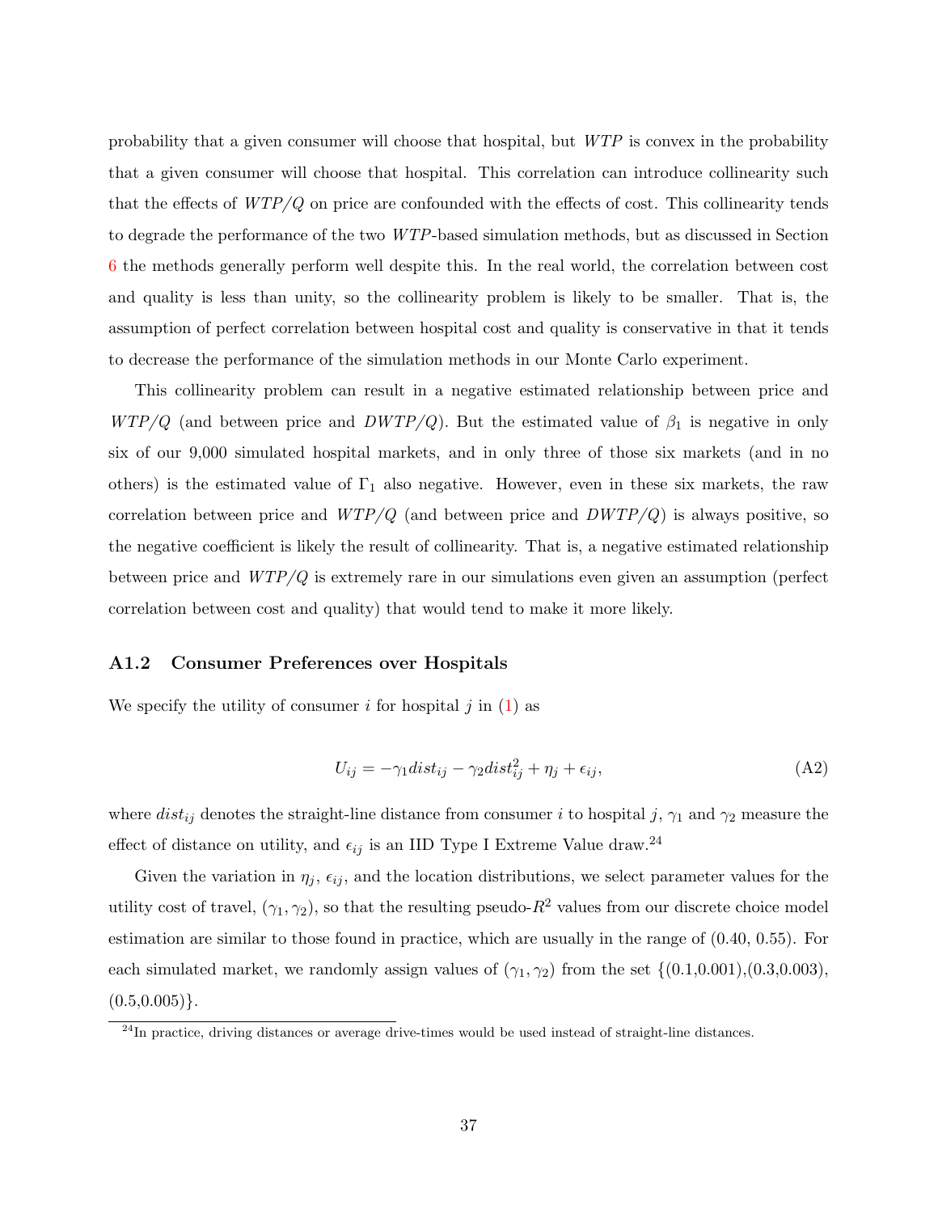probability that a given consumer will choose that hospital, but $WTP$ is convex in the probability that a given consumer will choose that hospital. This correlation can introduce collinearity such that the effects of $WTP/Q$ on price are confounded with the effects of cost. This collinearity tends to degrade the performance of the two $WTP$-based simulation methods, but as discussed in Section 6 the methods generally perform well despite this. In the real world, the correlation between cost and quality is less than unity, so the collinearity problem is likely to be smaller. That is, the assumption of perfect correlation between hospital cost and quality is conservative in that it tends to decrease the performance of the simulation methods in our Monte Carlo experiment.

This collinearity problem can result in a negative estimated relationship between price and $WTP/Q$ (and between price and $DWTP/Q$). But the estimated value of $\beta_1$ is negative in only six of our 9,000 simulated hospital markets, and in only three of those six markets (and in no others) is the estimated value of $\Gamma_1$ also negative. However, even in these six markets, the raw correlation between price and $WTP/Q$ (and between price and $DWTP/Q$) is always positive, so the negative coefficient is likely the result of collinearity. That is, a negative estimated relationship between price and $WTP/Q$ is extremely rare in our simulations even given an assumption (perfect correlation between cost and quality) that would tend to make it more likely.

### A1.2 Consumer Preferences over Hospitals

We specify the utility of consumer $i$ for hospital $j$ in (1) as

$$U_{ij} = -\gamma_1 dist_{ij} - \gamma_2 dist_{ij}^2 + \eta_j + \epsilon_{ij}, \tag{A2}$$

where $dist_{ij}$ denotes the straight-line distance from consumer $i$ to hospital $j$, $\gamma_1$ and $\gamma_2$ measure the effect of distance on utility, and $\epsilon_{ij}$ is an IID Type I Extreme Value draw.[24]

Given the variation in $\eta_j$, $\epsilon_{ij}$, and the location distributions, we select parameter values for the utility cost of travel, $(\gamma_1, \gamma_2)$, so that the resulting pseudo-$R^2$ values from our discrete choice model estimation are similar to those found in practice, which are usually in the range of (0.40, 0.55). For each simulated market, we randomly assign values of $(\gamma_1, \gamma_2)$ from the set $\{(0.1,0.001),(0.3,0.003),(0.5,0.005)\}$.

[24] In practice, driving distances or average drive-times would be used instead of straight-line distances.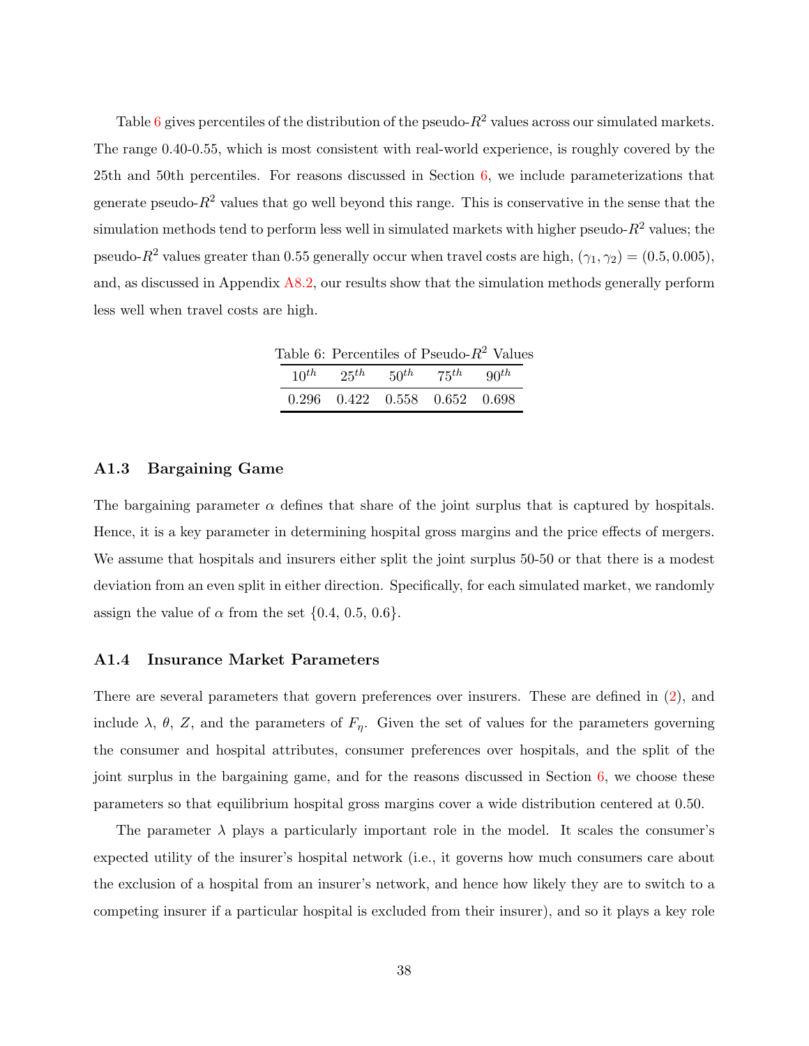Table 6 gives percentiles of the distribution of the pseudo-$R^2$ values across our simulated markets. The range 0.40-0.55, which is most consistent with real-world experience, is roughly covered by the 25th and 50th percentiles. For reasons discussed in Section 6, we include parameterizations that generate pseudo-$R^2$ values that go well beyond this range. This is conservative in the sense that the simulation methods tend to perform less well in simulated markets with higher pseudo-$R^2$ values; the pseudo-$R^2$ values greater than 0.55 generally occur when travel costs are high, $(\gamma_1, \gamma_2) = (0.5, 0.005)$, and, as discussed in Appendix A8.2, our results show that the simulation methods generally perform less well when travel costs are high.

Table 6: Percentiles of Pseudo-$R^2$ Values

| $10^{th}$ | $25^{th}$ | $50^{th}$ | $75^{th}$ | $90^{th}$ |
|---|---|---|---|---|
| 0.296 | 0.422 | 0.558 | 0.652 | 0.698 |

### A1.3 Bargaining Game

The bargaining parameter $\alpha$ defines that share of the joint surplus that is captured by hospitals. Hence, it is a key parameter in determining hospital gross margins and the price effects of mergers. We assume that hospitals and insurers either split the joint surplus 50-50 or that there is a modest deviation from an even split in either direction. Specifically, for each simulated market, we randomly assign the value of $\alpha$ from the set $\{0.4, 0.5, 0.6\}$.

### A1.4 Insurance Market Parameters

There are several parameters that govern preferences over insurers. These are defined in (2), and include $\lambda$, $\theta$, $Z$, and the parameters of $F_\eta$. Given the set of values for the parameters governing the consumer and hospital attributes, consumer preferences over hospitals, and the split of the joint surplus in the bargaining game, and for the reasons discussed in Section 6, we choose these parameters so that equilibrium hospital gross margins cover a wide distribution centered at 0.50.

The parameter $\lambda$ plays a particularly important role in the model. It scales the consumer's expected utility of the insurer's hospital network (i.e., it governs how much consumers care about the exclusion of a hospital from an insurer's network, and hence how likely they are to switch to a competing insurer if a particular hospital is excluded from their insurer), and so it plays a key role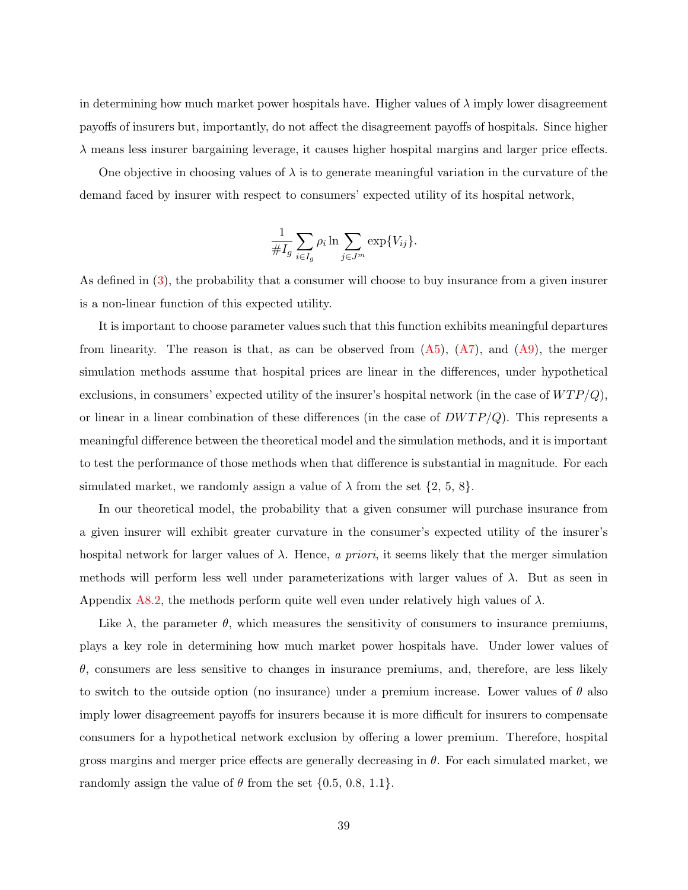in determining how much market power hospitals have. Higher values of $\lambda$ imply lower disagreement payoffs of insurers but, importantly, do not affect the disagreement payoffs of hospitals. Since higher $\lambda$ means less insurer bargaining leverage, it causes higher hospital margins and larger price effects.

One objective in choosing values of $\lambda$ is to generate meaningful variation in the curvature of the demand faced by insurer with respect to consumers' expected utility of its hospital network,

$$\frac{1}{\#I_g} \sum_{i \in I_g} \rho_i \ln \sum_{j \in J^m} \exp\{V_{ij}\}.$$

As defined in (3), the probability that a consumer will choose to buy insurance from a given insurer is a non-linear function of this expected utility.

It is important to choose parameter values such that this function exhibits meaningful departures from linearity. The reason is that, as can be observed from (A5), (A7), and (A9), the merger simulation methods assume that hospital prices are linear in the differences, under hypothetical exclusions, in consumers' expected utility of the insurer's hospital network (in the case of $WTP/Q$), or linear in a linear combination of these differences (in the case of $DWTP/Q$). This represents a meaningful difference between the theoretical model and the simulation methods, and it is important to test the performance of those methods when that difference is substantial in magnitude. For each simulated market, we randomly assign a value of $\lambda$ from the set $\{2, 5, 8\}$.

In our theoretical model, the probability that a given consumer will purchase insurance from a given insurer will exhibit greater curvature in the consumer's expected utility of the insurer's hospital network for larger values of $\lambda$. Hence, *a priori*, it seems likely that the merger simulation methods will perform less well under parameterizations with larger values of $\lambda$. But as seen in Appendix A8.2, the methods perform quite well even under relatively high values of $\lambda$.

Like $\lambda$, the parameter $\theta$, which measures the sensitivity of consumers to insurance premiums, plays a key role in determining how much market power hospitals have. Under lower values of $\theta$, consumers are less sensitive to changes in insurance premiums, and, therefore, are less likely to switch to the outside option (no insurance) under a premium increase. Lower values of $\theta$ also imply lower disagreement payoffs for insurers because it is more difficult for insurers to compensate consumers for a hypothetical network exclusion by offering a lower premium. Therefore, hospital gross margins and merger price effects are generally decreasing in $\theta$. For each simulated market, we randomly assign the value of $\theta$ from the set $\{0.5, 0.8, 1.1\}$.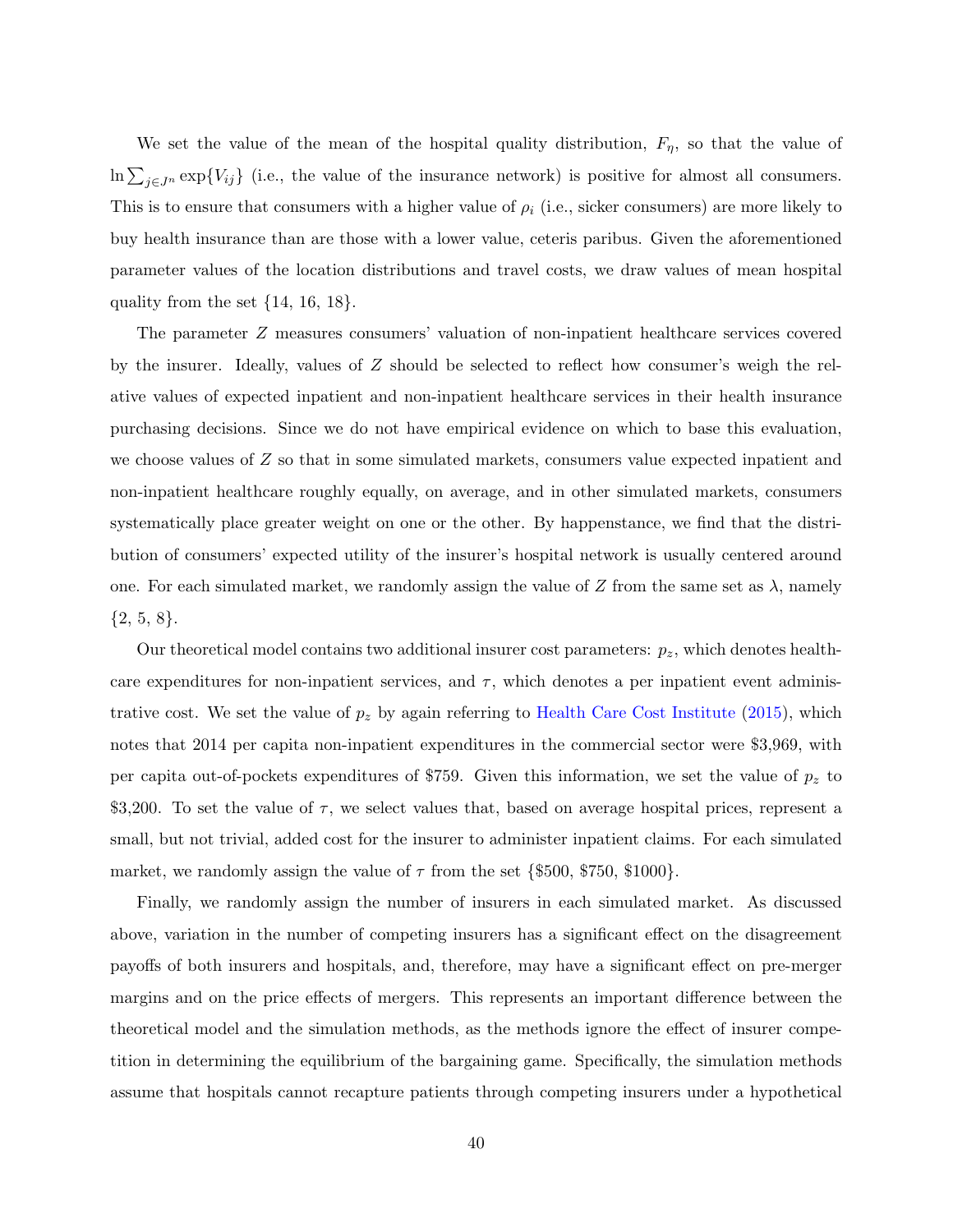We set the value of the mean of the hospital quality distribution, $F_\eta$, so that the value of $\ln \sum_{j \in J^n} \exp\{V_{ij}\}$ (i.e., the value of the insurance network) is positive for almost all consumers. This is to ensure that consumers with a higher value of $\rho_i$ (i.e., sicker consumers) are more likely to buy health insurance than are those with a lower value, ceteris paribus. Given the aforementioned parameter values of the location distributions and travel costs, we draw values of mean hospital quality from the set {14, 16, 18}.

The parameter $Z$ measures consumers' valuation of non-inpatient healthcare services covered by the insurer. Ideally, values of $Z$ should be selected to reflect how consumer's weigh the relative values of expected inpatient and non-inpatient healthcare services in their health insurance purchasing decisions. Since we do not have empirical evidence on which to base this evaluation, we choose values of $Z$ so that in some simulated markets, consumers value expected inpatient and non-inpatient healthcare roughly equally, on average, and in other simulated markets, consumers systematically place greater weight on one or the other. By happenstance, we find that the distribution of consumers' expected utility of the insurer's hospital network is usually centered around one. For each simulated market, we randomly assign the value of $Z$ from the same set as $\lambda$, namely {2, 5, 8}.

Our theoretical model contains two additional insurer cost parameters: $p_z$, which denotes healthcare expenditures for non-inpatient services, and $\tau$, which denotes a per inpatient event administrative cost. We set the value of $p_z$ by again referring to Health Care Cost Institute (2015), which notes that 2014 per capita non-inpatient expenditures in the commercial sector were \$3,969, with per capita out-of-pockets expenditures of \$759. Given this information, we set the value of $p_z$ to \$3,200. To set the value of $\tau$, we select values that, based on average hospital prices, represent a small, but not trivial, added cost for the insurer to administer inpatient claims. For each simulated market, we randomly assign the value of $\tau$ from the set {\$500, \$750, \$1000}.

Finally, we randomly assign the number of insurers in each simulated market. As discussed above, variation in the number of competing insurers has a significant effect on the disagreement payoffs of both insurers and hospitals, and, therefore, may have a significant effect on pre-merger margins and on the price effects of mergers. This represents an important difference between the theoretical model and the simulation methods, as the methods ignore the effect of insurer competition in determining the equilibrium of the bargaining game. Specifically, the simulation methods assume that hospitals cannot recapture patients through competing insurers under a hypothetical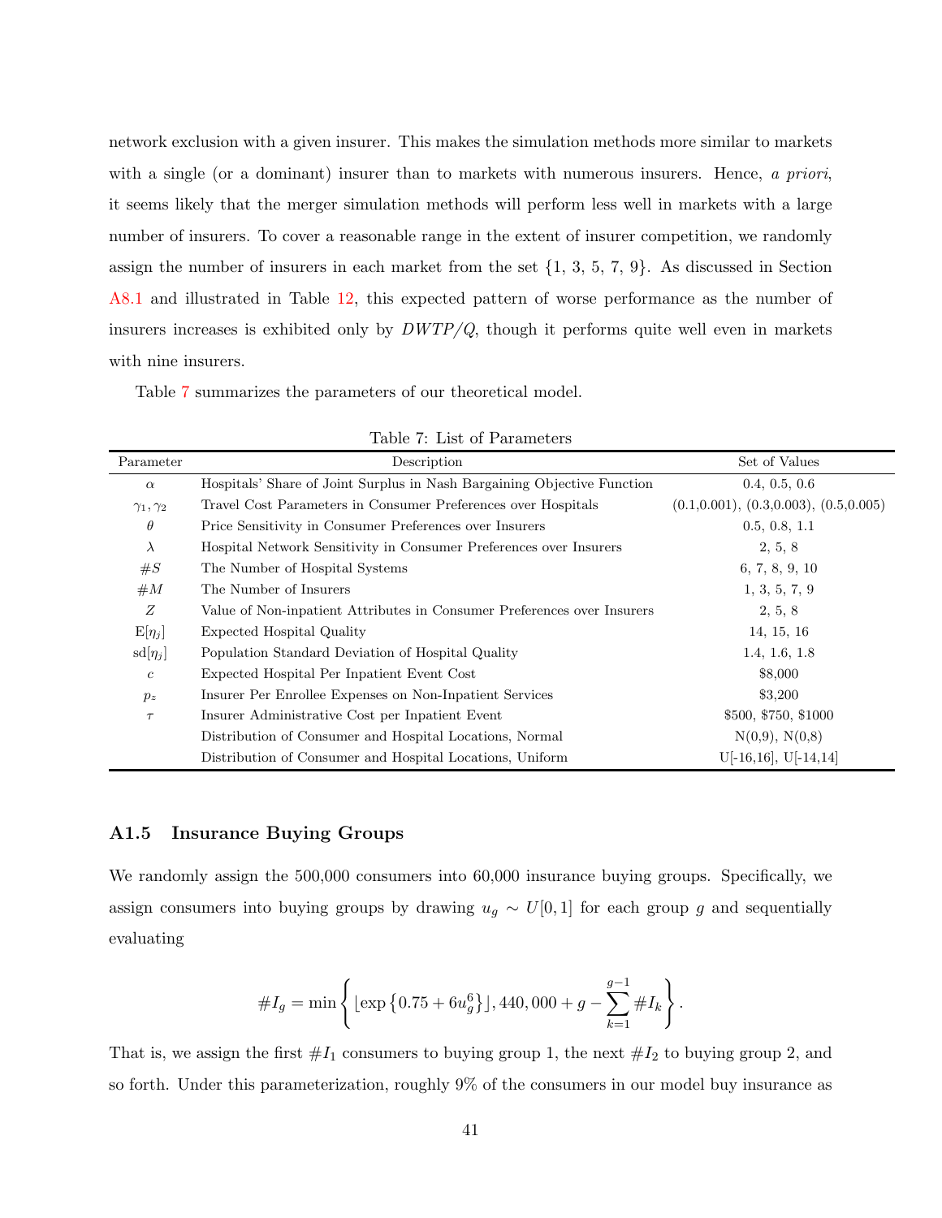network exclusion with a given insurer. This makes the simulation methods more similar to markets with a single (or a dominant) insurer than to markets with numerous insurers. Hence, *a priori*, it seems likely that the merger simulation methods will perform less well in markets with a large number of insurers. To cover a reasonable range in the extent of insurer competition, we randomly assign the number of insurers in each market from the set {1, 3, 5, 7, 9}. As discussed in Section A8.1 and illustrated in Table 12, this expected pattern of worse performance as the number of insurers increases is exhibited only by $DWTP/Q$, though it performs quite well even in markets with nine insurers.

Table 7 summarizes the parameters of our theoretical model.

Table 7: List of Parameters

| Parameter | Description | Set of Values |
|---|---|---|
| $\alpha$ | Hospitals' Share of Joint Surplus in Nash Bargaining Objective Function | 0.4, 0.5, 0.6 |
| $\gamma_1, \gamma_2$ | Travel Cost Parameters in Consumer Preferences over Hospitals | (0.1,0.001), (0.3,0.003), (0.5,0.005) |
| $\theta$ | Price Sensitivity in Consumer Preferences over Insurers | 0.5, 0.8, 1.1 |
| $\lambda$ | Hospital Network Sensitivity in Consumer Preferences over Insurers | 2, 5, 8 |
| $\#S$ | The Number of Hospital Systems | 6, 7, 8, 9, 10 |
| $\#M$ | The Number of Insurers | 1, 3, 5, 7, 9 |
| $Z$ | Value of Non-inpatient Attributes in Consumer Preferences over Insurers | 2, 5, 8 |
| $\text{E}[\eta_j]$ | Expected Hospital Quality | 14, 15, 16 |
| $\text{sd}[\eta_j]$ | Population Standard Deviation of Hospital Quality | 1.4, 1.6, 1.8 |
| $c$ | Expected Hospital Per Inpatient Event Cost | \$8,000 |
| $p_z$ | Insurer Per Enrollee Expenses on Non-Inpatient Services | \$3,200 |
| $\tau$ | Insurer Administrative Cost per Inpatient Event | \$500, \$750, \$1000 |
| | Distribution of Consumer and Hospital Locations, Normal | N(0,9), N(0,8) |
| | Distribution of Consumer and Hospital Locations, Uniform | U[-16,16], U[-14,14] |

## A1.5 Insurance Buying Groups

We randomly assign the 500,000 consumers into 60,000 insurance buying groups. Specifically, we assign consumers into buying groups by drawing $u_g \sim U[0,1]$ for each group $g$ and sequentially evaluating

$$\#I_g = \min\left\{\lfloor \exp\left\{0.75 + 6u_g^6\right\}\rfloor, 440,000 + g - \sum_{k=1}^{g-1} \#I_k\right\}.$$

That is, we assign the first $\#I_1$ consumers to buying group 1, the next $\#I_2$ to buying group 2, and so forth. Under this parameterization, roughly 9% of the consumers in our model buy insurance as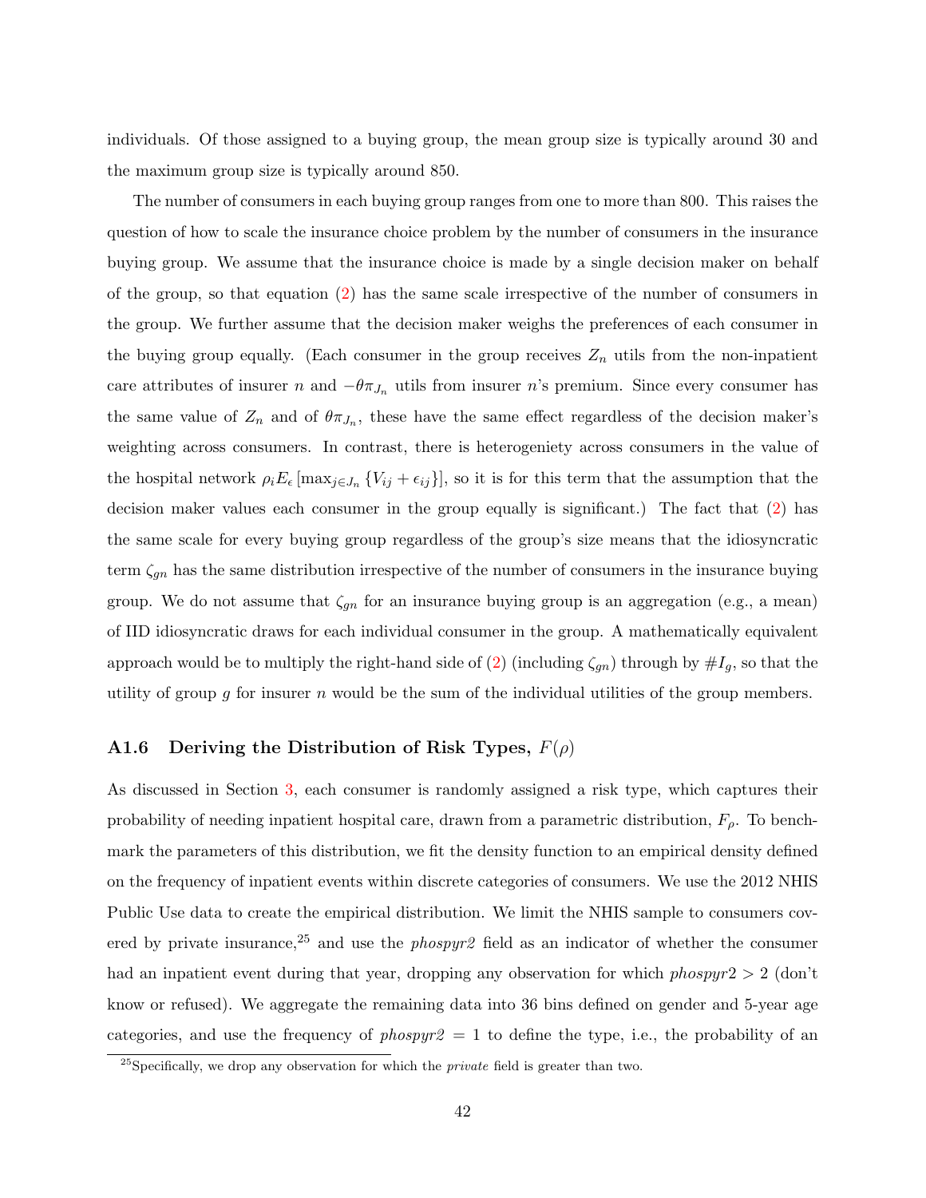individuals. Of those assigned to a buying group, the mean group size is typically around 30 and the maximum group size is typically around 850.

The number of consumers in each buying group ranges from one to more than 800. This raises the question of how to scale the insurance choice problem by the number of consumers in the insurance buying group. We assume that the insurance choice is made by a single decision maker on behalf of the group, so that equation (2) has the same scale irrespective of the number of consumers in the group. We further assume that the decision maker weighs the preferences of each consumer in the buying group equally. (Each consumer in the group receives $Z_n$ utils from the non-inpatient care attributes of insurer $n$ and $-\theta\pi_{J_n}$ utils from insurer $n$'s premium. Since every consumer has the same value of $Z_n$ and of $\theta\pi_{J_n}$, these have the same effect regardless of the decision maker's weighting across consumers. In contrast, there is heterogeneity across consumers in the value of the hospital network $\rho_i E_\epsilon \left[\max_{j \in J_n} \{V_{ij} + \epsilon_{ij}\}\right]$, so it is for this term that the assumption that the decision maker values each consumer in the group equally is significant.) The fact that (2) has the same scale for every buying group regardless of the group's size means that the idiosyncratic term $\zeta_{gn}$ has the same distribution irrespective of the number of consumers in the insurance buying group. We do not assume that $\zeta_{gn}$ for an insurance buying group is an aggregation (e.g., a mean) of IID idiosyncratic draws for each individual consumer in the group. A mathematically equivalent approach would be to multiply the right-hand side of (2) (including $\zeta_{gn}$) through by $\#I_g$, so that the utility of group $g$ for insurer $n$ would be the sum of the individual utilities of the group members.

### A1.6 Deriving the Distribution of Risk Types, $F(\rho)$

As discussed in Section 3, each consumer is randomly assigned a risk type, which captures their probability of needing inpatient hospital care, drawn from a parametric distribution, $F_\rho$. To benchmark the parameters of this distribution, we fit the density function to an empirical density defined on the frequency of inpatient events within discrete categories of consumers. We use the 2012 NHIS Public Use data to create the empirical distribution. We limit the NHIS sample to consumers covered by private insurance,[25] and use the *phospyr2* field as an indicator of whether the consumer had an inpatient event during that year, dropping any observation for which *phospyr*2 $> 2$ (don't know or refused). We aggregate the remaining data into 36 bins defined on gender and 5-year age categories, and use the frequency of *phospyr2* $= 1$ to define the type, i.e., the probability of an

[25] Specifically, we drop any observation for which the *private* field is greater than two.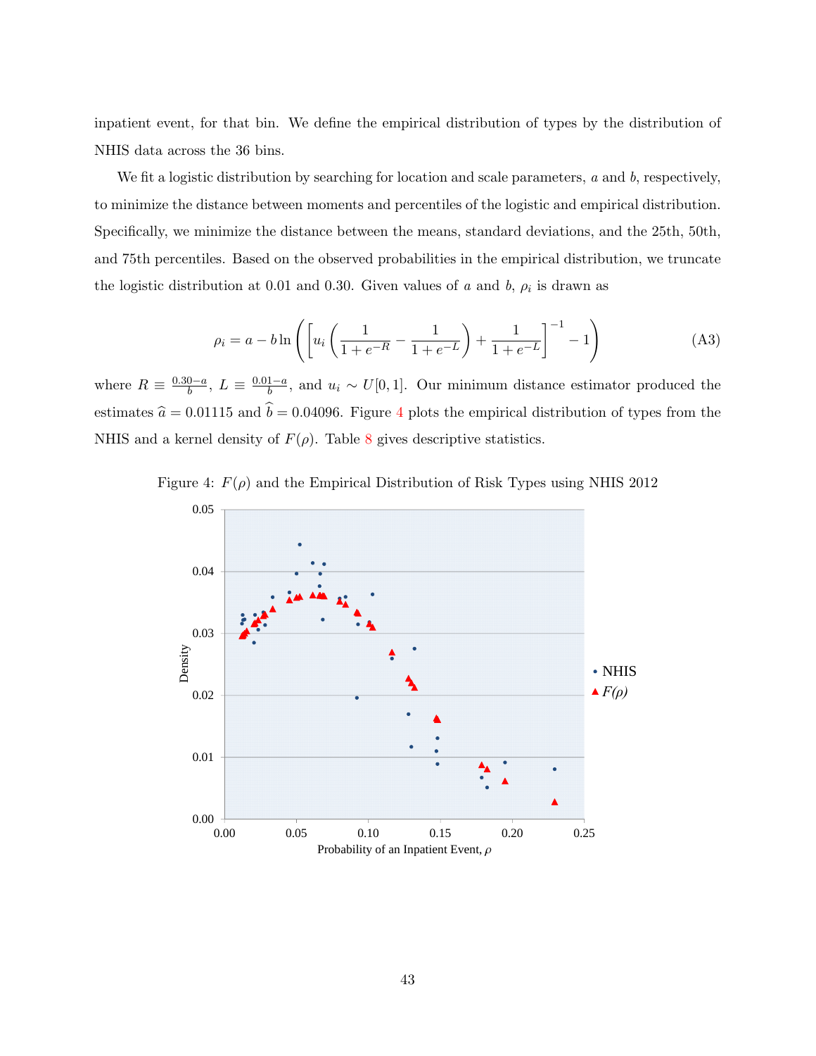inpatient event, for that bin. We define the empirical distribution of types by the distribution of NHIS data across the 36 bins.

We fit a logistic distribution by searching for location and scale parameters, $a$ and $b$, respectively, to minimize the distance between moments and percentiles of the logistic and empirical distribution. Specifically, we minimize the distance between the means, standard deviations, and the 25th, 50th, and 75th percentiles. Based on the observed probabilities in the empirical distribution, we truncate the logistic distribution at 0.01 and 0.30. Given values of $a$ and $b$, $\rho_i$ is drawn as

$$\rho_i = a - b \ln \left( \left[ u_i \left( \frac{1}{1+e^{-R}} - \frac{1}{1+e^{-L}} \right) + \frac{1}{1+e^{-L}} \right]^{-1} - 1 \right) \tag{A3}$$

where $R \equiv \frac{0.30-a}{b}$, $L \equiv \frac{0.01-a}{b}$, and $u_i \sim U[0,1]$. Our minimum distance estimator produced the estimates $\widehat{a} = 0.01115$ and $\widehat{b} = 0.04096$. Figure 4 plots the empirical distribution of types from the NHIS and a kernel density of $F(\rho)$. Table 8 gives descriptive statistics.

Figure 4: $F(\rho)$ and the Empirical Distribution of Risk Types using NHIS 2012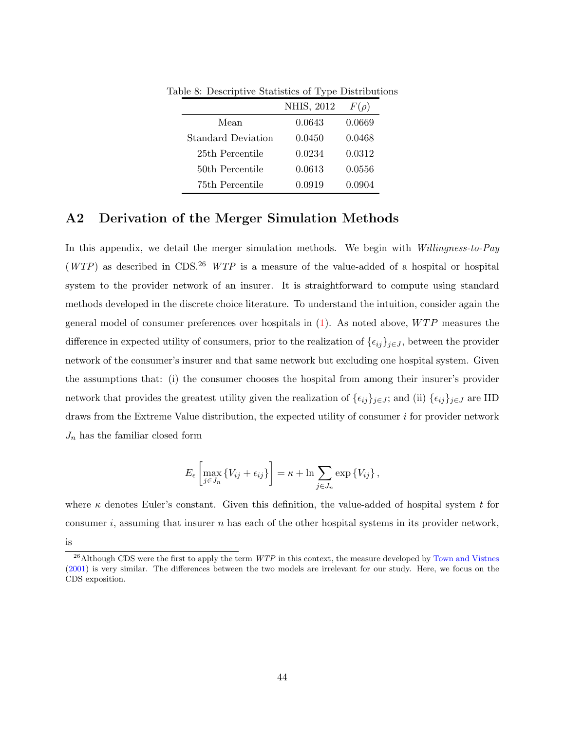Table 8: Descriptive Statistics of Type Distributions

| | NHIS, 2012 | $F(\rho)$ |
|---|---|---|
| Mean | 0.0643 | 0.0669 |
| Standard Deviation | 0.0450 | 0.0468 |
| 25th Percentile | 0.0234 | 0.0312 |
| 50th Percentile | 0.0613 | 0.0556 |
| 75th Percentile | 0.0919 | 0.0904 |

## A2 Derivation of the Merger Simulation Methods

In this appendix, we detail the merger simulation methods. We begin with *Willingness-to-Pay* (*WTP*) as described in CDS.[26] *WTP* is a measure of the value-added of a hospital or hospital system to the provider network of an insurer. It is straightforward to compute using standard methods developed in the discrete choice literature. To understand the intuition, consider again the general model of consumer preferences over hospitals in (1). As noted above, *WTP* measures the difference in expected utility of consumers, prior to the realization of $\{\epsilon_{ij}\}_{j\in J}$, between the provider network of the consumer's insurer and that same network but excluding one hospital system. Given the assumptions that: (i) the consumer chooses the hospital from among their insurer's provider network that provides the greatest utility given the realization of $\{\epsilon_{ij}\}_{j\in J}$; and (ii) $\{\epsilon_{ij}\}_{j\in J}$ are IID draws from the Extreme Value distribution, the expected utility of consumer $i$ for provider network $J_n$ has the familiar closed form

$$E_{\epsilon}\left[\max_{j\in J_n}\{V_{ij}+\epsilon_{ij}\}\right]=\kappa+\ln\sum_{j\in J_n}\exp\{V_{ij}\},$$

where $\kappa$ denotes Euler's constant. Given this definition, the value-added of hospital system $t$ for consumer $i$, assuming that insurer $n$ has each of the other hospital systems in its provider network, is

[26] Although CDS were the first to apply the term *WTP* in this context, the measure developed by Town and Vistnes (2001) is very similar. The differences between the two models are irrelevant for our study. Here, we focus on the CDS exposition.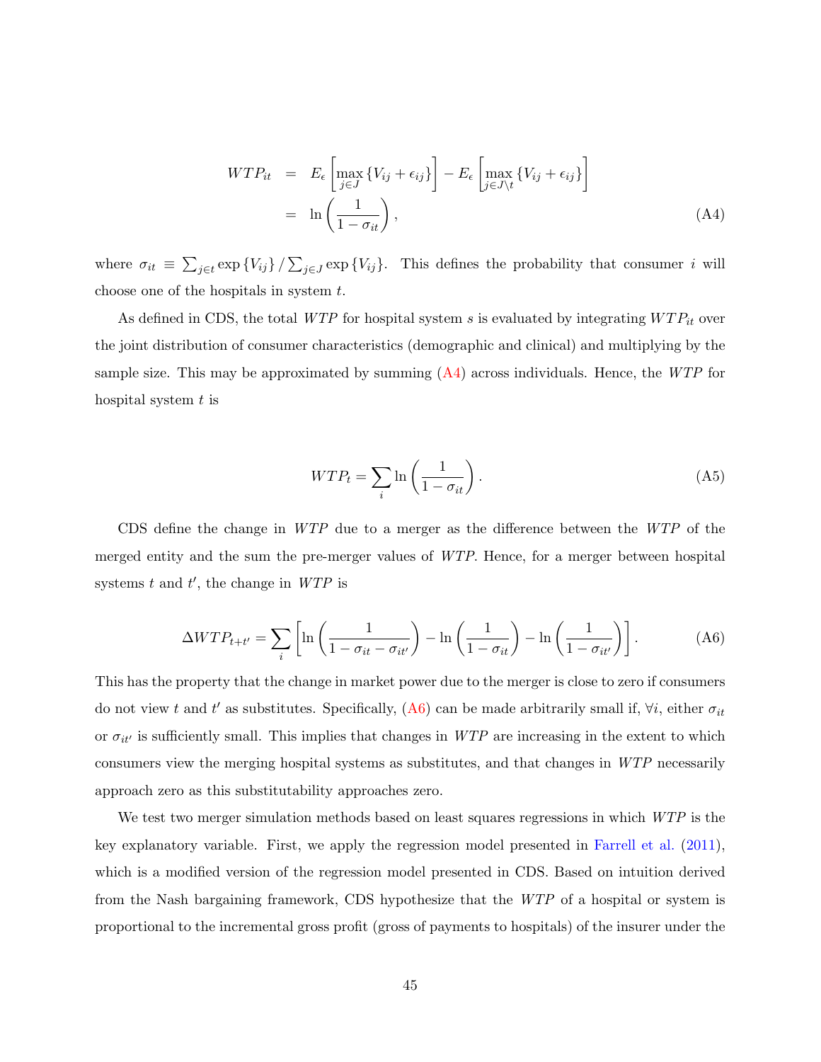$$
\begin{aligned}
WTP_{it} &= E_{\epsilon}\left[\max_{j \in J}\{V_{ij} + \epsilon_{ij}\}\right] - E_{\epsilon}\left[\max_{j \in J \setminus t}\{V_{ij} + \epsilon_{ij}\}\right] \\
&= \ln\left(\frac{1}{1-\sigma_{it}}\right),
\end{aligned}
\tag{A4}
$$

where $\sigma_{it} \equiv \sum_{j \in t} \exp\{V_{ij}\} / \sum_{j \in J} \exp\{V_{ij}\}$. This defines the probability that consumer $i$ will choose one of the hospitals in system $t$.

As defined in CDS, the total $WTP$ for hospital system $s$ is evaluated by integrating $WTP_{it}$ over the joint distribution of consumer characteristics (demographic and clinical) and multiplying by the sample size. This may be approximated by summing (A4) across individuals. Hence, the $WTP$ for hospital system $t$ is

$$
WTP_t = \sum_i \ln\left(\frac{1}{1-\sigma_{it}}\right). \tag{A5}
$$

CDS define the change in $WTP$ due to a merger as the difference between the $WTP$ of the merged entity and the sum the pre-merger values of $WTP$. Hence, for a merger between hospital systems $t$ and $t'$, the change in $WTP$ is

$$
\Delta WTP_{t+t'} = \sum_i \left[\ln\left(\frac{1}{1-\sigma_{it}-\sigma_{it'}}\right) - \ln\left(\frac{1}{1-\sigma_{it}}\right) - \ln\left(\frac{1}{1-\sigma_{it'}}\right)\right]. \tag{A6}
$$

This has the property that the change in market power due to the merger is close to zero if consumers do not view $t$ and $t'$ as substitutes. Specifically, (A6) can be made arbitrarily small if, $\forall i$, either $\sigma_{it}$ or $\sigma_{it'}$ is sufficiently small. This implies that changes in $WTP$ are increasing in the extent to which consumers view the merging hospital systems as substitutes, and that changes in $WTP$ necessarily approach zero as this substitutability approaches zero.

We test two merger simulation methods based on least squares regressions in which $WTP$ is the key explanatory variable. First, we apply the regression model presented in Farrell et al. (2011), which is a modified version of the regression model presented in CDS. Based on intuition derived from the Nash bargaining framework, CDS hypothesize that the $WTP$ of a hospital or system is proportional to the incremental gross profit (gross of payments to hospitals) of the insurer under the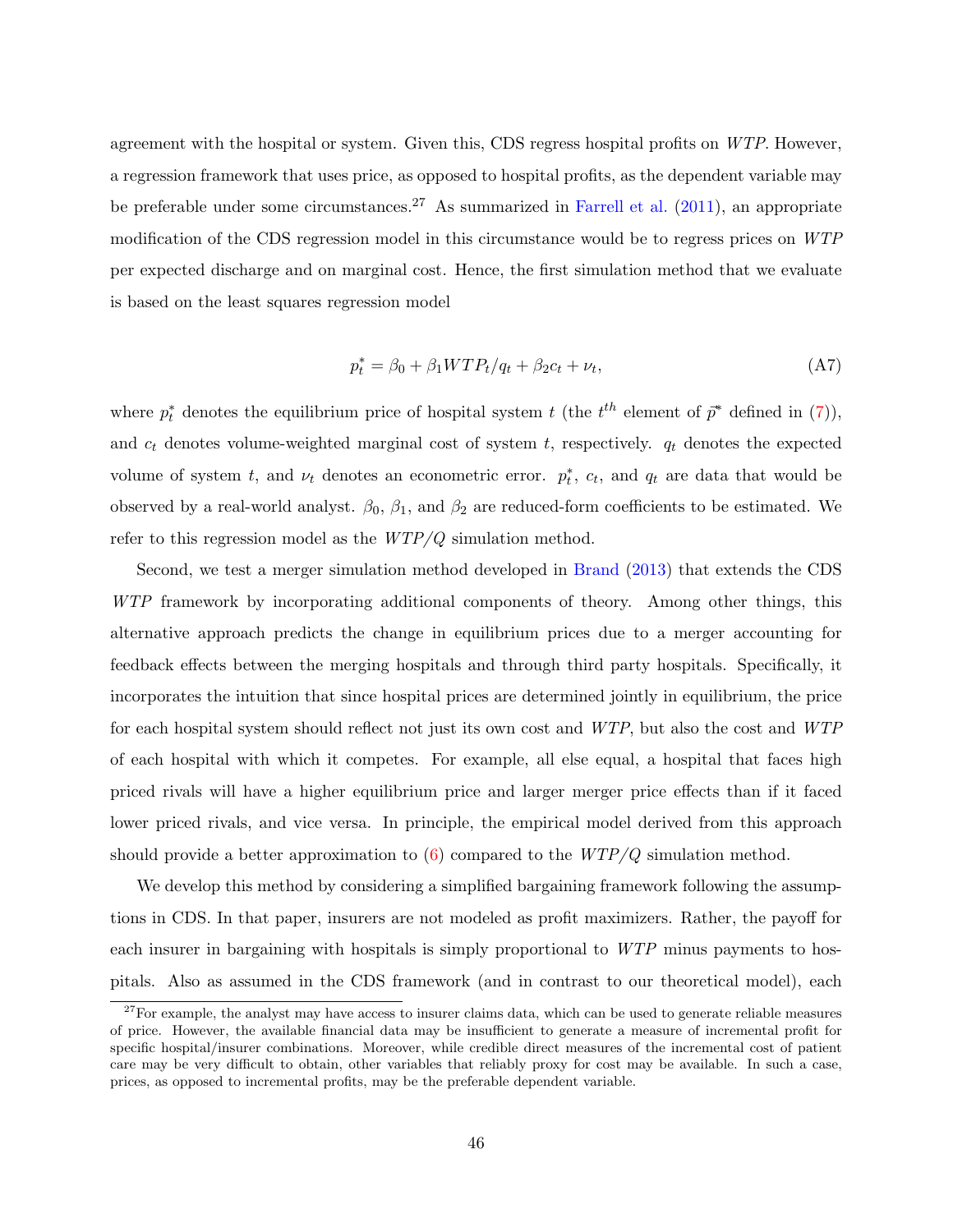agreement with the hospital or system. Given this, CDS regress hospital profits on *WTP*. However, a regression framework that uses price, as opposed to hospital profits, as the dependent variable may be preferable under some circumstances.[27] As summarized in Farrell et al. (2011), an appropriate modification of the CDS regression model in this circumstance would be to regress prices on *WTP* per expected discharge and on marginal cost. Hence, the first simulation method that we evaluate is based on the least squares regression model

$$p_t^* = \beta_0 + \beta_1 WTP_t/q_t + \beta_2 c_t + \nu_t, \tag{A7}$$

where $p_t^*$ denotes the equilibrium price of hospital system $t$ (the $t^{th}$ element of $\vec{p}^*$ defined in (7)), and $c_t$ denotes volume-weighted marginal cost of system $t$, respectively. $q_t$ denotes the expected volume of system $t$, and $\nu_t$ denotes an econometric error. $p_t^*$, $c_t$, and $q_t$ are data that would be observed by a real-world analyst. $\beta_0$, $\beta_1$, and $\beta_2$ are reduced-form coefficients to be estimated. We refer to this regression model as the *WTP/Q* simulation method.

Second, we test a merger simulation method developed in Brand (2013) that extends the CDS *WTP* framework by incorporating additional components of theory. Among other things, this alternative approach predicts the change in equilibrium prices due to a merger accounting for feedback effects between the merging hospitals and through third party hospitals. Specifically, it incorporates the intuition that since hospital prices are determined jointly in equilibrium, the price for each hospital system should reflect not just its own cost and *WTP*, but also the cost and *WTP* of each hospital with which it competes. For example, all else equal, a hospital that faces high priced rivals will have a higher equilibrium price and larger merger price effects than if it faced lower priced rivals, and vice versa. In principle, the empirical model derived from this approach should provide a better approximation to (6) compared to the *WTP/Q* simulation method.

We develop this method by considering a simplified bargaining framework following the assumptions in CDS. In that paper, insurers are not modeled as profit maximizers. Rather, the payoff for each insurer in bargaining with hospitals is simply proportional to *WTP* minus payments to hospitals. Also as assumed in the CDS framework (and in contrast to our theoretical model), each

[27] For example, the analyst may have access to insurer claims data, which can be used to generate reliable measures of price. However, the available financial data may be insufficient to generate a measure of incremental profit for specific hospital/insurer combinations. Moreover, while credible direct measures of the incremental cost of patient care may be very difficult to obtain, other variables that reliably proxy for cost may be available. In such a case, prices, as opposed to incremental profits, may be the preferable dependent variable.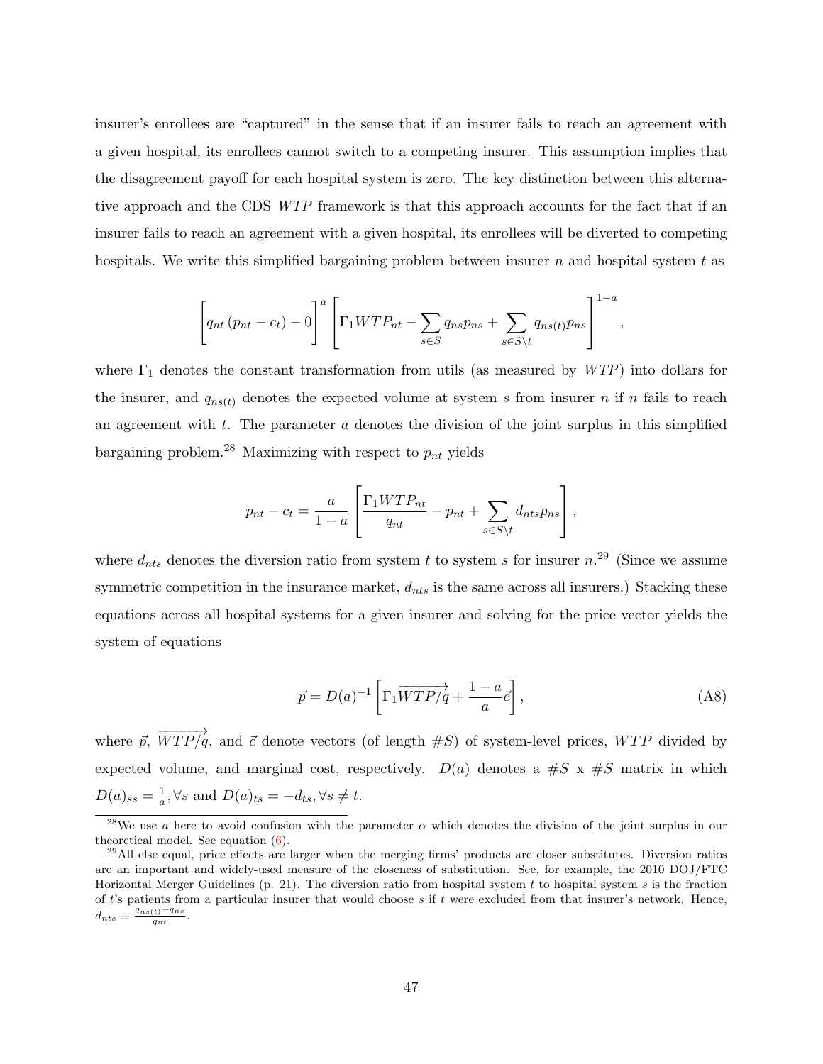insurer's enrollees are "captured" in the sense that if an insurer fails to reach an agreement with a given hospital, its enrollees cannot switch to a competing insurer. This assumption implies that the disagreement payoff for each hospital system is zero. The key distinction between this alternative approach and the CDS *WTP* framework is that this approach accounts for the fact that if an insurer fails to reach an agreement with a given hospital, its enrollees will be diverted to competing hospitals. We write this simplified bargaining problem between insurer $n$ and hospital system $t$ as

$$\left[q_{nt}\left(p_{nt}-c_{t}\right)-0\right]^{a}\left[\Gamma_{1}WTP_{nt}-\sum_{s\in S}q_{ns}p_{ns}+\sum_{s\in S\setminus t}q_{ns(t)}p_{ns}\right]^{1-a},$$

where $\Gamma_1$ denotes the constant transformation from utils (as measured by *WTP*) into dollars for the insurer, and $q_{ns(t)}$ denotes the expected volume at system $s$ from insurer $n$ if $n$ fails to reach an agreement with $t$. The parameter $a$ denotes the division of the joint surplus in this simplified bargaining problem.[28] Maximizing with respect to $p_{nt}$ yields

$$p_{nt}-c_{t}=\frac{a}{1-a}\left[\frac{\Gamma_{1}WTP_{nt}}{q_{nt}}-p_{nt}+\sum_{s\in S\setminus t}d_{nts}p_{ns}\right],$$

where $d_{nts}$ denotes the diversion ratio from system $t$ to system $s$ for insurer $n$.[29] (Since we assume symmetric competition in the insurance market, $d_{nts}$ is the same across all insurers.) Stacking these equations across all hospital systems for a given insurer and solving for the price vector yields the system of equations

$$\vec{p}=D(a)^{-1}\left[\Gamma_{1}\overrightarrow{WTP/q}+\frac{1-a}{a}\vec{c}\right],\tag{A8}$$

where $\vec{p}$, $\overrightarrow{WTP/q}$, and $\vec{c}$ denote vectors (of length $\#S$) of system-level prices, *WTP* divided by expected volume, and marginal cost, respectively. $D(a)$ denotes a $\#S$ x $\#S$ matrix in which $D(a)_{ss}=\frac{1}{a},\forall s$ and $D(a)_{ts}=-d_{ts},\forall s\neq t$.

---

[28] We use $a$ here to avoid confusion with the parameter $\alpha$ which denotes the division of the joint surplus in our theoretical model. See equation (6).

[29] All else equal, price effects are larger when the merging firms' products are closer substitutes. Diversion ratios are an important and widely-used measure of the closeness of substitution. See, for example, the 2010 DOJ/FTC Horizontal Merger Guidelines (p. 21). The diversion ratio from hospital system $t$ to hospital system $s$ is the fraction of $t$'s patients from a particular insurer that would choose $s$ if $t$ were excluded from that insurer's network. Hence, $d_{nts}\equiv\frac{q_{ns(t)}-q_{ns}}{q_{nt}}$.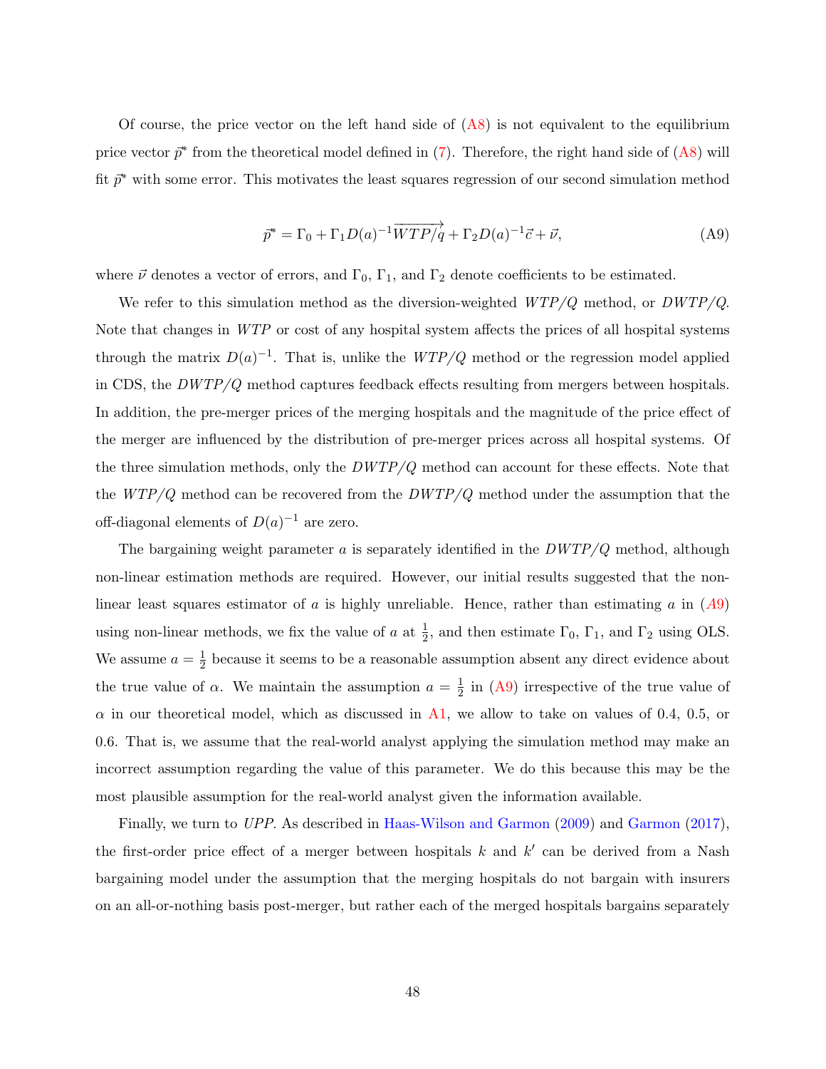Of course, the price vector on the left hand side of (A8) is not equivalent to the equilibrium price vector $\vec{p}^*$ from the theoretical model defined in (7). Therefore, the right hand side of (A8) will fit $\vec{p}^*$ with some error. This motivates the least squares regression of our second simulation method

$$\vec{p}^* = \Gamma_0 + \Gamma_1 D(a)^{-1}\overrightarrow{WTP/q} + \Gamma_2 D(a)^{-1}\vec{c} + \vec{\nu}, \tag{A9}$$

where $\vec{\nu}$ denotes a vector of errors, and $\Gamma_0$, $\Gamma_1$, and $\Gamma_2$ denote coefficients to be estimated.

We refer to this simulation method as the diversion-weighted *WTP/Q* method, or *DWTP/Q*. Note that changes in *WTP* or cost of any hospital system affects the prices of all hospital systems through the matrix $D(a)^{-1}$. That is, unlike the *WTP/Q* method or the regression model applied in CDS, the *DWTP/Q* method captures feedback effects resulting from mergers between hospitals. In addition, the pre-merger prices of the merging hospitals and the magnitude of the price effect of the merger are influenced by the distribution of pre-merger prices across all hospital systems. Of the three simulation methods, only the *DWTP/Q* method can account for these effects. Note that the *WTP/Q* method can be recovered from the *DWTP/Q* method under the assumption that the off-diagonal elements of $D(a)^{-1}$ are zero.

The bargaining weight parameter $a$ is separately identified in the *DWTP/Q* method, although non-linear estimation methods are required. However, our initial results suggested that the non-linear least squares estimator of $a$ is highly unreliable. Hence, rather than estimating $a$ in (A9) using non-linear methods, we fix the value of $a$ at $\frac{1}{2}$, and then estimate $\Gamma_0$, $\Gamma_1$, and $\Gamma_2$ using OLS. We assume $a = \frac{1}{2}$ because it seems to be a reasonable assumption absent any direct evidence about the true value of $\alpha$. We maintain the assumption $a = \frac{1}{2}$ in (A9) irrespective of the true value of $\alpha$ in our theoretical model, which as discussed in A1, we allow to take on values of 0.4, 0.5, or 0.6. That is, we assume that the real-world analyst applying the simulation method may make an incorrect assumption regarding the value of this parameter. We do this because this may be the most plausible assumption for the real-world analyst given the information available.

Finally, we turn to *UPP*. As described in Haas-Wilson and Garmon (2009) and Garmon (2017), the first-order price effect of a merger between hospitals $k$ and $k'$ can be derived from a Nash bargaining model under the assumption that the merging hospitals do not bargain with insurers on an all-or-nothing basis post-merger, but rather each of the merged hospitals bargains separately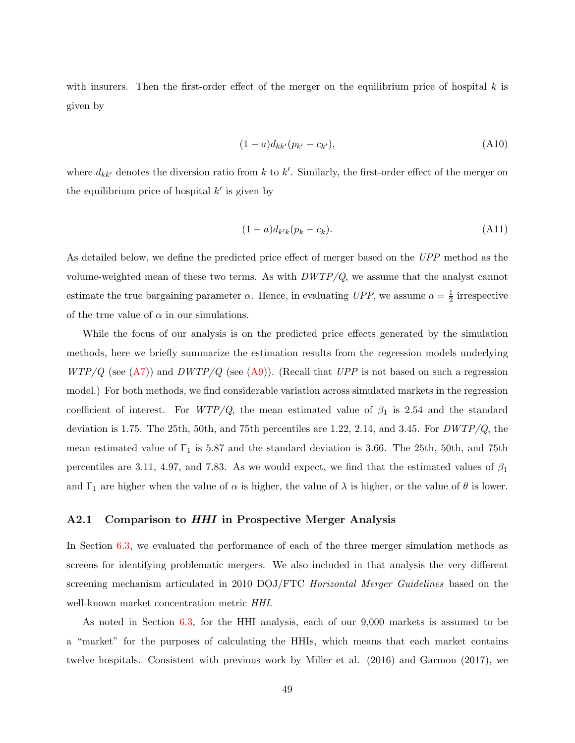with insurers. Then the first-order effect of the merger on the equilibrium price of hospital $k$ is given by

$$(1-a)d_{kk'}(p_{k'}-c_{k'}), \tag{A10}$$

where $d_{kk'}$ denotes the diversion ratio from $k$ to $k'$. Similarly, the first-order effect of the merger on the equilibrium price of hospital $k'$ is given by

$$(1-a)d_{k'k}(p_k-c_k). \tag{A11}$$

As detailed below, we define the predicted price effect of merger based on the *UPP* method as the volume-weighted mean of these two terms. As with *DWTP/Q*, we assume that the analyst cannot estimate the true bargaining parameter $\alpha$. Hence, in evaluating *UPP*, we assume $a = \frac{1}{2}$ irrespective of the true value of $\alpha$ in our simulations.

While the focus of our analysis is on the predicted price effects generated by the simulation methods, here we briefly summarize the estimation results from the regression models underlying *WTP/Q* (see (A7)) and *DWTP/Q* (see (A9)). (Recall that *UPP* is not based on such a regression model.) For both methods, we find considerable variation across simulated markets in the regression coefficient of interest. For *WTP/Q*, the mean estimated value of $\beta_1$ is 2.54 and the standard deviation is 1.75. The 25th, 50th, and 75th percentiles are 1.22, 2.14, and 3.45. For *DWTP/Q*, the mean estimated value of $\Gamma_1$ is 5.87 and the standard deviation is 3.66. The 25th, 50th, and 75th percentiles are 3.11, 4.97, and 7.83. As we would expect, we find that the estimated values of $\beta_1$ and $\Gamma_1$ are higher when the value of $\alpha$ is higher, the value of $\lambda$ is higher, or the value of $\theta$ is lower.

### A2.1 Comparison to *HHI* in Prospective Merger Analysis

In Section 6.3, we evaluated the performance of each of the three merger simulation methods as screens for identifying problematic mergers. We also included in that analysis the very different screening mechanism articulated in 2010 DOJ/FTC *Horizontal Merger Guidelines* based on the well-known market concentration metric *HHI*.

As noted in Section 6.3, for the HHI analysis, each of our 9,000 markets is assumed to be a "market" for the purposes of calculating the HHIs, which means that each market contains twelve hospitals. Consistent with previous work by Miller et al. (2016) and Garmon (2017), we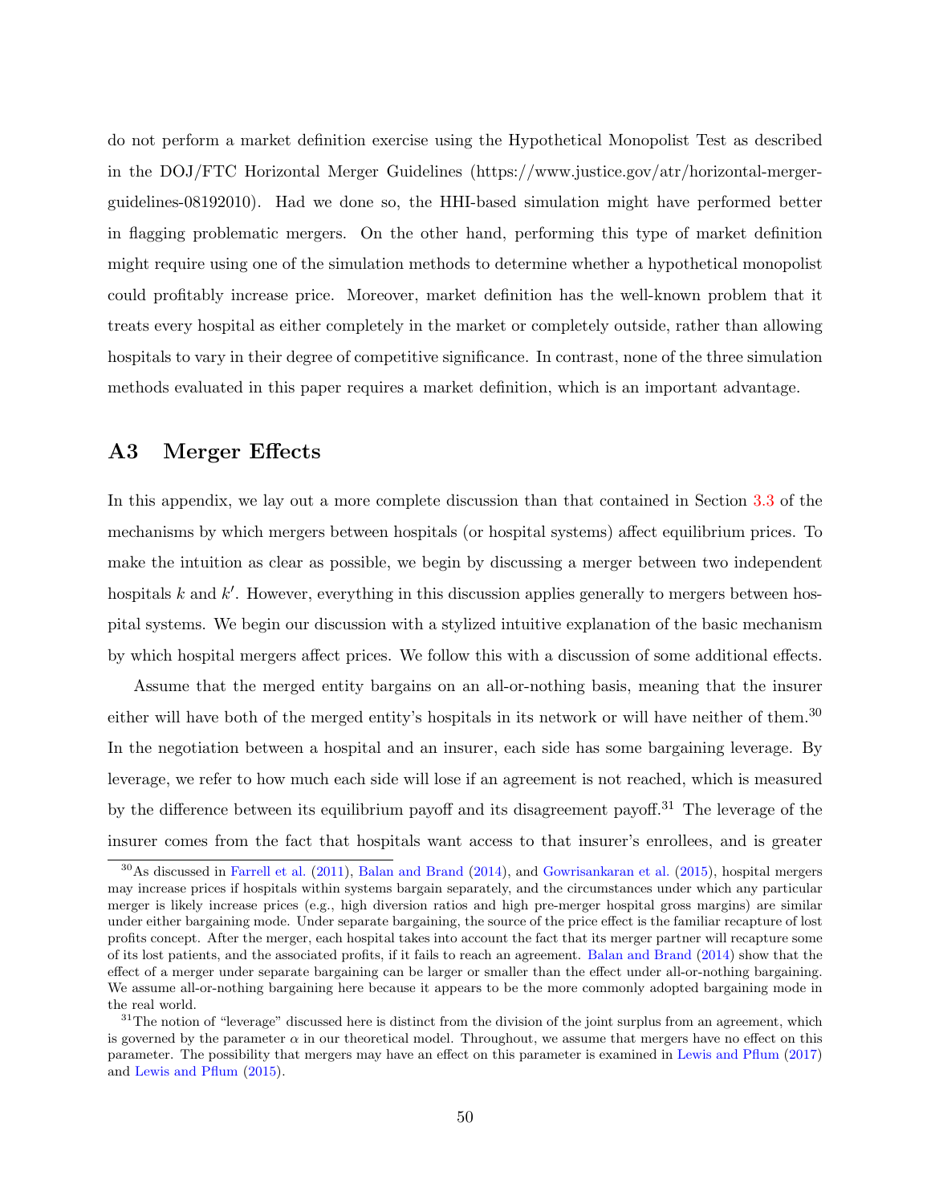do not perform a market definition exercise using the Hypothetical Monopolist Test as described in the DOJ/FTC Horizontal Merger Guidelines (https://www.justice.gov/atr/horizontal-merger-guidelines-08192010). Had we done so, the HHI-based simulation might have performed better in flagging problematic mergers. On the other hand, performing this type of market definition might require using one of the simulation methods to determine whether a hypothetical monopolist could profitably increase price. Moreover, market definition has the well-known problem that it treats every hospital as either completely in the market or completely outside, rather than allowing hospitals to vary in their degree of competitive significance. In contrast, none of the three simulation methods evaluated in this paper requires a market definition, which is an important advantage.

## A3 Merger Effects

In this appendix, we lay out a more complete discussion than that contained in Section 3.3 of the mechanisms by which mergers between hospitals (or hospital systems) affect equilibrium prices. To make the intuition as clear as possible, we begin by discussing a merger between two independent hospitals $k$ and $k'$. However, everything in this discussion applies generally to mergers between hospital systems. We begin our discussion with a stylized intuitive explanation of the basic mechanism by which hospital mergers affect prices. We follow this with a discussion of some additional effects.

Assume that the merged entity bargains on an all-or-nothing basis, meaning that the insurer either will have both of the merged entity's hospitals in its network or will have neither of them.[30] In the negotiation between a hospital and an insurer, each side has some bargaining leverage. By leverage, we refer to how much each side will lose if an agreement is not reached, which is measured by the difference between its equilibrium payoff and its disagreement payoff.[31] The leverage of the insurer comes from the fact that hospitals want access to that insurer's enrollees, and is greater

[30] As discussed in Farrell et al. (2011), Balan and Brand (2014), and Gowrisankaran et al. (2015), hospital mergers may increase prices if hospitals within systems bargain separately, and the circumstances under which any particular merger is likely increase prices (e.g., high diversion ratios and high pre-merger hospital gross margins) are similar under either bargaining mode. Under separate bargaining, the source of the price effect is the familiar recapture of lost profits concept. After the merger, each hospital takes into account the fact that its merger partner will recapture some of its lost patients, and the associated profits, if it fails to reach an agreement. Balan and Brand (2014) show that the effect of a merger under separate bargaining can be larger or smaller than the effect under all-or-nothing bargaining. We assume all-or-nothing bargaining here because it appears to be the more commonly adopted bargaining mode in the real world.

[31] The notion of "leverage" discussed here is distinct from the division of the joint surplus from an agreement, which is governed by the parameter $\alpha$ in our theoretical model. Throughout, we assume that mergers have no effect on this parameter. The possibility that mergers may have an effect on this parameter is examined in Lewis and Pflum (2017) and Lewis and Pflum (2015).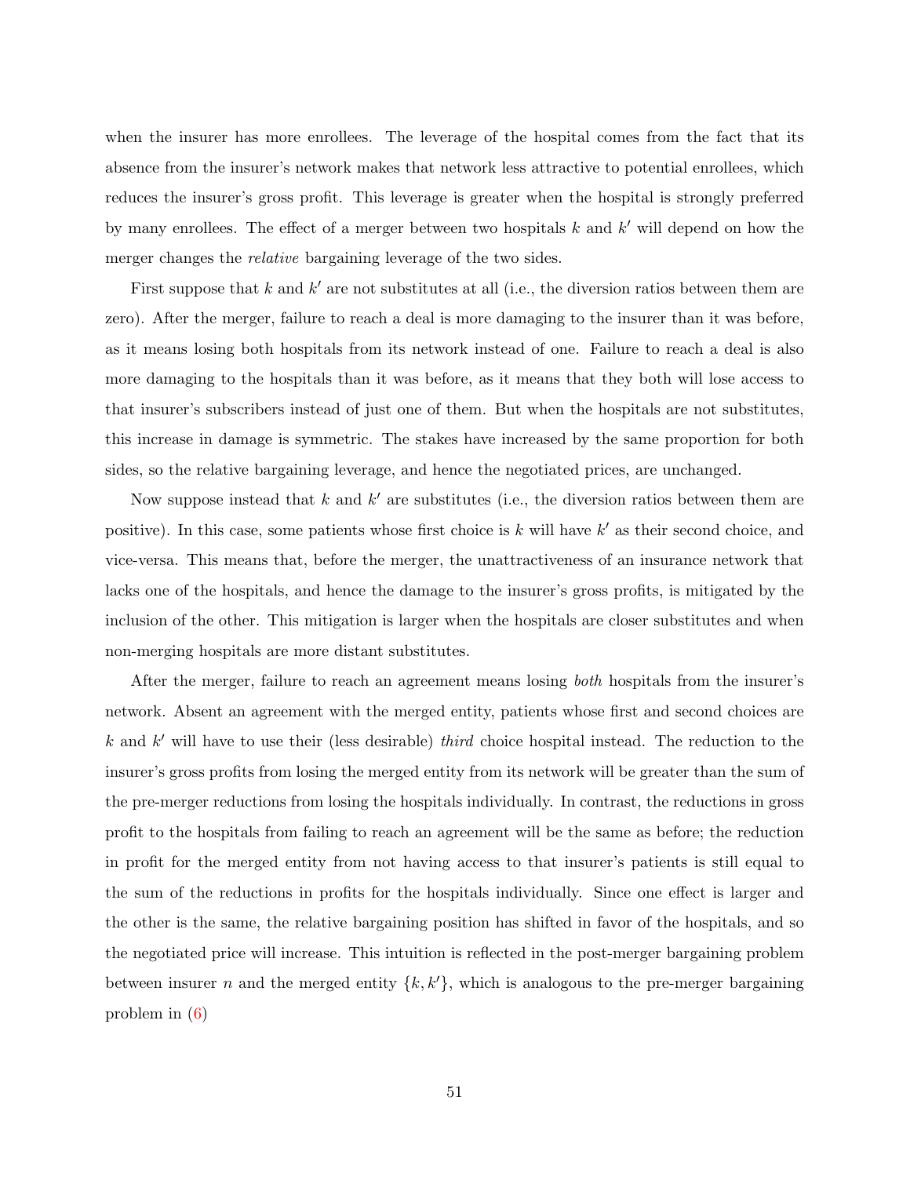when the insurer has more enrollees. The leverage of the hospital comes from the fact that its absence from the insurer's network makes that network less attractive to potential enrollees, which reduces the insurer's gross profit. This leverage is greater when the hospital is strongly preferred by many enrollees. The effect of a merger between two hospitals $k$ and $k'$ will depend on how the merger changes the *relative* bargaining leverage of the two sides.

First suppose that $k$ and $k'$ are not substitutes at all (i.e., the diversion ratios between them are zero). After the merger, failure to reach a deal is more damaging to the insurer than it was before, as it means losing both hospitals from its network instead of one. Failure to reach a deal is also more damaging to the hospitals than it was before, as it means that they both will lose access to that insurer's subscribers instead of just one of them. But when the hospitals are not substitutes, this increase in damage is symmetric. The stakes have increased by the same proportion for both sides, so the relative bargaining leverage, and hence the negotiated prices, are unchanged.

Now suppose instead that $k$ and $k'$ are substitutes (i.e., the diversion ratios between them are positive). In this case, some patients whose first choice is $k$ will have $k'$ as their second choice, and vice-versa. This means that, before the merger, the unattractiveness of an insurance network that lacks one of the hospitals, and hence the damage to the insurer's gross profits, is mitigated by the inclusion of the other. This mitigation is larger when the hospitals are closer substitutes and when non-merging hospitals are more distant substitutes.

After the merger, failure to reach an agreement means losing *both* hospitals from the insurer's network. Absent an agreement with the merged entity, patients whose first and second choices are $k$ and $k'$ will have to use their (less desirable) *third* choice hospital instead. The reduction to the insurer's gross profits from losing the merged entity from its network will be greater than the sum of the pre-merger reductions from losing the hospitals individually. In contrast, the reductions in gross profit to the hospitals from failing to reach an agreement will be the same as before; the reduction in profit for the merged entity from not having access to that insurer's patients is still equal to the sum of the reductions in profits for the hospitals individually. Since one effect is larger and the other is the same, the relative bargaining position has shifted in favor of the hospitals, and so the negotiated price will increase. This intuition is reflected in the post-merger bargaining problem between insurer $n$ and the merged entity $\{k, k'\}$, which is analogous to the pre-merger bargaining problem in (6)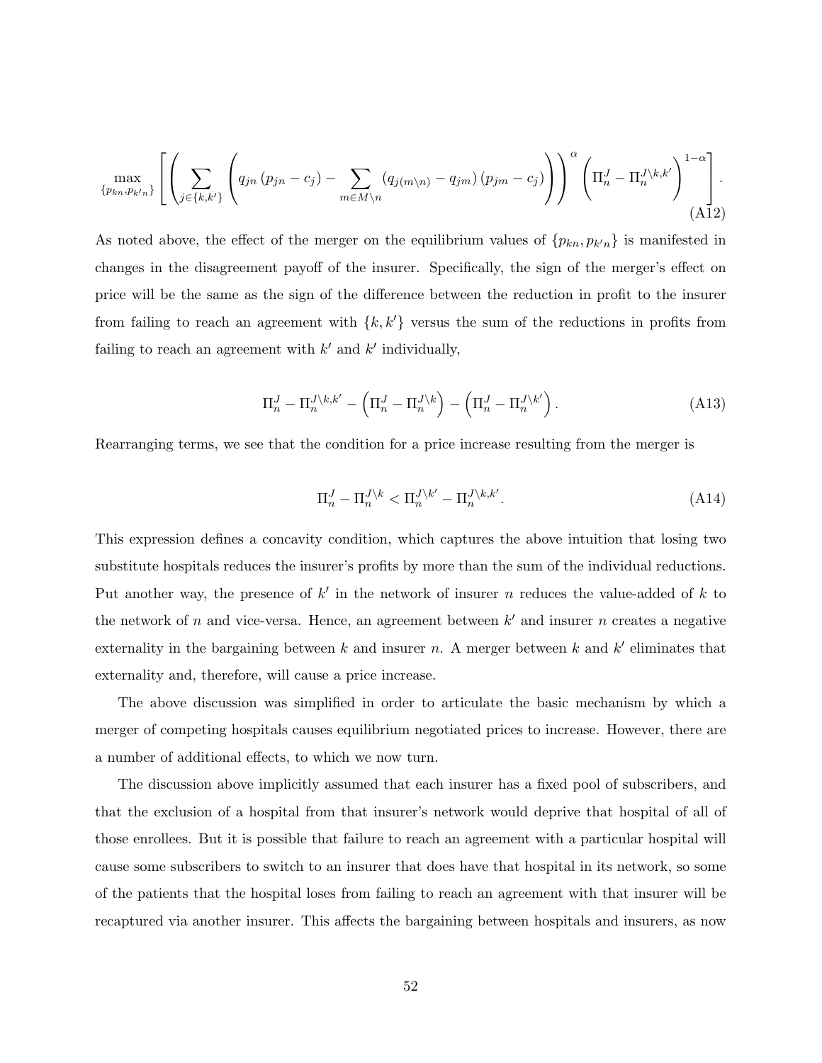$$\max_{\{p_{kn},p_{k'n}\}}\left[\left(\sum_{j\in\{k,k'\}}\left(q_{jn}\left(p_{jn}-c_j\right)-\sum_{m\in M\setminus n}\left(q_{j(m\setminus n)}-q_{jm}\right)\left(p_{jm}-c_j\right)\right)\right)^{\alpha}\left(\Pi_n^J-\Pi_n^{J\setminus k,k'}\right)^{1-\alpha}\right]. \tag{A12}$$

As noted above, the effect of the merger on the equilibrium values of $\{p_{kn}, p_{k'n}\}$ is manifested in changes in the disagreement payoff of the insurer. Specifically, the sign of the merger's effect on price will be the same as the sign of the difference between the reduction in profit to the insurer from failing to reach an agreement with $\{k, k'\}$ versus the sum of the reductions in profits from failing to reach an agreement with $k'$ and $k'$ individually,

$$\Pi_n^J-\Pi_n^{J\setminus k,k'}-\left(\Pi_n^J-\Pi_n^{J\setminus k}\right)-\left(\Pi_n^J-\Pi_n^{J\setminus k'}\right). \tag{A13}$$

Rearranging terms, we see that the condition for a price increase resulting from the merger is

$$\Pi_n^J-\Pi_n^{J\setminus k}<\Pi_n^{J\setminus k'}-\Pi_n^{J\setminus k,k'}. \tag{A14}$$

This expression defines a concavity condition, which captures the above intuition that losing two substitute hospitals reduces the insurer's profits by more than the sum of the individual reductions. Put another way, the presence of $k'$ in the network of insurer $n$ reduces the value-added of $k$ to the network of $n$ and vice-versa. Hence, an agreement between $k'$ and insurer $n$ creates a negative externality in the bargaining between $k$ and insurer $n$. A merger between $k$ and $k'$ eliminates that externality and, therefore, will cause a price increase.

The above discussion was simplified in order to articulate the basic mechanism by which a merger of competing hospitals causes equilibrium negotiated prices to increase. However, there are a number of additional effects, to which we now turn.

The discussion above implicitly assumed that each insurer has a fixed pool of subscribers, and that the exclusion of a hospital from that insurer's network would deprive that hospital of all of those enrollees. But it is possible that failure to reach an agreement with a particular hospital will cause some subscribers to switch to an insurer that does have that hospital in its network, so some of the patients that the hospital loses from failing to reach an agreement with that insurer will be recaptured via another insurer. This affects the bargaining between hospitals and insurers, as now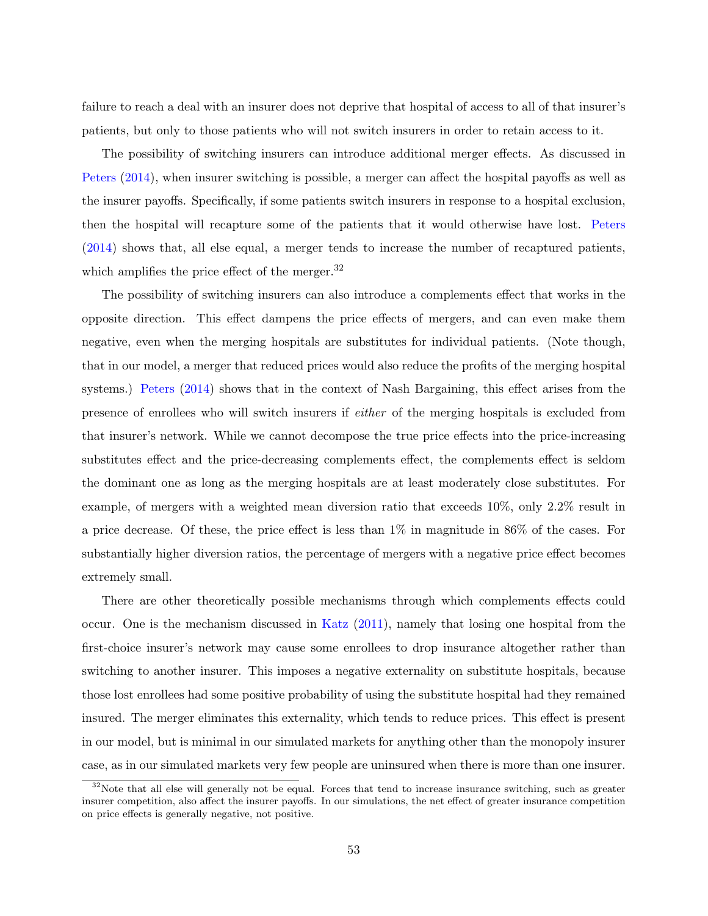failure to reach a deal with an insurer does not deprive that hospital of access to all of that insurer's patients, but only to those patients who will not switch insurers in order to retain access to it.

The possibility of switching insurers can introduce additional merger effects. As discussed in Peters (2014), when insurer switching is possible, a merger can affect the hospital payoffs as well as the insurer payoffs. Specifically, if some patients switch insurers in response to a hospital exclusion, then the hospital will recapture some of the patients that it would otherwise have lost. Peters (2014) shows that, all else equal, a merger tends to increase the number of recaptured patients, which amplifies the price effect of the merger.[32]

The possibility of switching insurers can also introduce a complements effect that works in the opposite direction. This effect dampens the price effects of mergers, and can even make them negative, even when the merging hospitals are substitutes for individual patients. (Note though, that in our model, a merger that reduced prices would also reduce the profits of the merging hospital systems.) Peters (2014) shows that in the context of Nash Bargaining, this effect arises from the presence of enrollees who will switch insurers if *either* of the merging hospitals is excluded from that insurer's network. While we cannot decompose the true price effects into the price-increasing substitutes effect and the price-decreasing complements effect, the complements effect is seldom the dominant one as long as the merging hospitals are at least moderately close substitutes. For example, of mergers with a weighted mean diversion ratio that exceeds 10%, only 2.2% result in a price decrease. Of these, the price effect is less than 1% in magnitude in 86% of the cases. For substantially higher diversion ratios, the percentage of mergers with a negative price effect becomes extremely small.

There are other theoretically possible mechanisms through which complements effects could occur. One is the mechanism discussed in Katz (2011), namely that losing one hospital from the first-choice insurer's network may cause some enrollees to drop insurance altogether rather than switching to another insurer. This imposes a negative externality on substitute hospitals, because those lost enrollees had some positive probability of using the substitute hospital had they remained insured. The merger eliminates this externality, which tends to reduce prices. This effect is present in our model, but is minimal in our simulated markets for anything other than the monopoly insurer case, as in our simulated markets very few people are uninsured when there is more than one insurer.

[32] Note that all else will generally not be equal. Forces that tend to increase insurance switching, such as greater insurer competition, also affect the insurer payoffs. In our simulations, the net effect of greater insurance competition on price effects is generally negative, not positive.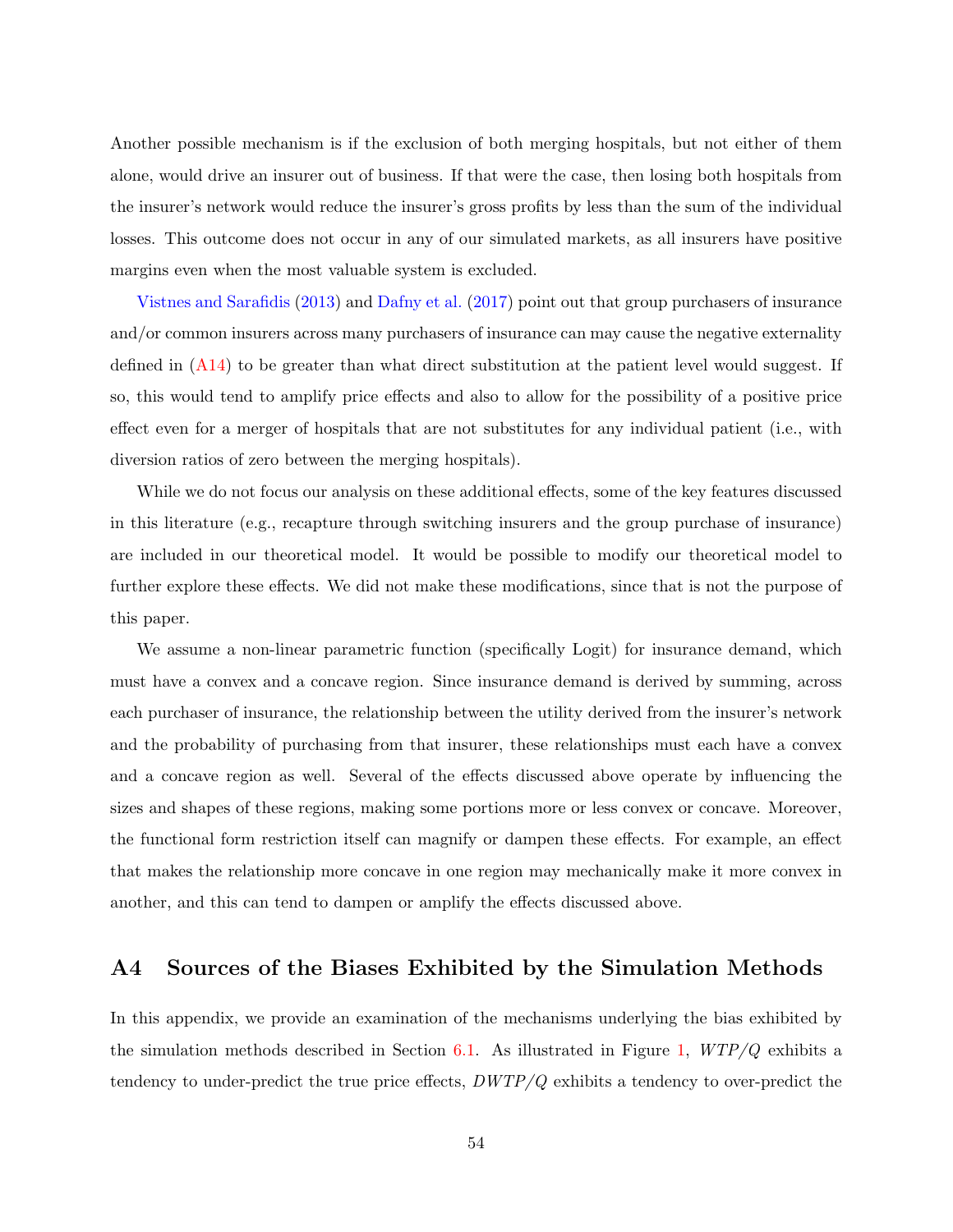Another possible mechanism is if the exclusion of both merging hospitals, but not either of them alone, would drive an insurer out of business. If that were the case, then losing both hospitals from the insurer's network would reduce the insurer's gross profits by less than the sum of the individual losses. This outcome does not occur in any of our simulated markets, as all insurers have positive margins even when the most valuable system is excluded.

Vistnes and Sarafidis (2013) and Dafny et al. (2017) point out that group purchasers of insurance and/or common insurers across many purchasers of insurance can may cause the negative externality defined in (A14) to be greater than what direct substitution at the patient level would suggest. If so, this would tend to amplify price effects and also to allow for the possibility of a positive price effect even for a merger of hospitals that are not substitutes for any individual patient (i.e., with diversion ratios of zero between the merging hospitals).

While we do not focus our analysis on these additional effects, some of the key features discussed in this literature (e.g., recapture through switching insurers and the group purchase of insurance) are included in our theoretical model. It would be possible to modify our theoretical model to further explore these effects. We did not make these modifications, since that is not the purpose of this paper.

We assume a non-linear parametric function (specifically Logit) for insurance demand, which must have a convex and a concave region. Since insurance demand is derived by summing, across each purchaser of insurance, the relationship between the utility derived from the insurer's network and the probability of purchasing from that insurer, these relationships must each have a convex and a concave region as well. Several of the effects discussed above operate by influencing the sizes and shapes of these regions, making some portions more or less convex or concave. Moreover, the functional form restriction itself can magnify or dampen these effects. For example, an effect that makes the relationship more concave in one region may mechanically make it more convex in another, and this can tend to dampen or amplify the effects discussed above.

## A4 Sources of the Biases Exhibited by the Simulation Methods

In this appendix, we provide an examination of the mechanisms underlying the bias exhibited by the simulation methods described in Section 6.1. As illustrated in Figure 1, $WTP/Q$ exhibits a tendency to under-predict the true price effects, $DWTP/Q$ exhibits a tendency to over-predict the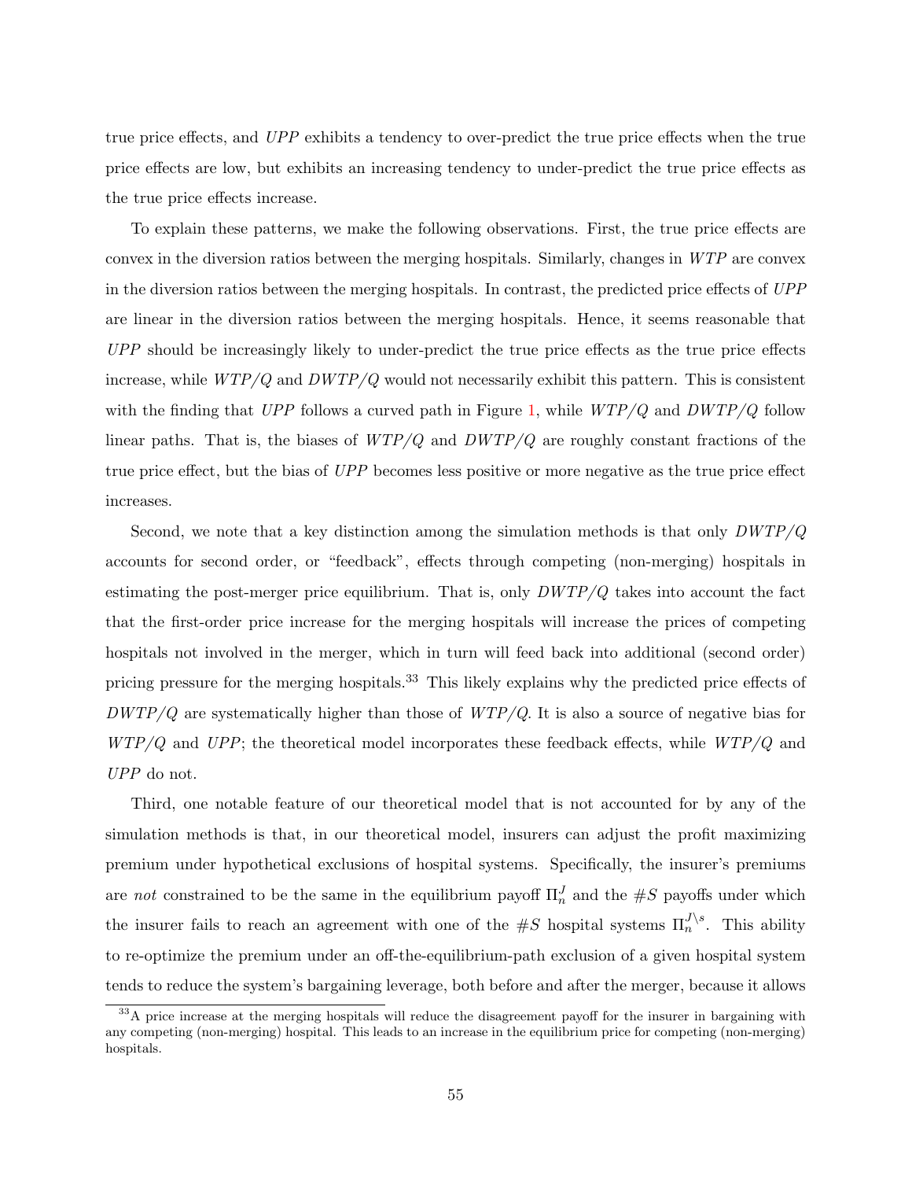true price effects, and *UPP* exhibits a tendency to over-predict the true price effects when the true price effects are low, but exhibits an increasing tendency to under-predict the true price effects as the true price effects increase.

To explain these patterns, we make the following observations. First, the true price effects are convex in the diversion ratios between the merging hospitals. Similarly, changes in *WTP* are convex in the diversion ratios between the merging hospitals. In contrast, the predicted price effects of *UPP* are linear in the diversion ratios between the merging hospitals. Hence, it seems reasonable that *UPP* should be increasingly likely to under-predict the true price effects as the true price effects increase, while *WTP/Q* and *DWTP/Q* would not necessarily exhibit this pattern. This is consistent with the finding that *UPP* follows a curved path in Figure 1, while *WTP/Q* and *DWTP/Q* follow linear paths. That is, the biases of *WTP/Q* and *DWTP/Q* are roughly constant fractions of the true price effect, but the bias of *UPP* becomes less positive or more negative as the true price effect increases.

Second, we note that a key distinction among the simulation methods is that only *DWTP/Q* accounts for second order, or "feedback", effects through competing (non-merging) hospitals in estimating the post-merger price equilibrium. That is, only *DWTP/Q* takes into account the fact that the first-order price increase for the merging hospitals will increase the prices of competing hospitals not involved in the merger, which in turn will feed back into additional (second order) pricing pressure for the merging hospitals.[33] This likely explains why the predicted price effects of *DWTP/Q* are systematically higher than those of *WTP/Q*. It is also a source of negative bias for *WTP/Q* and *UPP*; the theoretical model incorporates these feedback effects, while *WTP/Q* and *UPP* do not.

Third, one notable feature of our theoretical model that is not accounted for by any of the simulation methods is that, in our theoretical model, insurers can adjust the profit maximizing premium under hypothetical exclusions of hospital systems. Specifically, the insurer's premiums are *not* constrained to be the same in the equilibrium payoff $\Pi_n^J$ and the $\#S$ payoffs under which the insurer fails to reach an agreement with one of the $\#S$ hospital systems $\Pi_n^{J\setminus s}$. This ability to re-optimize the premium under an off-the-equilibrium-path exclusion of a given hospital system tends to reduce the system's bargaining leverage, both before and after the merger, because it allows

[33] A price increase at the merging hospitals will reduce the disagreement payoff for the insurer in bargaining with any competing (non-merging) hospital. This leads to an increase in the equilibrium price for competing (non-merging) hospitals.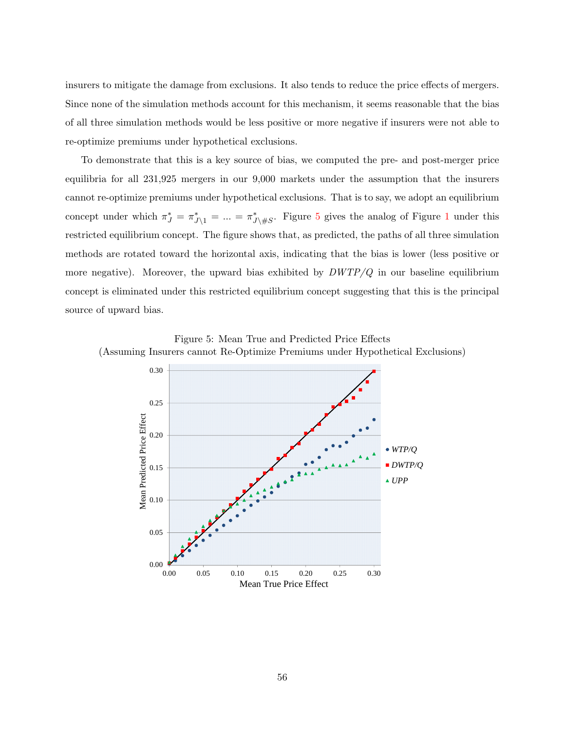insurers to mitigate the damage from exclusions. It also tends to reduce the price effects of mergers. Since none of the simulation methods account for this mechanism, it seems reasonable that the bias of all three simulation methods would be less positive or more negative if insurers were not able to re-optimize premiums under hypothetical exclusions.

To demonstrate that this is a key source of bias, we computed the pre- and post-merger price equilibria for all 231,925 mergers in our 9,000 markets under the assumption that the insurers cannot re-optimize premiums under hypothetical exclusions. That is to say, we adopt an equilibrium concept under which $\pi^*_J = \pi^*_{J\setminus 1} = ... = \pi^*_{J\setminus \# S}$. Figure 5 gives the analog of Figure 1 under this restricted equilibrium concept. The figure shows that, as predicted, the paths of all three simulation methods are rotated toward the horizontal axis, indicating that the bias is lower (less positive or more negative). Moreover, the upward bias exhibited by $DWTP/Q$ in our baseline equilibrium concept is eliminated under this restricted equilibrium concept suggesting that this is the principal source of upward bias.

Figure 5: Mean True and Predicted Price Effects
(Assuming Insurers cannot Re-Optimize Premiums under Hypothetical Exclusions)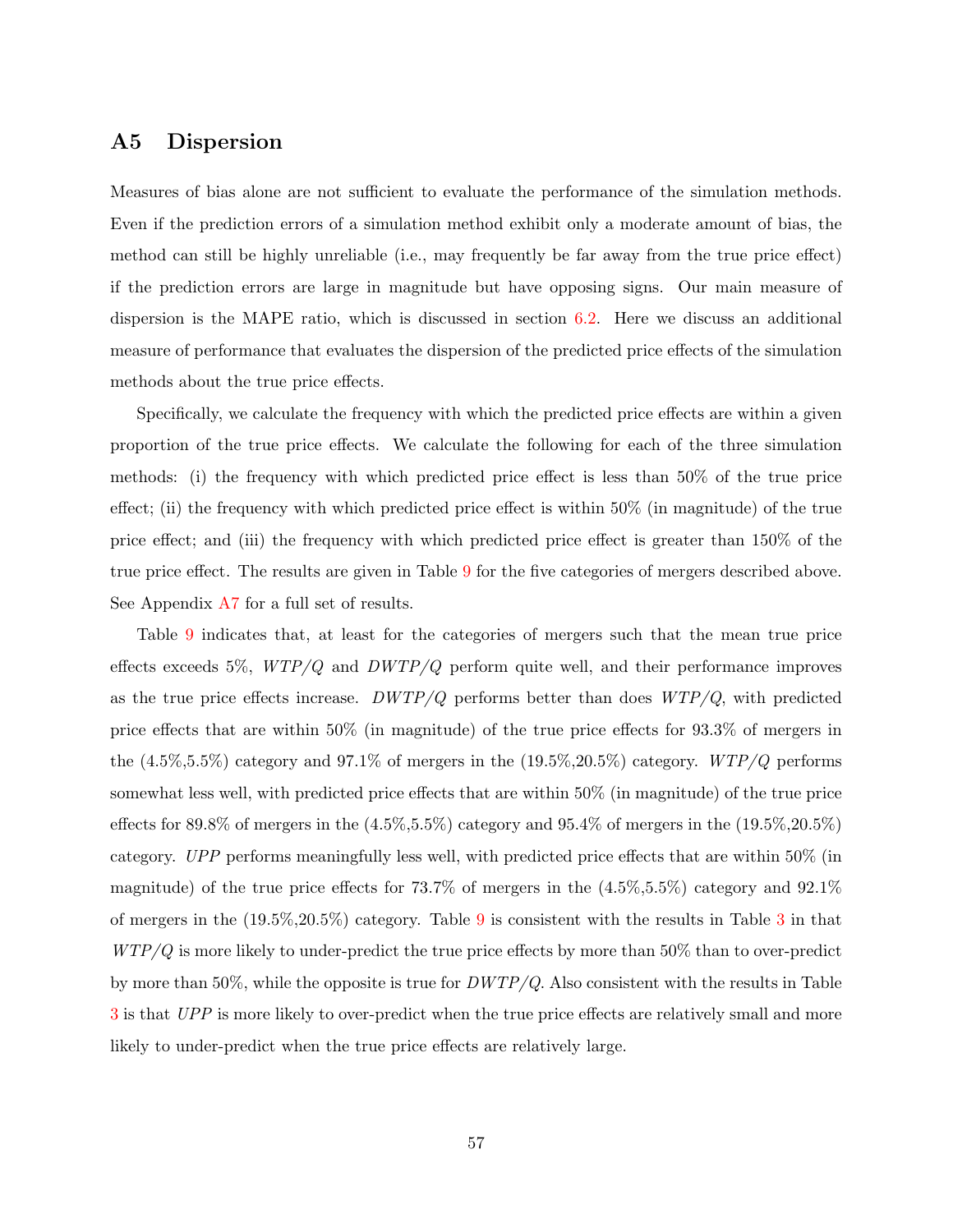## A5 Dispersion

Measures of bias alone are not sufficient to evaluate the performance of the simulation methods. Even if the prediction errors of a simulation method exhibit only a moderate amount of bias, the method can still be highly unreliable (i.e., may frequently be far away from the true price effect) if the prediction errors are large in magnitude but have opposing signs. Our main measure of dispersion is the MAPE ratio, which is discussed in section 6.2. Here we discuss an additional measure of performance that evaluates the dispersion of the predicted price effects of the simulation methods about the true price effects.

Specifically, we calculate the frequency with which the predicted price effects are within a given proportion of the true price effects. We calculate the following for each of the three simulation methods: (i) the frequency with which predicted price effect is less than 50% of the true price effect; (ii) the frequency with which predicted price effect is within 50% (in magnitude) of the true price effect; and (iii) the frequency with which predicted price effect is greater than 150% of the true price effect. The results are given in Table 9 for the five categories of mergers described above. See Appendix A7 for a full set of results.

Table 9 indicates that, at least for the categories of mergers such that the mean true price effects exceeds 5%, $WTP/Q$ and $DWTP/Q$ perform quite well, and their performance improves as the true price effects increase. $DWTP/Q$ performs better than does $WTP/Q$, with predicted price effects that are within 50% (in magnitude) of the true price effects for 93.3% of mergers in the (4.5%,5.5%) category and 97.1% of mergers in the (19.5%,20.5%) category. $WTP/Q$ performs somewhat less well, with predicted price effects that are within 50% (in magnitude) of the true price effects for 89.8% of mergers in the (4.5%,5.5%) category and 95.4% of mergers in the (19.5%,20.5%) category. $UPP$ performs meaningfully less well, with predicted price effects that are within 50% (in magnitude) of the true price effects for 73.7% of mergers in the (4.5%,5.5%) category and 92.1% of mergers in the (19.5%,20.5%) category. Table 9 is consistent with the results in Table 3 in that $WTP/Q$ is more likely to under-predict the true price effects by more than 50% than to over-predict by more than 50%, while the opposite is true for $DWTP/Q$. Also consistent with the results in Table 3 is that $UPP$ is more likely to over-predict when the true price effects are relatively small and more likely to under-predict when the true price effects are relatively large.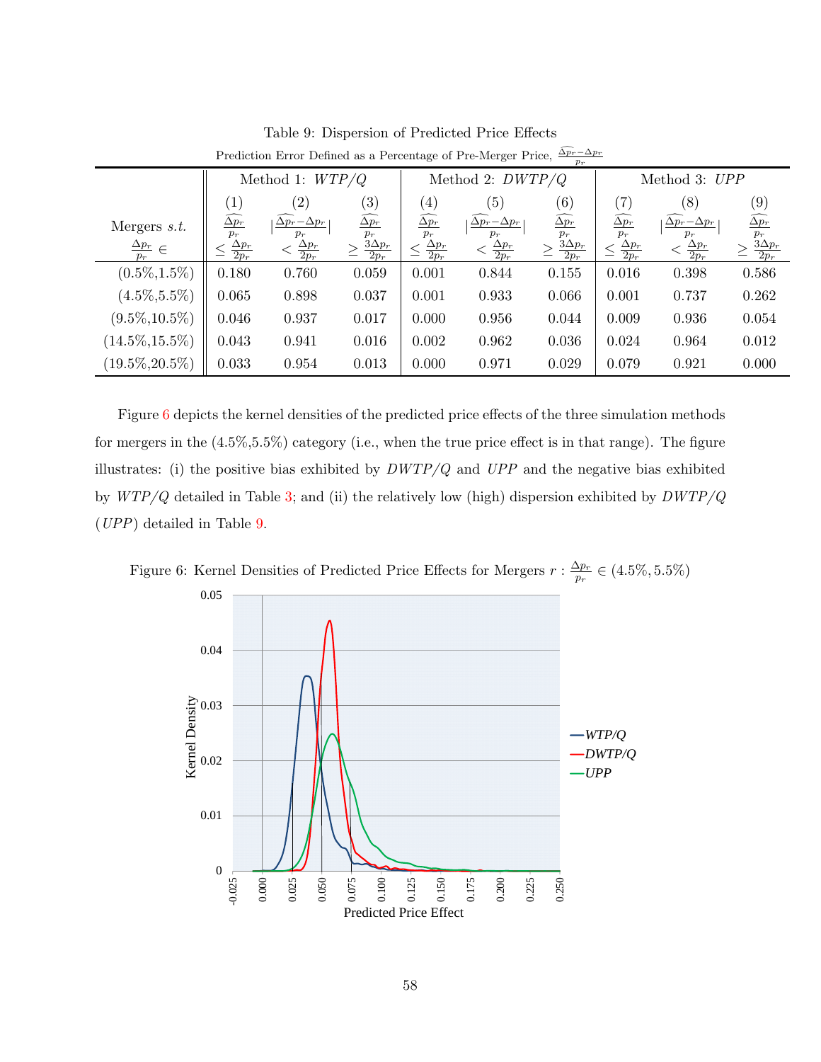Table 9: Dispersion of Predicted Price Effects

Prediction Error Defined as a Percentage of Pre-Merger Price, $\frac{\widehat{\Delta p_r} - \Delta p_r}{p_r}$

| Mergers *s.t.* $\frac{\Delta p_r}{p_r} \in$ | Method 1: *WTP/Q* | | | Method 2: *DWTP/Q* | | | Method 3: *UPP* | | |
|---|---|---|---|---|---|---|---|---|---|
| | (1) $\frac{\widehat{\Delta p_r}}{p_r} \leq \frac{\Delta p_r}{2p_r}$ | (2) $\lvert\frac{\widehat{\Delta p_r} - \Delta p_r}{p_r}\rvert < \frac{\Delta p_r}{2p_r}$ | (3) $\frac{\widehat{\Delta p_r}}{p_r} \geq \frac{3\Delta p_r}{2p_r}$ | (4) $\frac{\widehat{\Delta p_r}}{p_r} \leq \frac{\Delta p_r}{2p_r}$ | (5) $\lvert\frac{\widehat{\Delta p_r} - \Delta p_r}{p_r}\rvert < \frac{\Delta p_r}{2p_r}$ | (6) $\frac{\widehat{\Delta p_r}}{p_r} \geq \frac{3\Delta p_r}{2p_r}$ | (7) $\frac{\widehat{\Delta p_r}}{p_r} \leq \frac{\Delta p_r}{2p_r}$ | (8) $\lvert\frac{\widehat{\Delta p_r} - \Delta p_r}{p_r}\rvert < \frac{\Delta p_r}{2p_r}$ | (9) $\frac{\widehat{\Delta p_r}}{p_r} \geq \frac{3\Delta p_r}{2p_r}$ |
| (0.5%,1.5%) | 0.180 | 0.760 | 0.059 | 0.001 | 0.844 | 0.155 | 0.016 | 0.398 | 0.586 |
| (4.5%,5.5%) | 0.065 | 0.898 | 0.037 | 0.001 | 0.933 | 0.066 | 0.001 | 0.737 | 0.262 |
| (9.5%,10.5%) | 0.046 | 0.937 | 0.017 | 0.000 | 0.956 | 0.044 | 0.009 | 0.936 | 0.054 |
| (14.5%,15.5%) | 0.043 | 0.941 | 0.016 | 0.002 | 0.962 | 0.036 | 0.024 | 0.964 | 0.012 |
| (19.5%,20.5%) | 0.033 | 0.954 | 0.013 | 0.000 | 0.971 | 0.029 | 0.079 | 0.921 | 0.000 |

Figure 6 depicts the kernel densities of the predicted price effects of the three simulation methods for mergers in the (4.5%,5.5%) category (i.e., when the true price effect is in that range). The figure illustrates: (i) the positive bias exhibited by *DWTP/Q* and *UPP* and the negative bias exhibited by *WTP/Q* detailed in Table 3; and (ii) the relatively low (high) dispersion exhibited by *DWTP/Q* (*UPP*) detailed in Table 9.

Figure 6: Kernel Densities of Predicted Price Effects for Mergers $r : \frac{\Delta p_r}{p_r} \in (4.5\%, 5.5\%)$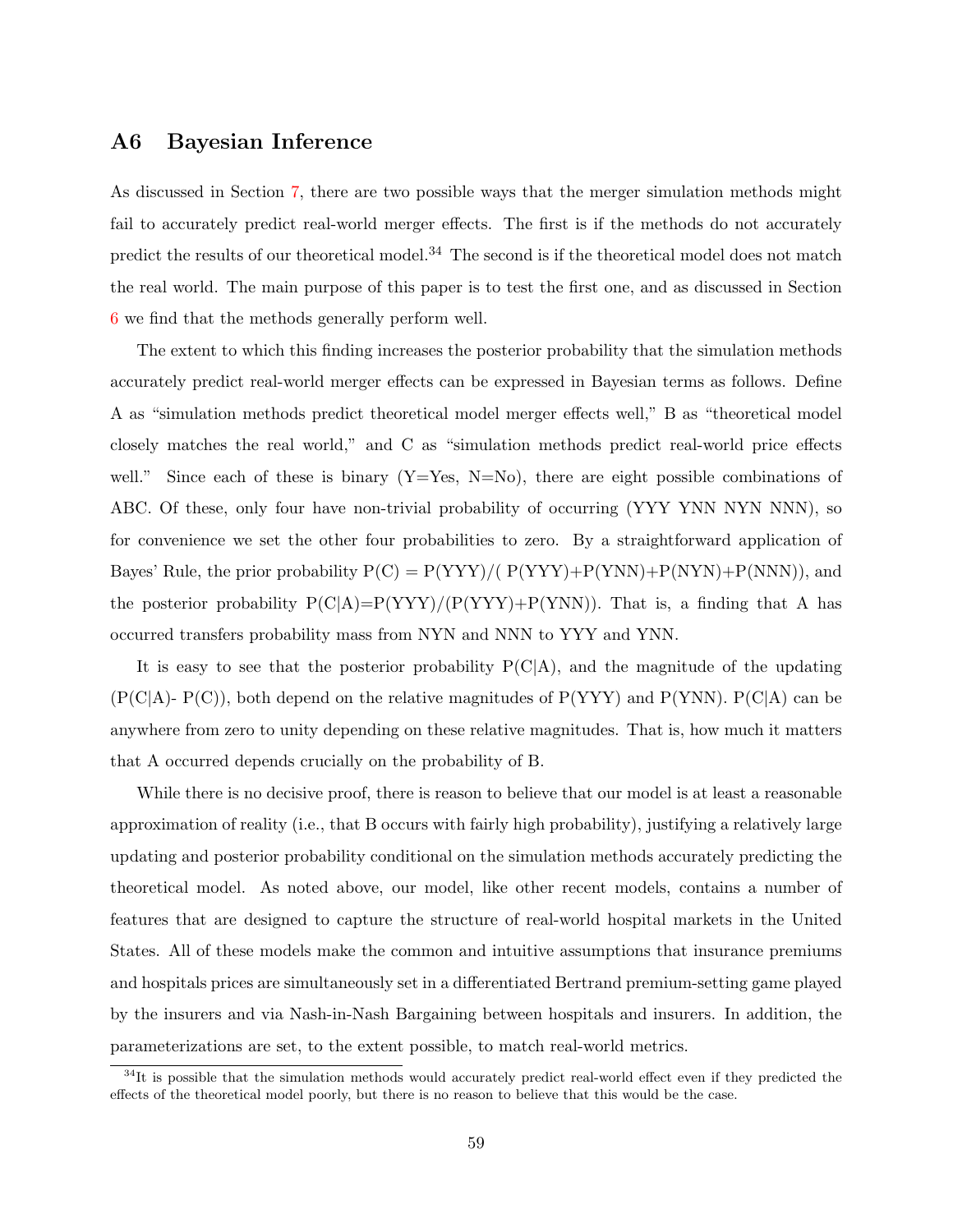## A6 Bayesian Inference

As discussed in Section 7, there are two possible ways that the merger simulation methods might fail to accurately predict real-world merger effects. The first is if the methods do not accurately predict the results of our theoretical model.[34] The second is if the theoretical model does not match the real world. The main purpose of this paper is to test the first one, and as discussed in Section 6 we find that the methods generally perform well.

The extent to which this finding increases the posterior probability that the simulation methods accurately predict real-world merger effects can be expressed in Bayesian terms as follows. Define A as "simulation methods predict theoretical model merger effects well," B as "theoretical model closely matches the real world," and C as "simulation methods predict real-world price effects well." Since each of these is binary (Y=Yes, N=No), there are eight possible combinations of ABC. Of these, only four have non-trivial probability of occurring (YYY YNN NYN NNN), so for convenience we set the other four probabilities to zero. By a straightforward application of Bayes' Rule, the prior probability P(C) = P(YYY)/( P(YYY)+P(YNN)+P(NYN)+P(NNN)), and the posterior probability P(C|A)=P(YYY)/(P(YYY)+P(YNN)). That is, a finding that A has occurred transfers probability mass from NYN and NNN to YYY and YNN.

It is easy to see that the posterior probability P(C|A), and the magnitude of the updating (P(C|A)- P(C)), both depend on the relative magnitudes of P(YYY) and P(YNN). P(C|A) can be anywhere from zero to unity depending on these relative magnitudes. That is, how much it matters that A occurred depends crucially on the probability of B.

While there is no decisive proof, there is reason to believe that our model is at least a reasonable approximation of reality (i.e., that B occurs with fairly high probability), justifying a relatively large updating and posterior probability conditional on the simulation methods accurately predicting the theoretical model. As noted above, our model, like other recent models, contains a number of features that are designed to capture the structure of real-world hospital markets in the United States. All of these models make the common and intuitive assumptions that insurance premiums and hospitals prices are simultaneously set in a differentiated Bertrand premium-setting game played by the insurers and via Nash-in-Nash Bargaining between hospitals and insurers. In addition, the parameterizations are set, to the extent possible, to match real-world metrics.

[34] It is possible that the simulation methods would accurately predict real-world effect even if they predicted the effects of the theoretical model poorly, but there is no reason to believe that this would be the case.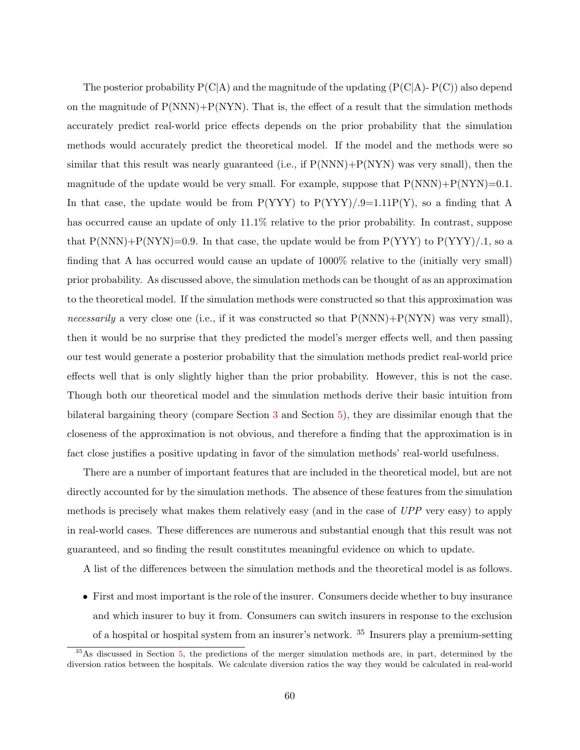The posterior probability P(C|A) and the magnitude of the updating (P(C|A)- P(C)) also depend on the magnitude of P(NNN)+P(NYN). That is, the effect of a result that the simulation methods accurately predict real-world price effects depends on the prior probability that the simulation methods would accurately predict the theoretical model. If the model and the methods were so similar that this result was nearly guaranteed (i.e., if P(NNN)+P(NYN) was very small), then the magnitude of the update would be very small. For example, suppose that P(NNN)+P(NYN)=0.1. In that case, the update would be from P(YYY) to P(YYY)/.9=1.11P(Y), so a finding that A has occurred cause an update of only 11.1% relative to the prior probability. In contrast, suppose that P(NNN)+P(NYN)=0.9. In that case, the update would be from P(YYY) to P(YYY)/.1, so a finding that A has occurred would cause an update of 1000% relative to the (initially very small) prior probability. As discussed above, the simulation methods can be thought of as an approximation to the theoretical model. If the simulation methods were constructed so that this approximation was *necessarily* a very close one (i.e., if it was constructed so that P(NNN)+P(NYN) was very small), then it would be no surprise that they predicted the model's merger effects well, and then passing our test would generate a posterior probability that the simulation methods predict real-world price effects well that is only slightly higher than the prior probability. However, this is not the case. Though both our theoretical model and the simulation methods derive their basic intuition from bilateral bargaining theory (compare Section 3 and Section 5), they are dissimilar enough that the closeness of the approximation is not obvious, and therefore a finding that the approximation is in fact close justifies a positive updating in favor of the simulation methods' real-world usefulness.

There are a number of important features that are included in the theoretical model, but are not directly accounted for by the simulation methods. The absence of these features from the simulation methods is precisely what makes them relatively easy (and in the case of *UPP* very easy) to apply in real-world cases. These differences are numerous and substantial enough that this result was not guaranteed, and so finding the result constitutes meaningful evidence on which to update.

A list of the differences between the simulation methods and the theoretical model is as follows.

- First and most important is the role of the insurer. Consumers decide whether to buy insurance and which insurer to buy it from. Consumers can switch insurers in response to the exclusion of a hospital or hospital system from an insurer's network. [35] Insurers play a premium-setting

[35] As discussed in Section 5, the predictions of the merger simulation methods are, in part, determined by the diversion ratios between the hospitals. We calculate diversion ratios the way they would be calculated in real-world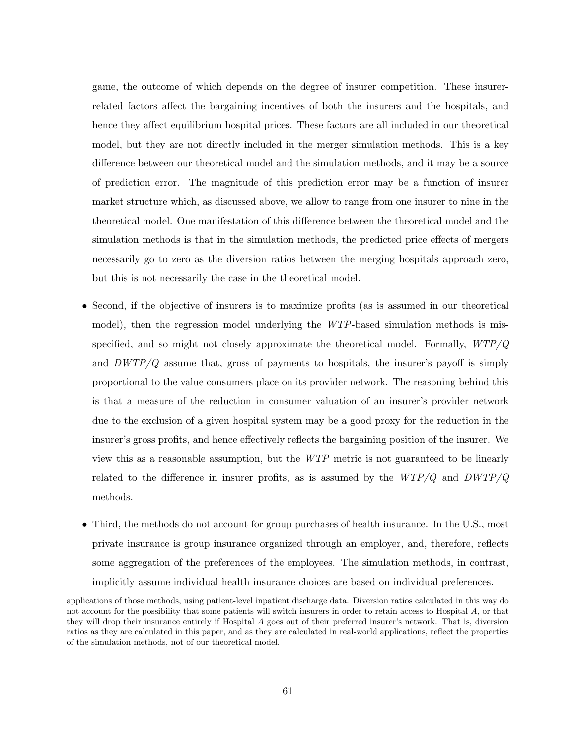game, the outcome of which depends on the degree of insurer competition. These insurer-related factors affect the bargaining incentives of both the insurers and the hospitals, and hence they affect equilibrium hospital prices. These factors are all included in our theoretical model, but they are not directly included in the merger simulation methods. This is a key difference between our theoretical model and the simulation methods, and it may be a source of prediction error. The magnitude of this prediction error may be a function of insurer market structure which, as discussed above, we allow to range from one insurer to nine in the theoretical model. One manifestation of this difference between the theoretical model and the simulation methods is that in the simulation methods, the predicted price effects of mergers necessarily go to zero as the diversion ratios between the merging hospitals approach zero, but this is not necessarily the case in the theoretical model.

- Second, if the objective of insurers is to maximize profits (as is assumed in our theoretical model), then the regression model underlying the *WTP*-based simulation methods is misspecified, and so might not closely approximate the theoretical model. Formally, $WTP/Q$ and $DWTP/Q$ assume that, gross of payments to hospitals, the insurer's payoff is simply proportional to the value consumers place on its provider network. The reasoning behind this is that a measure of the reduction in consumer valuation of an insurer's provider network due to the exclusion of a given hospital system may be a good proxy for the reduction in the insurer's gross profits, and hence effectively reflects the bargaining position of the insurer. We view this as a reasonable assumption, but the *WTP* metric is not guaranteed to be linearly related to the difference in insurer profits, as is assumed by the $WTP/Q$ and $DWTP/Q$ methods.

- Third, the methods do not account for group purchases of health insurance. In the U.S., most private insurance is group insurance organized through an employer, and, therefore, reflects some aggregation of the preferences of the employees. The simulation methods, in contrast, implicitly assume individual health insurance choices are based on individual preferences.

applications of those methods, using patient-level inpatient discharge data. Diversion ratios calculated in this way do not account for the possibility that some patients will switch insurers in order to retain access to Hospital $A$, or that they will drop their insurance entirely if Hospital $A$ goes out of their preferred insurer's network. That is, diversion ratios as they are calculated in this paper, and as they are calculated in real-world applications, reflect the properties of the simulation methods, not of our theoretical model.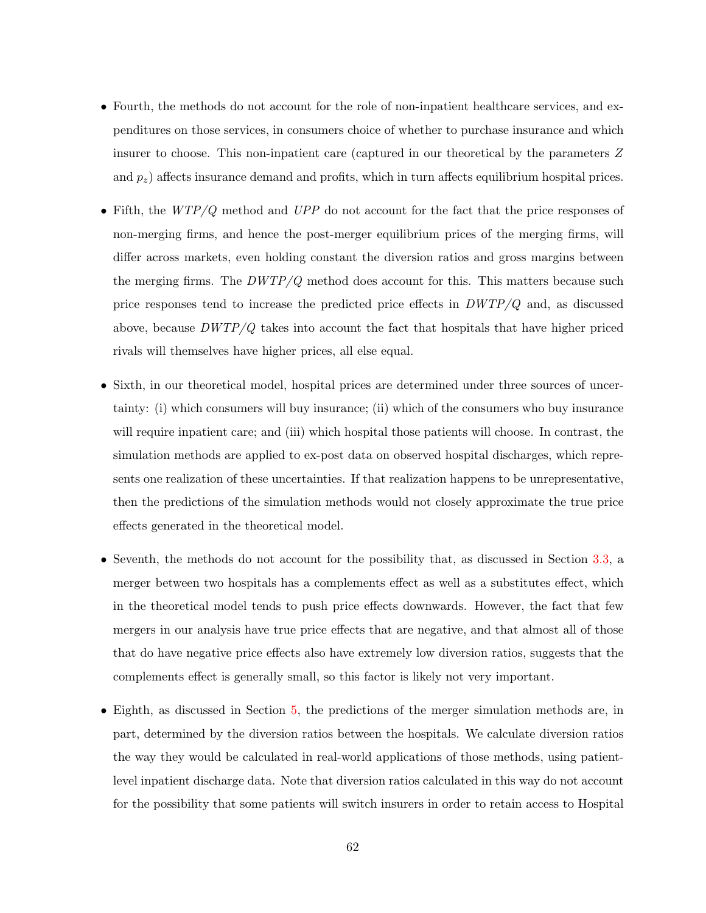- Fourth, the methods do not account for the role of non-inpatient healthcare services, and expenditures on those services, in consumers choice of whether to purchase insurance and which insurer to choose. This non-inpatient care (captured in our theoretical by the parameters $Z$ and $p_z$) affects insurance demand and profits, which in turn affects equilibrium hospital prices.

- Fifth, the $WTP/Q$ method and $UPP$ do not account for the fact that the price responses of non-merging firms, and hence the post-merger equilibrium prices of the merging firms, will differ across markets, even holding constant the diversion ratios and gross margins between the merging firms. The $DWTP/Q$ method does account for this. This matters because such price responses tend to increase the predicted price effects in $DWTP/Q$ and, as discussed above, because $DWTP/Q$ takes into account the fact that hospitals that have higher priced rivals will themselves have higher prices, all else equal.

- Sixth, in our theoretical model, hospital prices are determined under three sources of uncertainty: (i) which consumers will buy insurance; (ii) which of the consumers who buy insurance will require inpatient care; and (iii) which hospital those patients will choose. In contrast, the simulation methods are applied to ex-post data on observed hospital discharges, which represents one realization of these uncertainties. If that realization happens to be unrepresentative, then the predictions of the simulation methods would not closely approximate the true price effects generated in the theoretical model.

- Seventh, the methods do not account for the possibility that, as discussed in Section 3.3, a merger between two hospitals has a complements effect as well as a substitutes effect, which in the theoretical model tends to push price effects downwards. However, the fact that few mergers in our analysis have true price effects that are negative, and that almost all of those that do have negative price effects also have extremely low diversion ratios, suggests that the complements effect is generally small, so this factor is likely not very important.

- Eighth, as discussed in Section 5, the predictions of the merger simulation methods are, in part, determined by the diversion ratios between the hospitals. We calculate diversion ratios the way they would be calculated in real-world applications of those methods, using patient-level inpatient discharge data. Note that diversion ratios calculated in this way do not account for the possibility that some patients will switch insurers in order to retain access to Hospital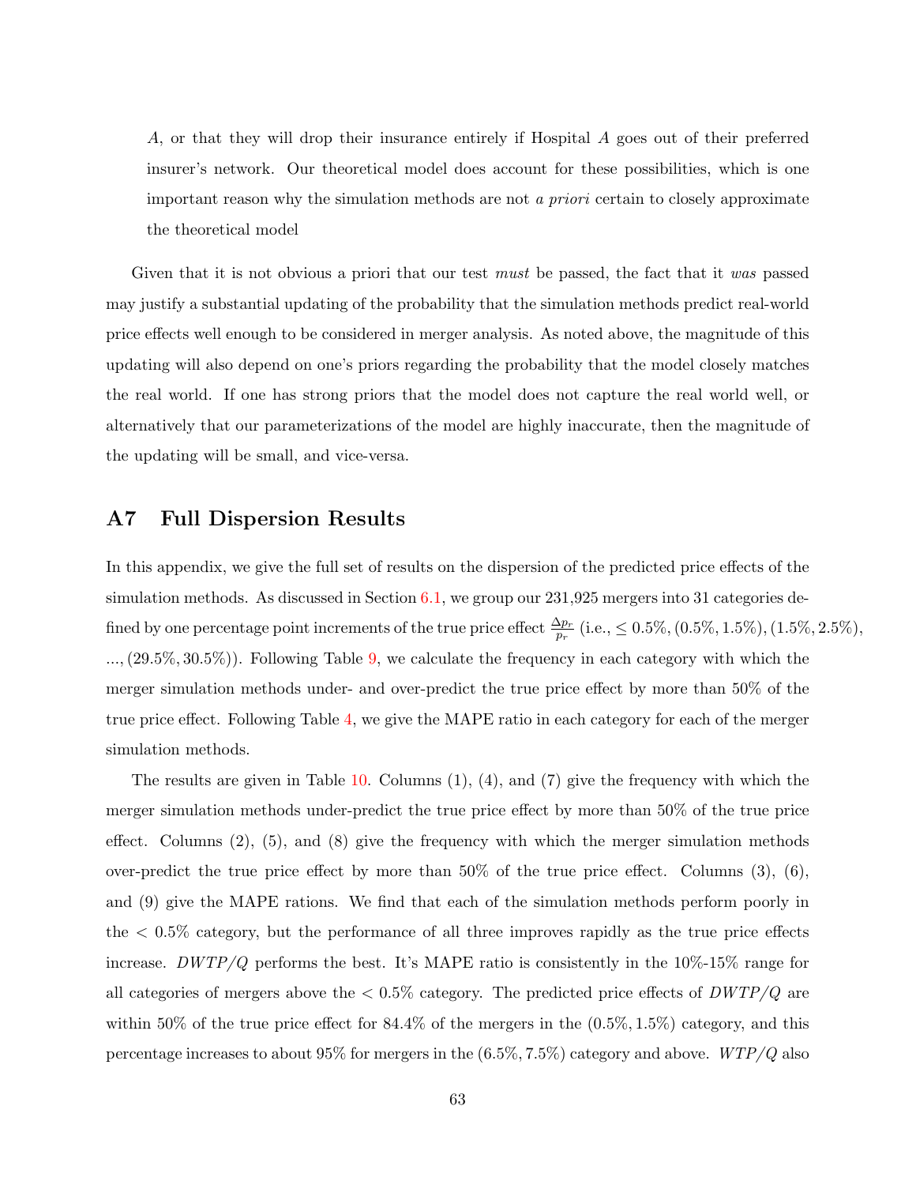> $A$, or that they will drop their insurance entirely if Hospital $A$ goes out of their preferred insurer's network. Our theoretical model does account for these possibilities, which is one important reason why the simulation methods are not *a priori* certain to closely approximate the theoretical model

Given that it is not obvious a priori that our test *must* be passed, the fact that it *was* passed may justify a substantial updating of the probability that the simulation methods predict real-world price effects well enough to be considered in merger analysis. As noted above, the magnitude of this updating will also depend on one's priors regarding the probability that the model closely matches the real world. If one has strong priors that the model does not capture the real world well, or alternatively that our parameterizations of the model are highly inaccurate, then the magnitude of the updating will be small, and vice-versa.

## A7 Full Dispersion Results

In this appendix, we give the full set of results on the dispersion of the predicted price effects of the simulation methods. As discussed in Section 6.1, we group our 231,925 mergers into 31 categories defined by one percentage point increments of the true price effect $\frac{\Delta p_r}{p_r}$ (i.e., $\leq 0.5\%$, $(0.5\%, 1.5\%)$, $(1.5\%, 2.5\%)$, ..., $(29.5\%, 30.5\%)$). Following Table 9, we calculate the frequency in each category with which the merger simulation methods under- and over-predict the true price effect by more than 50% of the true price effect. Following Table 4, we give the MAPE ratio in each category for each of the merger simulation methods.

The results are given in Table 10. Columns (1), (4), and (7) give the frequency with which the merger simulation methods under-predict the true price effect by more than 50% of the true price effect. Columns (2), (5), and (8) give the frequency with which the merger simulation methods over-predict the true price effect by more than 50% of the true price effect. Columns (3), (6), and (9) give the MAPE rations. We find that each of the simulation methods perform poorly in the $< 0.5\%$ category, but the performance of all three improves rapidly as the true price effects increase. $DWTP/Q$ performs the best. It's MAPE ratio is consistently in the 10%-15% range for all categories of mergers above the $< 0.5\%$ category. The predicted price effects of $DWTP/Q$ are within 50% of the true price effect for 84.4% of the mergers in the $(0.5\%, 1.5\%)$ category, and this percentage increases to about 95% for mergers in the $(6.5\%, 7.5\%)$ category and above. $WTP/Q$ also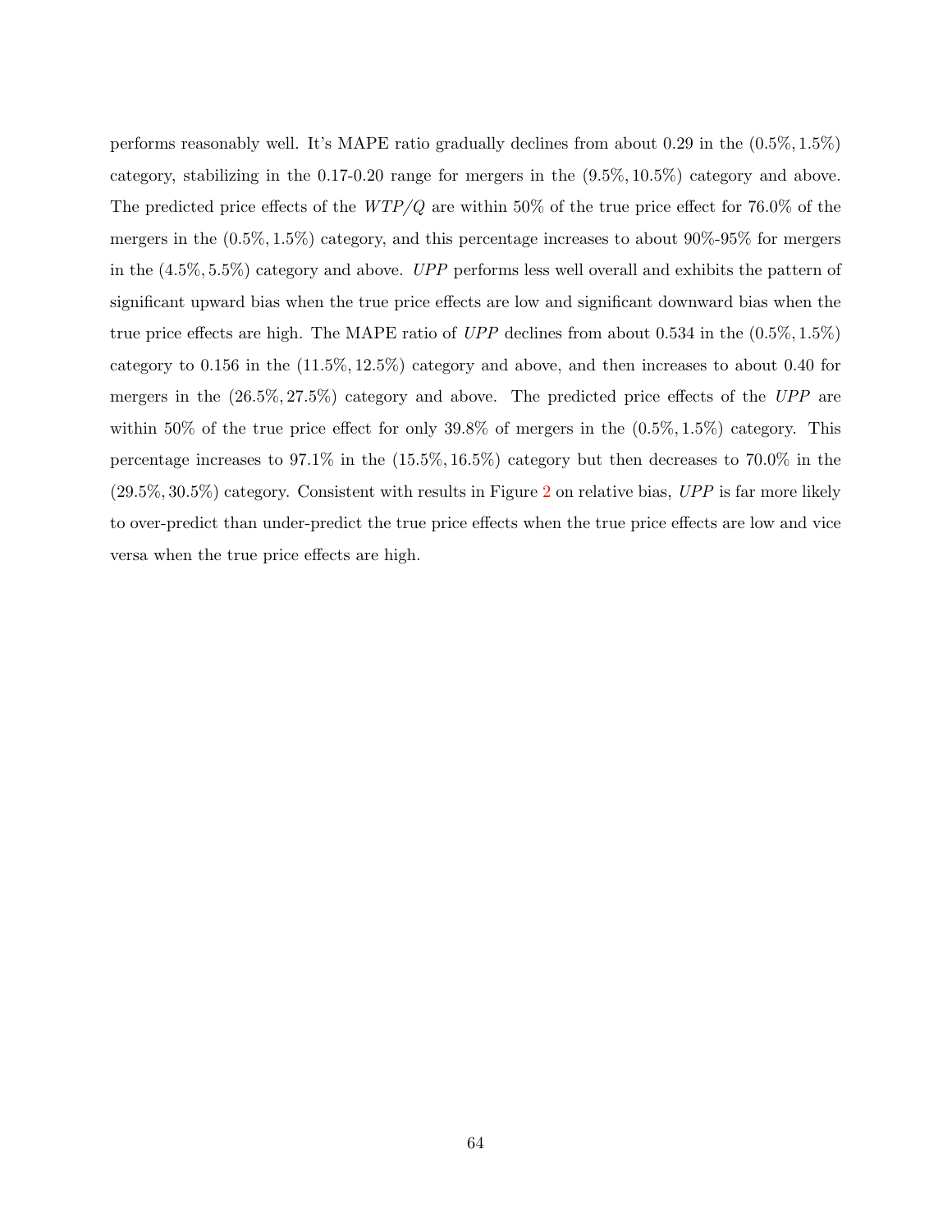performs reasonably well. It's MAPE ratio gradually declines from about 0.29 in the $(0.5\%, 1.5\%)$ category, stabilizing in the 0.17-0.20 range for mergers in the $(9.5\%, 10.5\%)$ category and above. The predicted price effects of the $WTP/Q$ are within 50% of the true price effect for 76.0% of the mergers in the $(0.5\%, 1.5\%)$ category, and this percentage increases to about 90%-95% for mergers in the $(4.5\%, 5.5\%)$ category and above. *UPP* performs less well overall and exhibits the pattern of significant upward bias when the true price effects are low and significant downward bias when the true price effects are high. The MAPE ratio of *UPP* declines from about 0.534 in the $(0.5\%, 1.5\%)$ category to 0.156 in the $(11.5\%, 12.5\%)$ category and above, and then increases to about 0.40 for mergers in the $(26.5\%, 27.5\%)$ category and above. The predicted price effects of the *UPP* are within 50% of the true price effect for only 39.8% of mergers in the $(0.5\%, 1.5\%)$ category. This percentage increases to 97.1% in the $(15.5\%, 16.5\%)$ category but then decreases to 70.0% in the $(29.5\%, 30.5\%)$ category. Consistent with results in Figure 2 on relative bias, *UPP* is far more likely to over-predict than under-predict the true price effects when the true price effects are low and vice versa when the true price effects are high.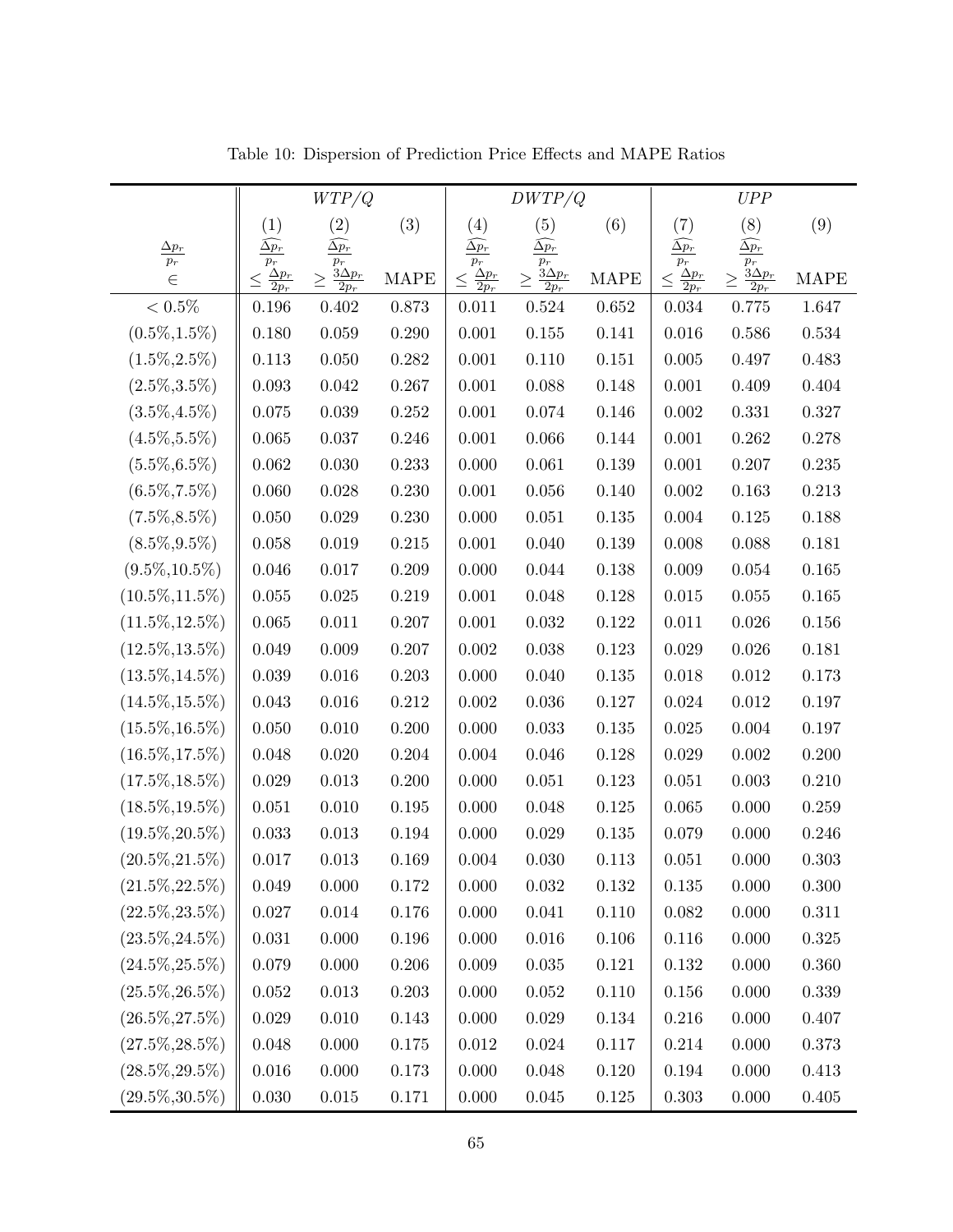Table 10: Dispersion of Prediction Price Effects and MAPE Ratios

| | *WTP/Q* | | | *DWTP/Q* | | | *UPP* | | |
|---|---|---|---|---|---|---|---|---|---|
| $\frac{\Delta p_r}{p_r}$ $\in$ | (1) $\frac{\widehat{\Delta p_r}}{p_r} \leq \frac{\Delta p_r}{2p_r}$ | (2) $\frac{\widehat{\Delta p_r}}{p_r} \geq \frac{3\Delta p_r}{2p_r}$ | (3) MAPE | (4) $\frac{\widehat{\Delta p_r}}{p_r} \leq \frac{\Delta p_r}{2p_r}$ | (5) $\frac{\widehat{\Delta p_r}}{p_r} \geq \frac{3\Delta p_r}{2p_r}$ | (6) MAPE | (7) $\frac{\widehat{\Delta p_r}}{p_r} \leq \frac{\Delta p_r}{2p_r}$ | (8) $\frac{\widehat{\Delta p_r}}{p_r} \geq \frac{3\Delta p_r}{2p_r}$ | (9) MAPE |
| $< 0.5\%$ | 0.196 | 0.402 | 0.873 | 0.011 | 0.524 | 0.652 | 0.034 | 0.775 | 1.647 |
| (0.5%,1.5%) | 0.180 | 0.059 | 0.290 | 0.001 | 0.155 | 0.141 | 0.016 | 0.586 | 0.534 |
| (1.5%,2.5%) | 0.113 | 0.050 | 0.282 | 0.001 | 0.110 | 0.151 | 0.005 | 0.497 | 0.483 |
| (2.5%,3.5%) | 0.093 | 0.042 | 0.267 | 0.001 | 0.088 | 0.148 | 0.001 | 0.409 | 0.404 |
| (3.5%,4.5%) | 0.075 | 0.039 | 0.252 | 0.001 | 0.074 | 0.146 | 0.002 | 0.331 | 0.327 |
| (4.5%,5.5%) | 0.065 | 0.037 | 0.246 | 0.001 | 0.066 | 0.144 | 0.001 | 0.262 | 0.278 |
| (5.5%,6.5%) | 0.062 | 0.030 | 0.233 | 0.000 | 0.061 | 0.139 | 0.001 | 0.207 | 0.235 |
| (6.5%,7.5%) | 0.060 | 0.028 | 0.230 | 0.001 | 0.056 | 0.140 | 0.002 | 0.163 | 0.213 |
| (7.5%,8.5%) | 0.050 | 0.029 | 0.230 | 0.000 | 0.051 | 0.135 | 0.004 | 0.125 | 0.188 |
| (8.5%,9.5%) | 0.058 | 0.019 | 0.215 | 0.001 | 0.040 | 0.139 | 0.008 | 0.088 | 0.181 |
| (9.5%,10.5%) | 0.046 | 0.017 | 0.209 | 0.000 | 0.044 | 0.138 | 0.009 | 0.054 | 0.165 |
| (10.5%,11.5%) | 0.055 | 0.025 | 0.219 | 0.001 | 0.048 | 0.128 | 0.015 | 0.055 | 0.165 |
| (11.5%,12.5%) | 0.065 | 0.011 | 0.207 | 0.001 | 0.032 | 0.122 | 0.011 | 0.026 | 0.156 |
| (12.5%,13.5%) | 0.049 | 0.009 | 0.207 | 0.002 | 0.038 | 0.123 | 0.029 | 0.026 | 0.181 |
| (13.5%,14.5%) | 0.039 | 0.016 | 0.203 | 0.000 | 0.040 | 0.135 | 0.018 | 0.012 | 0.173 |
| (14.5%,15.5%) | 0.043 | 0.016 | 0.212 | 0.002 | 0.036 | 0.127 | 0.024 | 0.012 | 0.197 |
| (15.5%,16.5%) | 0.050 | 0.010 | 0.200 | 0.000 | 0.033 | 0.135 | 0.025 | 0.004 | 0.197 |
| (16.5%,17.5%) | 0.048 | 0.020 | 0.204 | 0.004 | 0.046 | 0.128 | 0.029 | 0.002 | 0.200 |
| (17.5%,18.5%) | 0.029 | 0.013 | 0.200 | 0.000 | 0.051 | 0.123 | 0.051 | 0.003 | 0.210 |
| (18.5%,19.5%) | 0.051 | 0.010 | 0.195 | 0.000 | 0.048 | 0.125 | 0.065 | 0.000 | 0.259 |
| (19.5%,20.5%) | 0.033 | 0.013 | 0.194 | 0.000 | 0.029 | 0.135 | 0.079 | 0.000 | 0.246 |
| (20.5%,21.5%) | 0.017 | 0.013 | 0.169 | 0.004 | 0.030 | 0.113 | 0.051 | 0.000 | 0.303 |
| (21.5%,22.5%) | 0.049 | 0.000 | 0.172 | 0.000 | 0.032 | 0.132 | 0.135 | 0.000 | 0.300 |
| (22.5%,23.5%) | 0.027 | 0.014 | 0.176 | 0.000 | 0.041 | 0.110 | 0.082 | 0.000 | 0.311 |
| (23.5%,24.5%) | 0.031 | 0.000 | 0.196 | 0.000 | 0.016 | 0.106 | 0.116 | 0.000 | 0.325 |
| (24.5%,25.5%) | 0.079 | 0.000 | 0.206 | 0.009 | 0.035 | 0.121 | 0.132 | 0.000 | 0.360 |
| (25.5%,26.5%) | 0.052 | 0.013 | 0.203 | 0.000 | 0.052 | 0.110 | 0.156 | 0.000 | 0.339 |
| (26.5%,27.5%) | 0.029 | 0.010 | 0.143 | 0.000 | 0.029 | 0.134 | 0.216 | 0.000 | 0.407 |
| (27.5%,28.5%) | 0.048 | 0.000 | 0.175 | 0.012 | 0.024 | 0.117 | 0.214 | 0.000 | 0.373 |
| (28.5%,29.5%) | 0.016 | 0.000 | 0.173 | 0.000 | 0.048 | 0.120 | 0.194 | 0.000 | 0.413 |
| (29.5%,30.5%) | 0.030 | 0.015 | 0.171 | 0.000 | 0.045 | 0.125 | 0.303 | 0.000 | 0.405 |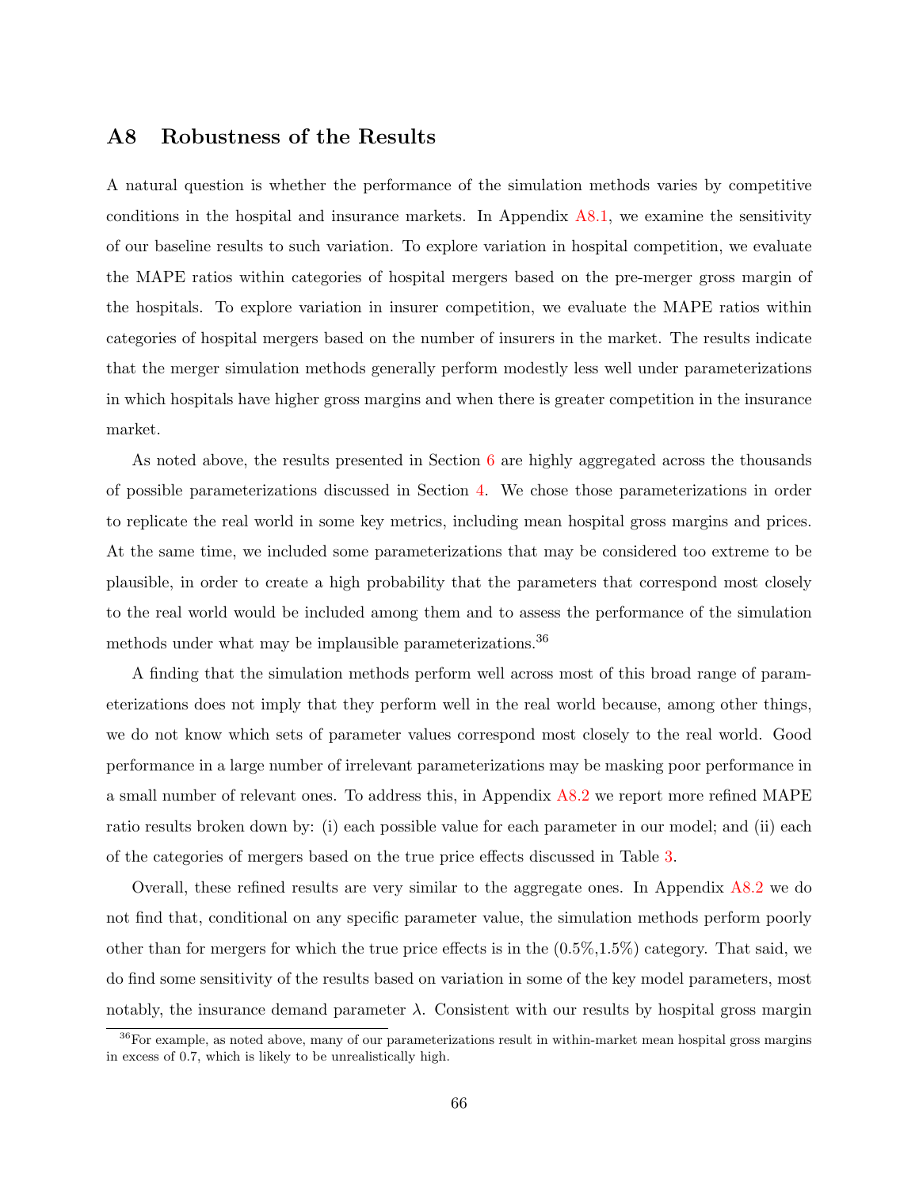## A8 Robustness of the Results

A natural question is whether the performance of the simulation methods varies by competitive conditions in the hospital and insurance markets. In Appendix A8.1, we examine the sensitivity of our baseline results to such variation. To explore variation in hospital competition, we evaluate the MAPE ratios within categories of hospital mergers based on the pre-merger gross margin of the hospitals. To explore variation in insurer competition, we evaluate the MAPE ratios within categories of hospital mergers based on the number of insurers in the market. The results indicate that the merger simulation methods generally perform modestly less well under parameterizations in which hospitals have higher gross margins and when there is greater competition in the insurance market.

As noted above, the results presented in Section 6 are highly aggregated across the thousands of possible parameterizations discussed in Section 4. We chose those parameterizations in order to replicate the real world in some key metrics, including mean hospital gross margins and prices. At the same time, we included some parameterizations that may be considered too extreme to be plausible, in order to create a high probability that the parameters that correspond most closely to the real world would be included among them and to assess the performance of the simulation methods under what may be implausible parameterizations.[36]

A finding that the simulation methods perform well across most of this broad range of parameterizations does not imply that they perform well in the real world because, among other things, we do not know which sets of parameter values correspond most closely to the real world. Good performance in a large number of irrelevant parameterizations may be masking poor performance in a small number of relevant ones. To address this, in Appendix A8.2 we report more refined MAPE ratio results broken down by: (i) each possible value for each parameter in our model; and (ii) each of the categories of mergers based on the true price effects discussed in Table 3.

Overall, these refined results are very similar to the aggregate ones. In Appendix A8.2 we do not find that, conditional on any specific parameter value, the simulation methods perform poorly other than for mergers for which the true price effects is in the (0.5%,1.5%) category. That said, we do find some sensitivity of the results based on variation in some of the key model parameters, most notably, the insurance demand parameter $\lambda$. Consistent with our results by hospital gross margin

[36] For example, as noted above, many of our parameterizations result in within-market mean hospital gross margins in excess of 0.7, which is likely to be unrealistically high.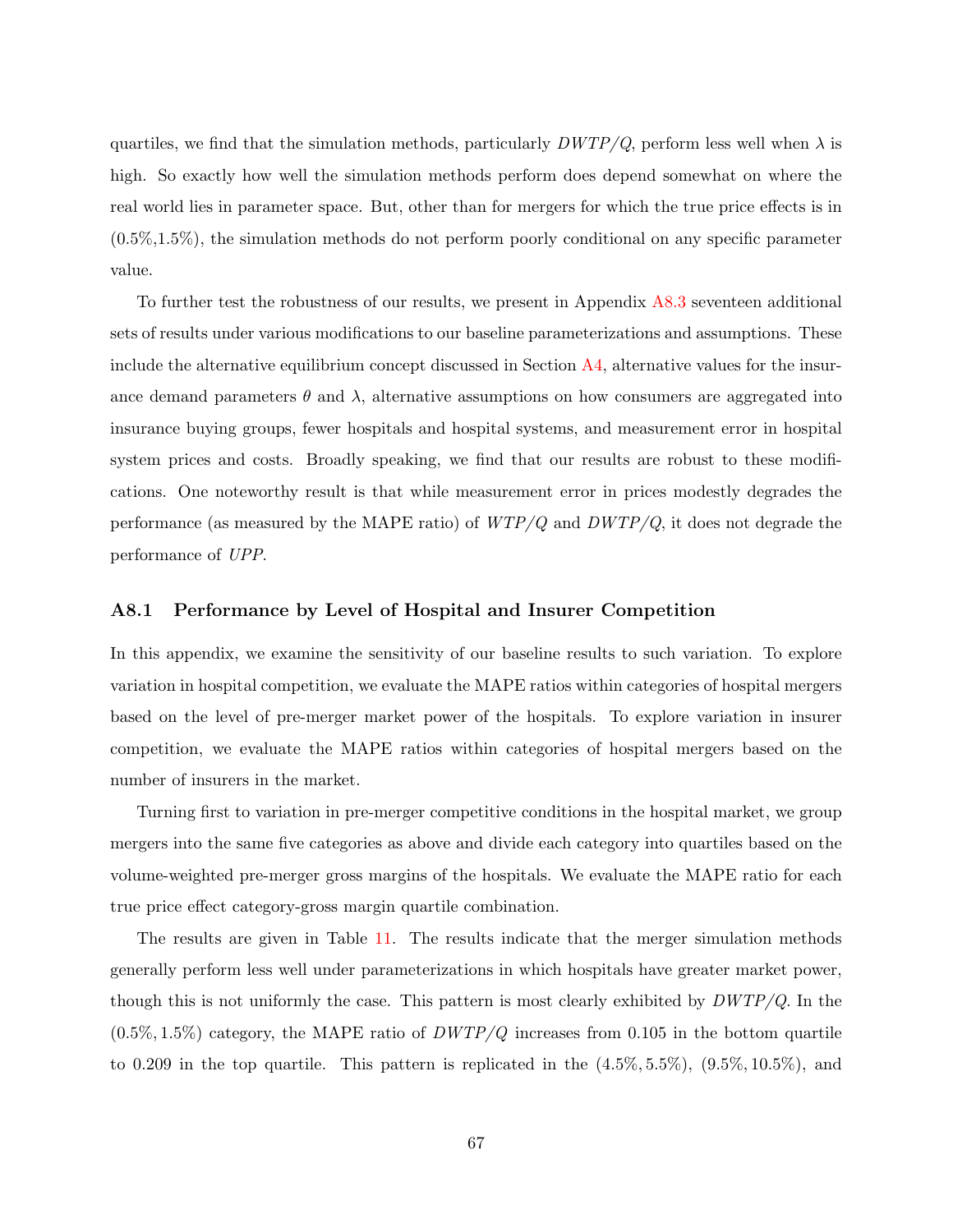quartiles, we find that the simulation methods, particularly $DWTP/Q$, perform less well when $\lambda$ is high. So exactly how well the simulation methods perform does depend somewhat on where the real world lies in parameter space. But, other than for mergers for which the true price effects is in (0.5%,1.5%), the simulation methods do not perform poorly conditional on any specific parameter value.

To further test the robustness of our results, we present in Appendix A8.3 seventeen additional sets of results under various modifications to our baseline parameterizations and assumptions. These include the alternative equilibrium concept discussed in Section A4, alternative values for the insurance demand parameters $\theta$ and $\lambda$, alternative assumptions on how consumers are aggregated into insurance buying groups, fewer hospitals and hospital systems, and measurement error in hospital system prices and costs. Broadly speaking, we find that our results are robust to these modifications. One noteworthy result is that while measurement error in prices modestly degrades the performance (as measured by the MAPE ratio) of $WTP/Q$ and $DWTP/Q$, it does not degrade the performance of $UPP$.

### A8.1 Performance by Level of Hospital and Insurer Competition

In this appendix, we examine the sensitivity of our baseline results to such variation. To explore variation in hospital competition, we evaluate the MAPE ratios within categories of hospital mergers based on the level of pre-merger market power of the hospitals. To explore variation in insurer competition, we evaluate the MAPE ratios within categories of hospital mergers based on the number of insurers in the market.

Turning first to variation in pre-merger competitive conditions in the hospital market, we group mergers into the same five categories as above and divide each category into quartiles based on the volume-weighted pre-merger gross margins of the hospitals. We evaluate the MAPE ratio for each true price effect category-gross margin quartile combination.

The results are given in Table 11. The results indicate that the merger simulation methods generally perform less well under parameterizations in which hospitals have greater market power, though this is not uniformly the case. This pattern is most clearly exhibited by $DWTP/Q$. In the $(0.5\%, 1.5\%)$ category, the MAPE ratio of $DWTP/Q$ increases from 0.105 in the bottom quartile to 0.209 in the top quartile. This pattern is replicated in the $(4.5\%, 5.5\%)$, $(9.5\%, 10.5\%)$, and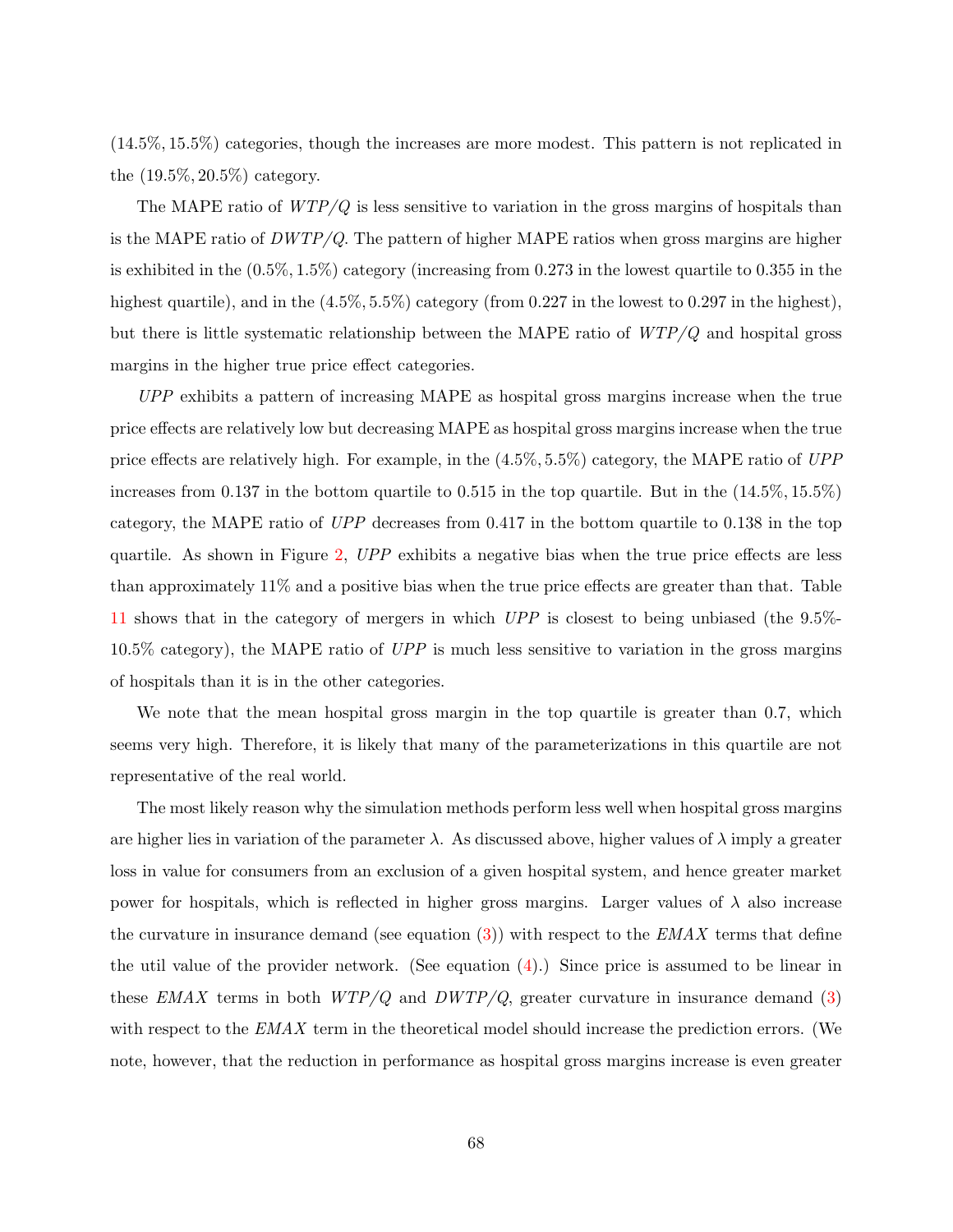$(14.5\%, 15.5\%)$ categories, though the increases are more modest. This pattern is not replicated in the $(19.5\%, 20.5\%)$ category.

The MAPE ratio of $WTP/Q$ is less sensitive to variation in the gross margins of hospitals than is the MAPE ratio of $DWTP/Q$. The pattern of higher MAPE ratios when gross margins are higher is exhibited in the $(0.5\%, 1.5\%)$ category (increasing from 0.273 in the lowest quartile to 0.355 in the highest quartile), and in the $(4.5\%, 5.5\%)$ category (from 0.227 in the lowest to 0.297 in the highest), but there is little systematic relationship between the MAPE ratio of $WTP/Q$ and hospital gross margins in the higher true price effect categories.

*UPP* exhibits a pattern of increasing MAPE as hospital gross margins increase when the true price effects are relatively low but decreasing MAPE as hospital gross margins increase when the true price effects are relatively high. For example, in the $(4.5\%, 5.5\%)$ category, the MAPE ratio of *UPP* increases from 0.137 in the bottom quartile to 0.515 in the top quartile. But in the $(14.5\%, 15.5\%)$ category, the MAPE ratio of *UPP* decreases from 0.417 in the bottom quartile to 0.138 in the top quartile. As shown in Figure 2, *UPP* exhibits a negative bias when the true price effects are less than approximately 11% and a positive bias when the true price effects are greater than that. Table 11 shows that in the category of mergers in which *UPP* is closest to being unbiased (the 9.5%-10.5% category), the MAPE ratio of *UPP* is much less sensitive to variation in the gross margins of hospitals than it is in the other categories.

We note that the mean hospital gross margin in the top quartile is greater than 0.7, which seems very high. Therefore, it is likely that many of the parameterizations in this quartile are not representative of the real world.

The most likely reason why the simulation methods perform less well when hospital gross margins are higher lies in variation of the parameter $\lambda$. As discussed above, higher values of $\lambda$ imply a greater loss in value for consumers from an exclusion of a given hospital system, and hence greater market power for hospitals, which is reflected in higher gross margins. Larger values of $\lambda$ also increase the curvature in insurance demand (see equation (3)) with respect to the *EMAX* terms that define the util value of the provider network. (See equation (4).) Since price is assumed to be linear in these *EMAX* terms in both $WTP/Q$ and $DWTP/Q$, greater curvature in insurance demand (3) with respect to the *EMAX* term in the theoretical model should increase the prediction errors. (We note, however, that the reduction in performance as hospital gross margins increase is even greater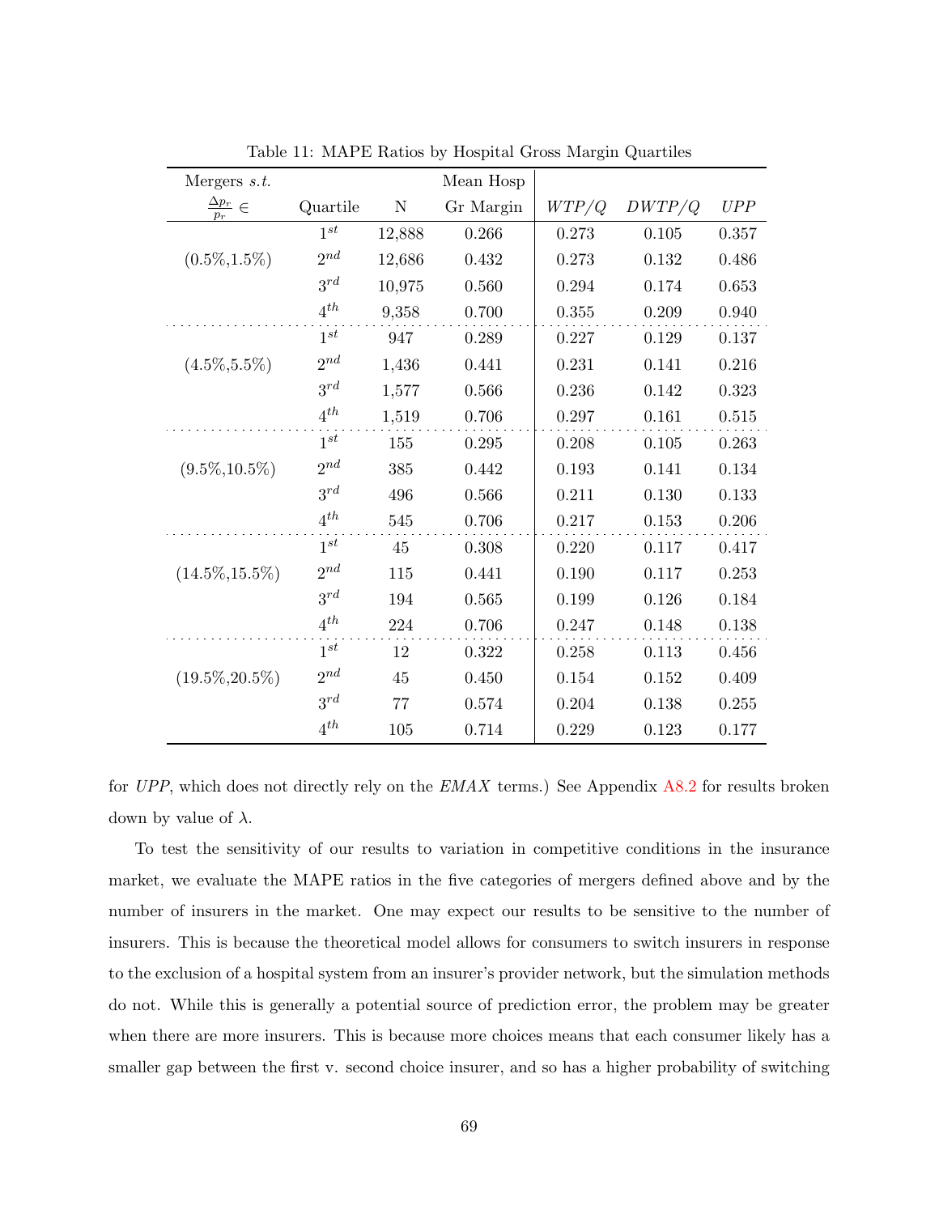Table 11: MAPE Ratios by Hospital Gross Margin Quartiles

| Mergers *s.t.* $\frac{\Delta p_r}{p_r} \in$ | Quartile | N | Mean Hosp Gr Margin | $WTP/Q$ | $DWTP/Q$ | $UPP$ |
|---|---|---|---|---|---|---|
| (0.5%,1.5%) | $1^{st}$ | 12,888 | 0.266 | 0.273 | 0.105 | 0.357 |
| | $2^{nd}$ | 12,686 | 0.432 | 0.273 | 0.132 | 0.486 |
| | $3^{rd}$ | 10,975 | 0.560 | 0.294 | 0.174 | 0.653 |
| | $4^{th}$ | 9,358 | 0.700 | 0.355 | 0.209 | 0.940 |
| (4.5%,5.5%) | $1^{st}$ | 947 | 0.289 | 0.227 | 0.129 | 0.137 |
| | $2^{nd}$ | 1,436 | 0.441 | 0.231 | 0.141 | 0.216 |
| | $3^{rd}$ | 1,577 | 0.566 | 0.236 | 0.142 | 0.323 |
| | $4^{th}$ | 1,519 | 0.706 | 0.297 | 0.161 | 0.515 |
| (9.5%,10.5%) | $1^{st}$ | 155 | 0.295 | 0.208 | 0.105 | 0.263 |
| | $2^{nd}$ | 385 | 0.442 | 0.193 | 0.141 | 0.134 |
| | $3^{rd}$ | 496 | 0.566 | 0.211 | 0.130 | 0.133 |
| | $4^{th}$ | 545 | 0.706 | 0.217 | 0.153 | 0.206 |
| (14.5%,15.5%) | $1^{st}$ | 45 | 0.308 | 0.220 | 0.117 | 0.417 |
| | $2^{nd}$ | 115 | 0.441 | 0.190 | 0.117 | 0.253 |
| | $3^{rd}$ | 194 | 0.565 | 0.199 | 0.126 | 0.184 |
| | $4^{th}$ | 224 | 0.706 | 0.247 | 0.148 | 0.138 |
| (19.5%,20.5%) | $1^{st}$ | 12 | 0.322 | 0.258 | 0.113 | 0.456 |
| | $2^{nd}$ | 45 | 0.450 | 0.154 | 0.152 | 0.409 |
| | $3^{rd}$ | 77 | 0.574 | 0.204 | 0.138 | 0.255 |
| | $4^{th}$ | 105 | 0.714 | 0.229 | 0.123 | 0.177 |

for *UPP*, which does not directly rely on the *EMAX* terms.) See Appendix A8.2 for results broken down by value of $\lambda$.

To test the sensitivity of our results to variation in competitive conditions in the insurance market, we evaluate the MAPE ratios in the five categories of mergers defined above and by the number of insurers in the market. One may expect our results to be sensitive to the number of insurers. This is because the theoretical model allows for consumers to switch insurers in response to the exclusion of a hospital system from an insurer's provider network, but the simulation methods do not. While this is generally a potential source of prediction error, the problem may be greater when there are more insurers. This is because more choices means that each consumer likely has a smaller gap between the first v. second choice insurer, and so has a higher probability of switching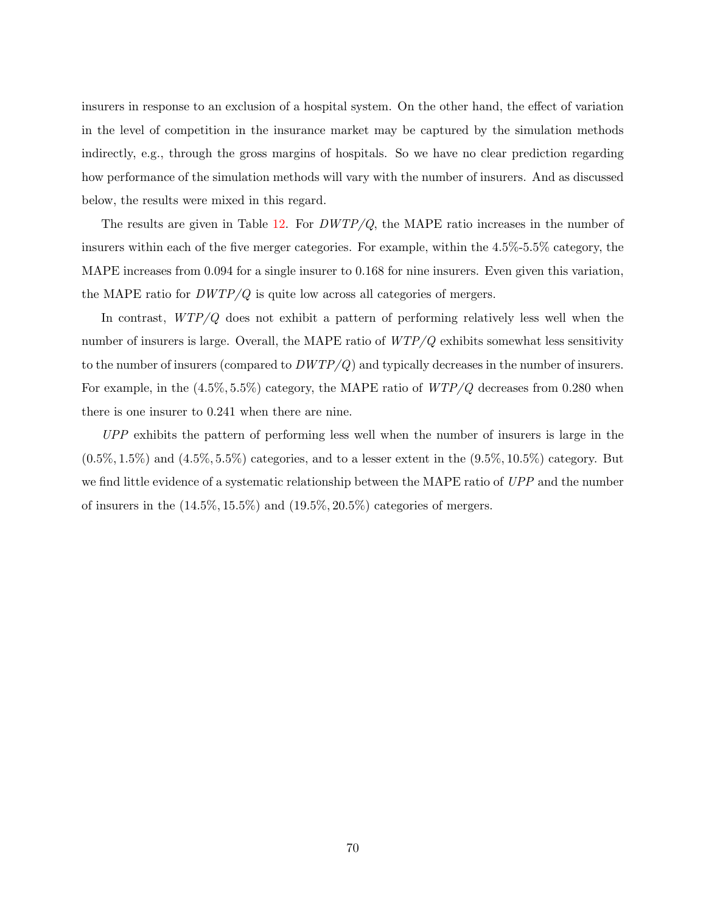insurers in response to an exclusion of a hospital system. On the other hand, the effect of variation in the level of competition in the insurance market may be captured by the simulation methods indirectly, e.g., through the gross margins of hospitals. So we have no clear prediction regarding how performance of the simulation methods will vary with the number of insurers. And as discussed below, the results were mixed in this regard.

The results are given in Table 12. For $DWTP/Q$, the MAPE ratio increases in the number of insurers within each of the five merger categories. For example, within the 4.5%-5.5% category, the MAPE increases from 0.094 for a single insurer to 0.168 for nine insurers. Even given this variation, the MAPE ratio for $DWTP/Q$ is quite low across all categories of mergers.

In contrast, $WTP/Q$ does not exhibit a pattern of performing relatively less well when the number of insurers is large. Overall, the MAPE ratio of $WTP/Q$ exhibits somewhat less sensitivity to the number of insurers (compared to $DWTP/Q$) and typically decreases in the number of insurers. For example, in the $(4.5\%, 5.5\%)$ category, the MAPE ratio of $WTP/Q$ decreases from 0.280 when there is one insurer to 0.241 when there are nine.

*UPP* exhibits the pattern of performing less well when the number of insurers is large in the $(0.5\%, 1.5\%)$ and $(4.5\%, 5.5\%)$ categories, and to a lesser extent in the $(9.5\%, 10.5\%)$ category. But we find little evidence of a systematic relationship between the MAPE ratio of *UPP* and the number of insurers in the $(14.5\%, 15.5\%)$ and $(19.5\%, 20.5\%)$ categories of mergers.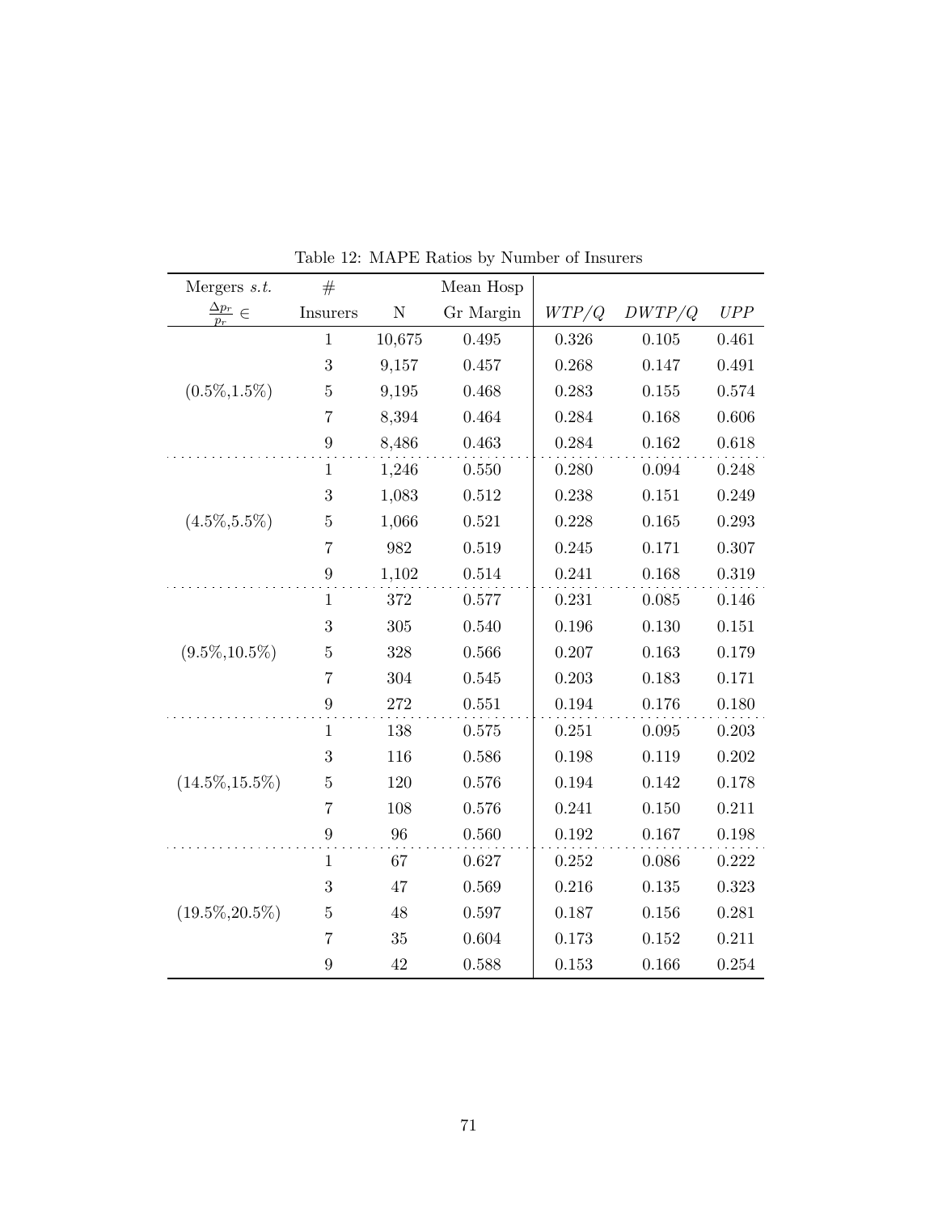Table 12: MAPE Ratios by Number of Insurers

| Mergers *s.t.* $\frac{\Delta p_r}{p_r} \in$ | # Insurers | N | Mean Hosp Gr Margin | $WTP/Q$ | $DWTP/Q$ | $UPP$ |
|---|---|---|---|---|---|---|
| (0.5%,1.5%) | 1 | 10,675 | 0.495 | 0.326 | 0.105 | 0.461 |
| | 3 | 9,157 | 0.457 | 0.268 | 0.147 | 0.491 |
| | 5 | 9,195 | 0.468 | 0.283 | 0.155 | 0.574 |
| | 7 | 8,394 | 0.464 | 0.284 | 0.168 | 0.606 |
| | 9 | 8,486 | 0.463 | 0.284 | 0.162 | 0.618 |
| (4.5%,5.5%) | 1 | 1,246 | 0.550 | 0.280 | 0.094 | 0.248 |
| | 3 | 1,083 | 0.512 | 0.238 | 0.151 | 0.249 |
| | 5 | 1,066 | 0.521 | 0.228 | 0.165 | 0.293 |
| | 7 | 982 | 0.519 | 0.245 | 0.171 | 0.307 |
| | 9 | 1,102 | 0.514 | 0.241 | 0.168 | 0.319 |
| (9.5%,10.5%) | 1 | 372 | 0.577 | 0.231 | 0.085 | 0.146 |
| | 3 | 305 | 0.540 | 0.196 | 0.130 | 0.151 |
| | 5 | 328 | 0.566 | 0.207 | 0.163 | 0.179 |
| | 7 | 304 | 0.545 | 0.203 | 0.183 | 0.171 |
| | 9 | 272 | 0.551 | 0.194 | 0.176 | 0.180 |
| (14.5%,15.5%) | 1 | 138 | 0.575 | 0.251 | 0.095 | 0.203 |
| | 3 | 116 | 0.586 | 0.198 | 0.119 | 0.202 |
| | 5 | 120 | 0.576 | 0.194 | 0.142 | 0.178 |
| | 7 | 108 | 0.576 | 0.241 | 0.150 | 0.211 |
| | 9 | 96 | 0.560 | 0.192 | 0.167 | 0.198 |
| (19.5%,20.5%) | 1 | 67 | 0.627 | 0.252 | 0.086 | 0.222 |
| | 3 | 47 | 0.569 | 0.216 | 0.135 | 0.323 |
| | 5 | 48 | 0.597 | 0.187 | 0.156 | 0.281 |
| | 7 | 35 | 0.604 | 0.173 | 0.152 | 0.211 |
| | 9 | 42 | 0.588 | 0.153 | 0.166 | 0.254 |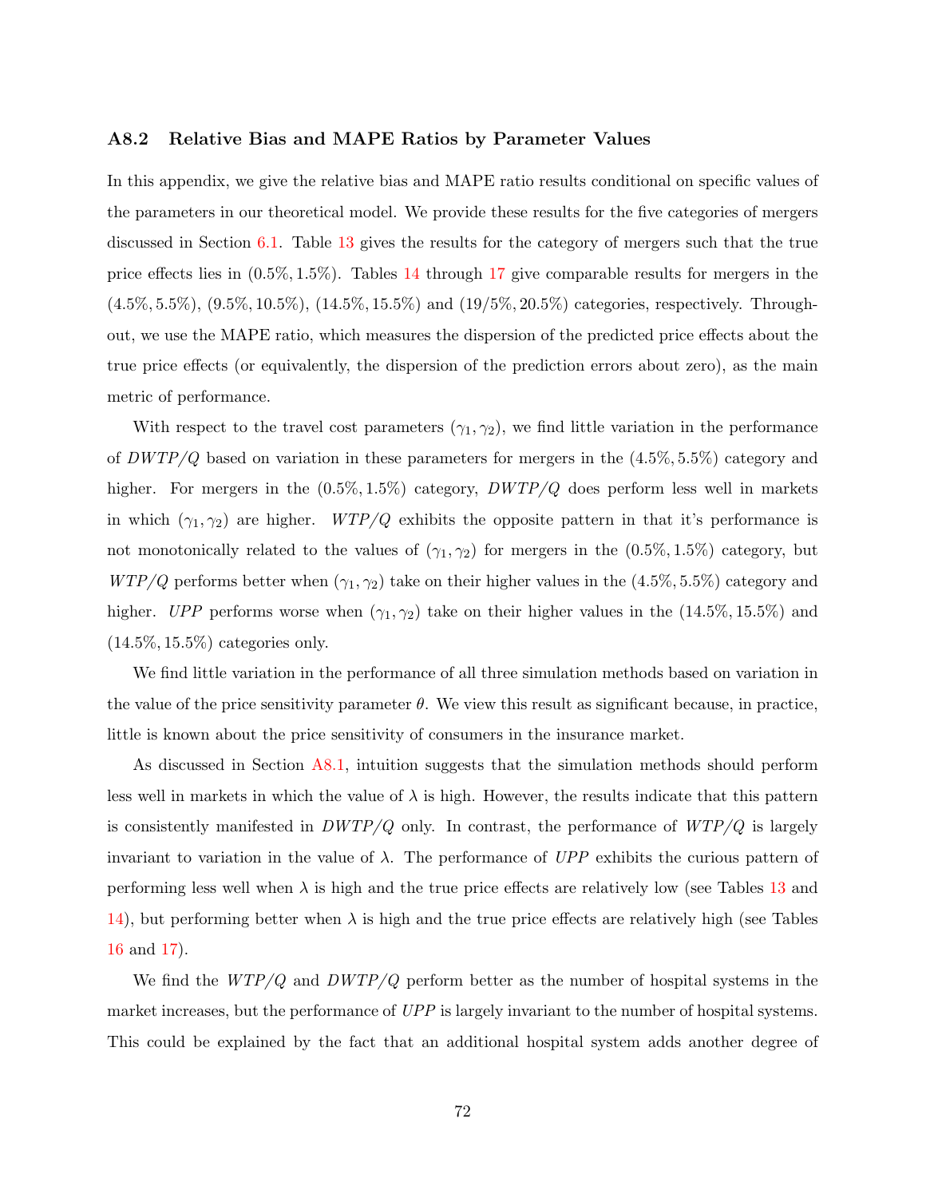### A8.2 Relative Bias and MAPE Ratios by Parameter Values

In this appendix, we give the relative bias and MAPE ratio results conditional on specific values of the parameters in our theoretical model. We provide these results for the five categories of mergers discussed in Section 6.1. Table 13 gives the results for the category of mergers such that the true price effects lies in $(0.5\%, 1.5\%)$. Tables 14 through 17 give comparable results for mergers in the $(4.5\%, 5.5\%)$, $(9.5\%, 10.5\%)$, $(14.5\%, 15.5\%)$ and $(19/5\%, 20.5\%)$ categories, respectively. Throughout, we use the MAPE ratio, which measures the dispersion of the predicted price effects about the true price effects (or equivalently, the dispersion of the prediction errors about zero), as the main metric of performance.

With respect to the travel cost parameters $(\gamma_1, \gamma_2)$, we find little variation in the performance of $DWTP/Q$ based on variation in these parameters for mergers in the $(4.5\%, 5.5\%)$ category and higher. For mergers in the $(0.5\%, 1.5\%)$ category, $DWTP/Q$ does perform less well in markets in which $(\gamma_1, \gamma_2)$ are higher. $WTP/Q$ exhibits the opposite pattern in that it's performance is not monotonically related to the values of $(\gamma_1, \gamma_2)$ for mergers in the $(0.5\%, 1.5\%)$ category, but $WTP/Q$ performs better when $(\gamma_1, \gamma_2)$ take on their higher values in the $(4.5\%, 5.5\%)$ category and higher. $UPP$ performs worse when $(\gamma_1, \gamma_2)$ take on their higher values in the $(14.5\%, 15.5\%)$ and $(14.5\%, 15.5\%)$ categories only.

We find little variation in the performance of all three simulation methods based on variation in the value of the price sensitivity parameter $\theta$. We view this result as significant because, in practice, little is known about the price sensitivity of consumers in the insurance market.

As discussed in Section A8.1, intuition suggests that the simulation methods should perform less well in markets in which the value of $\lambda$ is high. However, the results indicate that this pattern is consistently manifested in $DWTP/Q$ only. In contrast, the performance of $WTP/Q$ is largely invariant to variation in the value of $\lambda$. The performance of $UPP$ exhibits the curious pattern of performing less well when $\lambda$ is high and the true price effects are relatively low (see Tables 13 and 14), but performing better when $\lambda$ is high and the true price effects are relatively high (see Tables 16 and 17).

We find the $WTP/Q$ and $DWTP/Q$ perform better as the number of hospital systems in the market increases, but the performance of $UPP$ is largely invariant to the number of hospital systems. This could be explained by the fact that an additional hospital system adds another degree of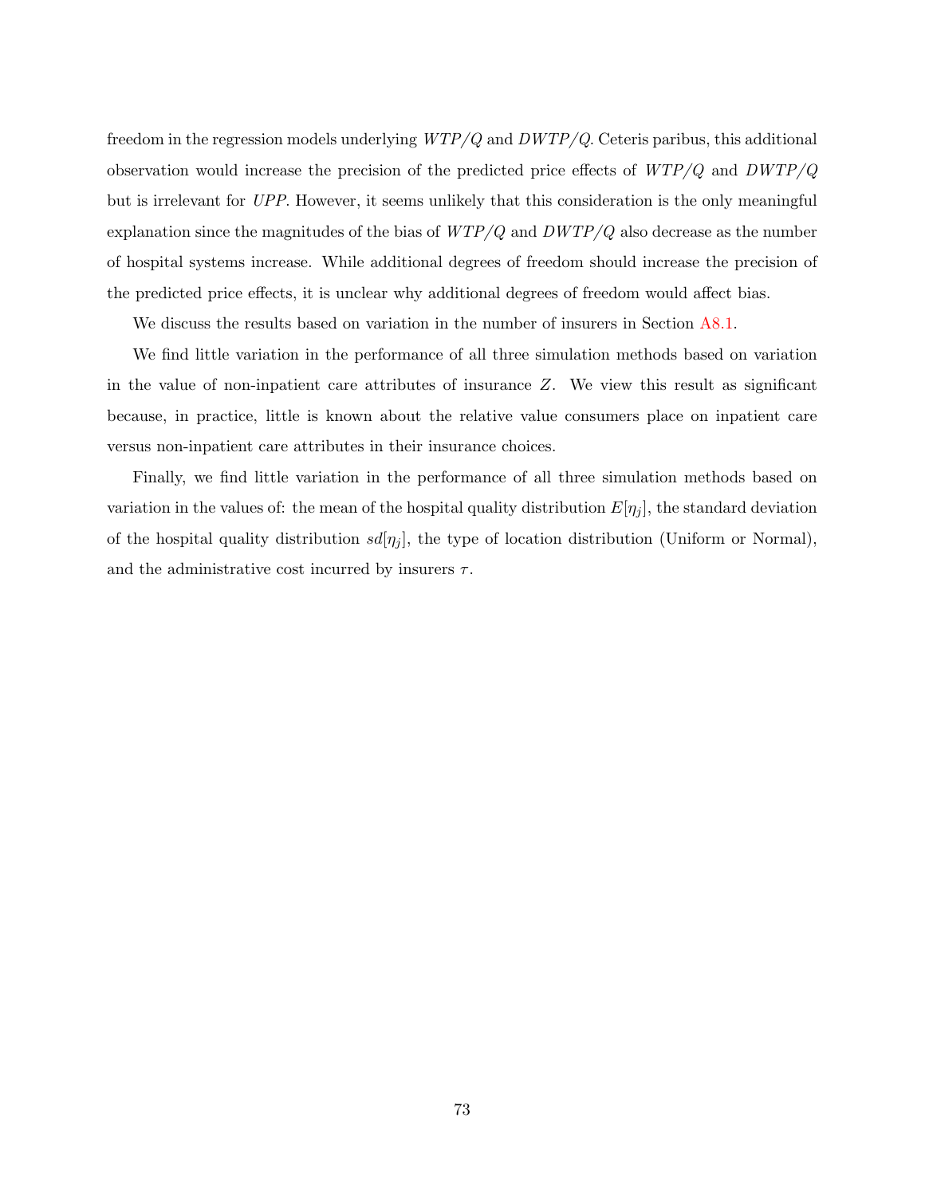freedom in the regression models underlying $WTP/Q$ and $DWTP/Q$. Ceteris paribus, this additional observation would increase the precision of the predicted price effects of $WTP/Q$ and $DWTP/Q$ but is irrelevant for *UPP*. However, it seems unlikely that this consideration is the only meaningful explanation since the magnitudes of the bias of $WTP/Q$ and $DWTP/Q$ also decrease as the number of hospital systems increase. While additional degrees of freedom should increase the precision of the predicted price effects, it is unclear why additional degrees of freedom would affect bias.

We discuss the results based on variation in the number of insurers in Section A8.1.

We find little variation in the performance of all three simulation methods based on variation in the value of non-inpatient care attributes of insurance $Z$. We view this result as significant because, in practice, little is known about the relative value consumers place on inpatient care versus non-inpatient care attributes in their insurance choices.

Finally, we find little variation in the performance of all three simulation methods based on variation in the values of: the mean of the hospital quality distribution $E[\eta_j]$, the standard deviation of the hospital quality distribution $sd[\eta_j]$, the type of location distribution (Uniform or Normal), and the administrative cost incurred by insurers $\tau$.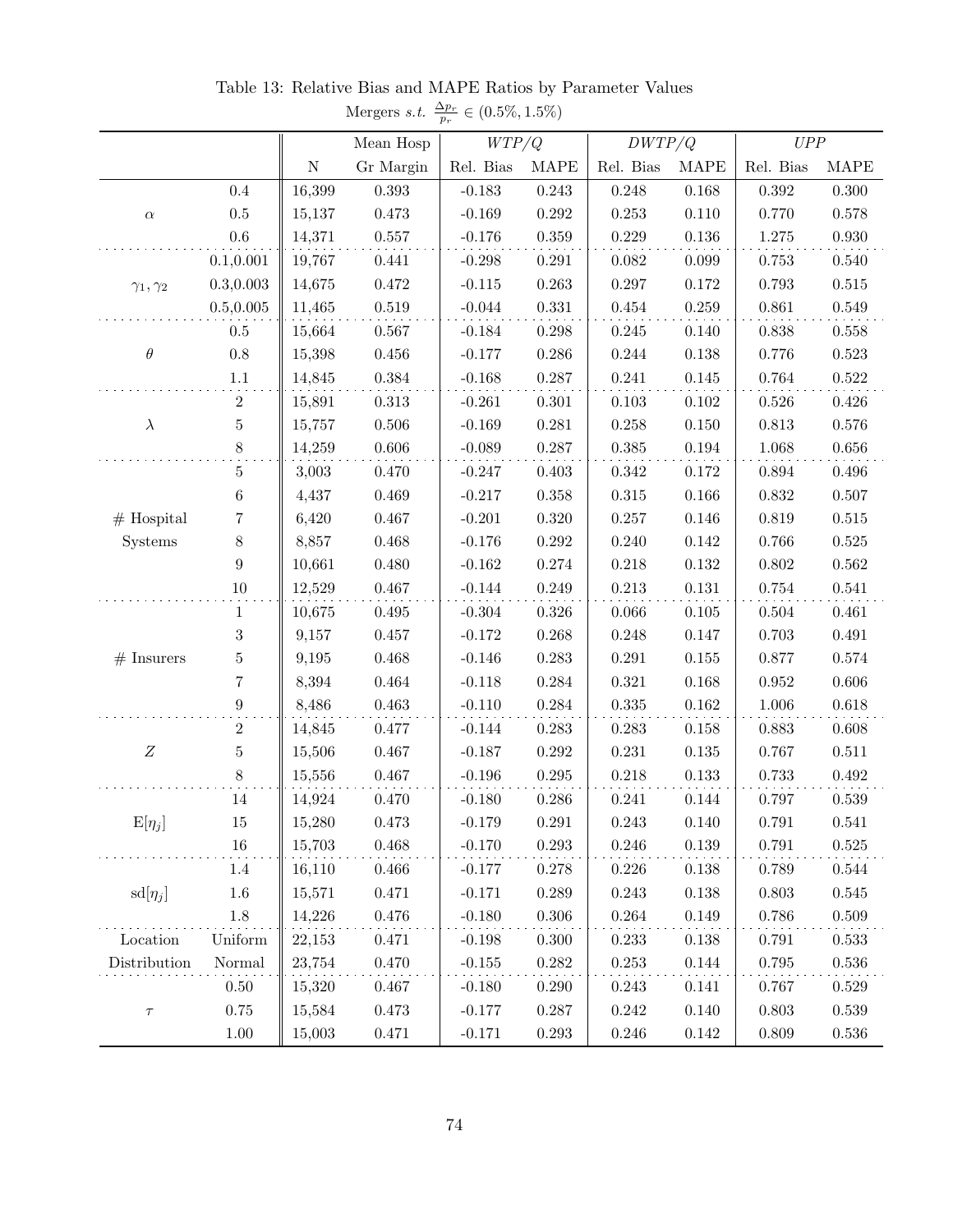Table 13: Relative Bias and MAPE Ratios by Parameter Values

Mergers *s.t.* $\frac{\Delta p_r}{p_r} \in (0.5\%, 1.5\%)$

| | | N | Mean Hosp Gr Margin | $WTP/Q$ | | $DWTP/Q$ | | $UPP$ | |
|---|---|---|---|---|---|---|---|---|---|
| | | | | Rel. Bias | MAPE | Rel. Bias | MAPE | Rel. Bias | MAPE |
| $\alpha$ | 0.4 | 16,399 | 0.393 | -0.183 | 0.243 | 0.248 | 0.168 | 0.392 | 0.300 |
| | 0.5 | 15,137 | 0.473 | -0.169 | 0.292 | 0.253 | 0.110 | 0.770 | 0.578 |
| | 0.6 | 14,371 | 0.557 | -0.176 | 0.359 | 0.229 | 0.136 | 1.275 | 0.930 |
| $\gamma_1, \gamma_2$ | 0.1,0.001 | 19,767 | 0.441 | -0.298 | 0.291 | 0.082 | 0.099 | 0.753 | 0.540 |
| | 0.3,0.003 | 14,675 | 0.472 | -0.115 | 0.263 | 0.297 | 0.172 | 0.793 | 0.515 |
| | 0.5,0.005 | 11,465 | 0.519 | -0.044 | 0.331 | 0.454 | 0.259 | 0.861 | 0.549 |
| $\theta$ | 0.5 | 15,664 | 0.567 | -0.184 | 0.298 | 0.245 | 0.140 | 0.838 | 0.558 |
| | 0.8 | 15,398 | 0.456 | -0.177 | 0.286 | 0.244 | 0.138 | 0.776 | 0.523 |
| | 1.1 | 14,845 | 0.384 | -0.168 | 0.287 | 0.241 | 0.145 | 0.764 | 0.522 |
| $\lambda$ | 2 | 15,891 | 0.313 | -0.261 | 0.301 | 0.103 | 0.102 | 0.526 | 0.426 |
| | 5 | 15,757 | 0.506 | -0.169 | 0.281 | 0.258 | 0.150 | 0.813 | 0.576 |
| | 8 | 14,259 | 0.606 | -0.089 | 0.287 | 0.385 | 0.194 | 1.068 | 0.656 |
| # Hospital Systems | 5 | 3,003 | 0.470 | -0.247 | 0.403 | 0.342 | 0.172 | 0.894 | 0.496 |
| | 6 | 4,437 | 0.469 | -0.217 | 0.358 | 0.315 | 0.166 | 0.832 | 0.507 |
| | 7 | 6,420 | 0.467 | -0.201 | 0.320 | 0.257 | 0.146 | 0.819 | 0.515 |
| | 8 | 8,857 | 0.468 | -0.176 | 0.292 | 0.240 | 0.142 | 0.766 | 0.525 |
| | 9 | 10,661 | 0.480 | -0.162 | 0.274 | 0.218 | 0.132 | 0.802 | 0.562 |
| | 10 | 12,529 | 0.467 | -0.144 | 0.249 | 0.213 | 0.131 | 0.754 | 0.541 |
| # Insurers | 1 | 10,675 | 0.495 | -0.304 | 0.326 | 0.066 | 0.105 | 0.504 | 0.461 |
| | 3 | 9,157 | 0.457 | -0.172 | 0.268 | 0.248 | 0.147 | 0.703 | 0.491 |
| | 5 | 9,195 | 0.468 | -0.146 | 0.283 | 0.291 | 0.155 | 0.877 | 0.574 |
| | 7 | 8,394 | 0.464 | -0.118 | 0.284 | 0.321 | 0.168 | 0.952 | 0.606 |
| | 9 | 8,486 | 0.463 | -0.110 | 0.284 | 0.335 | 0.162 | 1.006 | 0.618 |
| $Z$ | 2 | 14,845 | 0.477 | -0.144 | 0.283 | 0.283 | 0.158 | 0.883 | 0.608 |
| | 5 | 15,506 | 0.467 | -0.187 | 0.292 | 0.231 | 0.135 | 0.767 | 0.511 |
| | 8 | 15,556 | 0.467 | -0.196 | 0.295 | 0.218 | 0.133 | 0.733 | 0.492 |
| $\mathrm{E}[\eta_j]$ | 14 | 14,924 | 0.470 | -0.180 | 0.286 | 0.241 | 0.144 | 0.797 | 0.539 |
| | 15 | 15,280 | 0.473 | -0.179 | 0.291 | 0.243 | 0.140 | 0.791 | 0.541 |
| | 16 | 15,703 | 0.468 | -0.170 | 0.293 | 0.246 | 0.139 | 0.791 | 0.525 |
| $\mathrm{sd}[\eta_j]$ | 1.4 | 16,110 | 0.466 | -0.177 | 0.278 | 0.226 | 0.138 | 0.789 | 0.544 |
| | 1.6 | 15,571 | 0.471 | -0.171 | 0.289 | 0.243 | 0.138 | 0.803 | 0.545 |
| | 1.8 | 14,226 | 0.476 | -0.180 | 0.306 | 0.264 | 0.149 | 0.786 | 0.509 |
| Location Distribution | Uniform | 22,153 | 0.471 | -0.198 | 0.300 | 0.233 | 0.138 | 0.791 | 0.533 |
| | Normal | 23,754 | 0.470 | -0.155 | 0.282 | 0.253 | 0.144 | 0.795 | 0.536 |
| $\tau$ | 0.50 | 15,320 | 0.467 | -0.180 | 0.290 | 0.243 | 0.141 | 0.767 | 0.529 |
| | 0.75 | 15,584 | 0.473 | -0.177 | 0.287 | 0.242 | 0.140 | 0.803 | 0.539 |
| | 1.00 | 15,003 | 0.471 | -0.171 | 0.293 | 0.246 | 0.142 | 0.809 | 0.536 |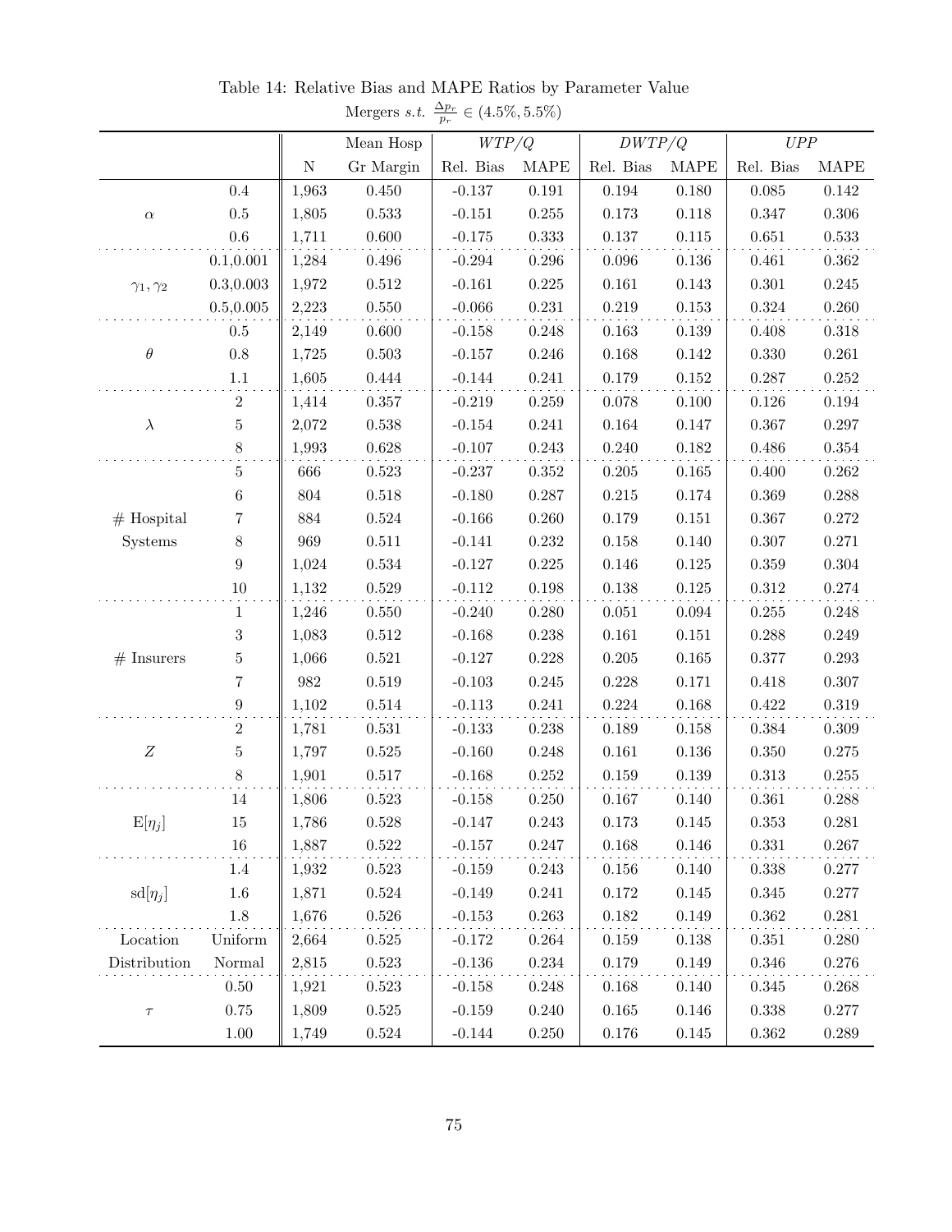Table 14: Relative Bias and MAPE Ratios by Parameter Value

Mergers *s.t.* $\frac{\Delta p_r}{p_r} \in (4.5\%, 5.5\%)$

| | | N | Mean Hosp Gr Margin | $WTP/Q$ Rel. Bias | $WTP/Q$ MAPE | $DWTP/Q$ Rel. Bias | $DWTP/Q$ MAPE | $UPP$ Rel. Bias | $UPP$ MAPE |
|---|---|---|---|---|---|---|---|---|---|
| $\alpha$ | 0.4 | 1,963 | 0.450 | -0.137 | 0.191 | 0.194 | 0.180 | 0.085 | 0.142 |
| | 0.5 | 1,805 | 0.533 | -0.151 | 0.255 | 0.173 | 0.118 | 0.347 | 0.306 |
| | 0.6 | 1,711 | 0.600 | -0.175 | 0.333 | 0.137 | 0.115 | 0.651 | 0.533 |
| $\gamma_1, \gamma_2$ | 0.1,0.001 | 1,284 | 0.496 | -0.294 | 0.296 | 0.096 | 0.136 | 0.461 | 0.362 |
| | 0.3,0.003 | 1,972 | 0.512 | -0.161 | 0.225 | 0.161 | 0.143 | 0.301 | 0.245 |
| | 0.5,0.005 | 2,223 | 0.550 | -0.066 | 0.231 | 0.219 | 0.153 | 0.324 | 0.260 |
| $\theta$ | 0.5 | 2,149 | 0.600 | -0.158 | 0.248 | 0.163 | 0.139 | 0.408 | 0.318 |
| | 0.8 | 1,725 | 0.503 | -0.157 | 0.246 | 0.168 | 0.142 | 0.330 | 0.261 |
| | 1.1 | 1,605 | 0.444 | -0.144 | 0.241 | 0.179 | 0.152 | 0.287 | 0.252 |
| $\lambda$ | 2 | 1,414 | 0.357 | -0.219 | 0.259 | 0.078 | 0.100 | 0.126 | 0.194 |
| | 5 | 2,072 | 0.538 | -0.154 | 0.241 | 0.164 | 0.147 | 0.367 | 0.297 |
| | 8 | 1,993 | 0.628 | -0.107 | 0.243 | 0.240 | 0.182 | 0.486 | 0.354 |
| # Hospital Systems | 5 | 666 | 0.523 | -0.237 | 0.352 | 0.205 | 0.165 | 0.400 | 0.262 |
| | 6 | 804 | 0.518 | -0.180 | 0.287 | 0.215 | 0.174 | 0.369 | 0.288 |
| | 7 | 884 | 0.524 | -0.166 | 0.260 | 0.179 | 0.151 | 0.367 | 0.272 |
| | 8 | 969 | 0.511 | -0.141 | 0.232 | 0.158 | 0.140 | 0.307 | 0.271 |
| | 9 | 1,024 | 0.534 | -0.127 | 0.225 | 0.146 | 0.125 | 0.359 | 0.304 |
| | 10 | 1,132 | 0.529 | -0.112 | 0.198 | 0.138 | 0.125 | 0.312 | 0.274 |
| # Insurers | 1 | 1,246 | 0.550 | -0.240 | 0.280 | 0.051 | 0.094 | 0.255 | 0.248 |
| | 3 | 1,083 | 0.512 | -0.168 | 0.238 | 0.161 | 0.151 | 0.288 | 0.249 |
| | 5 | 1,066 | 0.521 | -0.127 | 0.228 | 0.205 | 0.165 | 0.377 | 0.293 |
| | 7 | 982 | 0.519 | -0.103 | 0.245 | 0.228 | 0.171 | 0.418 | 0.307 |
| | 9 | 1,102 | 0.514 | -0.113 | 0.241 | 0.224 | 0.168 | 0.422 | 0.319 |
| $Z$ | 2 | 1,781 | 0.531 | -0.133 | 0.238 | 0.189 | 0.158 | 0.384 | 0.309 |
| | 5 | 1,797 | 0.525 | -0.160 | 0.248 | 0.161 | 0.136 | 0.350 | 0.275 |
| | 8 | 1,901 | 0.517 | -0.168 | 0.252 | 0.159 | 0.139 | 0.313 | 0.255 |
| $\mathrm{E}[\eta_j]$ | 14 | 1,806 | 0.523 | -0.158 | 0.250 | 0.167 | 0.140 | 0.361 | 0.288 |
| | 15 | 1,786 | 0.528 | -0.147 | 0.243 | 0.173 | 0.145 | 0.353 | 0.281 |
| | 16 | 1,887 | 0.522 | -0.157 | 0.247 | 0.168 | 0.146 | 0.331 | 0.267 |
| $\mathrm{sd}[\eta_j]$ | 1.4 | 1,932 | 0.523 | -0.159 | 0.243 | 0.156 | 0.140 | 0.338 | 0.277 |
| | 1.6 | 1,871 | 0.524 | -0.149 | 0.241 | 0.172 | 0.145 | 0.345 | 0.277 |
| | 1.8 | 1,676 | 0.526 | -0.153 | 0.263 | 0.182 | 0.149 | 0.362 | 0.281 |
| Location Distribution | Uniform | 2,664 | 0.525 | -0.172 | 0.264 | 0.159 | 0.138 | 0.351 | 0.280 |
| | Normal | 2,815 | 0.523 | -0.136 | 0.234 | 0.179 | 0.149 | 0.346 | 0.276 |
| $\tau$ | 0.50 | 1,921 | 0.523 | -0.158 | 0.248 | 0.168 | 0.140 | 0.345 | 0.268 |
| | 0.75 | 1,809 | 0.525 | -0.159 | 0.240 | 0.165 | 0.146 | 0.338 | 0.277 |
| | 1.00 | 1,749 | 0.524 | -0.144 | 0.250 | 0.176 | 0.145 | 0.362 | 0.289 |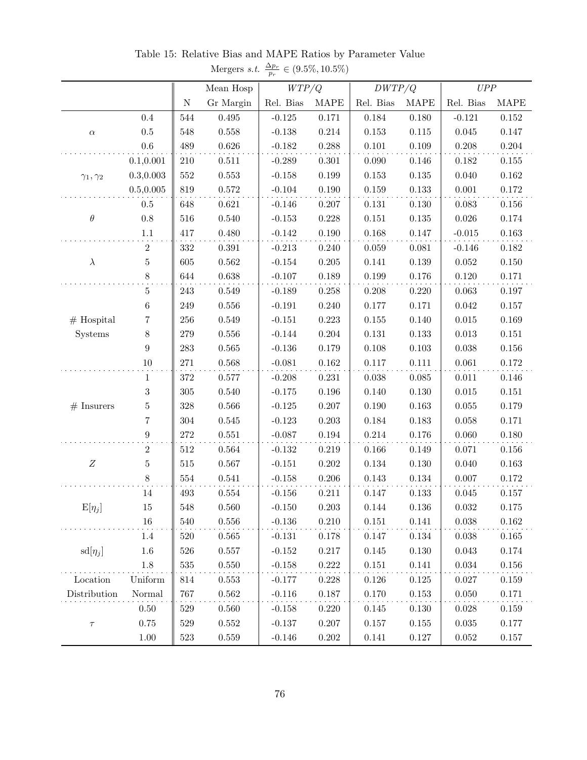Table 15: Relative Bias and MAPE Ratios by Parameter Value

Mergers *s.t.* $\frac{\Delta p_r}{p_r} \in (9.5\%, 10.5\%)$

| | | N | Mean Hosp Gr Margin | $WTP/Q$ | | $DWTP/Q$ | | $UPP$ | |
|---|---|---|---|---|---|---|---|---|---|
| | | | | Rel. Bias | MAPE | Rel. Bias | MAPE | Rel. Bias | MAPE |
| $\alpha$ | 0.4 | 544 | 0.495 | -0.125 | 0.171 | 0.184 | 0.180 | -0.121 | 0.152 |
| | 0.5 | 548 | 0.558 | -0.138 | 0.214 | 0.153 | 0.115 | 0.045 | 0.147 |
| | 0.6 | 489 | 0.626 | -0.182 | 0.288 | 0.101 | 0.109 | 0.208 | 0.204 |
| $\gamma_1, \gamma_2$ | 0.1,0.001 | 210 | 0.511 | -0.289 | 0.301 | 0.090 | 0.146 | 0.182 | 0.155 |
| | 0.3,0.003 | 552 | 0.553 | -0.158 | 0.199 | 0.153 | 0.135 | 0.040 | 0.162 |
| | 0.5,0.005 | 819 | 0.572 | -0.104 | 0.190 | 0.159 | 0.133 | 0.001 | 0.172 |
| $\theta$ | 0.5 | 648 | 0.621 | -0.146 | 0.207 | 0.131 | 0.130 | 0.083 | 0.156 |
| | 0.8 | 516 | 0.540 | -0.153 | 0.228 | 0.151 | 0.135 | 0.026 | 0.174 |
| | 1.1 | 417 | 0.480 | -0.142 | 0.190 | 0.168 | 0.147 | -0.015 | 0.163 |
| $\lambda$ | 2 | 332 | 0.391 | -0.213 | 0.240 | 0.059 | 0.081 | -0.146 | 0.182 |
| | 5 | 605 | 0.562 | -0.154 | 0.205 | 0.141 | 0.139 | 0.052 | 0.150 |
| | 8 | 644 | 0.638 | -0.107 | 0.189 | 0.199 | 0.176 | 0.120 | 0.171 |
| # Hospital Systems | 5 | 243 | 0.549 | -0.189 | 0.258 | 0.208 | 0.220 | 0.063 | 0.197 |
| | 6 | 249 | 0.556 | -0.191 | 0.240 | 0.177 | 0.171 | 0.042 | 0.157 |
| | 7 | 256 | 0.549 | -0.151 | 0.223 | 0.155 | 0.140 | 0.015 | 0.169 |
| | 8 | 279 | 0.556 | -0.144 | 0.204 | 0.131 | 0.133 | 0.013 | 0.151 |
| | 9 | 283 | 0.565 | -0.136 | 0.179 | 0.108 | 0.103 | 0.038 | 0.156 |
| | 10 | 271 | 0.568 | -0.081 | 0.162 | 0.117 | 0.111 | 0.061 | 0.172 |
| # Insurers | 1 | 372 | 0.577 | -0.208 | 0.231 | 0.038 | 0.085 | 0.011 | 0.146 |
| | 3 | 305 | 0.540 | -0.175 | 0.196 | 0.140 | 0.130 | 0.015 | 0.151 |
| | 5 | 328 | 0.566 | -0.125 | 0.207 | 0.190 | 0.163 | 0.055 | 0.179 |
| | 7 | 304 | 0.545 | -0.123 | 0.203 | 0.184 | 0.183 | 0.058 | 0.171 |
| | 9 | 272 | 0.551 | -0.087 | 0.194 | 0.214 | 0.176 | 0.060 | 0.180 |
| $Z$ | 2 | 512 | 0.564 | -0.132 | 0.219 | 0.166 | 0.149 | 0.071 | 0.156 |
| | 5 | 515 | 0.567 | -0.151 | 0.202 | 0.134 | 0.130 | 0.040 | 0.163 |
| | 8 | 554 | 0.541 | -0.158 | 0.206 | 0.143 | 0.134 | 0.007 | 0.172 |
| $\mathrm{E}[\eta_j]$ | 14 | 493 | 0.554 | -0.156 | 0.211 | 0.147 | 0.133 | 0.045 | 0.157 |
| | 15 | 548 | 0.560 | -0.150 | 0.203 | 0.144 | 0.136 | 0.032 | 0.175 |
| | 16 | 540 | 0.556 | -0.136 | 0.210 | 0.151 | 0.141 | 0.038 | 0.162 |
| $\mathrm{sd}[\eta_j]$ | 1.4 | 520 | 0.565 | -0.131 | 0.178 | 0.147 | 0.134 | 0.038 | 0.165 |
| | 1.6 | 526 | 0.557 | -0.152 | 0.217 | 0.145 | 0.130 | 0.043 | 0.174 |
| | 1.8 | 535 | 0.550 | -0.158 | 0.222 | 0.151 | 0.141 | 0.034 | 0.156 |
| Location Distribution | Uniform | 814 | 0.553 | -0.177 | 0.228 | 0.126 | 0.125 | 0.027 | 0.159 |
| | Normal | 767 | 0.562 | -0.116 | 0.187 | 0.170 | 0.153 | 0.050 | 0.171 |
| $\tau$ | 0.50 | 529 | 0.560 | -0.158 | 0.220 | 0.145 | 0.130 | 0.028 | 0.159 |
| | 0.75 | 529 | 0.552 | -0.137 | 0.207 | 0.157 | 0.155 | 0.035 | 0.177 |
| | 1.00 | 523 | 0.559 | -0.146 | 0.202 | 0.141 | 0.127 | 0.052 | 0.157 |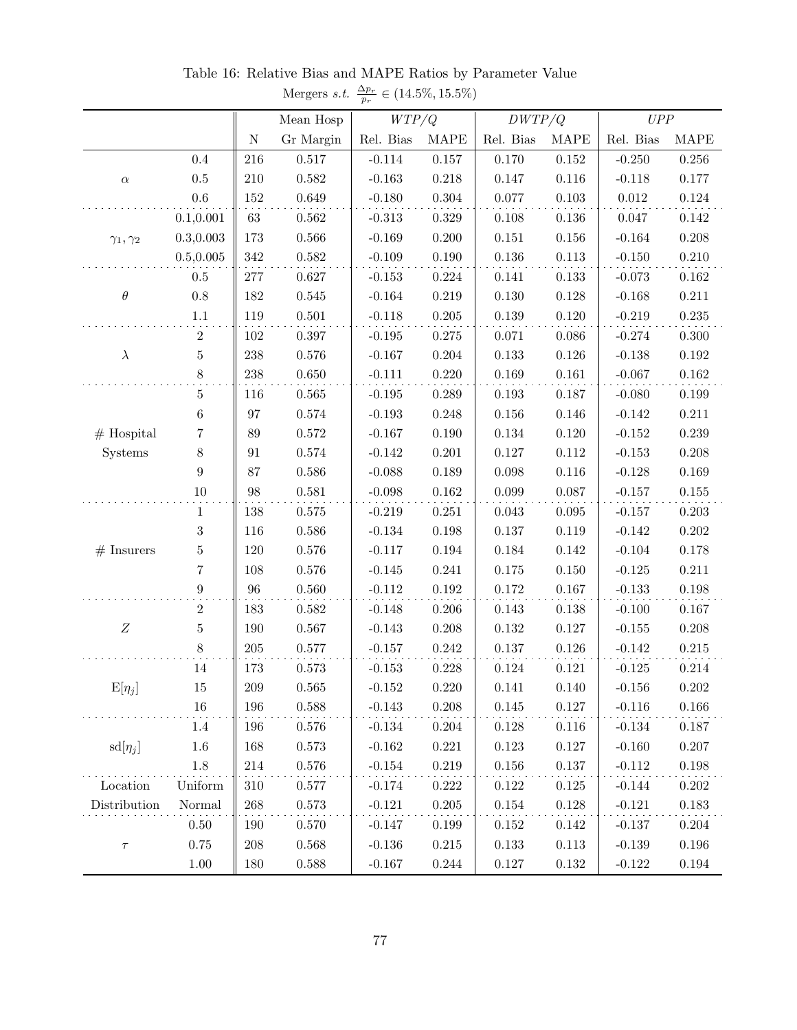Table 16: Relative Bias and MAPE Ratios by Parameter Value

Mergers *s.t.* $\frac{\Delta p_r}{p_r} \in (14.5\%, 15.5\%)$

| | | N | Mean Hosp Gr Margin | $WTP/Q$ Rel. Bias | $WTP/Q$ MAPE | $DWTP/Q$ Rel. Bias | $DWTP/Q$ MAPE | $UPP$ Rel. Bias | $UPP$ MAPE |
|---|---|---|---|---|---|---|---|---|---|
| $\alpha$ | 0.4 | 216 | 0.517 | -0.114 | 0.157 | 0.170 | 0.152 | -0.250 | 0.256 |
| | 0.5 | 210 | 0.582 | -0.163 | 0.218 | 0.147 | 0.116 | -0.118 | 0.177 |
| | 0.6 | 152 | 0.649 | -0.180 | 0.304 | 0.077 | 0.103 | 0.012 | 0.124 |
| $\gamma_1, \gamma_2$ | 0.1,0.001 | 63 | 0.562 | -0.313 | 0.329 | 0.108 | 0.136 | 0.047 | 0.142 |
| | 0.3,0.003 | 173 | 0.566 | -0.169 | 0.200 | 0.151 | 0.156 | -0.164 | 0.208 |
| | 0.5,0.005 | 342 | 0.582 | -0.109 | 0.190 | 0.136 | 0.113 | -0.150 | 0.210 |
| $\theta$ | 0.5 | 277 | 0.627 | -0.153 | 0.224 | 0.141 | 0.133 | -0.073 | 0.162 |
| | 0.8 | 182 | 0.545 | -0.164 | 0.219 | 0.130 | 0.128 | -0.168 | 0.211 |
| | 1.1 | 119 | 0.501 | -0.118 | 0.205 | 0.139 | 0.120 | -0.219 | 0.235 |
| $\lambda$ | 2 | 102 | 0.397 | -0.195 | 0.275 | 0.071 | 0.086 | -0.274 | 0.300 |
| | 5 | 238 | 0.576 | -0.167 | 0.204 | 0.133 | 0.126 | -0.138 | 0.192 |
| | 8 | 238 | 0.650 | -0.111 | 0.220 | 0.169 | 0.161 | -0.067 | 0.162 |
| # Hospital Systems | 5 | 116 | 0.565 | -0.195 | 0.289 | 0.193 | 0.187 | -0.080 | 0.199 |
| | 6 | 97 | 0.574 | -0.193 | 0.248 | 0.156 | 0.146 | -0.142 | 0.211 |
| | 7 | 89 | 0.572 | -0.167 | 0.190 | 0.134 | 0.120 | -0.152 | 0.239 |
| | 8 | 91 | 0.574 | -0.142 | 0.201 | 0.127 | 0.112 | -0.153 | 0.208 |
| | 9 | 87 | 0.586 | -0.088 | 0.189 | 0.098 | 0.116 | -0.128 | 0.169 |
| | 10 | 98 | 0.581 | -0.098 | 0.162 | 0.099 | 0.087 | -0.157 | 0.155 |
| # Insurers | 1 | 138 | 0.575 | -0.219 | 0.251 | 0.043 | 0.095 | -0.157 | 0.203 |
| | 3 | 116 | 0.586 | -0.134 | 0.198 | 0.137 | 0.119 | -0.142 | 0.202 |
| | 5 | 120 | 0.576 | -0.117 | 0.194 | 0.184 | 0.142 | -0.104 | 0.178 |
| | 7 | 108 | 0.576 | -0.145 | 0.241 | 0.175 | 0.150 | -0.125 | 0.211 |
| | 9 | 96 | 0.560 | -0.112 | 0.192 | 0.172 | 0.167 | -0.133 | 0.198 |
| $Z$ | 2 | 183 | 0.582 | -0.148 | 0.206 | 0.143 | 0.138 | -0.100 | 0.167 |
| | 5 | 190 | 0.567 | -0.143 | 0.208 | 0.132 | 0.127 | -0.155 | 0.208 |
| | 8 | 205 | 0.577 | -0.157 | 0.242 | 0.137 | 0.126 | -0.142 | 0.215 |
| $\mathrm{E}[\eta_j]$ | 14 | 173 | 0.573 | -0.153 | 0.228 | 0.124 | 0.121 | -0.125 | 0.214 |
| | 15 | 209 | 0.565 | -0.152 | 0.220 | 0.141 | 0.140 | -0.156 | 0.202 |
| | 16 | 196 | 0.588 | -0.143 | 0.208 | 0.145 | 0.127 | -0.116 | 0.166 |
| $\mathrm{sd}[\eta_j]$ | 1.4 | 196 | 0.576 | -0.134 | 0.204 | 0.128 | 0.116 | -0.134 | 0.187 |
| | 1.6 | 168 | 0.573 | -0.162 | 0.221 | 0.123 | 0.127 | -0.160 | 0.207 |
| | 1.8 | 214 | 0.576 | -0.154 | 0.219 | 0.156 | 0.137 | -0.112 | 0.198 |
| Location Distribution | Uniform | 310 | 0.577 | -0.174 | 0.222 | 0.122 | 0.125 | -0.144 | 0.202 |
| | Normal | 268 | 0.573 | -0.121 | 0.205 | 0.154 | 0.128 | -0.121 | 0.183 |
| $\tau$ | 0.50 | 190 | 0.570 | -0.147 | 0.199 | 0.152 | 0.142 | -0.137 | 0.204 |
| | 0.75 | 208 | 0.568 | -0.136 | 0.215 | 0.133 | 0.113 | -0.139 | 0.196 |
| | 1.00 | 180 | 0.588 | -0.167 | 0.244 | 0.127 | 0.132 | -0.122 | 0.194 |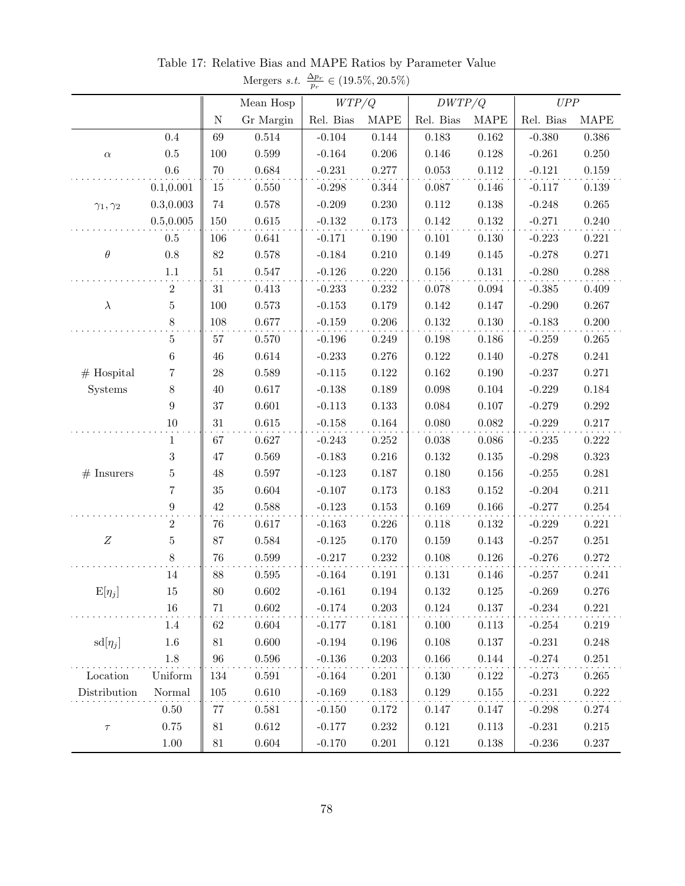Table 17: Relative Bias and MAPE Ratios by Parameter Value

Mergers *s.t.* $\frac{\Delta p_r}{p_r} \in (19.5\%, 20.5\%)$

| | | N | Mean Hosp Gr Margin | *WTP/Q* Rel. Bias | *WTP/Q* MAPE | *DWTP/Q* Rel. Bias | *DWTP/Q* MAPE | *UPP* Rel. Bias | *UPP* MAPE |
|---|---|---|---|---|---|---|---|---|---|
| $\alpha$ | 0.4 | 69 | 0.514 | -0.104 | 0.144 | 0.183 | 0.162 | -0.380 | 0.386 |
| | 0.5 | 100 | 0.599 | -0.164 | 0.206 | 0.146 | 0.128 | -0.261 | 0.250 |
| | 0.6 | 70 | 0.684 | -0.231 | 0.277 | 0.053 | 0.112 | -0.121 | 0.159 |
| $\gamma_1, \gamma_2$ | 0.1,0.001 | 15 | 0.550 | -0.298 | 0.344 | 0.087 | 0.146 | -0.117 | 0.139 |
| | 0.3,0.003 | 74 | 0.578 | -0.209 | 0.230 | 0.112 | 0.138 | -0.248 | 0.265 |
| | 0.5,0.005 | 150 | 0.615 | -0.132 | 0.173 | 0.142 | 0.132 | -0.271 | 0.240 |
| $\theta$ | 0.5 | 106 | 0.641 | -0.171 | 0.190 | 0.101 | 0.130 | -0.223 | 0.221 |
| | 0.8 | 82 | 0.578 | -0.184 | 0.210 | 0.149 | 0.145 | -0.278 | 0.271 |
| | 1.1 | 51 | 0.547 | -0.126 | 0.220 | 0.156 | 0.131 | -0.280 | 0.288 |
| $\lambda$ | 2 | 31 | 0.413 | -0.233 | 0.232 | 0.078 | 0.094 | -0.385 | 0.409 |
| | 5 | 100 | 0.573 | -0.153 | 0.179 | 0.142 | 0.147 | -0.290 | 0.267 |
| | 8 | 108 | 0.677 | -0.159 | 0.206 | 0.132 | 0.130 | -0.183 | 0.200 |
| # Hospital Systems | 5 | 57 | 0.570 | -0.196 | 0.249 | 0.198 | 0.186 | -0.259 | 0.265 |
| | 6 | 46 | 0.614 | -0.233 | 0.276 | 0.122 | 0.140 | -0.278 | 0.241 |
| | 7 | 28 | 0.589 | -0.115 | 0.122 | 0.162 | 0.190 | -0.237 | 0.271 |
| | 8 | 40 | 0.617 | -0.138 | 0.189 | 0.098 | 0.104 | -0.229 | 0.184 |
| | 9 | 37 | 0.601 | -0.113 | 0.133 | 0.084 | 0.107 | -0.279 | 0.292 |
| | 10 | 31 | 0.615 | -0.158 | 0.164 | 0.080 | 0.082 | -0.229 | 0.217 |
| # Insurers | 1 | 67 | 0.627 | -0.243 | 0.252 | 0.038 | 0.086 | -0.235 | 0.222 |
| | 3 | 47 | 0.569 | -0.183 | 0.216 | 0.132 | 0.135 | -0.298 | 0.323 |
| | 5 | 48 | 0.597 | -0.123 | 0.187 | 0.180 | 0.156 | -0.255 | 0.281 |
| | 7 | 35 | 0.604 | -0.107 | 0.173 | 0.183 | 0.152 | -0.204 | 0.211 |
| | 9 | 42 | 0.588 | -0.123 | 0.153 | 0.169 | 0.166 | -0.277 | 0.254 |
| $Z$ | 2 | 76 | 0.617 | -0.163 | 0.226 | 0.118 | 0.132 | -0.229 | 0.221 |
| | 5 | 87 | 0.584 | -0.125 | 0.170 | 0.159 | 0.143 | -0.257 | 0.251 |
| | 8 | 76 | 0.599 | -0.217 | 0.232 | 0.108 | 0.126 | -0.276 | 0.272 |
| $\mathrm{E}[\eta_j]$ | 14 | 88 | 0.595 | -0.164 | 0.191 | 0.131 | 0.146 | -0.257 | 0.241 |
| | 15 | 80 | 0.602 | -0.161 | 0.194 | 0.132 | 0.125 | -0.269 | 0.276 |
| | 16 | 71 | 0.602 | -0.174 | 0.203 | 0.124 | 0.137 | -0.234 | 0.221 |
| $\mathrm{sd}[\eta_j]$ | 1.4 | 62 | 0.604 | -0.177 | 0.181 | 0.100 | 0.113 | -0.254 | 0.219 |
| | 1.6 | 81 | 0.600 | -0.194 | 0.196 | 0.108 | 0.137 | -0.231 | 0.248 |
| | 1.8 | 96 | 0.596 | -0.136 | 0.203 | 0.166 | 0.144 | -0.274 | 0.251 |
| Location Distribution | Uniform | 134 | 0.591 | -0.164 | 0.201 | 0.130 | 0.122 | -0.273 | 0.265 |
| | Normal | 105 | 0.610 | -0.169 | 0.183 | 0.129 | 0.155 | -0.231 | 0.222 |
| $\tau$ | 0.50 | 77 | 0.581 | -0.150 | 0.172 | 0.147 | 0.147 | -0.298 | 0.274 |
| | 0.75 | 81 | 0.612 | -0.177 | 0.232 | 0.121 | 0.113 | -0.231 | 0.215 |
| | 1.00 | 81 | 0.604 | -0.170 | 0.201 | 0.121 | 0.138 | -0.236 | 0.237 |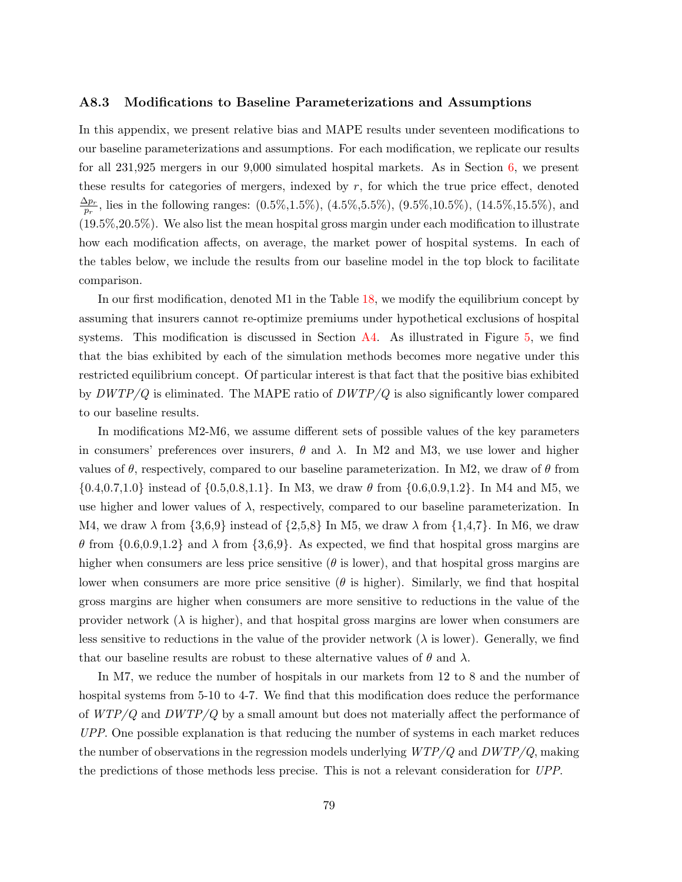### A8.3 Modifications to Baseline Parameterizations and Assumptions

In this appendix, we present relative bias and MAPE results under seventeen modifications to our baseline parameterizations and assumptions. For each modification, we replicate our results for all 231,925 mergers in our 9,000 simulated hospital markets. As in Section 6, we present these results for categories of mergers, indexed by $r$, for which the true price effect, denoted $\frac{\Delta p_r}{p_r}$, lies in the following ranges: (0.5%,1.5%), (4.5%,5.5%), (9.5%,10.5%), (14.5%,15.5%), and (19.5%,20.5%). We also list the mean hospital gross margin under each modification to illustrate how each modification affects, on average, the market power of hospital systems. In each of the tables below, we include the results from our baseline model in the top block to facilitate comparison.

In our first modification, denoted M1 in the Table 18, we modify the equilibrium concept by assuming that insurers cannot re-optimize premiums under hypothetical exclusions of hospital systems. This modification is discussed in Section A4. As illustrated in Figure 5, we find that the bias exhibited by each of the simulation methods becomes more negative under this restricted equilibrium concept. Of particular interest is that fact that the positive bias exhibited by $DWTP/Q$ is eliminated. The MAPE ratio of $DWTP/Q$ is also significantly lower compared to our baseline results.

In modifications M2-M6, we assume different sets of possible values of the key parameters in consumers' preferences over insurers, $\theta$ and $\lambda$. In M2 and M3, we use lower and higher values of $\theta$, respectively, compared to our baseline parameterization. In M2, we draw of $\theta$ from {0.4,0.7,1.0} instead of {0.5,0.8,1.1}. In M3, we draw $\theta$ from {0.6,0.9,1.2}. In M4 and M5, we use higher and lower values of $\lambda$, respectively, compared to our baseline parameterization. In M4, we draw $\lambda$ from {3,6,9} instead of {2,5,8} In M5, we draw $\lambda$ from {1,4,7}. In M6, we draw $\theta$ from {0.6,0.9,1.2} and $\lambda$ from {3,6,9}. As expected, we find that hospital gross margins are higher when consumers are less price sensitive ($\theta$ is lower), and that hospital gross margins are lower when consumers are more price sensitive ($\theta$ is higher). Similarly, we find that hospital gross margins are higher when consumers are more sensitive to reductions in the value of the provider network ($\lambda$ is higher), and that hospital gross margins are lower when consumers are less sensitive to reductions in the value of the provider network ($\lambda$ is lower). Generally, we find that our baseline results are robust to these alternative values of $\theta$ and $\lambda$.

In M7, we reduce the number of hospitals in our markets from 12 to 8 and the number of hospital systems from 5-10 to 4-7. We find that this modification does reduce the performance of $WTP/Q$ and $DWTP/Q$ by a small amount but does not materially affect the performance of *UPP*. One possible explanation is that reducing the number of systems in each market reduces the number of observations in the regression models underlying $WTP/Q$ and $DWTP/Q$, making the predictions of those methods less precise. This is not a relevant consideration for *UPP*.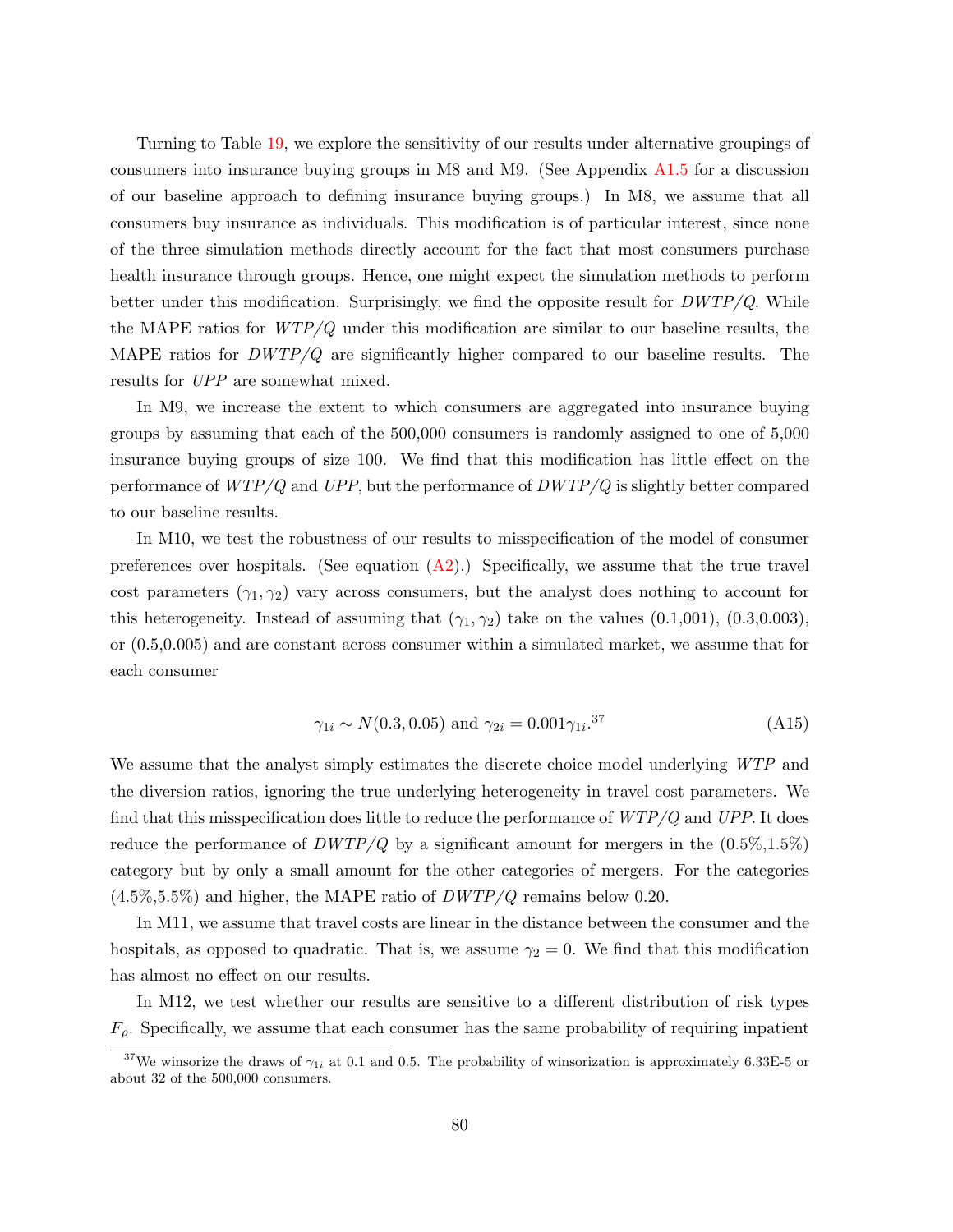Turning to Table 19, we explore the sensitivity of our results under alternative groupings of consumers into insurance buying groups in M8 and M9. (See Appendix A1.5 for a discussion of our baseline approach to defining insurance buying groups.) In M8, we assume that all consumers buy insurance as individuals. This modification is of particular interest, since none of the three simulation methods directly account for the fact that most consumers purchase health insurance through groups. Hence, one might expect the simulation methods to perform better under this modification. Surprisingly, we find the opposite result for $DWTP/Q$. While the MAPE ratios for $WTP/Q$ under this modification are similar to our baseline results, the MAPE ratios for $DWTP/Q$ are significantly higher compared to our baseline results. The results for $UPP$ are somewhat mixed.

In M9, we increase the extent to which consumers are aggregated into insurance buying groups by assuming that each of the 500,000 consumers is randomly assigned to one of 5,000 insurance buying groups of size 100. We find that this modification has little effect on the performance of $WTP/Q$ and $UPP$, but the performance of $DWTP/Q$ is slightly better compared to our baseline results.

In M10, we test the robustness of our results to misspecification of the model of consumer preferences over hospitals. (See equation (A2).) Specifically, we assume that the true travel cost parameters $(\gamma_1, \gamma_2)$ vary across consumers, but the analyst does nothing to account for this heterogeneity. Instead of assuming that $(\gamma_1, \gamma_2)$ take on the values (0.1,001), (0.3,0.003), or (0.5,0.005) and are constant across consumer within a simulated market, we assume that for each consumer

$$\gamma_{1i} \sim N(0.3, 0.05) \text{ and } \gamma_{2i} = 0.001\gamma_{1i}.^{37} \tag{A15}$$

We assume that the analyst simply estimates the discrete choice model underlying $WTP$ and the diversion ratios, ignoring the true underlying heterogeneity in travel cost parameters. We find that this misspecification does little to reduce the performance of $WTP/Q$ and $UPP$. It does reduce the performance of $DWTP/Q$ by a significant amount for mergers in the (0.5%,1.5%) category but by only a small amount for the other categories of mergers. For the categories (4.5%,5.5%) and higher, the MAPE ratio of $DWTP/Q$ remains below 0.20.

In M11, we assume that travel costs are linear in the distance between the consumer and the hospitals, as opposed to quadratic. That is, we assume $\gamma_2 = 0$. We find that this modification has almost no effect on our results.

In M12, we test whether our results are sensitive to a different distribution of risk types $F_\rho$. Specifically, we assume that each consumer has the same probability of requiring inpatient

[37] We winsorize the draws of $\gamma_{1i}$ at 0.1 and 0.5. The probability of winsorization is approximately 6.33E-5 or about 32 of the 500,000 consumers.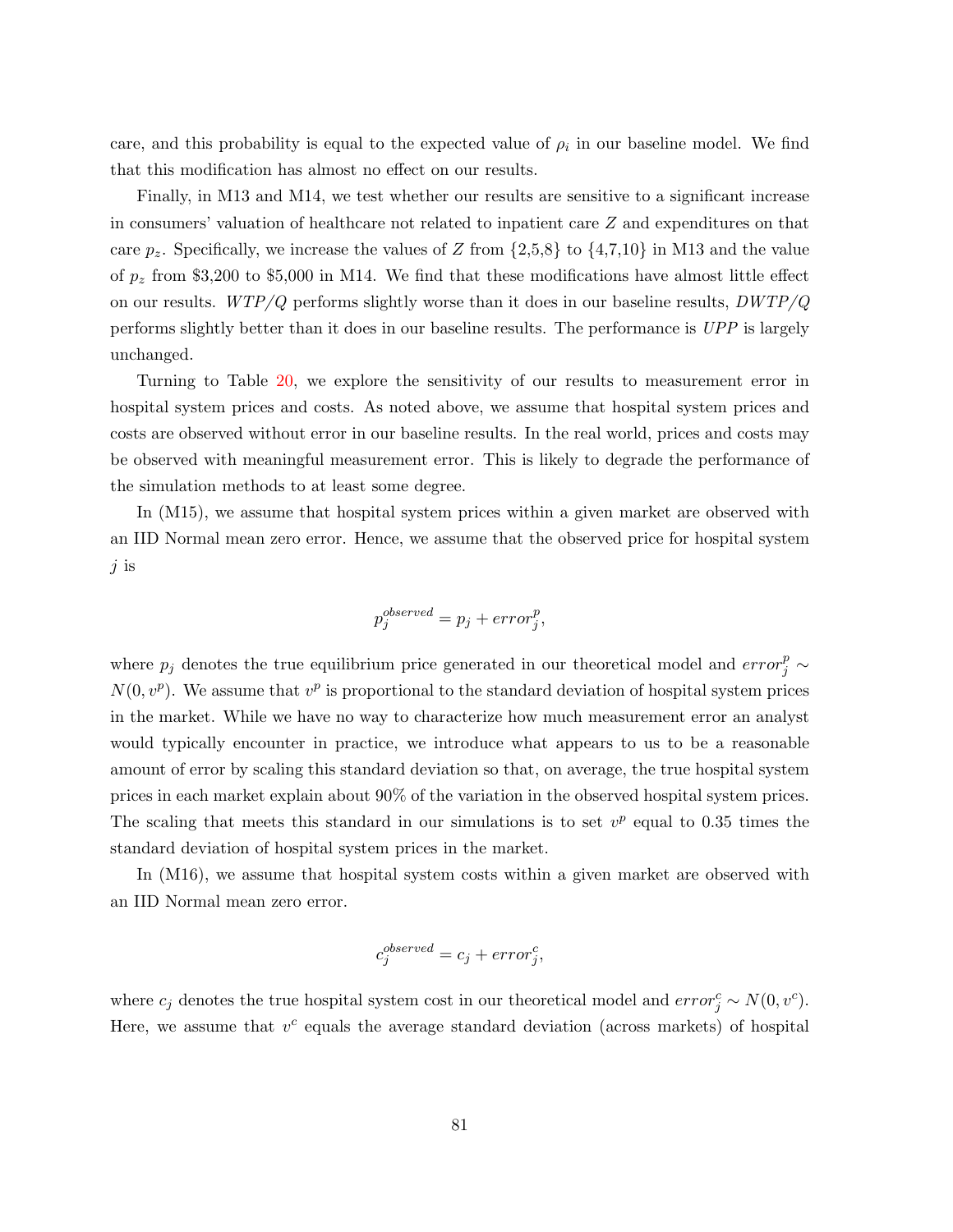care, and this probability is equal to the expected value of $\rho_i$ in our baseline model. We find that this modification has almost no effect on our results.

Finally, in M13 and M14, we test whether our results are sensitive to a significant increase in consumers' valuation of healthcare not related to inpatient care $Z$ and expenditures on that care $p_z$. Specifically, we increase the values of $Z$ from {2,5,8} to {4,7,10} in M13 and the value of $p_z$ from \$3,200 to \$5,000 in M14. We find that these modifications have almost little effect on our results. $WTP/Q$ performs slightly worse than it does in our baseline results, $DWTP/Q$ performs slightly better than it does in our baseline results. The performance is $UPP$ is largely unchanged.

Turning to Table 20, we explore the sensitivity of our results to measurement error in hospital system prices and costs. As noted above, we assume that hospital system prices and costs are observed without error in our baseline results. In the real world, prices and costs may be observed with meaningful measurement error. This is likely to degrade the performance of the simulation methods to at least some degree.

In (M15), we assume that hospital system prices within a given market are observed with an IID Normal mean zero error. Hence, we assume that the observed price for hospital system $j$ is

$$p_j^{observed} = p_j + error_j^p,$$

where $p_j$ denotes the true equilibrium price generated in our theoretical model and $error_j^p \sim N(0, v^p)$. We assume that $v^p$ is proportional to the standard deviation of hospital system prices in the market. While we have no way to characterize how much measurement error an analyst would typically encounter in practice, we introduce what appears to us to be a reasonable amount of error by scaling this standard deviation so that, on average, the true hospital system prices in each market explain about 90% of the variation in the observed hospital system prices. The scaling that meets this standard in our simulations is to set $v^p$ equal to 0.35 times the standard deviation of hospital system prices in the market.

In (M16), we assume that hospital system costs within a given market are observed with an IID Normal mean zero error.

$$c_j^{observed} = c_j + error_j^c,$$

where $c_j$ denotes the true hospital system cost in our theoretical model and $error_j^c \sim N(0, v^c)$. Here, we assume that $v^c$ equals the average standard deviation (across markets) of hospital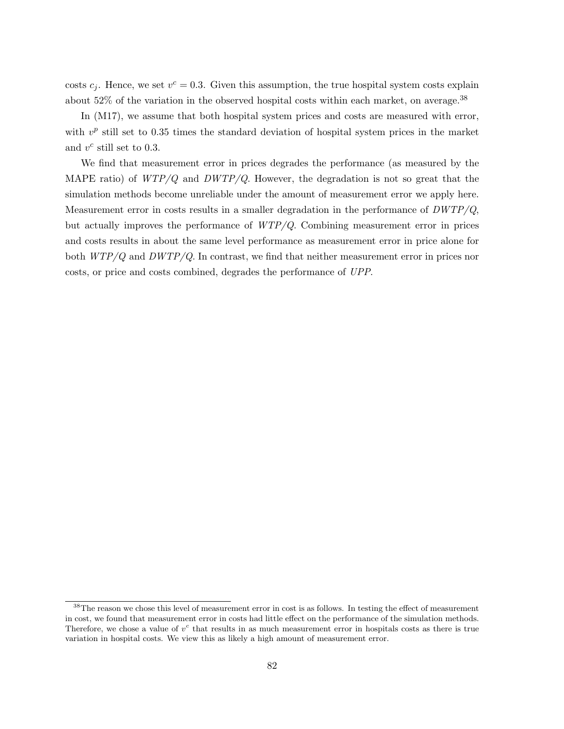costs $c_j$. Hence, we set $v^c = 0.3$. Given this assumption, the true hospital system costs explain about 52% of the variation in the observed hospital costs within each market, on average.[38]

In (M17), we assume that both hospital system prices and costs are measured with error, with $v^p$ still set to 0.35 times the standard deviation of hospital system prices in the market and $v^c$ still set to 0.3.

We find that measurement error in prices degrades the performance (as measured by the MAPE ratio) of *WTP/Q* and *DWTP/Q*. However, the degradation is not so great that the simulation methods become unreliable under the amount of measurement error we apply here. Measurement error in costs results in a smaller degradation in the performance of *DWTP/Q*, but actually improves the performance of *WTP/Q*. Combining measurement error in prices and costs results in about the same level performance as measurement error in price alone for both *WTP/Q* and *DWTP/Q*. In contrast, we find that neither measurement error in prices nor costs, or price and costs combined, degrades the performance of *UPP*.

[38] The reason we chose this level of measurement error in cost is as follows. In testing the effect of measurement in cost, we found that measurement error in costs had little effect on the performance of the simulation methods. Therefore, we chose a value of $v^c$ that results in as much measurement error in hospitals costs as there is true variation in hospital costs. We view this as likely a high amount of measurement error.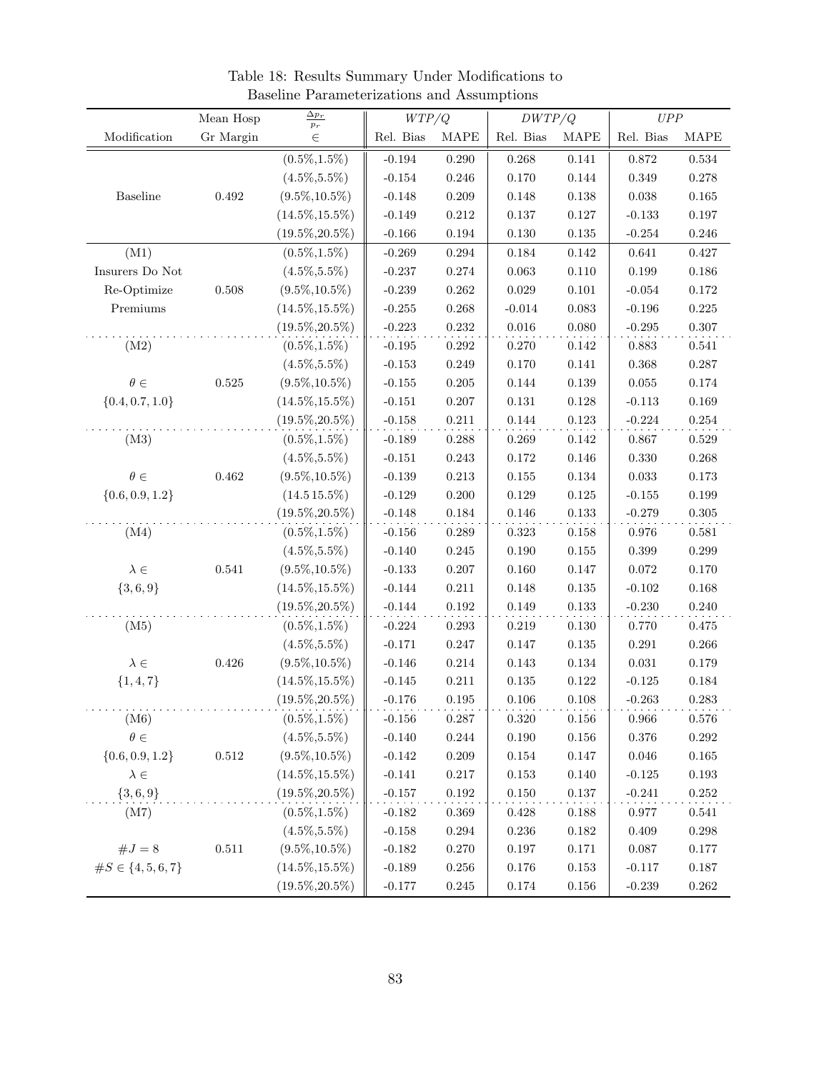Table 18: Results Summary Under Modifications to Baseline Parameterizations and Assumptions

| Modification | Mean Hosp Gr Margin | $\frac{\Delta p_r}{p_r} \in$ | $WTP/Q$ Rel. Bias | $WTP/Q$ MAPE | $DWTP/Q$ Rel. Bias | $DWTP/Q$ MAPE | $UPP$ Rel. Bias | $UPP$ MAPE |
|---|---|---|---|---|---|---|---|---|
| Baseline | 0.492 | (0.5%,1.5%) | -0.194 | 0.290 | 0.268 | 0.141 | 0.872 | 0.534 |
| | | (4.5%,5.5%) | -0.154 | 0.246 | 0.170 | 0.144 | 0.349 | 0.278 |
| | | (9.5%,10.5%) | -0.148 | 0.209 | 0.148 | 0.138 | 0.038 | 0.165 |
| | | (14.5%,15.5%) | -0.149 | 0.212 | 0.137 | 0.127 | -0.133 | 0.197 |
| | | (19.5%,20.5%) | -0.166 | 0.194 | 0.130 | 0.135 | -0.254 | 0.246 |
| (M1) Insurers Do Not Re-Optimize Premiums | 0.508 | (0.5%,1.5%) | -0.269 | 0.294 | 0.184 | 0.142 | 0.641 | 0.427 |
| | | (4.5%,5.5%) | -0.237 | 0.274 | 0.063 | 0.110 | 0.199 | 0.186 |
| | | (9.5%,10.5%) | -0.239 | 0.262 | 0.029 | 0.101 | -0.054 | 0.172 |
| | | (14.5%,15.5%) | -0.255 | 0.268 | -0.014 | 0.083 | -0.196 | 0.225 |
| | | (19.5%,20.5%) | -0.223 | 0.232 | 0.016 | 0.080 | -0.295 | 0.307 |
| (M2) $\theta \in \{0.4, 0.7, 1.0\}$ | 0.525 | (0.5%,1.5%) | -0.195 | 0.292 | 0.270 | 0.142 | 0.883 | 0.541 |
| | | (4.5%,5.5%) | -0.153 | 0.249 | 0.170 | 0.141 | 0.368 | 0.287 |
| | | (9.5%,10.5%) | -0.155 | 0.205 | 0.144 | 0.139 | 0.055 | 0.174 |
| | | (14.5%,15.5%) | -0.151 | 0.207 | 0.131 | 0.128 | -0.113 | 0.169 |
| | | (19.5%,20.5%) | -0.158 | 0.211 | 0.144 | 0.123 | -0.224 | 0.254 |
| (M3) $\theta \in \{0.6, 0.9, 1.2\}$ | 0.462 | (0.5%,1.5%) | -0.189 | 0.288 | 0.269 | 0.142 | 0.867 | 0.529 |
| | | (4.5%,5.5%) | -0.151 | 0.243 | 0.172 | 0.146 | 0.330 | 0.268 |
| | | (9.5%,10.5%) | -0.139 | 0.213 | 0.155 | 0.134 | 0.033 | 0.173 |
| | | (14.5 15.5%) | -0.129 | 0.200 | 0.129 | 0.125 | -0.155 | 0.199 |
| | | (19.5%,20.5%) | -0.148 | 0.184 | 0.146 | 0.133 | -0.279 | 0.305 |
| (M4) $\lambda \in \{3, 6, 9\}$ | 0.541 | (0.5%,1.5%) | -0.156 | 0.289 | 0.323 | 0.158 | 0.976 | 0.581 |
| | | (4.5%,5.5%) | -0.140 | 0.245 | 0.190 | 0.155 | 0.399 | 0.299 |
| | | (9.5%,10.5%) | -0.133 | 0.207 | 0.160 | 0.147 | 0.072 | 0.170 |
| | | (14.5%,15.5%) | -0.144 | 0.211 | 0.148 | 0.135 | -0.102 | 0.168 |
| | | (19.5%,20.5%) | -0.144 | 0.192 | 0.149 | 0.133 | -0.230 | 0.240 |
| (M5) $\lambda \in \{1, 4, 7\}$ | 0.426 | (0.5%,1.5%) | -0.224 | 0.293 | 0.219 | 0.130 | 0.770 | 0.475 |
| | | (4.5%,5.5%) | -0.171 | 0.247 | 0.147 | 0.135 | 0.291 | 0.266 |
| | | (9.5%,10.5%) | -0.146 | 0.214 | 0.143 | 0.134 | 0.031 | 0.179 |
| | | (14.5%,15.5%) | -0.145 | 0.211 | 0.135 | 0.122 | -0.125 | 0.184 |
| | | (19.5%,20.5%) | -0.176 | 0.195 | 0.106 | 0.108 | -0.263 | 0.283 |
| (M6) $\theta \in \{0.6, 0.9, 1.2\}$ $\lambda \in \{3, 6, 9\}$ | 0.512 | (0.5%,1.5%) | -0.156 | 0.287 | 0.320 | 0.156 | 0.966 | 0.576 |
| | | (4.5%,5.5%) | -0.140 | 0.244 | 0.190 | 0.156 | 0.376 | 0.292 |
| | | (9.5%,10.5%) | -0.142 | 0.209 | 0.154 | 0.147 | 0.046 | 0.165 |
| | | (14.5%,15.5%) | -0.141 | 0.217 | 0.153 | 0.140 | -0.125 | 0.193 |
| | | (19.5%,20.5%) | -0.157 | 0.192 | 0.150 | 0.137 | -0.241 | 0.252 |
| (M7) $\#J = 8$ $\#S \in \{4, 5, 6, 7\}$ | 0.511 | (0.5%,1.5%) | -0.182 | 0.369 | 0.428 | 0.188 | 0.977 | 0.541 |
| | | (4.5%,5.5%) | -0.158 | 0.294 | 0.236 | 0.182 | 0.409 | 0.298 |
| | | (9.5%,10.5%) | -0.182 | 0.270 | 0.197 | 0.171 | 0.087 | 0.177 |
| | | (14.5%,15.5%) | -0.189 | 0.256 | 0.176 | 0.153 | -0.117 | 0.187 |
| | | (19.5%,20.5%) | -0.177 | 0.245 | 0.174 | 0.156 | -0.239 | 0.262 |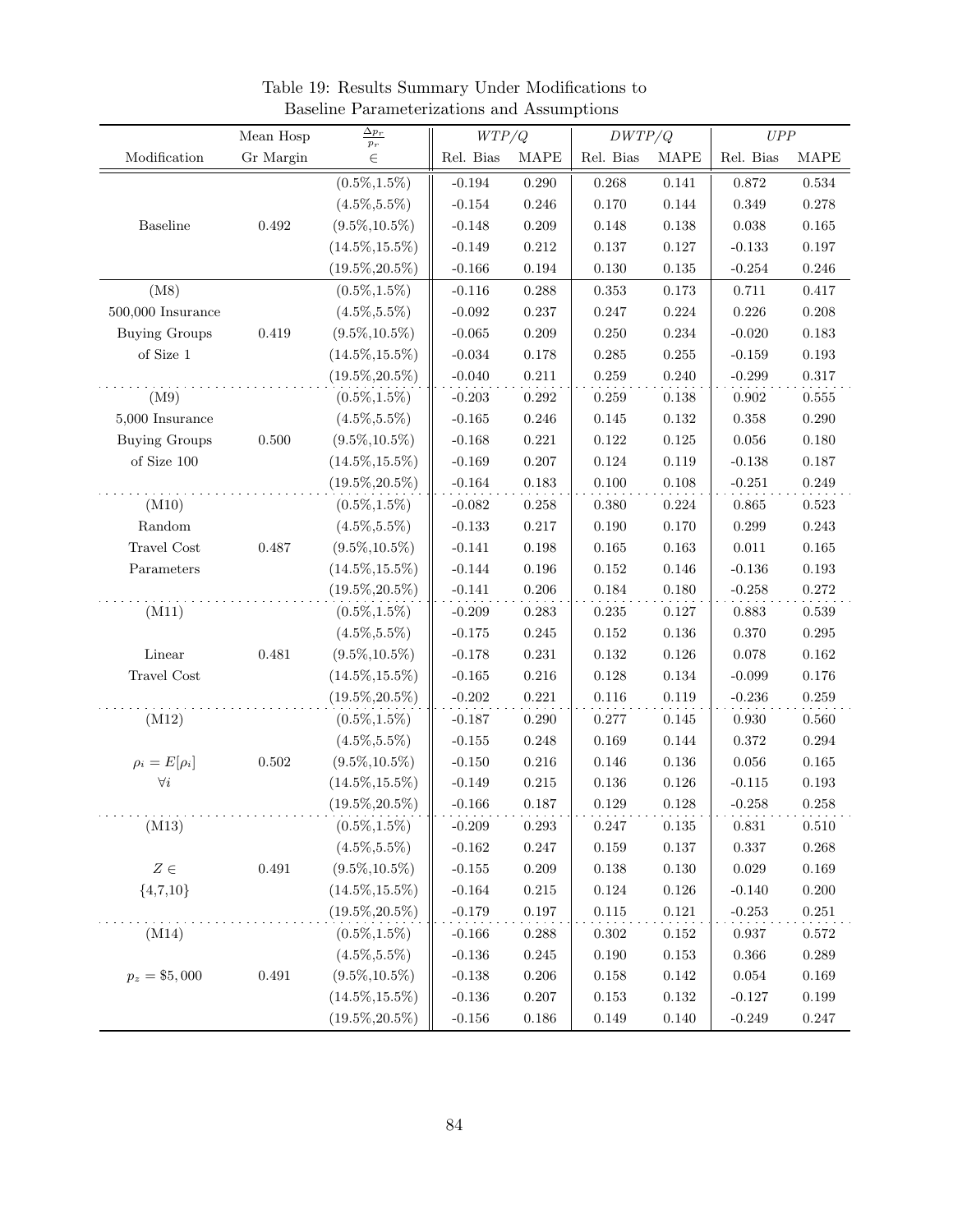Table 19: Results Summary Under Modifications to Baseline Parameterizations and Assumptions

| | Mean Hosp | $\frac{\Delta p_r}{p_r}$ | $WTP/Q$ | | $DWTP/Q$ | | $UPP$ | |
|---|---|---|---|---|---|---|---|---|
| Modification | Gr Margin | $\in$ | Rel. Bias | MAPE | Rel. Bias | MAPE | Rel. Bias | MAPE |
| | | (0.5%,1.5%) | -0.194 | 0.290 | 0.268 | 0.141 | 0.872 | 0.534 |
| | | (4.5%,5.5%) | -0.154 | 0.246 | 0.170 | 0.144 | 0.349 | 0.278 |
| Baseline | 0.492 | (9.5%,10.5%) | -0.148 | 0.209 | 0.148 | 0.138 | 0.038 | 0.165 |
| | | (14.5%,15.5%) | -0.149 | 0.212 | 0.137 | 0.127 | -0.133 | 0.197 |
| | | (19.5%,20.5%) | -0.166 | 0.194 | 0.130 | 0.135 | -0.254 | 0.246 |
| (M8) | | (0.5%,1.5%) | -0.116 | 0.288 | 0.353 | 0.173 | 0.711 | 0.417 |
| 500,000 Insurance | | (4.5%,5.5%) | -0.092 | 0.237 | 0.247 | 0.224 | 0.226 | 0.208 |
| Buying Groups | 0.419 | (9.5%,10.5%) | -0.065 | 0.209 | 0.250 | 0.234 | -0.020 | 0.183 |
| of Size 1 | | (14.5%,15.5%) | -0.034 | 0.178 | 0.285 | 0.255 | -0.159 | 0.193 |
| | | (19.5%,20.5%) | -0.040 | 0.211 | 0.259 | 0.240 | -0.299 | 0.317 |
| (M9) | | (0.5%,1.5%) | -0.203 | 0.292 | 0.259 | 0.138 | 0.902 | 0.555 |
| 5,000 Insurance | | (4.5%,5.5%) | -0.165 | 0.246 | 0.145 | 0.132 | 0.358 | 0.290 |
| Buying Groups | 0.500 | (9.5%,10.5%) | -0.168 | 0.221 | 0.122 | 0.125 | 0.056 | 0.180 |
| of Size 100 | | (14.5%,15.5%) | -0.169 | 0.207 | 0.124 | 0.119 | -0.138 | 0.187 |
| | | (19.5%,20.5%) | -0.164 | 0.183 | 0.100 | 0.108 | -0.251 | 0.249 |
| (M10) | | (0.5%,1.5%) | -0.082 | 0.258 | 0.380 | 0.224 | 0.865 | 0.523 |
| Random | | (4.5%,5.5%) | -0.133 | 0.217 | 0.190 | 0.170 | 0.299 | 0.243 |
| Travel Cost | 0.487 | (9.5%,10.5%) | -0.141 | 0.198 | 0.165 | 0.163 | 0.011 | 0.165 |
| Parameters | | (14.5%,15.5%) | -0.144 | 0.196 | 0.152 | 0.146 | -0.136 | 0.193 |
| | | (19.5%,20.5%) | -0.141 | 0.206 | 0.184 | 0.180 | -0.258 | 0.272 |
| (M11) | | (0.5%,1.5%) | -0.209 | 0.283 | 0.235 | 0.127 | 0.883 | 0.539 |
| | | (4.5%,5.5%) | -0.175 | 0.245 | 0.152 | 0.136 | 0.370 | 0.295 |
| Linear | 0.481 | (9.5%,10.5%) | -0.178 | 0.231 | 0.132 | 0.126 | 0.078 | 0.162 |
| Travel Cost | | (14.5%,15.5%) | -0.165 | 0.216 | 0.128 | 0.134 | -0.099 | 0.176 |
| | | (19.5%,20.5%) | -0.202 | 0.221 | 0.116 | 0.119 | -0.236 | 0.259 |
| (M12) | | (0.5%,1.5%) | -0.187 | 0.290 | 0.277 | 0.145 | 0.930 | 0.560 |
| | | (4.5%,5.5%) | -0.155 | 0.248 | 0.169 | 0.144 | 0.372 | 0.294 |
| $\rho_i = E[\rho_i]$ | 0.502 | (9.5%,10.5%) | -0.150 | 0.216 | 0.146 | 0.136 | 0.056 | 0.165 |
| $\forall i$ | | (14.5%,15.5%) | -0.149 | 0.215 | 0.136 | 0.126 | -0.115 | 0.193 |
| | | (19.5%,20.5%) | -0.166 | 0.187 | 0.129 | 0.128 | -0.258 | 0.258 |
| (M13) | | (0.5%,1.5%) | -0.209 | 0.293 | 0.247 | 0.135 | 0.831 | 0.510 |
| | | (4.5%,5.5%) | -0.162 | 0.247 | 0.159 | 0.137 | 0.337 | 0.268 |
| $Z \in$ | 0.491 | (9.5%,10.5%) | -0.155 | 0.209 | 0.138 | 0.130 | 0.029 | 0.169 |
| $\{4,7,10\}$ | | (14.5%,15.5%) | -0.164 | 0.215 | 0.124 | 0.126 | -0.140 | 0.200 |
| | | (19.5%,20.5%) | -0.179 | 0.197 | 0.115 | 0.121 | -0.253 | 0.251 |
| (M14) | | (0.5%,1.5%) | -0.166 | 0.288 | 0.302 | 0.152 | 0.937 | 0.572 |
| | | (4.5%,5.5%) | -0.136 | 0.245 | 0.190 | 0.153 | 0.366 | 0.289 |
| $p_z = \$5,000$ | 0.491 | (9.5%,10.5%) | -0.138 | 0.206 | 0.158 | 0.142 | 0.054 | 0.169 |
| | | (14.5%,15.5%) | -0.136 | 0.207 | 0.153 | 0.132 | -0.127 | 0.199 |
| | | (19.5%,20.5%) | -0.156 | 0.186 | 0.149 | 0.140 | -0.249 | 0.247 |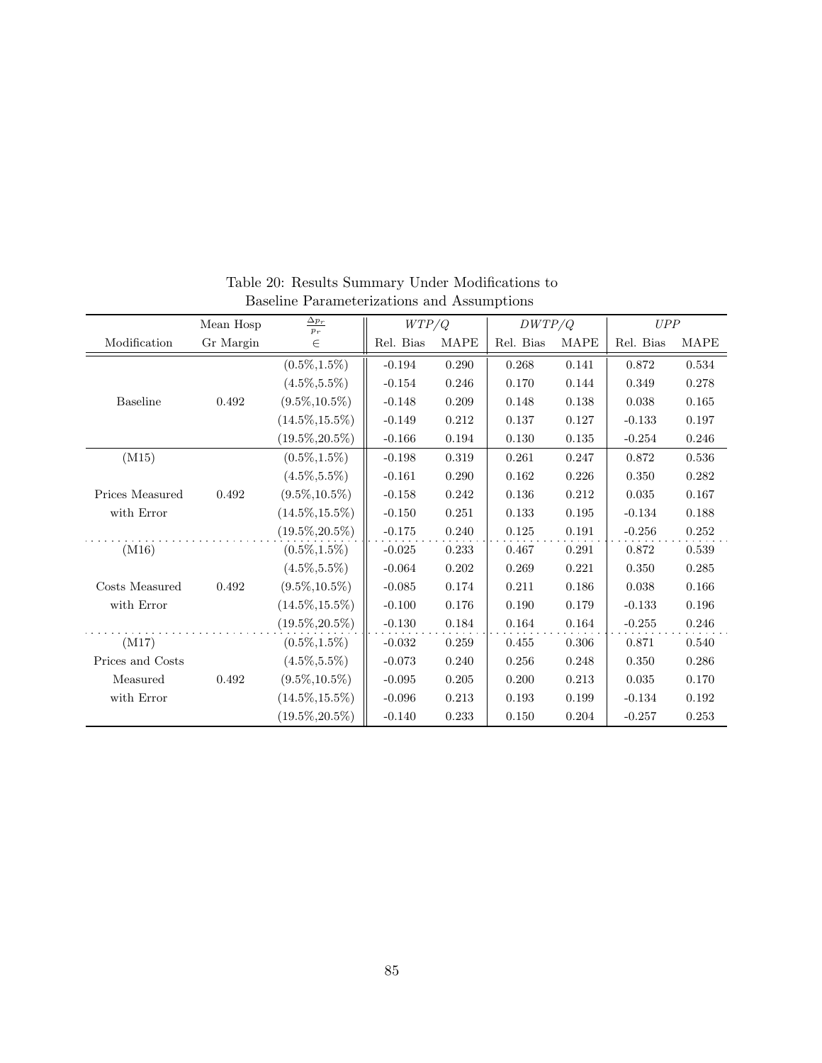Table 20: Results Summary Under Modifications to Baseline Parameterizations and Assumptions

| | Mean Hosp | $\frac{\Delta p_r}{p_r}$ | $WTP/Q$ | | $DWTP/Q$ | | $UPP$ | |
|---|---|---|---|---|---|---|---|---|
| Modification | Gr Margin | $\in$ | Rel. Bias | MAPE | Rel. Bias | MAPE | Rel. Bias | MAPE |
| | | (0.5%,1.5%) | -0.194 | 0.290 | 0.268 | 0.141 | 0.872 | 0.534 |
| | | (4.5%,5.5%) | -0.154 | 0.246 | 0.170 | 0.144 | 0.349 | 0.278 |
| Baseline | 0.492 | (9.5%,10.5%) | -0.148 | 0.209 | 0.148 | 0.138 | 0.038 | 0.165 |
| | | (14.5%,15.5%) | -0.149 | 0.212 | 0.137 | 0.127 | -0.133 | 0.197 |
| | | (19.5%,20.5%) | -0.166 | 0.194 | 0.130 | 0.135 | -0.254 | 0.246 |
| (M15) | | (0.5%,1.5%) | -0.198 | 0.319 | 0.261 | 0.247 | 0.872 | 0.536 |
| | | (4.5%,5.5%) | -0.161 | 0.290 | 0.162 | 0.226 | 0.350 | 0.282 |
| Prices Measured | 0.492 | (9.5%,10.5%) | -0.158 | 0.242 | 0.136 | 0.212 | 0.035 | 0.167 |
| with Error | | (14.5%,15.5%) | -0.150 | 0.251 | 0.133 | 0.195 | -0.134 | 0.188 |
| | | (19.5%,20.5%) | -0.175 | 0.240 | 0.125 | 0.191 | -0.256 | 0.252 |
| (M16) | | (0.5%,1.5%) | -0.025 | 0.233 | 0.467 | 0.291 | 0.872 | 0.539 |
| | | (4.5%,5.5%) | -0.064 | 0.202 | 0.269 | 0.221 | 0.350 | 0.285 |
| Costs Measured | 0.492 | (9.5%,10.5%) | -0.085 | 0.174 | 0.211 | 0.186 | 0.038 | 0.166 |
| with Error | | (14.5%,15.5%) | -0.100 | 0.176 | 0.190 | 0.179 | -0.133 | 0.196 |
| | | (19.5%,20.5%) | -0.130 | 0.184 | 0.164 | 0.164 | -0.255 | 0.246 |
| (M17) | | (0.5%,1.5%) | -0.032 | 0.259 | 0.455 | 0.306 | 0.871 | 0.540 |
| Prices and Costs | | (4.5%,5.5%) | -0.073 | 0.240 | 0.256 | 0.248 | 0.350 | 0.286 |
| Measured | 0.492 | (9.5%,10.5%) | -0.095 | 0.205 | 0.200 | 0.213 | 0.035 | 0.170 |
| with Error | | (14.5%,15.5%) | -0.096 | 0.213 | 0.193 | 0.199 | -0.134 | 0.192 |
| | | (19.5%,20.5%) | -0.140 | 0.233 | 0.150 | 0.204 | -0.257 | 0.253 |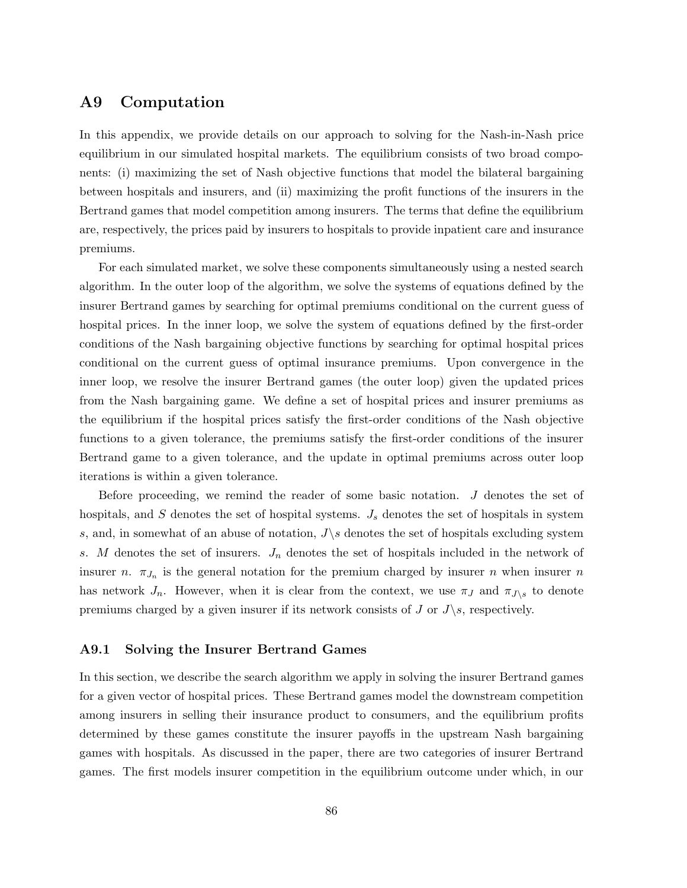## A9 Computation

In this appendix, we provide details on our approach to solving for the Nash-in-Nash price equilibrium in our simulated hospital markets. The equilibrium consists of two broad components: (i) maximizing the set of Nash objective functions that model the bilateral bargaining between hospitals and insurers, and (ii) maximizing the profit functions of the insurers in the Bertrand games that model competition among insurers. The terms that define the equilibrium are, respectively, the prices paid by insurers to hospitals to provide inpatient care and insurance premiums.

For each simulated market, we solve these components simultaneously using a nested search algorithm. In the outer loop of the algorithm, we solve the systems of equations defined by the insurer Bertrand games by searching for optimal premiums conditional on the current guess of hospital prices. In the inner loop, we solve the system of equations defined by the first-order conditions of the Nash bargaining objective functions by searching for optimal hospital prices conditional on the current guess of optimal insurance premiums. Upon convergence in the inner loop, we resolve the insurer Bertrand games (the outer loop) given the updated prices from the Nash bargaining game. We define a set of hospital prices and insurer premiums as the equilibrium if the hospital prices satisfy the first-order conditions of the Nash objective functions to a given tolerance, the premiums satisfy the first-order conditions of the insurer Bertrand game to a given tolerance, and the update in optimal premiums across outer loop iterations is within a given tolerance.

Before proceeding, we remind the reader of some basic notation. $J$ denotes the set of hospitals, and $S$ denotes the set of hospital systems. $J_s$ denotes the set of hospitals in system $s$, and, in somewhat of an abuse of notation, $J \backslash s$ denotes the set of hospitals excluding system $s$. $M$ denotes the set of insurers. $J_n$ denotes the set of hospitals included in the network of insurer $n$. $\pi_{J_n}$ is the general notation for the premium charged by insurer $n$ when insurer $n$ has network $J_n$. However, when it is clear from the context, we use $\pi_J$ and $\pi_{J \backslash s}$ to denote premiums charged by a given insurer if its network consists of $J$ or $J \backslash s$, respectively.

### A9.1 Solving the Insurer Bertrand Games

In this section, we describe the search algorithm we apply in solving the insurer Bertrand games for a given vector of hospital prices. These Bertrand games model the downstream competition among insurers in selling their insurance product to consumers, and the equilibrium profits determined by these games constitute the insurer payoffs in the upstream Nash bargaining games with hospitals. As discussed in the paper, there are two categories of insurer Bertrand games. The first models insurer competition in the equilibrium outcome under which, in our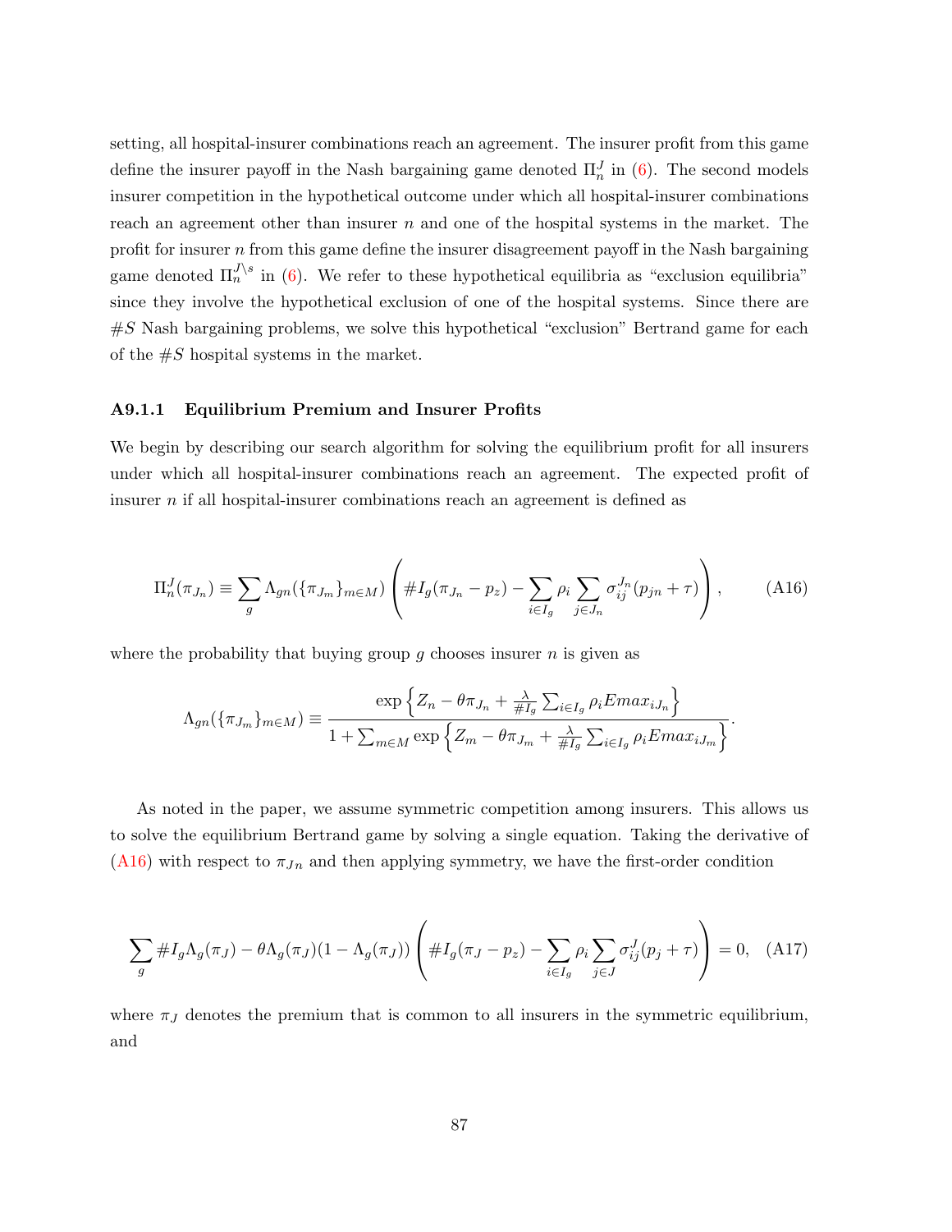setting, all hospital-insurer combinations reach an agreement. The insurer profit from this game define the insurer payoff in the Nash bargaining game denoted $\Pi_n^J$ in (6). The second models insurer competition in the hypothetical outcome under which all hospital-insurer combinations reach an agreement other than insurer $n$ and one of the hospital systems in the market. The profit for insurer $n$ from this game define the insurer disagreement payoff in the Nash bargaining game denoted $\Pi_n^{J\backslash s}$ in (6). We refer to these hypothetical equilibria as "exclusion equilibria" since they involve the hypothetical exclusion of one of the hospital systems. Since there are $\#S$ Nash bargaining problems, we solve this hypothetical "exclusion" Bertrand game for each of the $\#S$ hospital systems in the market.

#### A9.1.1 Equilibrium Premium and Insurer Profits

We begin by describing our search algorithm for solving the equilibrium profit for all insurers under which all hospital-insurer combinations reach an agreement. The expected profit of insurer $n$ if all hospital-insurer combinations reach an agreement is defined as

$$\Pi_n^J(\pi_{J_n}) \equiv \sum_g \Lambda_{gn}(\{\pi_{J_m}\}_{m\in M}) \left( \#I_g(\pi_{J_n} - p_z) - \sum_{i\in I_g} \rho_i \sum_{j\in J_n} \sigma_{ij}^{J_n}(p_{jn} + \tau) \right), \tag{A16}$$

where the probability that buying group $g$ chooses insurer $n$ is given as

$$\Lambda_{gn}(\{\pi_{J_m}\}_{m\in M}) \equiv \frac{\exp\left\{Z_n - \theta\pi_{J_n} + \frac{\lambda}{\#I_g}\sum_{i\in I_g}\rho_i Emax_{iJ_n}\right\}}{1 + \sum_{m\in M}\exp\left\{Z_m - \theta\pi_{J_m} + \frac{\lambda}{\#I_g}\sum_{i\in I_g}\rho_i Emax_{iJ_m}\right\}}.$$

As noted in the paper, we assume symmetric competition among insurers. This allows us to solve the equilibrium Bertrand game by solving a single equation. Taking the derivative of (A16) with respect to $\pi_{J_n}$ and then applying symmetry, we have the first-order condition

$$\sum_g \#I_g\Lambda_g(\pi_J) - \theta\Lambda_g(\pi_J)(1-\Lambda_g(\pi_J)) \left( \#I_g(\pi_J - p_z) - \sum_{i\in I_g}\rho_i \sum_{j\in J}\sigma_{ij}^J(p_j + \tau) \right) = 0, \tag{A17}$$

where $\pi_J$ denotes the premium that is common to all insurers in the symmetric equilibrium, and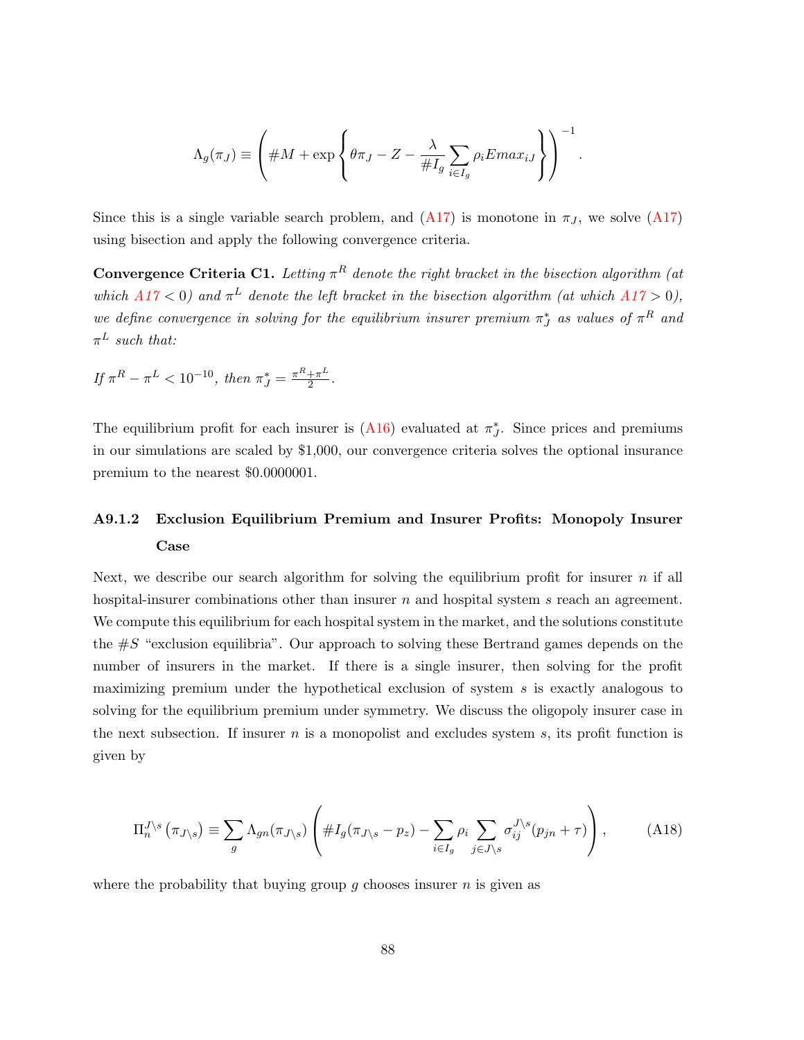$$\Lambda_g(\pi_J) \equiv \left( \#M + \exp\left\{ \theta\pi_J - Z - \frac{\lambda}{\#I_g} \sum_{i \in I_g} \rho_i Emax_{iJ} \right\} \right)^{-1}.$$

Since this is a single variable search problem, and (A17) is monotone in $\pi_J$, we solve (A17) using bisection and apply the following convergence criteria.

**Convergence Criteria C1.** *Letting $\pi^R$ denote the right bracket in the bisection algorithm (at which A17 $< 0$) and $\pi^L$ denote the left bracket in the bisection algorithm (at which A17 $> 0$), we define convergence in solving for the equilibrium insurer premium $\pi_J^*$ as values of $\pi^R$ and $\pi^L$ such that:*

*If $\pi^R - \pi^L < 10^{-10}$, then $\pi_J^* = \frac{\pi^R + \pi^L}{2}$.*

The equilibrium profit for each insurer is (A16) evaluated at $\pi_J^*$. Since prices and premiums in our simulations are scaled by \$1,000, our convergence criteria solves the optional insurance premium to the nearest \$0.0000001.

### A9.1.2 Exclusion Equilibrium Premium and Insurer Profits: Monopoly Insurer Case

Next, we describe our search algorithm for solving the equilibrium profit for insurer $n$ if all hospital-insurer combinations other than insurer $n$ and hospital system $s$ reach an agreement. We compute this equilibrium for each hospital system in the market, and the solutions constitute the $\#S$ "exclusion equilibria". Our approach to solving these Bertrand games depends on the number of insurers in the market. If there is a single insurer, then solving for the profit maximizing premium under the hypothetical exclusion of system $s$ is exactly analogous to solving for the equilibrium premium under symmetry. We discuss the oligopoly insurer case in the next subsection. If insurer $n$ is a monopolist and excludes system $s$, its profit function is given by

$$\Pi_n^{J\setminus s}\left(\pi_{J\setminus s}\right) \equiv \sum_g \Lambda_{gn}(\pi_{J\setminus s}) \left( \#I_g(\pi_{J\setminus s} - p_z) - \sum_{i \in I_g} \rho_i \sum_{j \in J\setminus s} \sigma_{ij}^{J\setminus s}(p_{jn} + \tau) \right), \tag{A18}$$

where the probability that buying group $g$ chooses insurer $n$ is given as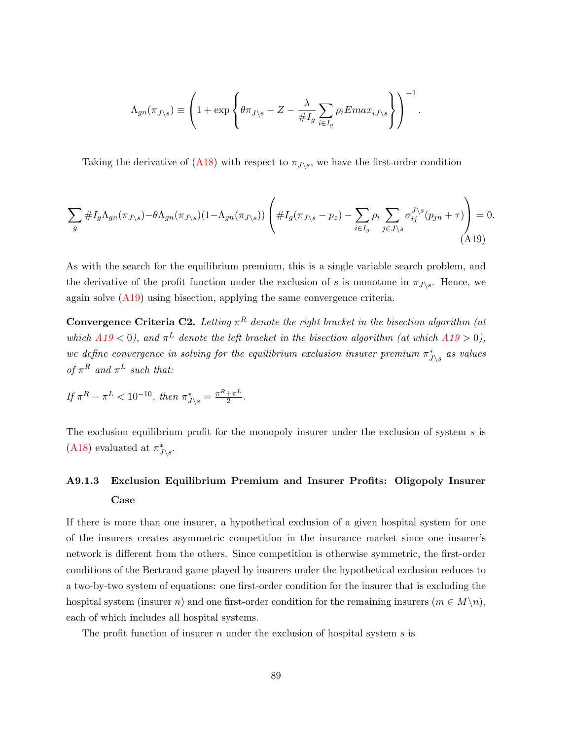$$\Lambda_{gn}(\pi_{J\setminus s}) \equiv \left(1 + \exp\left\{\theta\pi_{J\setminus s} - Z - \frac{\lambda}{\#I_g}\sum_{i\in I_g}\rho_i Emax_{iJ\setminus s}\right\}\right)^{-1}.$$

Taking the derivative of (A18) with respect to $\pi_{J\setminus s}$, we have the first-order condition

$$\sum_g \#I_g\Lambda_{gn}(\pi_{J\setminus s}) - \theta\Lambda_{gn}(\pi_{J\setminus s})(1-\Lambda_{gn}(\pi_{J\setminus s}))\left(\#I_g(\pi_{J\setminus s} - p_z) - \sum_{i\in I_g}\rho_i\sum_{j\in J\setminus s}\sigma_{ij}^{J\setminus s}(p_{jn}+\tau)\right) = 0. \tag{A19}$$

As with the search for the equilibrium premium, this is a single variable search problem, and the derivative of the profit function under the exclusion of $s$ is monotone in $\pi_{J\setminus s}$. Hence, we again solve (A19) using bisection, applying the same convergence criteria.

**Convergence Criteria C2.** *Letting $\pi^R$ denote the right bracket in the bisection algorithm (at which A19 $< 0$), and $\pi^L$ denote the left bracket in the bisection algorithm (at which A19 $> 0$), we define convergence in solving for the equilibrium exclusion insurer premium $\pi^*_{J\setminus s}$ as values of $\pi^R$ and $\pi^L$ such that:*

*If $\pi^R - \pi^L < 10^{-10}$, then $\pi^*_{J\setminus s} = \frac{\pi^R+\pi^L}{2}$.*

The exclusion equilibrium profit for the monopoly insurer under the exclusion of system $s$ is (A18) evaluated at $\pi^*_{J\setminus s}$.

### A9.1.3 Exclusion Equilibrium Premium and Insurer Profits: Oligopoly Insurer Case

If there is more than one insurer, a hypothetical exclusion of a given hospital system for one of the insurers creates asymmetric competition in the insurance market since one insurer's network is different from the others. Since competition is otherwise symmetric, the first-order conditions of the Bertrand game played by insurers under the hypothetical exclusion reduces to a two-by-two system of equations: one first-order condition for the insurer that is excluding the hospital system (insurer $n$) and one first-order condition for the remaining insurers ($m \in M\setminus n$), each of which includes all hospital systems.

The profit function of insurer $n$ under the exclusion of hospital system $s$ is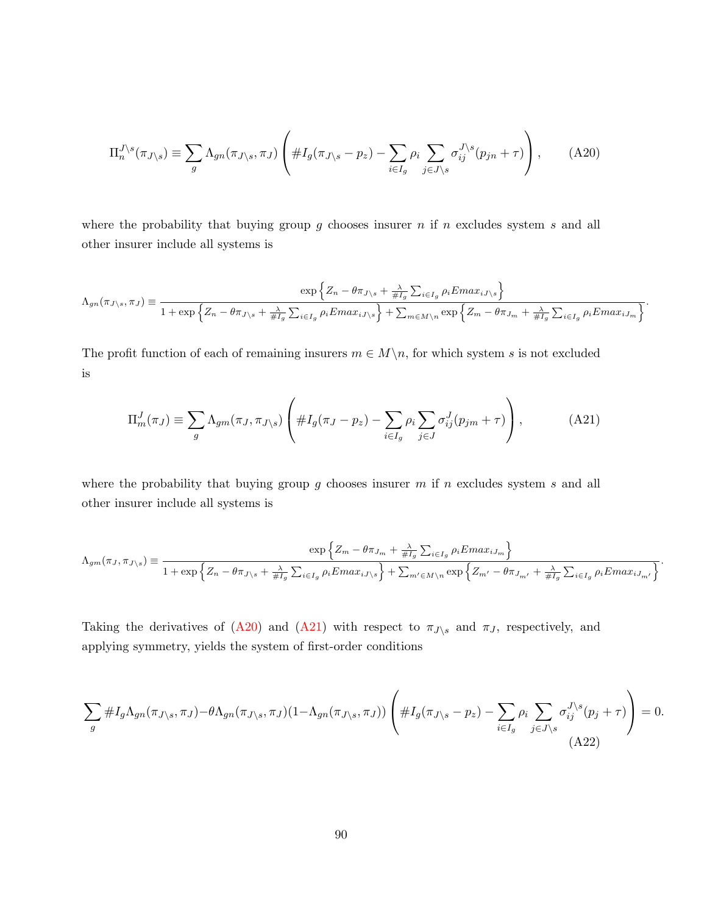$$
\Pi_n^{J\setminus s}(\pi_{J\setminus s}) \equiv \sum_g \Lambda_{gn}(\pi_{J\setminus s}, \pi_J) \left( \#I_g(\pi_{J\setminus s} - p_z) - \sum_{i \in I_g} \rho_i \sum_{j \in J\setminus s} \sigma_{ij}^{J\setminus s}(p_{jn} + \tau) \right), \tag{A20}
$$

where the probability that buying group $g$ chooses insurer $n$ if $n$ excludes system $s$ and all other insurer include all systems is

$$
\Lambda_{gn}(\pi_{J\setminus s}, \pi_J) \equiv \frac{\exp\left\{ Z_n - \theta \pi_{J\setminus s} + \frac{\lambda}{\#I_g} \sum_{i \in I_g} \rho_i Emax_{iJ\setminus s} \right\}}{1 + \exp\left\{ Z_n - \theta \pi_{J\setminus s} + \frac{\lambda}{\#I_g} \sum_{i \in I_g} \rho_i Emax_{iJ\setminus s} \right\} + \sum_{m \in M\setminus n} \exp\left\{ Z_m - \theta \pi_{J_m} + \frac{\lambda}{\#I_g} \sum_{i \in I_g} \rho_i Emax_{iJ_m} \right\}}.
$$

The profit function of each of remaining insurers $m \in M\setminus n$, for which system $s$ is not excluded is

$$
\Pi_m^{J}(\pi_J) \equiv \sum_g \Lambda_{gm}(\pi_J, \pi_{J\setminus s}) \left( \#I_g(\pi_J - p_z) - \sum_{i \in I_g} \rho_i \sum_{j \in J} \sigma_{ij}^{J}(p_{jm} + \tau) \right), \tag{A21}
$$

where the probability that buying group $g$ chooses insurer $m$ if $n$ excludes system $s$ and all other insurer include all systems is

$$
\Lambda_{gm}(\pi_J, \pi_{J\setminus s}) \equiv \frac{\exp\left\{ Z_m - \theta \pi_{J_m} + \frac{\lambda}{\#I_g} \sum_{i \in I_g} \rho_i Emax_{iJ_m} \right\}}{1 + \exp\left\{ Z_n - \theta \pi_{J\setminus s} + \frac{\lambda}{\#I_g} \sum_{i \in I_g} \rho_i Emax_{iJ\setminus s} \right\} + \sum_{m' \in M\setminus n} \exp\left\{ Z_{m'} - \theta \pi_{J_{m'}} + \frac{\lambda}{\#I_g} \sum_{i \in I_g} \rho_i Emax_{iJ_{m'}} \right\}}.
$$

Taking the derivatives of (A20) and (A21) with respect to $\pi_{J\setminus s}$ and $\pi_J$, respectively, and applying symmetry, yields the system of first-order conditions

$$
\sum_g \#I_g \Lambda_{gn}(\pi_{J\setminus s}, \pi_J) - \theta \Lambda_{gn}(\pi_{J\setminus s}, \pi_J)(1 - \Lambda_{gn}(\pi_{J\setminus s}, \pi_J)) \left( \#I_g(\pi_{J\setminus s} - p_z) - \sum_{i \in I_g} \rho_i \sum_{j \in J\setminus s} \sigma_{ij}^{J\setminus s}(p_j + \tau) \right) = 0. \tag{A22}
$$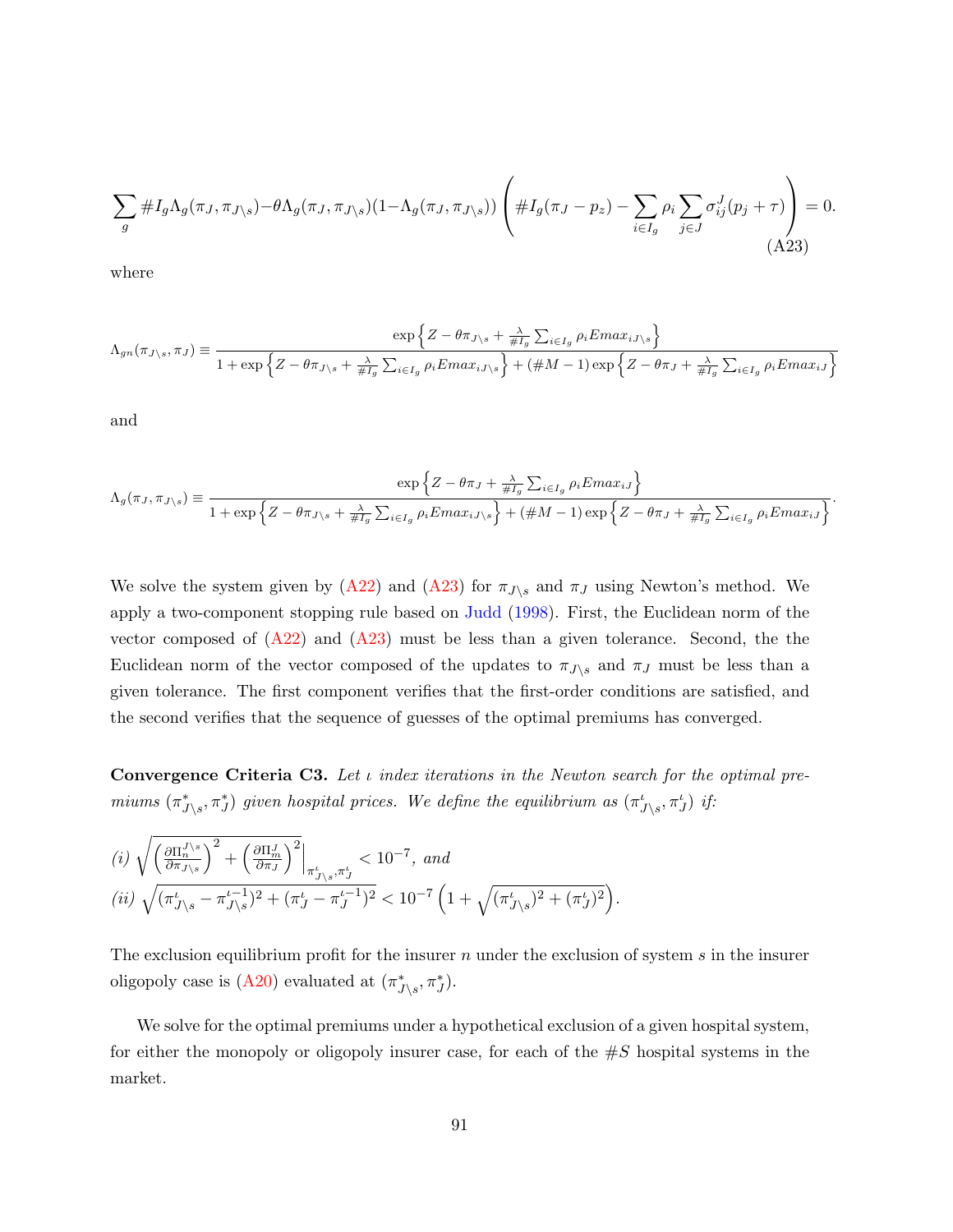$$\sum_g \#I_g \Lambda_g(\pi_J, \pi_{J\setminus s}) - \theta \Lambda_g(\pi_J, \pi_{J\setminus s})(1 - \Lambda_g(\pi_J, \pi_{J\setminus s})) \left( \#I_g(\pi_J - p_z) - \sum_{i \in I_g} \rho_i \sum_{j \in J} \sigma_{ij}^J (p_j + \tau) \right) = 0. \tag{A23}$$

where

$$\Lambda_{gn}(\pi_{J\setminus s}, \pi_J) \equiv \frac{\exp\left\{Z - \theta \pi_{J\setminus s} + \frac{\lambda}{\#I_g} \sum_{i \in I_g} \rho_i Emax_{iJ\setminus s}\right\}}{1 + \exp\left\{Z - \theta \pi_{J\setminus s} + \frac{\lambda}{\#I_g} \sum_{i \in I_g} \rho_i Emax_{iJ\setminus s}\right\} + (\#M - 1) \exp\left\{Z - \theta \pi_J + \frac{\lambda}{\#I_g} \sum_{i \in I_g} \rho_i Emax_{iJ}\right\}}$$

and

$$\Lambda_g(\pi_J, \pi_{J\setminus s}) \equiv \frac{\exp\left\{Z - \theta \pi_J + \frac{\lambda}{\#I_g} \sum_{i \in I_g} \rho_i Emax_{iJ}\right\}}{1 + \exp\left\{Z - \theta \pi_{J\setminus s} + \frac{\lambda}{\#I_g} \sum_{i \in I_g} \rho_i Emax_{iJ\setminus s}\right\} + (\#M - 1) \exp\left\{Z - \theta \pi_J + \frac{\lambda}{\#I_g} \sum_{i \in I_g} \rho_i Emax_{iJ}\right\}}.$$

We solve the system given by (A22) and (A23) for $\pi_{J\setminus s}$ and $\pi_J$ using Newton's method. We apply a two-component stopping rule based on Judd (1998). First, the Euclidean norm of the vector composed of (A22) and (A23) must be less than a given tolerance. Second, the the Euclidean norm of the vector composed of the updates to $\pi_{J\setminus s}$ and $\pi_J$ must be less than a given tolerance. The first component verifies that the first-order conditions are satisfied, and the second verifies that the sequence of guesses of the optimal premiums has converged.

**Convergence Criteria C3.** *Let $\iota$ index iterations in the Newton search for the optimal premiums $(\pi^*_{J\setminus s}, \pi^*_J)$ given hospital prices. We define the equilibrium as $(\pi^\iota_{J\setminus s}, \pi^\iota_J)$ if:*

*(i)* $\sqrt{\left(\frac{\partial \Pi_n^{J\setminus s}}{\partial \pi_{J\setminus s}}\right)^2 + \left(\frac{\partial \Pi_m^J}{\partial \pi_J}\right)^2}\Big|_{\pi^\iota_{J\setminus s}, \pi^\iota_J} < 10^{-7}$, *and*

*(ii)* $\sqrt{(\pi^\iota_{J\setminus s} - \pi^{\iota-1}_{J\setminus s})^2 + (\pi^\iota_J - \pi^{\iota-1}_J)^2} < 10^{-7}\left(1 + \sqrt{(\pi^\iota_{J\setminus s})^2 + (\pi^\iota_J)^2}\right)$.

The exclusion equilibrium profit for the insurer $n$ under the exclusion of system $s$ in the insurer oligopoly case is (A20) evaluated at $(\pi^*_{J\setminus s}, \pi^*_J)$.

We solve for the optimal premiums under a hypothetical exclusion of a given hospital system, for either the monopoly or oligopoly insurer case, for each of the $\#S$ hospital systems in the market.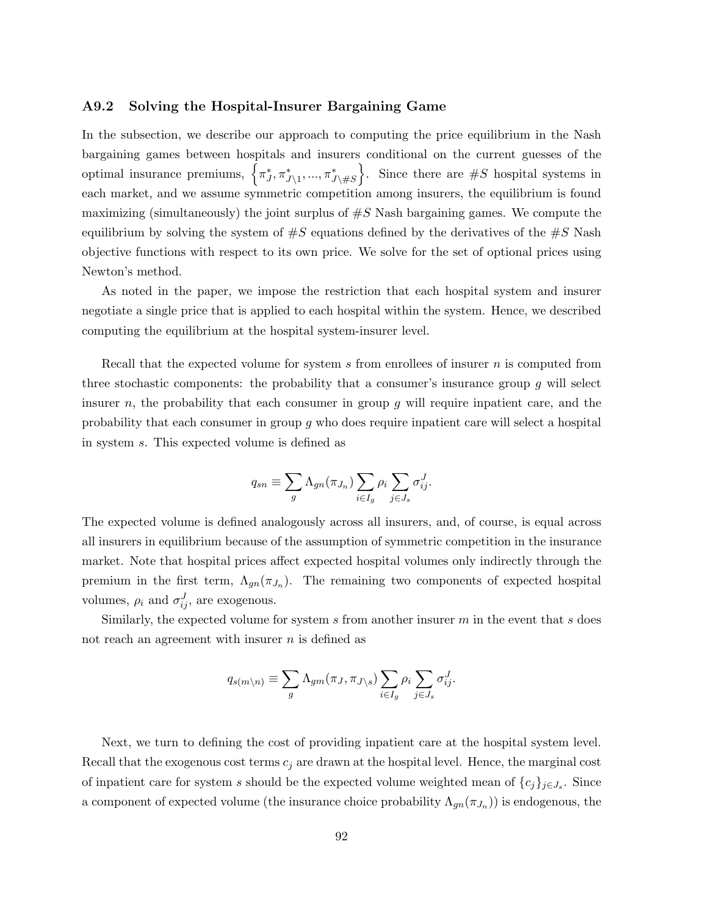### A9.2 Solving the Hospital-Insurer Bargaining Game

In the subsection, we describe our approach to computing the price equilibrium in the Nash bargaining games between hospitals and insurers conditional on the current guesses of the optimal insurance premiums, $\left\{\pi^*_J, \pi^*_{J\setminus 1}, ..., \pi^*_{J\setminus \#S}\right\}$. Since there are $\#S$ hospital systems in each market, and we assume symmetric competition among insurers, the equilibrium is found maximizing (simultaneously) the joint surplus of $\#S$ Nash bargaining games. We compute the equilibrium by solving the system of $\#S$ equations defined by the derivatives of the $\#S$ Nash objective functions with respect to its own price. We solve for the set of optional prices using Newton's method.

As noted in the paper, we impose the restriction that each hospital system and insurer negotiate a single price that is applied to each hospital within the system. Hence, we described computing the equilibrium at the hospital system-insurer level.

Recall that the expected volume for system $s$ from enrollees of insurer $n$ is computed from three stochastic components: the probability that a consumer's insurance group $g$ will select insurer $n$, the probability that each consumer in group $g$ will require inpatient care, and the probability that each consumer in group $g$ who does require inpatient care will select a hospital in system $s$. This expected volume is defined as

$$q_{sn} \equiv \sum_g \Lambda_{gn}(\pi_{J_n}) \sum_{i \in I_g} \rho_i \sum_{j \in J_s} \sigma^J_{ij}.$$

The expected volume is defined analogously across all insurers, and, of course, is equal across all insurers in equilibrium because of the assumption of symmetric competition in the insurance market. Note that hospital prices affect expected hospital volumes only indirectly through the premium in the first term, $\Lambda_{gn}(\pi_{J_n})$. The remaining two components of expected hospital volumes, $\rho_i$ and $\sigma^J_{ij}$, are exogenous.

Similarly, the expected volume for system $s$ from another insurer $m$ in the event that $s$ does not reach an agreement with insurer $n$ is defined as

$$q_{s(m\setminus n)} \equiv \sum_g \Lambda_{gm}(\pi_J, \pi_{J\setminus s}) \sum_{i \in I_g} \rho_i \sum_{j \in J_s} \sigma^J_{ij}.$$

Next, we turn to defining the cost of providing inpatient care at the hospital system level. Recall that the exogenous cost terms $c_j$ are drawn at the hospital level. Hence, the marginal cost of inpatient care for system $s$ should be the expected volume weighted mean of $\{c_j\}_{j \in J_s}$. Since a component of expected volume (the insurance choice probability $\Lambda_{gn}(\pi_{J_n})$) is endogenous, the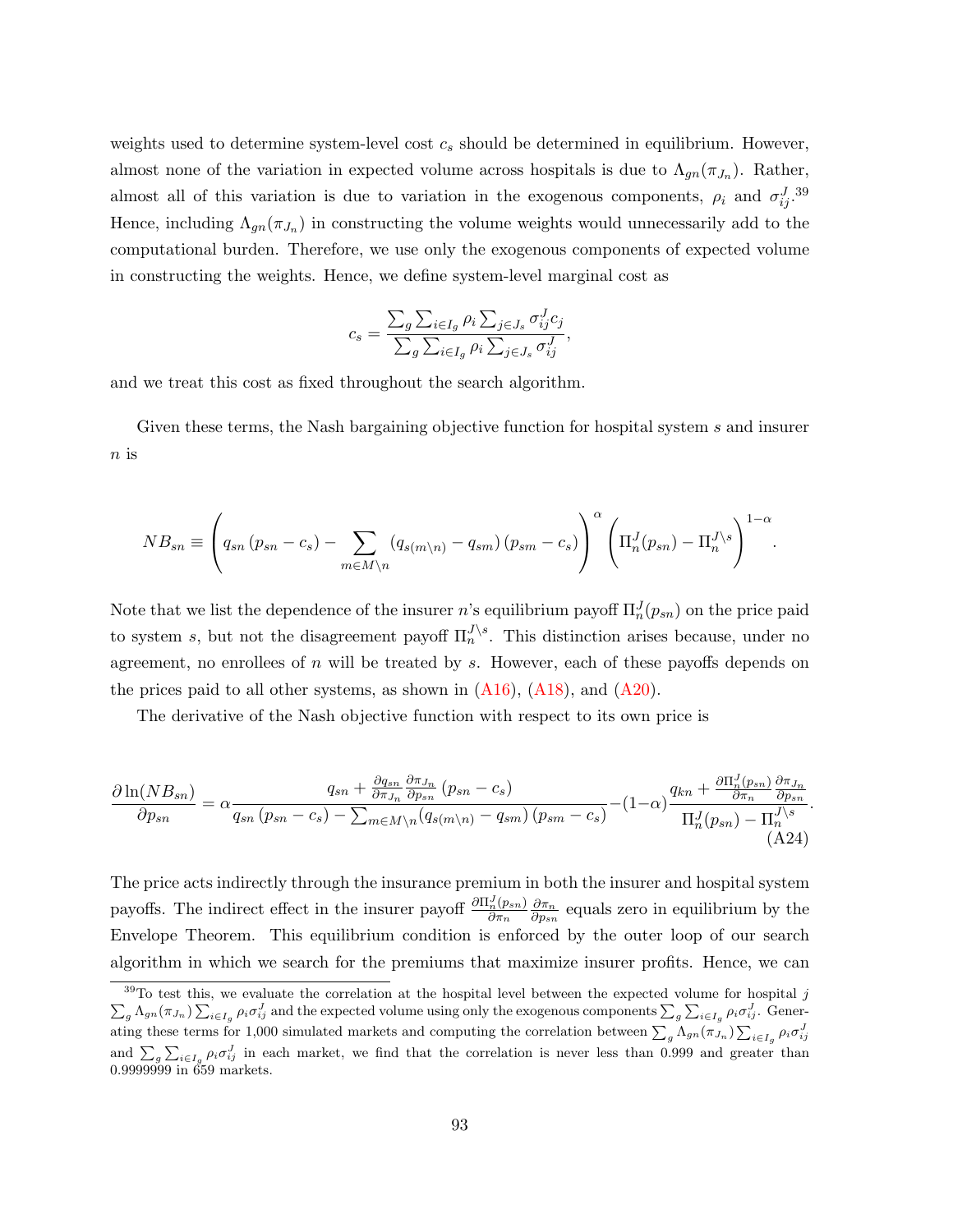weights used to determine system-level cost $c_s$ should be determined in equilibrium. However, almost none of the variation in expected volume across hospitals is due to $\Lambda_{gn}(\pi_{J_n})$. Rather, almost all of this variation is due to variation in the exogenous components, $\rho_i$ and $\sigma_{ij}^J$.[39] Hence, including $\Lambda_{gn}(\pi_{J_n})$ in constructing the volume weights would unnecessarily add to the computational burden. Therefore, we use only the exogenous components of expected volume in constructing the weights. Hence, we define system-level marginal cost as

$$c_s = \frac{\sum_g \sum_{i \in I_g} \rho_i \sum_{j \in J_s} \sigma_{ij}^J c_j}{\sum_g \sum_{i \in I_g} \rho_i \sum_{j \in J_s} \sigma_{ij}^J},$$

and we treat this cost as fixed throughout the search algorithm.

Given these terms, the Nash bargaining objective function for hospital system $s$ and insurer $n$ is

$$NB_{sn} \equiv \left( q_{sn}\left(p_{sn} - c_s\right) - \sum_{m \in M \setminus n} \left(q_{s(m \setminus n)} - q_{sm}\right)\left(p_{sm} - c_s\right) \right)^{\alpha} \left( \Pi_n^J(p_{sn}) - \Pi_n^{J \setminus s} \right)^{1-\alpha}.$$

Note that we list the dependence of the insurer $n$'s equilibrium payoff $\Pi_n^J(p_{sn})$ on the price paid to system $s$, but not the disagreement payoff $\Pi_n^{J \setminus s}$. This distinction arises because, under no agreement, no enrollees of $n$ will be treated by $s$. However, each of these payoffs depends on the prices paid to all other systems, as shown in (A16), (A18), and (A20).

The derivative of the Nash objective function with respect to its own price is

$$\frac{\partial \ln(NB_{sn})}{\partial p_{sn}} = \alpha \frac{q_{sn} + \frac{\partial q_{sn}}{\partial \pi_{J_n}} \frac{\partial \pi_{J_n}}{\partial p_{sn}} \left(p_{sn} - c_s\right)}{q_{sn}\left(p_{sn} - c_s\right) - \sum_{m \in M \setminus n} (q_{s(m \setminus n)} - q_{sm})\left(p_{sm} - c_s\right)} - (1-\alpha) \frac{q_{kn} + \frac{\partial \Pi_n^J(p_{sn})}{\partial \pi_n} \frac{\partial \pi_{J_n}}{\partial p_{sn}}}{\Pi_n^J(p_{sn}) - \Pi_n^{J \setminus s}}. \tag{A24}$$

The price acts indirectly through the insurance premium in both the insurer and hospital system payoffs. The indirect effect in the insurer payoff $\frac{\partial \Pi_n^J(p_{sn})}{\partial \pi_n} \frac{\partial \pi_n}{\partial p_{sn}}$ equals zero in equilibrium by the Envelope Theorem. This equilibrium condition is enforced by the outer loop of our search algorithm in which we search for the premiums that maximize insurer profits. Hence, we can

[39] To test this, we evaluate the correlation at the hospital level between the expected volume for hospital $j$ $\sum_g \Lambda_{gn}(\pi_{J_n}) \sum_{i \in I_g} \rho_i \sigma_{ij}^J$ and the expected volume using only the exogenous components $\sum_g \sum_{i \in I_g} \rho_i \sigma_{ij}^J$. Generating these terms for 1,000 simulated markets and computing the correlation between $\sum_g \Lambda_{gn}(\pi_{J_n}) \sum_{i \in I_g} \rho_i \sigma_{ij}^J$ and $\sum_g \sum_{i \in I_g} \rho_i \sigma_{ij}^J$ in each market, we find that the correlation is never less than 0.999 and greater than 0.9999999 in 659 markets.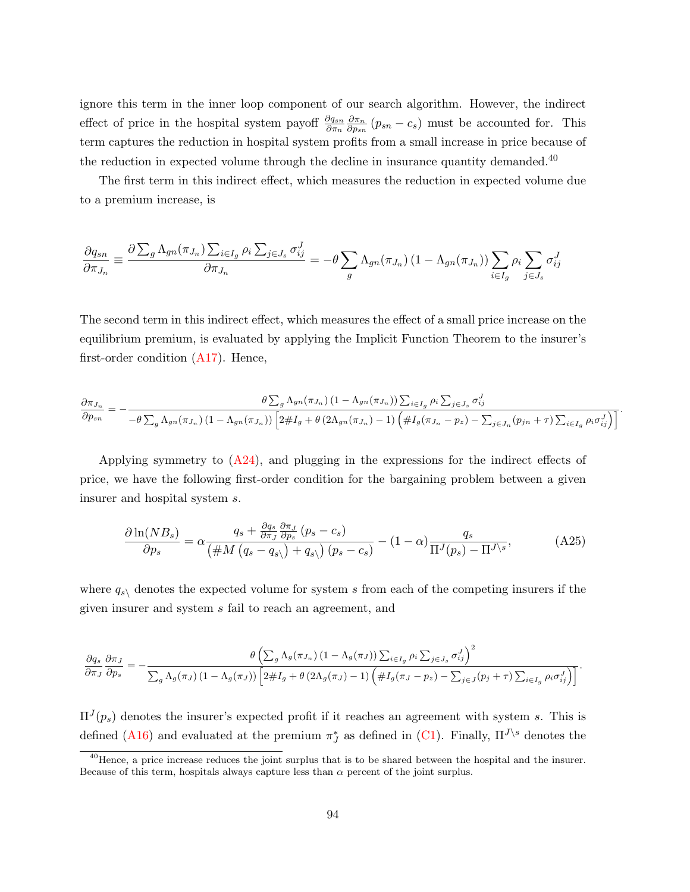ignore this term in the inner loop component of our search algorithm. However, the indirect effect of price in the hospital system payoff $\frac{\partial q_{sn}}{\partial \pi_n}\frac{\partial \pi_n}{\partial p_{sn}}(p_{sn}-c_s)$ must be accounted for. This term captures the reduction in hospital system profits from a small increase in price because of the reduction in expected volume through the decline in insurance quantity demanded.[40]

The first term in this indirect effect, which measures the reduction in expected volume due to a premium increase, is

$$\frac{\partial q_{sn}}{\partial \pi_{J_n}} \equiv \frac{\partial \sum_g \Lambda_{gn}(\pi_{J_n}) \sum_{i\in I_g} \rho_i \sum_{j\in J_s} \sigma_{ij}^J}{\partial \pi_{J_n}} = -\theta \sum_g \Lambda_{gn}(\pi_{J_n})\left(1-\Lambda_{gn}(\pi_{J_n})\right) \sum_{i\in I_g} \rho_i \sum_{j\in J_s} \sigma_{ij}^J$$

The second term in this indirect effect, which measures the effect of a small price increase on the equilibrium premium, is evaluated by applying the Implicit Function Theorem to the insurer's first-order condition (A17). Hence,

$$\frac{\partial \pi_{J_n}}{\partial p_{sn}} = -\frac{\theta \sum_g \Lambda_{gn}(\pi_{J_n})\left(1-\Lambda_{gn}(\pi_{J_n})\right)\sum_{i\in I_g}\rho_i \sum_{j\in J_s}\sigma_{ij}^J}{-\theta \sum_g \Lambda_{gn}(\pi_{J_n})\left(1-\Lambda_{gn}(\pi_{J_n})\right)\left[2\#I_g + \theta\left(2\Lambda_{gn}(\pi_{J_n})-1\right)\left(\#I_g(\pi_{J_n}-p_z) - \sum_{j\in J_n}(p_{jn}+\tau)\sum_{i\in I_g}\rho_i\sigma_{ij}^J\right)\right]}.$$

Applying symmetry to (A24), and plugging in the expressions for the indirect effects of price, we have the following first-order condition for the bargaining problem between a given insurer and hospital system $s$.

$$\frac{\partial \ln(NB_s)}{\partial p_s} = \alpha \frac{q_s + \frac{\partial q_s}{\partial \pi_J}\frac{\partial \pi_J}{\partial p_s}(p_s - c_s)}{\left(\#M\left(q_s - q_{s\backslash}\right) + q_{s\backslash}\right)(p_s - c_s)} - (1-\alpha)\frac{q_s}{\Pi^J(p_s) - \Pi^{J\backslash s}}, \tag{A25}$$

where $q_{s\backslash}$ denotes the expected volume for system $s$ from each of the competing insurers if the given insurer and system $s$ fail to reach an agreement, and

$$\frac{\partial q_s}{\partial \pi_J}\frac{\partial \pi_J}{\partial p_s} = -\frac{\theta\left(\sum_g \Lambda_g(\pi_{J_n})\left(1-\Lambda_g(\pi_J)\right)\sum_{i\in I_g}\rho_i\sum_{j\in J_s}\sigma_{ij}^J\right)^2}{\sum_g \Lambda_g(\pi_J)\left(1-\Lambda_g(\pi_J)\right)\left[2\#I_g + \theta\left(2\Lambda_g(\pi_J)-1\right)\left(\#I_g(\pi_J - p_z) - \sum_{j\in J}(p_j+\tau)\sum_{i\in I_g}\rho_i\sigma_{ij}^J\right)\right]}.$$

$\Pi^J(p_s)$ denotes the insurer's expected profit if it reaches an agreement with system $s$. This is defined (A16) and evaluated at the premium $\pi_J^*$ as defined in (C1). Finally, $\Pi^{J\backslash s}$ denotes the

[40]Hence, a price increase reduces the joint surplus that is to be shared between the hospital and the insurer. Because of this term, hospitals always capture less than $\alpha$ percent of the joint surplus.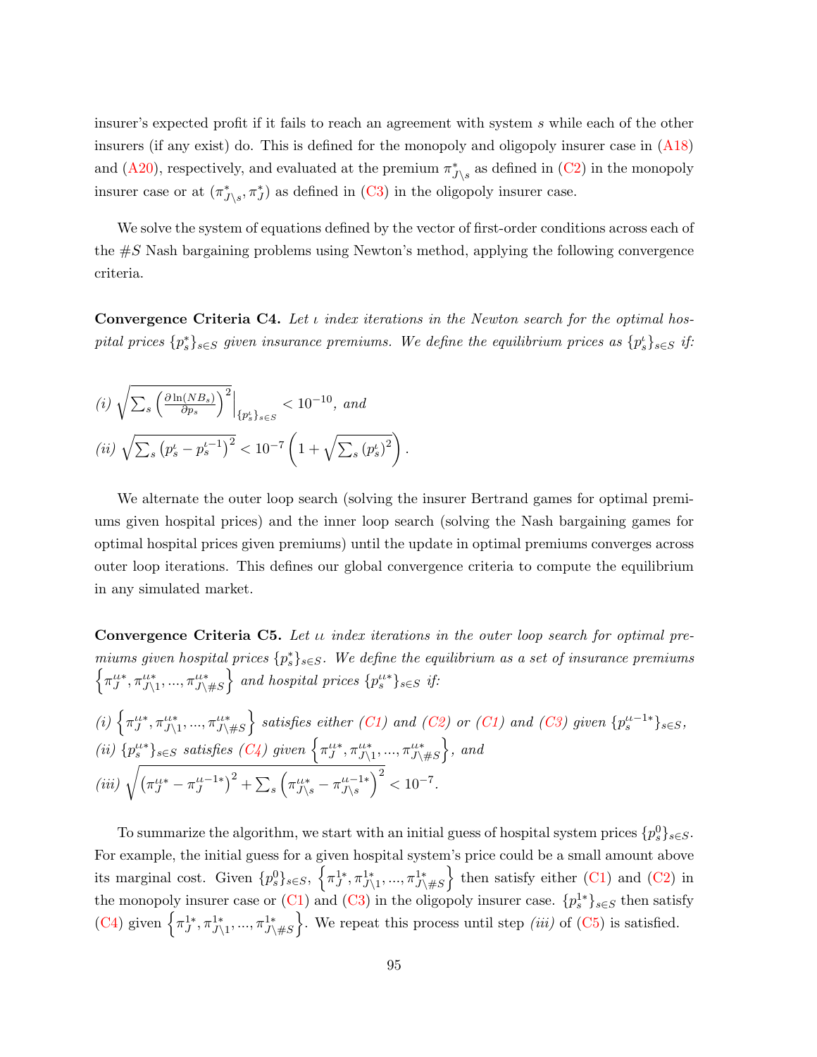insurer's expected profit if it fails to reach an agreement with system $s$ while each of the other insurers (if any exist) do. This is defined for the monopoly and oligopoly insurer case in (A18) and (A20), respectively, and evaluated at the premium $\pi^*_{J\backslash s}$ as defined in (C2) in the monopoly insurer case or at $(\pi^*_{J\backslash s}, \pi^*_J)$ as defined in (C3) in the oligopoly insurer case.

We solve the system of equations defined by the vector of first-order conditions across each of the $\#S$ Nash bargaining problems using Newton's method, applying the following convergence criteria.

**Convergence Criteria C4.** *Let $\iota$ index iterations in the Newton search for the optimal hospital prices $\{p^*_s\}_{s\in S}$ given insurance premiums. We define the equilibrium prices as $\{p^\iota_s\}_{s\in S}$ if:*

*(i)* $\sqrt{\sum_s \left(\frac{\partial \ln(NB_s)}{\partial p_s}\right)^2}\Big|_{\{p^\iota_s\}_{s\in S}} < 10^{-10}$, *and*

*(ii)* $\sqrt{\sum_s \left(p^\iota_s - p^{\iota-1}_s\right)^2} < 10^{-7}\left(1 + \sqrt{\sum_s \left(p^\iota_s\right)^2}\right)$.

We alternate the outer loop search (solving the insurer Bertrand games for optimal premiums given hospital prices) and the inner loop search (solving the Nash bargaining games for optimal hospital prices given premiums) until the update in optimal premiums converges across outer loop iterations. This defines our global convergence criteria to compute the equilibrium in any simulated market.

**Convergence Criteria C5.** *Let $\iota\iota$ index iterations in the outer loop search for optimal premiums given hospital prices $\{p^*_s\}_{s\in S}$. We define the equilibrium as a set of insurance premiums $\left\{\pi^{\iota\iota*}_J, \pi^{\iota\iota*}_{J\backslash 1}, ..., \pi^{\iota\iota*}_{J\backslash \#S}\right\}$ and hospital prices $\{p^{\iota\iota*}_s\}_{s\in S}$ if:*

*(i)* $\left\{\pi^{\iota\iota*}_J, \pi^{\iota\iota*}_{J\backslash 1}, ..., \pi^{\iota\iota*}_{J\backslash \#S}\right\}$ *satisfies either (C1) and (C2) or (C1) and (C3) given* $\{p^{\iota\iota-1*}_s\}_{s\in S}$,

*(ii)* $\{p^{\iota\iota*}_s\}_{s\in S}$ *satisfies (C4) given* $\left\{\pi^{\iota\iota*}_J, \pi^{\iota\iota*}_{J\backslash 1}, ..., \pi^{\iota\iota*}_{J\backslash \#S}\right\}$, *and*

*(iii)* $\sqrt{\left(\pi^{\iota\iota*}_J - \pi^{\iota\iota-1*}_J\right)^2 + \sum_s \left(\pi^{\iota\iota*}_{J\backslash s} - \pi^{\iota\iota-1*}_{J\backslash s}\right)^2} < 10^{-7}$.

To summarize the algorithm, we start with an initial guess of hospital system prices $\{p^0_s\}_{s\in S}$. For example, the initial guess for a given hospital system's price could be a small amount above its marginal cost. Given $\{p^0_s\}_{s\in S}$, $\left\{\pi^{1*}_J, \pi^{1*}_{J\backslash 1}, ..., \pi^{1*}_{J\backslash \#S}\right\}$ then satisfy either (C1) and (C2) in the monopoly insurer case or (C1) and (C3) in the oligopoly insurer case. $\{p^{1*}_s\}_{s\in S}$ then satisfy (C4) given $\left\{\pi^{1*}_J, \pi^{1*}_{J\backslash 1}, ..., \pi^{1*}_{J\backslash \#S}\right\}$. We repeat this process until step *(iii)* of (C5) is satisfied.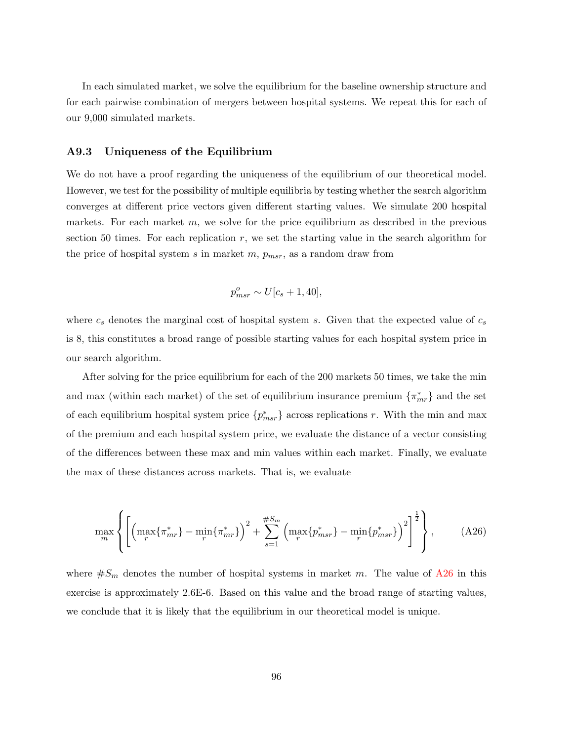In each simulated market, we solve the equilibrium for the baseline ownership structure and for each pairwise combination of mergers between hospital systems. We repeat this for each of our 9,000 simulated markets.

### A9.3 Uniqueness of the Equilibrium

We do not have a proof regarding the uniqueness of the equilibrium of our theoretical model. However, we test for the possibility of multiple equilibria by testing whether the search algorithm converges at different price vectors given different starting values. We simulate 200 hospital markets. For each market $m$, we solve for the price equilibrium as described in the previous section 50 times. For each replication $r$, we set the starting value in the search algorithm for the price of hospital system $s$ in market $m$, $p_{msr}$, as a random draw from

$$p^o_{msr} \sim U[c_s + 1, 40],$$

where $c_s$ denotes the marginal cost of hospital system $s$. Given that the expected value of $c_s$ is 8, this constitutes a broad range of possible starting values for each hospital system price in our search algorithm.

After solving for the price equilibrium for each of the 200 markets 50 times, we take the min and max (within each market) of the set of equilibrium insurance premium $\{\pi^*_{mr}\}$ and the set of each equilibrium hospital system price $\{p^*_{msr}\}$ across replications $r$. With the min and max of the premium and each hospital system price, we evaluate the distance of a vector consisting of the differences between these max and min values within each market. Finally, we evaluate the max of these distances across markets. That is, we evaluate

$$\max_m \left\{ \left[ \left( \max_r \{\pi^*_{mr}\} - \min_r \{\pi^*_{mr}\} \right)^2 + \sum_{s=1}^{\#S_m} \left( \max_r \{p^*_{msr}\} - \min_r \{p^*_{msr}\} \right)^2 \right]^{\frac{1}{2}} \right\}, \tag{A26}$$

where $\#S_m$ denotes the number of hospital systems in market $m$. The value of A26 in this exercise is approximately 2.6E-6. Based on this value and the broad range of starting values, we conclude that it is likely that the equilibrium in our theoretical model is unique.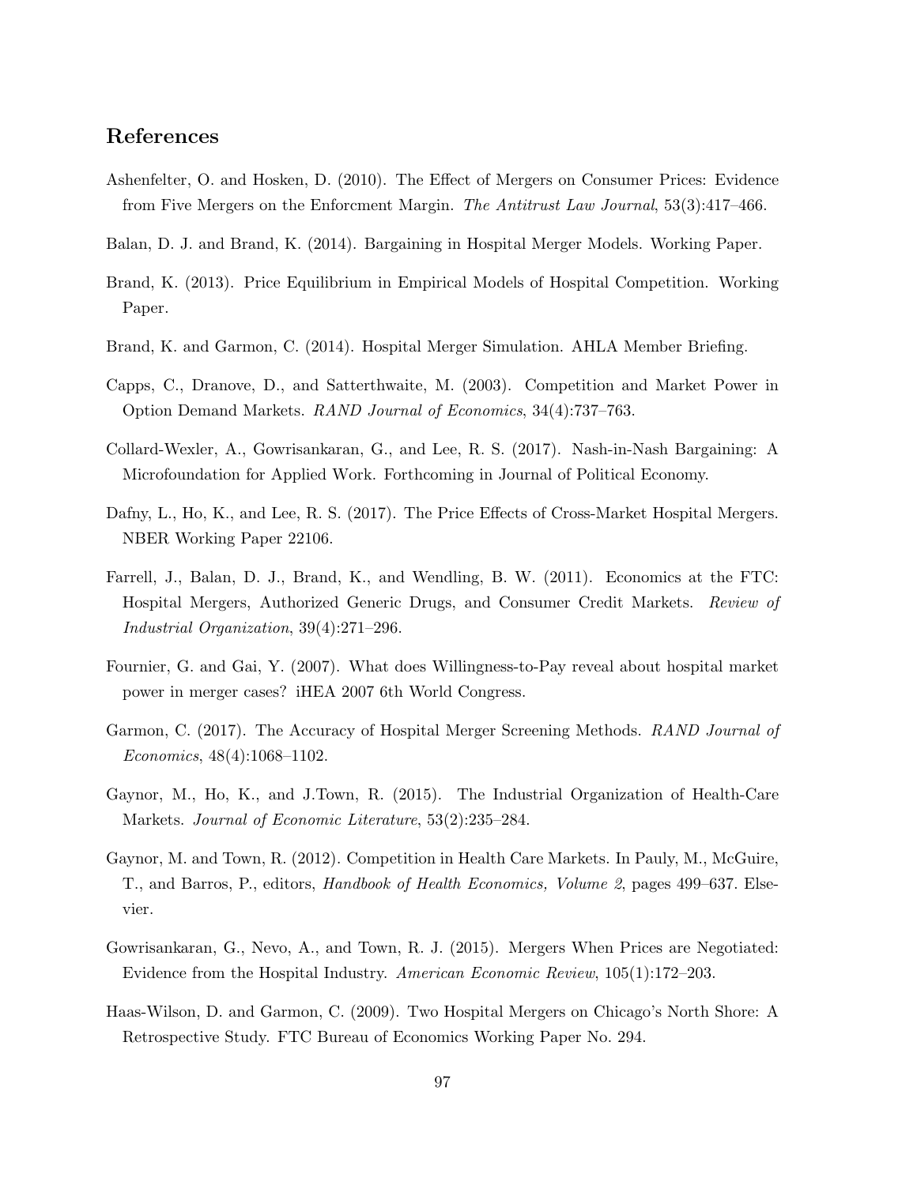## References

Ashenfelter, O. and Hosken, D. (2010). The Effect of Mergers on Consumer Prices: Evidence from Five Mergers on the Enforcment Margin. *The Antitrust Law Journal*, 53(3):417–466.

Balan, D. J. and Brand, K. (2014). Bargaining in Hospital Merger Models. Working Paper.

Brand, K. (2013). Price Equilibrium in Empirical Models of Hospital Competition. Working Paper.

Brand, K. and Garmon, C. (2014). Hospital Merger Simulation. AHLA Member Briefing.

Capps, C., Dranove, D., and Satterthwaite, M. (2003). Competition and Market Power in Option Demand Markets. *RAND Journal of Economics*, 34(4):737–763.

Collard-Wexler, A., Gowrisankaran, G., and Lee, R. S. (2017). Nash-in-Nash Bargaining: A Microfoundation for Applied Work. Forthcoming in Journal of Political Economy.

Dafny, L., Ho, K., and Lee, R. S. (2017). The Price Effects of Cross-Market Hospital Mergers. NBER Working Paper 22106.

Farrell, J., Balan, D. J., Brand, K., and Wendling, B. W. (2011). Economics at the FTC: Hospital Mergers, Authorized Generic Drugs, and Consumer Credit Markets. *Review of Industrial Organization*, 39(4):271–296.

Fournier, G. and Gai, Y. (2007). What does Willingness-to-Pay reveal about hospital market power in merger cases? iHEA 2007 6th World Congress.

Garmon, C. (2017). The Accuracy of Hospital Merger Screening Methods. *RAND Journal of Economics*, 48(4):1068–1102.

Gaynor, M., Ho, K., and J.Town, R. (2015). The Industrial Organization of Health-Care Markets. *Journal of Economic Literature*, 53(2):235–284.

Gaynor, M. and Town, R. (2012). Competition in Health Care Markets. In Pauly, M., McGuire, T., and Barros, P., editors, *Handbook of Health Economics, Volume 2*, pages 499–637. Elsevier.

Gowrisankaran, G., Nevo, A., and Town, R. J. (2015). Mergers When Prices are Negotiated: Evidence from the Hospital Industry. *American Economic Review*, 105(1):172–203.

Haas-Wilson, D. and Garmon, C. (2009). Two Hospital Mergers on Chicago's North Shore: A Retrospective Study. FTC Bureau of Economics Working Paper No. 294.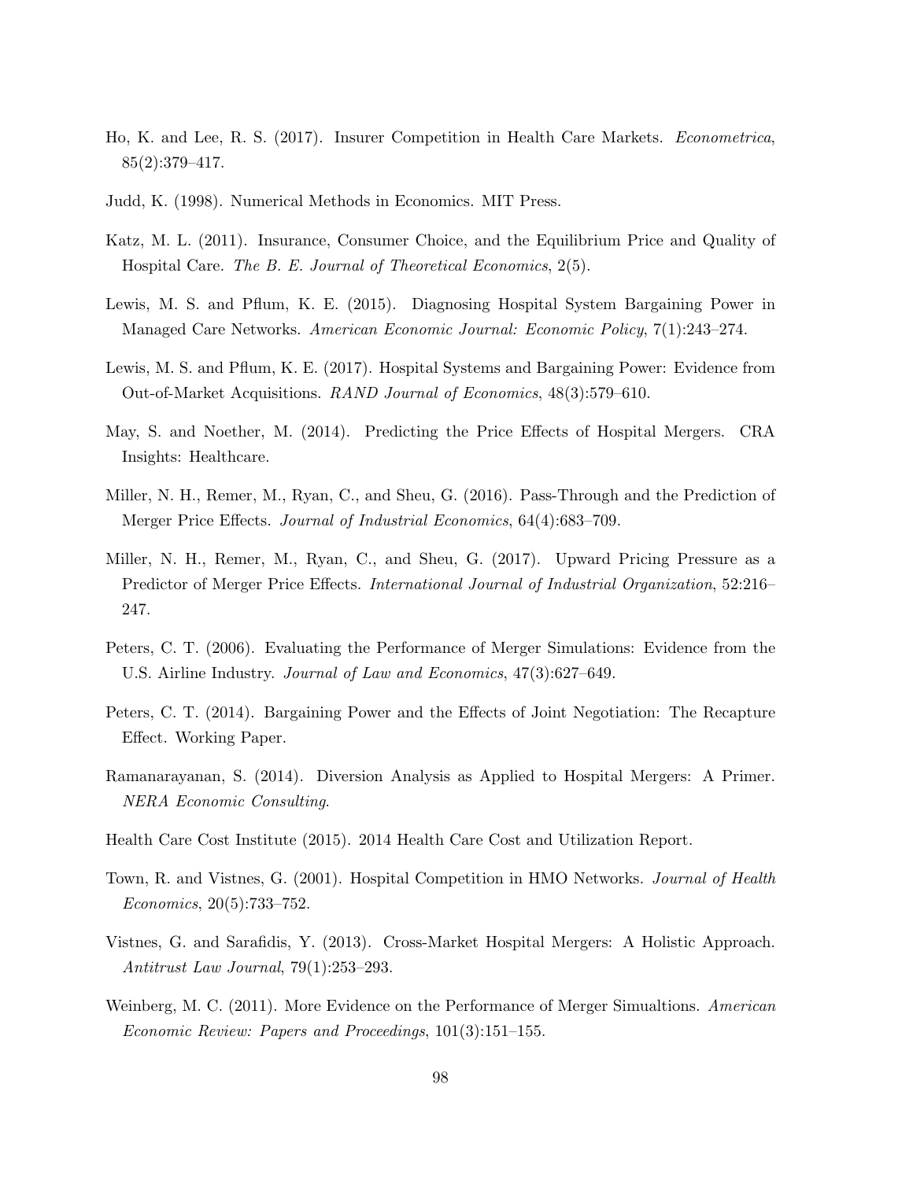Ho, K. and Lee, R. S. (2017). Insurer Competition in Health Care Markets. *Econometrica*, 85(2):379–417.

Judd, K. (1998). Numerical Methods in Economics. MIT Press.

Katz, M. L. (2011). Insurance, Consumer Choice, and the Equilibrium Price and Quality of Hospital Care. *The B. E. Journal of Theoretical Economics*, 2(5).

Lewis, M. S. and Pflum, K. E. (2015). Diagnosing Hospital System Bargaining Power in Managed Care Networks. *American Economic Journal: Economic Policy*, 7(1):243–274.

Lewis, M. S. and Pflum, K. E. (2017). Hospital Systems and Bargaining Power: Evidence from Out-of-Market Acquisitions. *RAND Journal of Economics*, 48(3):579–610.

May, S. and Noether, M. (2014). Predicting the Price Effects of Hospital Mergers. CRA Insights: Healthcare.

Miller, N. H., Remer, M., Ryan, C., and Sheu, G. (2016). Pass-Through and the Prediction of Merger Price Effects. *Journal of Industrial Economics*, 64(4):683–709.

Miller, N. H., Remer, M., Ryan, C., and Sheu, G. (2017). Upward Pricing Pressure as a Predictor of Merger Price Effects. *International Journal of Industrial Organization*, 52:216–247.

Peters, C. T. (2006). Evaluating the Performance of Merger Simulations: Evidence from the U.S. Airline Industry. *Journal of Law and Economics*, 47(3):627–649.

Peters, C. T. (2014). Bargaining Power and the Effects of Joint Negotiation: The Recapture Effect. Working Paper.

Ramanarayanan, S. (2014). Diversion Analysis as Applied to Hospital Mergers: A Primer. *NERA Economic Consulting*.

Health Care Cost Institute (2015). 2014 Health Care Cost and Utilization Report.

Town, R. and Vistnes, G. (2001). Hospital Competition in HMO Networks. *Journal of Health Economics*, 20(5):733–752.

Vistnes, G. and Sarafidis, Y. (2013). Cross-Market Hospital Mergers: A Holistic Approach. *Antitrust Law Journal*, 79(1):253–293.

Weinberg, M. C. (2011). More Evidence on the Performance of Merger Simualtions. *American Economic Review: Papers and Proceedings*, 101(3):151–155.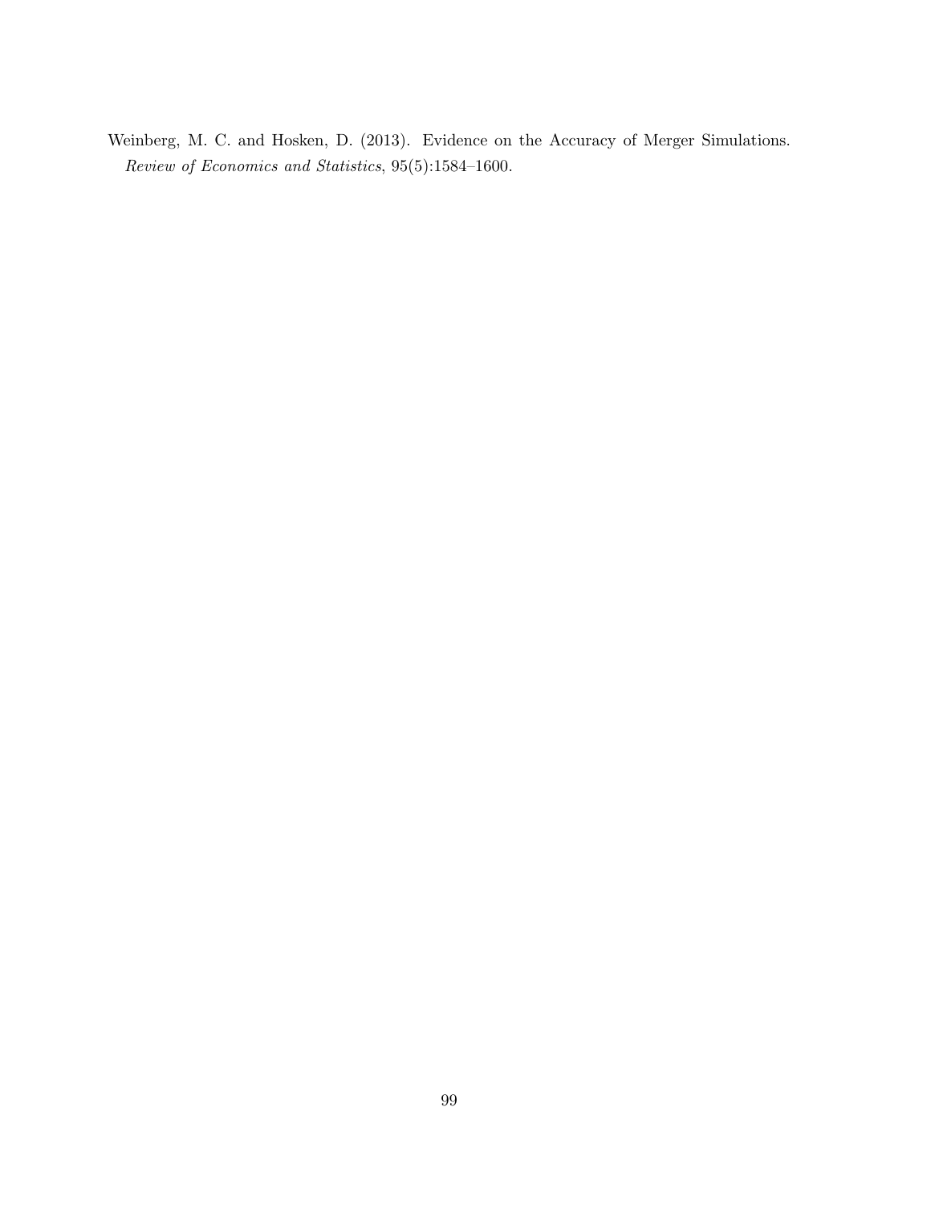Weinberg, M. C. and Hosken, D. (2013). Evidence on the Accuracy of Merger Simulations. *Review of Economics and Statistics*, 95(5):1584–1600.